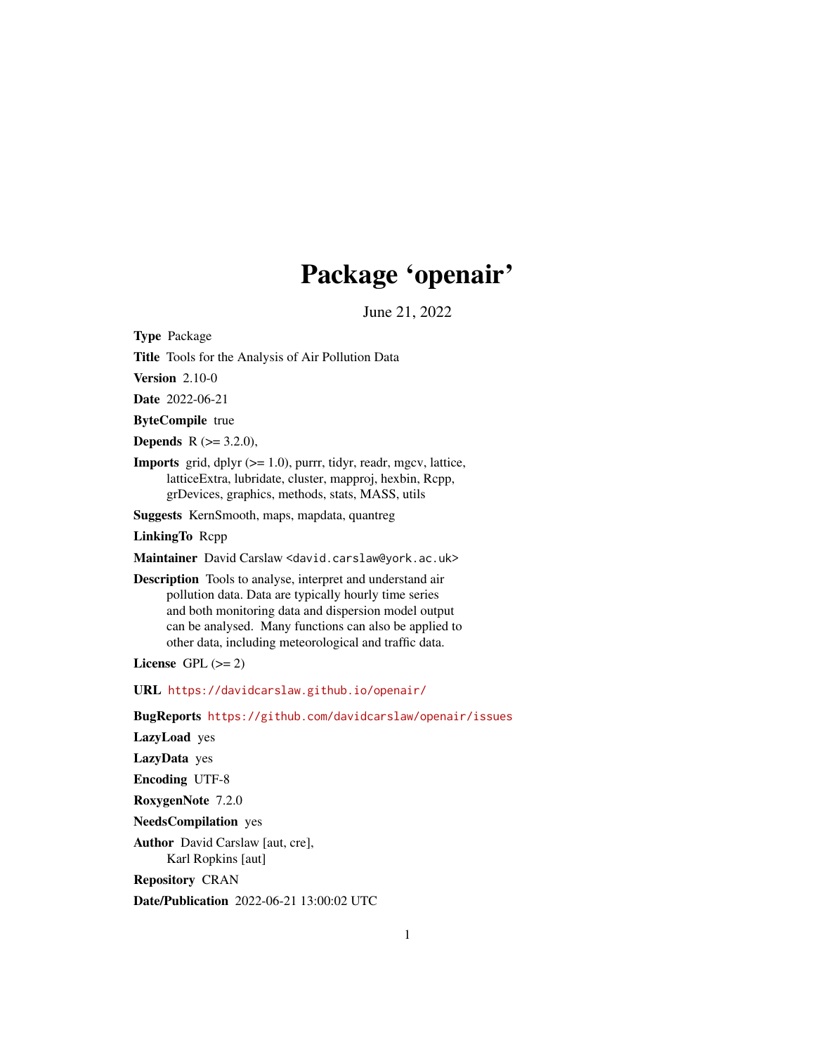# Package 'openair'

June 21, 2022

**Type** Package

**Title** Tools for the Analysis of Air Pollution Data

**Version** 2.10-0

**Date** 2022-06-21

**ByteCompile** true

**Depends** R (>= 3.2.0),

**Imports** grid, dplyr (>= 1.0), purrr, tidyr, readr, mgcv, lattice, latticeExtra, lubridate, cluster, mapproj, hexbin, Rcpp, grDevices, graphics, methods, stats, MASS, utils

**Suggests** KernSmooth, maps, mapdata, quantreg

**LinkingTo** Rcpp

**Maintainer** David Carslaw <david.carslaw@york.ac.uk>

**Description** Tools to analyse, interpret and understand air pollution data. Data are typically hourly time series and both monitoring data and dispersion model output can be analysed. Many functions can also be applied to other data, including meteorological and traffic data.

**License** GPL (>= 2)

**URL** https://davidcarslaw.github.io/openair/

**BugReports** https://github.com/davidcarslaw/openair/issues

**LazyLoad** yes

**LazyData** yes

**Encoding** UTF-8

**RoxygenNote** 7.2.0

**NeedsCompilation** yes

**Author** David Carslaw [aut, cre], Karl Ropkins [aut]

**Repository** CRAN

**Date/Publication** 2022-06-21 13:00:02 UTC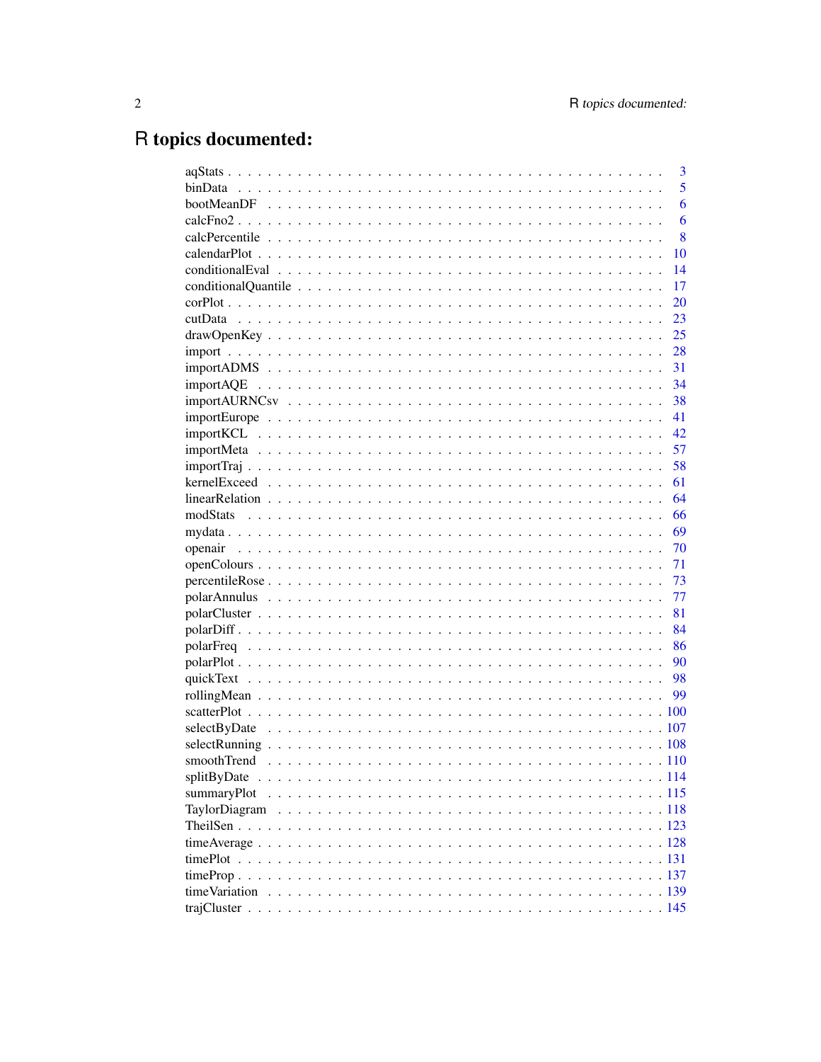# R topics documented:

| | |
|---|---|
| aqStats | 3 |
| binData | 5 |
| bootMeanDF | 6 |
| calcFno2 | 6 |
| calcPercentile | 8 |
| calendarPlot | 10 |
| conditionalEval | 14 |
| conditionalQuantile | 17 |
| corPlot | 20 |
| cutData | 23 |
| drawOpenKey | 25 |
| import | 28 |
| importADMS | 31 |
| importAQE | 34 |
| importAURNCsv | 38 |
| importEurope | 41 |
| importKCL | 42 |
| importMeta | 57 |
| importTraj | 58 |
| kernelExceed | 61 |
| linearRelation | 64 |
| modStats | 66 |
| mydata | 69 |
| openair | 70 |
| openColours | 71 |
| percentileRose | 73 |
| polarAnnulus | 77 |
| polarCluster | 81 |
| polarDiff | 84 |
| polarFreq | 86 |
| polarPlot | 90 |
| quickText | 98 |
| rollingMean | 99 |
| scatterPlot | 100 |
| selectByDate | 107 |
| selectRunning | 108 |
| smoothTrend | 110 |
| splitByDate | 114 |
| summaryPlot | 115 |
| TaylorDiagram | 118 |
| TheilSen | 123 |
| timeAverage | 128 |
| timePlot | 131 |
| timeProp | 137 |
| timeVariation | 139 |
| trajCluster | 145 |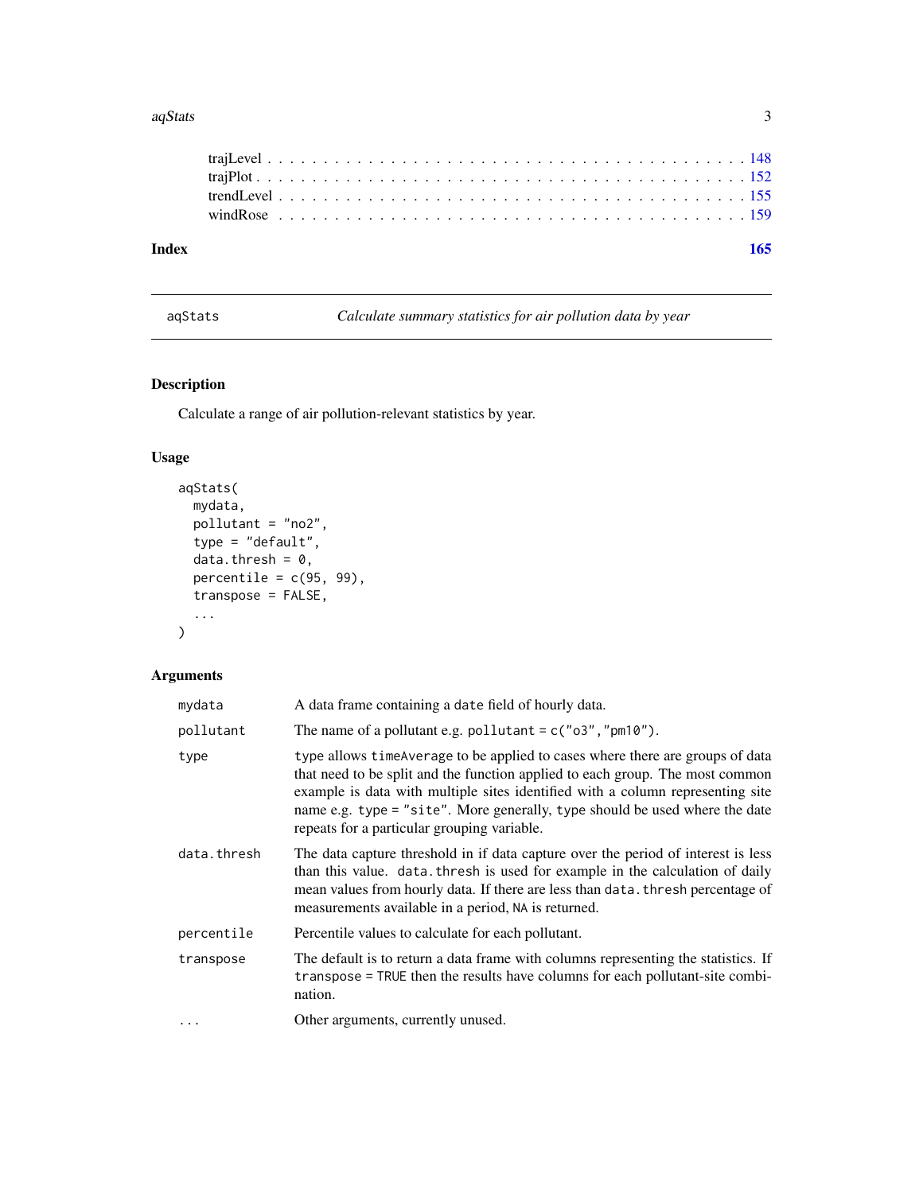trajLevel . . . . . . . . . . . . . . . . . . . . . . . . . . . . . . . . . . . . . . . . 148
trajPlot . . . . . . . . . . . . . . . . . . . . . . . . . . . . . . . . . . . . . . . . . 152
trendLevel . . . . . . . . . . . . . . . . . . . . . . . . . . . . . . . . . . . . . . . . 155
windRose . . . . . . . . . . . . . . . . . . . . . . . . . . . . . . . . . . . . . . . . . 159

**Index** **165**

---

aqStats — *Calculate summary statistics for air pollution data by year*

---

## Description

Calculate a range of air pollution-relevant statistics by year.

## Usage

```
aqStats(
  mydata,
  pollutant = "no2",
  type = "default",
  data.thresh = 0,
  percentile = c(95, 99),
  transpose = FALSE,
  ...
)
```

## Arguments

| | |
|---|---|
| `mydata` | A data frame containing a `date` field of hourly data. |
| `pollutant` | The name of a pollutant e.g. `pollutant = c("o3","pm10")`. |
| `type` | `type` allows `timeAverage` to be applied to cases where there are groups of data that need to be split and the function applied to each group. The most common example is data with multiple sites identified with a column representing site name e.g. `type = "site"`. More generally, `type` should be used where the date repeats for a particular grouping variable. |
| `data.thresh` | The data capture threshold in if data capture over the period of interest is less than this value. `data.thresh` is used for example in the calculation of daily mean values from hourly data. If there are less than `data.thresh` percentage of measurements available in a period, `NA` is returned. |
| `percentile` | Percentile values to calculate for each pollutant. |
| `transpose` | The default is to return a data frame with columns representing the statistics. If `transpose = TRUE` then the results have columns for each pollutant-site combination. |
| `...` | Other arguments, currently unused. |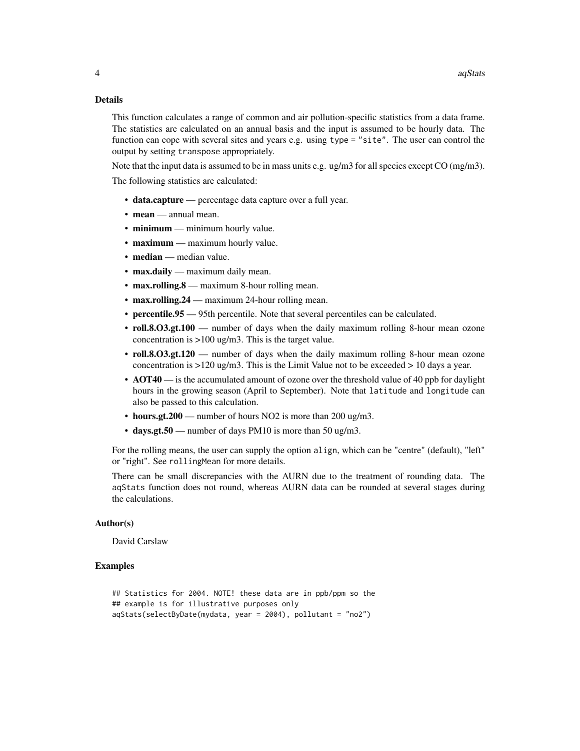### Details

This function calculates a range of common and air pollution-specific statistics from a data frame. The statistics are calculated on an annual basis and the input is assumed to be hourly data. The function can cope with several sites and years e.g. using `type = "site"`. The user can control the output by setting `transpose` appropriately.

Note that the input data is assumed to be in mass units e.g. ug/m3 for all species except CO (mg/m3).

The following statistics are calculated:

- **data.capture** — percentage data capture over a full year.
- **mean** — annual mean.
- **minimum** — minimum hourly value.
- **maximum** — maximum hourly value.
- **median** — median value.
- **max.daily** — maximum daily mean.
- **max.rolling.8** — maximum 8-hour rolling mean.
- **max.rolling.24** — maximum 24-hour rolling mean.
- **percentile.95** — 95th percentile. Note that several percentiles can be calculated.
- **roll.8.O3.gt.100** — number of days when the daily maximum rolling 8-hour mean ozone concentration is >100 ug/m3. This is the target value.
- **roll.8.O3.gt.120** — number of days when the daily maximum rolling 8-hour mean ozone concentration is >120 ug/m3. This is the Limit Value not to be exceeded > 10 days a year.
- **AOT40** — is the accumulated amount of ozone over the threshold value of 40 ppb for daylight hours in the growing season (April to September). Note that `latitude` and `longitude` can also be passed to this calculation.
- **hours.gt.200** — number of hours NO2 is more than 200 ug/m3.
- **days.gt.50** — number of days PM10 is more than 50 ug/m3.

For the rolling means, the user can supply the option `align`, which can be "centre" (default), "left" or "right". See `rollingMean` for more details.

There can be small discrepancies with the AURN due to the treatment of rounding data. The `aqStats` function does not round, whereas AURN data can be rounded at several stages during the calculations.

### Author(s)

David Carslaw

### Examples

```
## Statistics for 2004. NOTE! these data are in ppb/ppm so the
## example is for illustrative purposes only
aqStats(selectByDate(mydata, year = 2004), pollutant = "no2")
```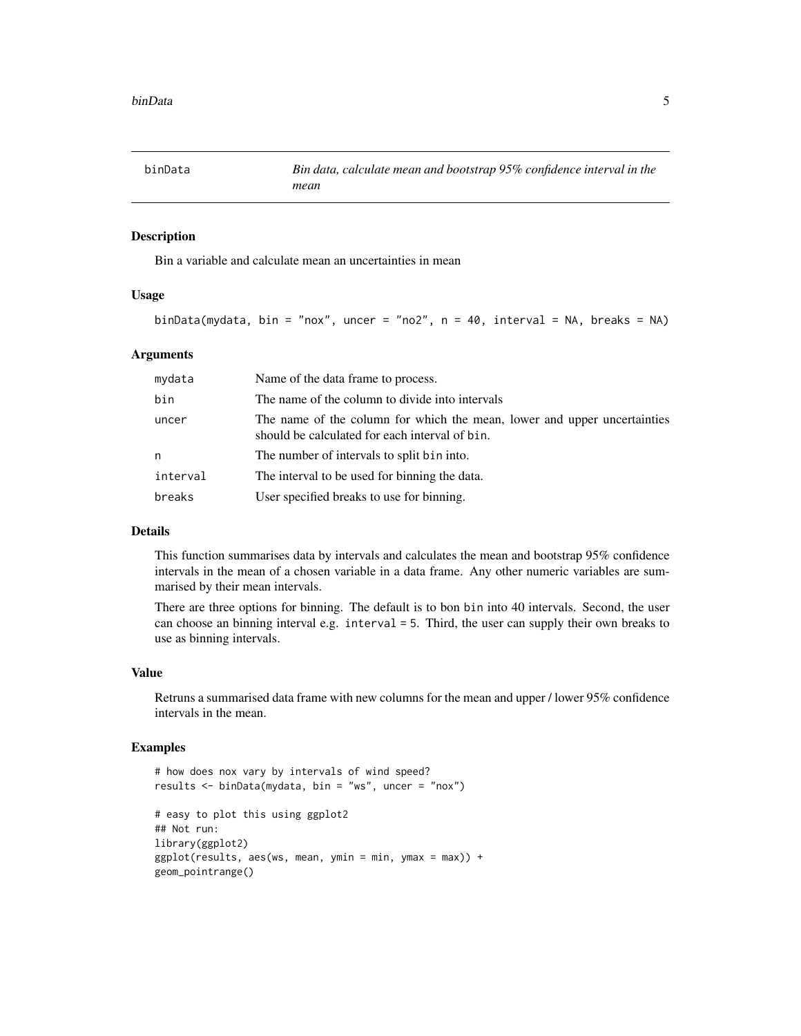# binData — *Bin data, calculate mean and bootstrap 95% confidence interval in the mean*

## Description

Bin a variable and calculate mean an uncertainties in mean

## Usage

```
binData(mydata, bin = "nox", uncer = "no2", n = 40, interval = NA, breaks = NA)
```

## Arguments

| Argument | Description |
|---|---|
| `mydata` | Name of the data frame to process. |
| `bin` | The name of the column to divide into intervals |
| `uncer` | The name of the column for which the mean, lower and upper uncertainties should be calculated for each interval of `bin`. |
| `n` | The number of intervals to split `bin` into. |
| `interval` | The interval to be used for binning the data. |
| `breaks` | User specified breaks to use for binning. |

## Details

This function summarises data by intervals and calculates the mean and bootstrap 95% confidence intervals in the mean of a chosen variable in a data frame. Any other numeric variables are summarised by their mean intervals.

There are three options for binning. The default is to bon `bin` into 40 intervals. Second, the user can choose an binning interval e.g. `interval = 5`. Third, the user can supply their own breaks to use as binning intervals.

## Value

Retruns a summarised data frame with new columns for the mean and upper / lower 95% confidence intervals in the mean.

## Examples

```
# how does nox vary by intervals of wind speed?
results <- binData(mydata, bin = "ws", uncer = "nox")

# easy to plot this using ggplot2
## Not run:
library(ggplot2)
ggplot(results, aes(ws, mean, ymin = min, ymax = max)) +
geom_pointrange()
```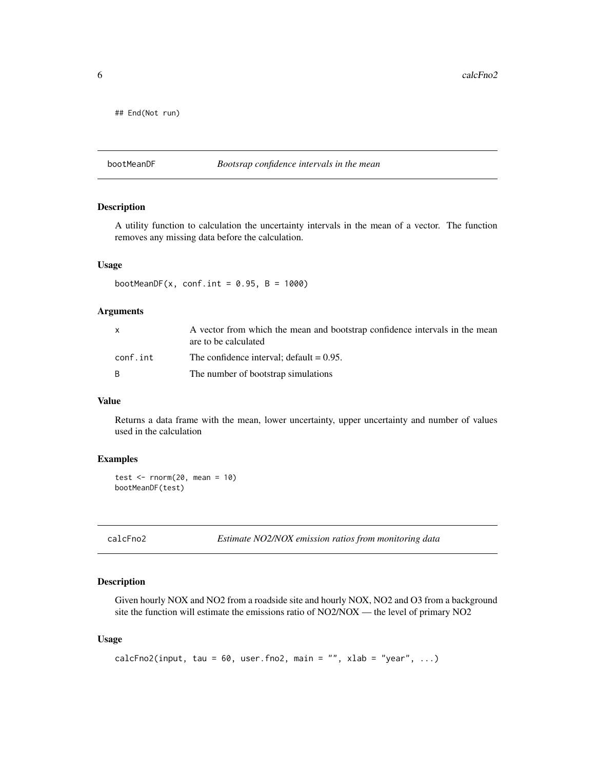```
## End(Not run)
```

## bootMeanDF — *Bootsrap confidence intervals in the mean*

### Description

A utility function to calculation the uncertainty intervals in the mean of a vector. The function removes any missing data before the calculation.

### Usage

```
bootMeanDF(x, conf.int = 0.95, B = 1000)
```

### Arguments

| | |
|---|---|
| x | A vector from which the mean and bootstrap confidence intervals in the mean are to be calculated |
| conf.int | The confidence interval; default = 0.95. |
| B | The number of bootstrap simulations |

### Value

Returns a data frame with the mean, lower uncertainty, upper uncertainty and number of values used in the calculation

### Examples

```
test <- rnorm(20, mean = 10)
bootMeanDF(test)
```

## calcFno2 — *Estimate NO2/NOX emission ratios from monitoring data*

### Description

Given hourly NOX and NO2 from a roadside site and hourly NOX, NO2 and O3 from a background site the function will estimate the emissions ratio of NO2/NOX — the level of primary NO2

### Usage

```
calcFno2(input, tau = 60, user.fno2, main = "", xlab = "year", ...)
```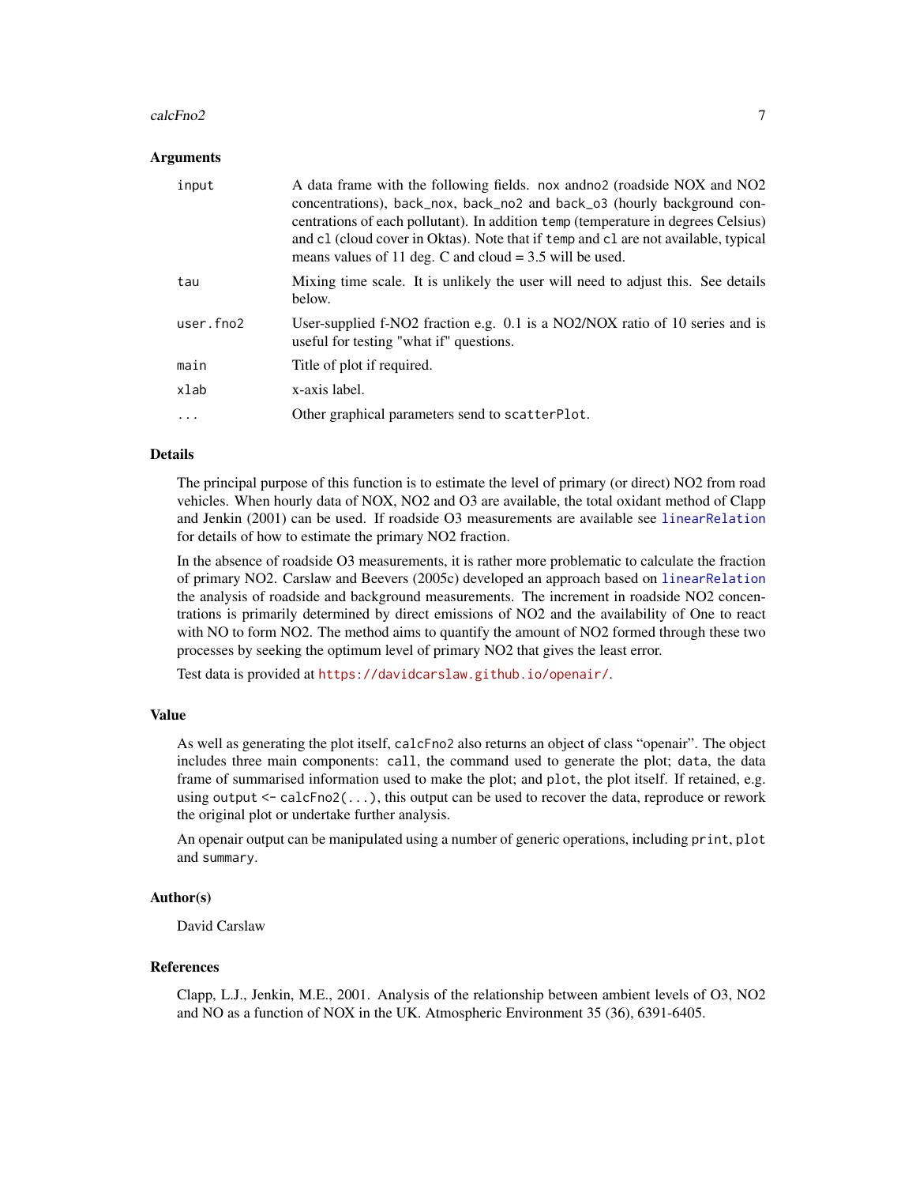### Arguments

| | |
|---|---|
| input | A data frame with the following fields. `nox` and`no2` (roadside NOX and NO2 concentrations), `back_nox`, `back_no2` and `back_o3` (hourly background concentrations of each pollutant). In addition `temp` (temperature in degrees Celsius) and `cl` (cloud cover in Oktas). Note that if `temp` and `cl` are not available, typical means values of 11 deg. C and cloud = 3.5 will be used. |
| tau | Mixing time scale. It is unlikely the user will need to adjust this. See details below. |
| user.fno2 | User-supplied f-NO2 fraction e.g. 0.1 is a NO2/NOX ratio of 10 series and is useful for testing "what if" questions. |
| main | Title of plot if required. |
| xlab | x-axis label. |
| ... | Other graphical parameters send to `scatterPlot`. |

### Details

The principal purpose of this function is to estimate the level of primary (or direct) NO2 from road vehicles. When hourly data of NOX, NO2 and O3 are available, the total oxidant method of Clapp and Jenkin (2001) can be used. If roadside O3 measurements are available see `linearRelation` for details of how to estimate the primary NO2 fraction.

In the absence of roadside O3 measurements, it is rather more problematic to calculate the fraction of primary NO2. Carslaw and Beevers (2005c) developed an approach based on `linearRelation` the analysis of roadside and background measurements. The increment in roadside NO2 concentrations is primarily determined by direct emissions of NO2 and the availability of One to react with NO to form NO2. The method aims to quantify the amount of NO2 formed through these two processes by seeking the optimum level of primary NO2 that gives the least error.

Test data is provided at https://davidcarslaw.github.io/openair/.

### Value

As well as generating the plot itself, `calcFno2` also returns an object of class "openair". The object includes three main components: `call`, the command used to generate the plot; `data`, the data frame of summarised information used to make the plot; and `plot`, the plot itself. If retained, e.g. using `output <- calcFno2(...)`, this output can be used to recover the data, reproduce or rework the original plot or undertake further analysis.

An openair output can be manipulated using a number of generic operations, including `print`, `plot` and `summary`.

### Author(s)

David Carslaw

### References

Clapp, L.J., Jenkin, M.E., 2001. Analysis of the relationship between ambient levels of O3, NO2 and NO as a function of NOX in the UK. Atmospheric Environment 35 (36), 6391-6405.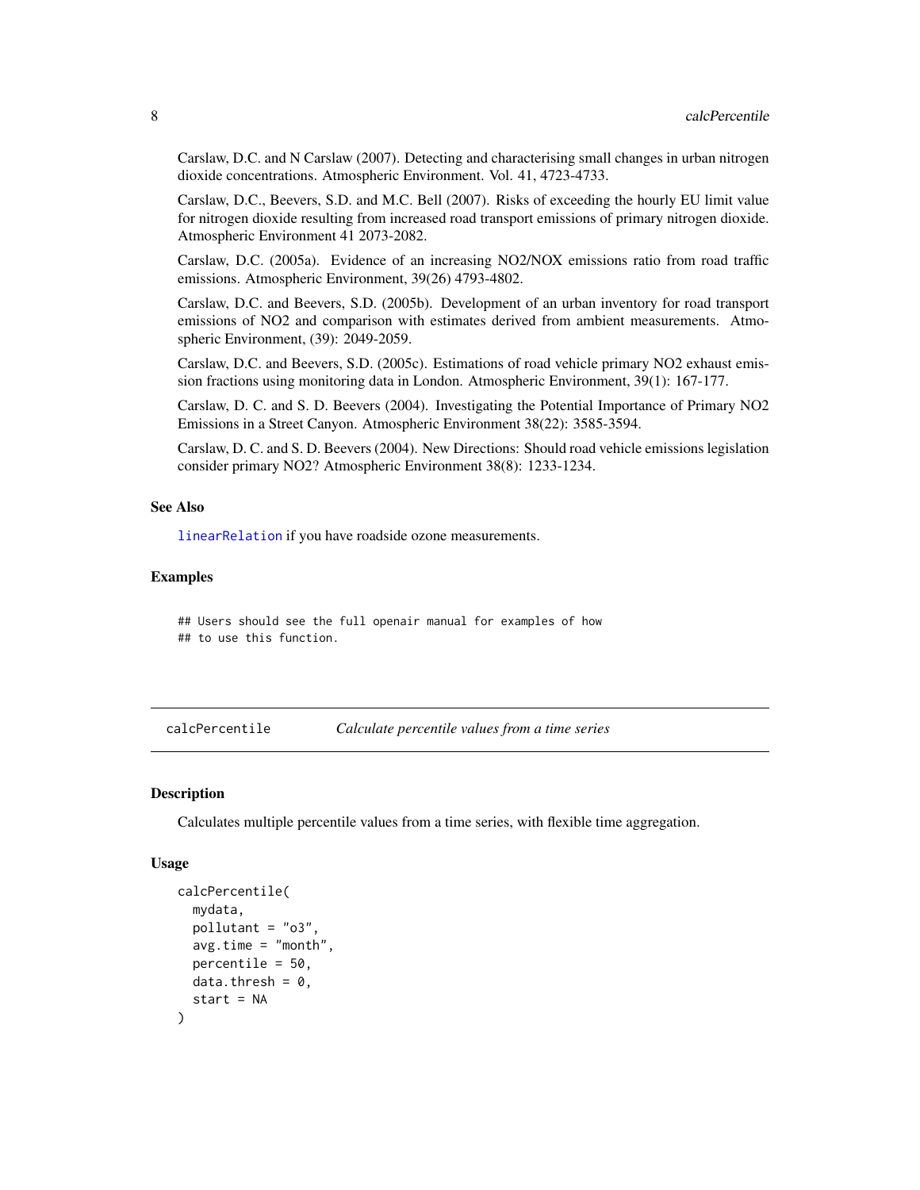Carslaw, D.C. and N Carslaw (2007). Detecting and characterising small changes in urban nitrogen dioxide concentrations. Atmospheric Environment. Vol. 41, 4723-4733.

Carslaw, D.C., Beevers, S.D. and M.C. Bell (2007). Risks of exceeding the hourly EU limit value for nitrogen dioxide resulting from increased road transport emissions of primary nitrogen dioxide. Atmospheric Environment 41 2073-2082.

Carslaw, D.C. (2005a). Evidence of an increasing NO2/NOX emissions ratio from road traffic emissions. Atmospheric Environment, 39(26) 4793-4802.

Carslaw, D.C. and Beevers, S.D. (2005b). Development of an urban inventory for road transport emissions of NO2 and comparison with estimates derived from ambient measurements. Atmospheric Environment, (39): 2049-2059.

Carslaw, D.C. and Beevers, S.D. (2005c). Estimations of road vehicle primary NO2 exhaust emission fractions using monitoring data in London. Atmospheric Environment, 39(1): 167-177.

Carslaw, D. C. and S. D. Beevers (2004). Investigating the Potential Importance of Primary NO2 Emissions in a Street Canyon. Atmospheric Environment 38(22): 3585-3594.

Carslaw, D. C. and S. D. Beevers (2004). New Directions: Should road vehicle emissions legislation consider primary NO2? Atmospheric Environment 38(8): 1233-1234.

### See Also

`linearRelation` if you have roadside ozone measurements.

### Examples

```
## Users should see the full openair manual for examples of how
## to use this function.
```

---

## calcPercentile *Calculate percentile values from a time series*

### Description

Calculates multiple percentile values from a time series, with flexible time aggregation.

### Usage

```
calcPercentile(
  mydata,
  pollutant = "o3",
  avg.time = "month",
  percentile = 50,
  data.thresh = 0,
  start = NA
)
```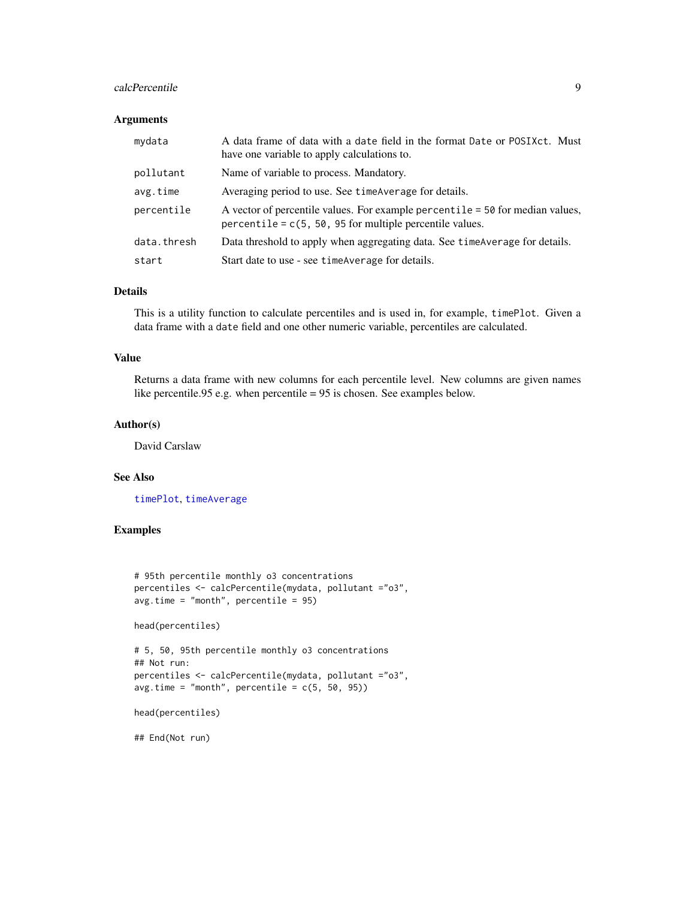## Arguments

| | |
|---|---|
| mydata | A data frame of data with a `date` field in the format `Date` or `POSIXct`. Must have one variable to apply calculations to. |
| pollutant | Name of variable to process. Mandatory. |
| avg.time | Averaging period to use. See `timeAverage` for details. |
| percentile | A vector of percentile values. For example `percentile = 50` for median values, `percentile = c(5, 50, 95` for multiple percentile values. |
| data.thresh | Data threshold to apply when aggregating data. See `timeAverage` for details. |
| start | Start date to use - see `timeAverage` for details. |

## Details

This is a utility function to calculate percentiles and is used in, for example, `timePlot`. Given a data frame with a `date` field and one other numeric variable, percentiles are calculated.

## Value

Returns a data frame with new columns for each percentile level. New columns are given names like percentile.95 e.g. when percentile = 95 is chosen. See examples below.

## Author(s)

David Carslaw

## See Also

`timePlot`, `timeAverage`

## Examples

```
# 95th percentile monthly o3 concentrations
percentiles <- calcPercentile(mydata, pollutant ="o3",
avg.time = "month", percentile = 95)

head(percentiles)

# 5, 50, 95th percentile monthly o3 concentrations
## Not run:
percentiles <- calcPercentile(mydata, pollutant ="o3",
avg.time = "month", percentile = c(5, 50, 95))

head(percentiles)

## End(Not run)
```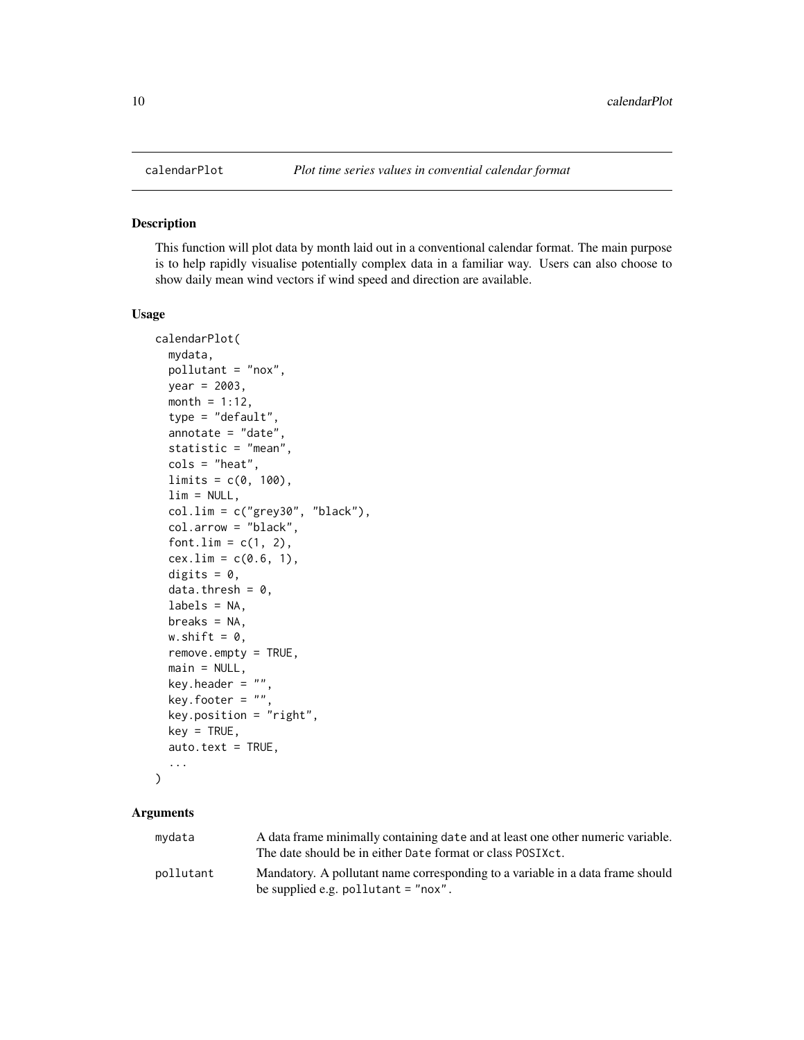# calendarPlot — *Plot time series values in convential calendar format*

## Description

This function will plot data by month laid out in a conventional calendar format. The main purpose is to help rapidly visualise potentially complex data in a familiar way. Users can also choose to show daily mean wind vectors if wind speed and direction are available.

## Usage

```
calendarPlot(
  mydata,
  pollutant = "nox",
  year = 2003,
  month = 1:12,
  type = "default",
  annotate = "date",
  statistic = "mean",
  cols = "heat",
  limits = c(0, 100),
  lim = NULL,
  col.lim = c("grey30", "black"),
  col.arrow = "black",
  font.lim = c(1, 2),
  cex.lim = c(0.6, 1),
  digits = 0,
  data.thresh = 0,
  labels = NA,
  breaks = NA,
  w.shift = 0,
  remove.empty = TRUE,
  main = NULL,
  key.header = "",
  key.footer = "",
  key.position = "right",
  key = TRUE,
  auto.text = TRUE,
  ...
)
```

## Arguments

| | |
|---|---|
| mydata | A data frame minimally containing `date` and at least one other numeric variable. The date should be in either `Date` format or class `POSIXct`. |
| pollutant | Mandatory. A pollutant name corresponding to a variable in a data frame should be supplied e.g. `pollutant = "nox"`. |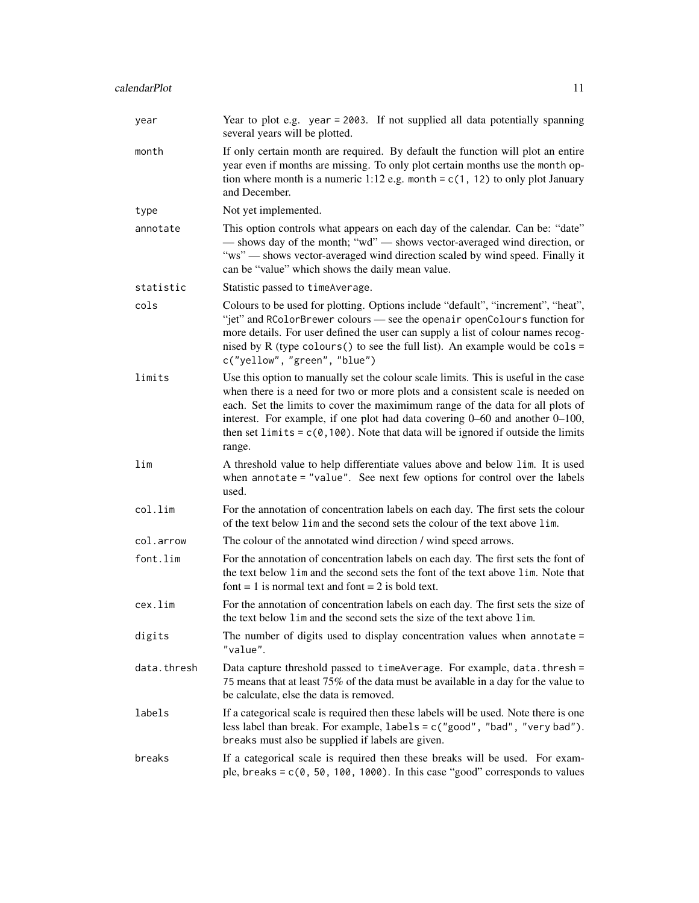| | |
|---|---|
| `year` | Year to plot e.g. `year = 2003`. If not supplied all data potentially spanning several years will be plotted. |
| `month` | If only certain month are required. By default the function will plot an entire year even if months are missing. To only plot certain months use the `month` option where month is a numeric 1:12 e.g. `month = c(1, 12)` to only plot January and December. |
| `type` | Not yet implemented. |
| `annotate` | This option controls what appears on each day of the calendar. Can be: "date" — shows day of the month; "wd" — shows vector-averaged wind direction, or "ws" — shows vector-averaged wind direction scaled by wind speed. Finally it can be "value" which shows the daily mean value. |
| `statistic` | Statistic passed to `timeAverage`. |
| `cols` | Colours to be used for plotting. Options include "default", "increment", "heat", "jet" and `RColorBrewer` colours — see the `openair` `openColours` function for more details. For user defined the user can supply a list of colour names recognised by R (type `colours()` to see the full list). An example would be `cols = c("yellow", "green", "blue")` |
| `limits` | Use this option to manually set the colour scale limits. This is useful in the case when there is a need for two or more plots and a consistent scale is needed on each. Set the limits to cover the maximimum range of the data for all plots of interest. For example, if one plot had data covering 0–60 and another 0–100, then set `limits = c(0,100)`. Note that data will be ignored if outside the limits range. |
| `lim` | A threshold value to help differentiate values above and below `lim`. It is used when `annotate = "value"`. See next few options for control over the labels used. |
| `col.lim` | For the annotation of concentration labels on each day. The first sets the colour of the text below `lim` and the second sets the colour of the text above `lim`. |
| `col.arrow` | The colour of the annotated wind direction / wind speed arrows. |
| `font.lim` | For the annotation of concentration labels on each day. The first sets the font of the text below `lim` and the second sets the font of the text above `lim`. Note that font = 1 is normal text and font = 2 is bold text. |
| `cex.lim` | For the annotation of concentration labels on each day. The first sets the size of the text below `lim` and the second sets the size of the text above `lim`. |
| `digits` | The number of digits used to display concentration values when `annotate = "value"`. |
| `data.thresh` | Data capture threshold passed to `timeAverage`. For example, `data.thresh = 75` means that at least 75% of the data must be available in a day for the value to be calculate, else the data is removed. |
| `labels` | If a categorical scale is required then these labels will be used. Note there is one less label than break. For example, `labels = c("good", "bad", "very bad")`. `breaks` must also be supplied if labels are given. |
| `breaks` | If a categorical scale is required then these breaks will be used. For example, `breaks = c(0, 50, 100, 1000)`. In this case "good" corresponds to values |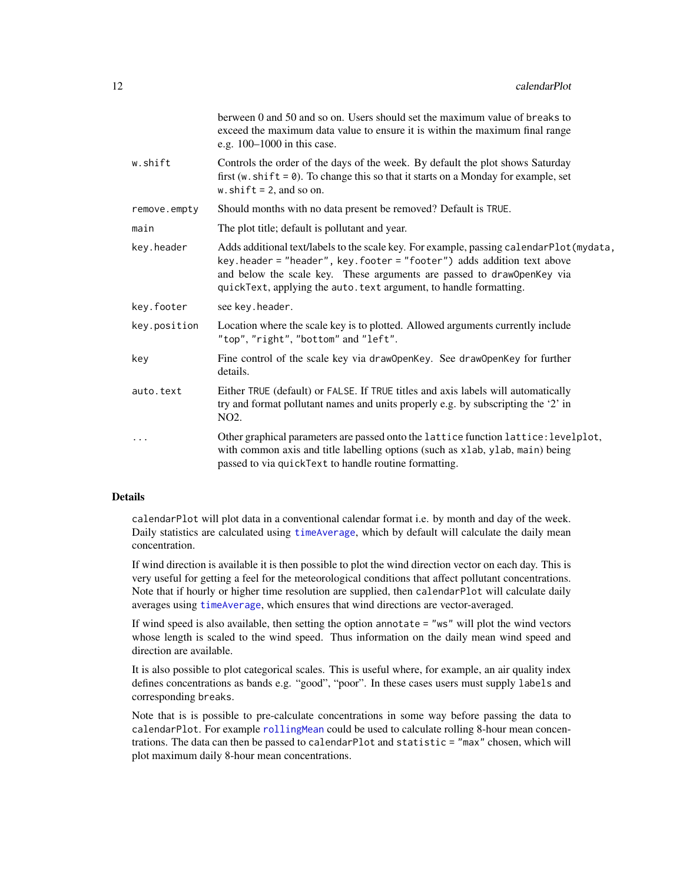berween 0 and 50 and so on. Users should set the maximum value of `breaks` to exceed the maximum data value to ensure it is within the maximum final range e.g. 100–1000 in this case.

`w.shift`
: Controls the order of the days of the week. By default the plot shows Saturday first (`w.shift = 0`). To change this so that it starts on a Monday for example, set `w.shift = 2`, and so on.

`remove.empty`
: Should months with no data present be removed? Default is `TRUE`.

`main`
: The plot title; default is pollutant and year.

`key.header`
: Adds additional text/labels to the scale key. For example, passing `calendarPlot(mydata, key.header = "header", key.footer = "footer")` adds addition text above and below the scale key. These arguments are passed to `drawOpenKey` via `quickText`, applying the `auto.text` argument, to handle formatting.

`key.footer`
: see `key.header`.

`key.position`
: Location where the scale key is to plotted. Allowed arguments currently include `"top"`, `"right"`, `"bottom"` and `"left"`.

`key`
: Fine control of the scale key via `drawOpenKey`. See `drawOpenKey` for further details.

`auto.text`
: Either `TRUE` (default) or `FALSE`. If `TRUE` titles and axis labels will automatically try and format pollutant names and units properly e.g. by subscripting the '2' in NO2.

`...`
: Other graphical parameters are passed onto the `lattice` function `lattice:levelplot`, with common axis and title labelling options (such as `xlab`, `ylab`, `main`) being passed to via `quickText` to handle routine formatting.

## Details

`calendarPlot` will plot data in a conventional calendar format i.e. by month and day of the week. Daily statistics are calculated using `timeAverage`, which by default will calculate the daily mean concentration.

If wind direction is available it is then possible to plot the wind direction vector on each day. This is very useful for getting a feel for the meteorological conditions that affect pollutant concentrations. Note that if hourly or higher time resolution are supplied, then `calendarPlot` will calculate daily averages using `timeAverage`, which ensures that wind directions are vector-averaged.

If wind speed is also available, then setting the option `annotate = "ws"` will plot the wind vectors whose length is scaled to the wind speed. Thus information on the daily mean wind speed and direction are available.

It is also possible to plot categorical scales. This is useful where, for example, an air quality index defines concentrations as bands e.g. "good", "poor". In these cases users must supply `labels` and corresponding `breaks`.

Note that is is possible to pre-calculate concentrations in some way before passing the data to `calendarPlot`. For example `rollingMean` could be used to calculate rolling 8-hour mean concentrations. The data can then be passed to `calendarPlot` and `statistic = "max"` chosen, which will plot maximum daily 8-hour mean concentrations.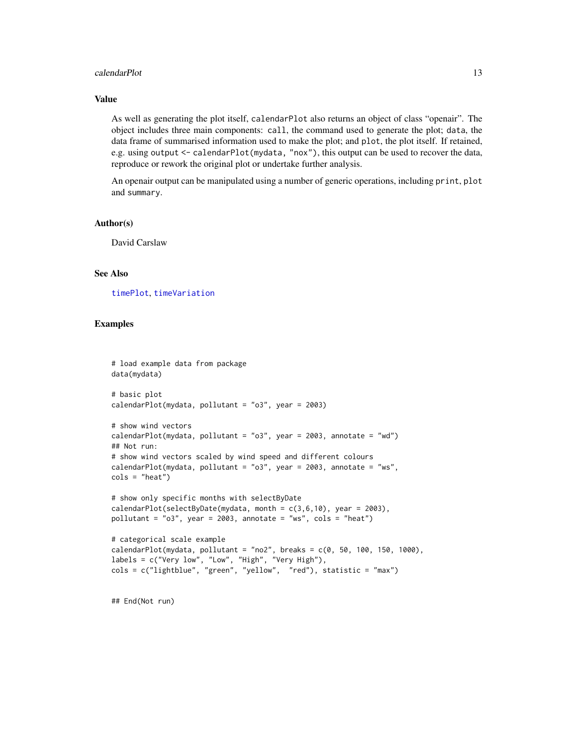## Value

As well as generating the plot itself, `calendarPlot` also returns an object of class "openair". The object includes three main components: `call`, the command used to generate the plot; `data`, the data frame of summarised information used to make the plot; and `plot`, the plot itself. If retained, e.g. using `output <- calendarPlot(mydata, "nox")`, this output can be used to recover the data, reproduce or rework the original plot or undertake further analysis.

An openair output can be manipulated using a number of generic operations, including `print`, `plot` and `summary`.

## Author(s)

David Carslaw

## See Also

timePlot, timeVariation

## Examples

```
# load example data from package
data(mydata)

# basic plot
calendarPlot(mydata, pollutant = "o3", year = 2003)

# show wind vectors
calendarPlot(mydata, pollutant = "o3", year = 2003, annotate = "wd")
## Not run:
# show wind vectors scaled by wind speed and different colours
calendarPlot(mydata, pollutant = "o3", year = 2003, annotate = "ws",
cols = "heat")

# show only specific months with selectByDate
calendarPlot(selectByDate(mydata, month = c(3,6,10), year = 2003),
pollutant = "o3", year = 2003, annotate = "ws", cols = "heat")

# categorical scale example
calendarPlot(mydata, pollutant = "no2", breaks = c(0, 50, 100, 150, 1000),
labels = c("Very low", "Low", "High", "Very High"),
cols = c("lightblue", "green", "yellow",  "red"), statistic = "max")


## End(Not run)
```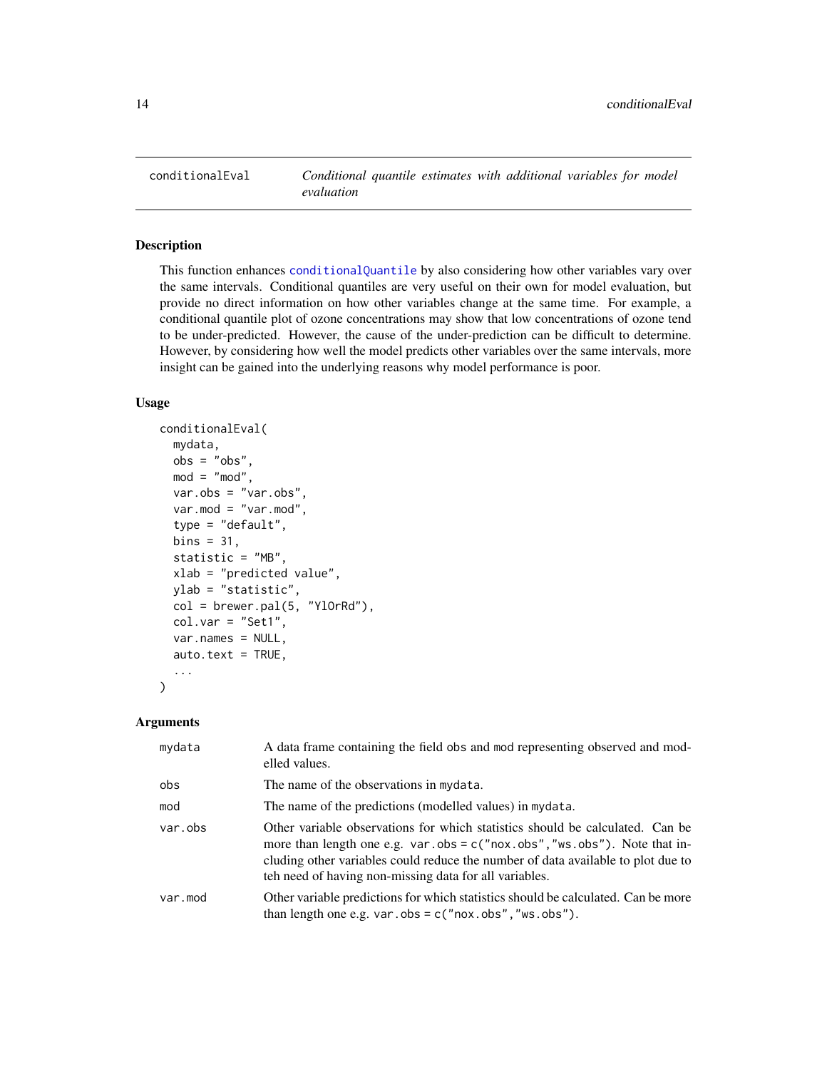# conditionalEval — *Conditional quantile estimates with additional variables for model evaluation*

## Description

This function enhances conditionalQuantile by also considering how other variables vary over the same intervals. Conditional quantiles are very useful on their own for model evaluation, but provide no direct information on how other variables change at the same time. For example, a conditional quantile plot of ozone concentrations may show that low concentrations of ozone tend to be under-predicted. However, the cause of the under-prediction can be difficult to determine. However, by considering how well the model predicts other variables over the same intervals, more insight can be gained into the underlying reasons why model performance is poor.

## Usage

```
conditionalEval(
  mydata,
  obs = "obs",
  mod = "mod",
  var.obs = "var.obs",
  var.mod = "var.mod",
  type = "default",
  bins = 31,
  statistic = "MB",
  xlab = "predicted value",
  ylab = "statistic",
  col = brewer.pal(5, "YlOrRd"),
  col.var = "Set1",
  var.names = NULL,
  auto.text = TRUE,
  ...
)
```

## Arguments

| | |
|---|---|
| `mydata` | A data frame containing the field `obs` and `mod` representing observed and modelled values. |
| `obs` | The name of the observations in `mydata`. |
| `mod` | The name of the predictions (modelled values) in `mydata`. |
| `var.obs` | Other variable observations for which statistics should be calculated. Can be more than length one e.g. `var.obs = c("nox.obs","ws.obs")`. Note that including other variables could reduce the number of data available to plot due to teh need of having non-missing data for all variables. |
| `var.mod` | Other variable predictions for which statistics should be calculated. Can be more than length one e.g. `var.obs = c("nox.obs","ws.obs")`. |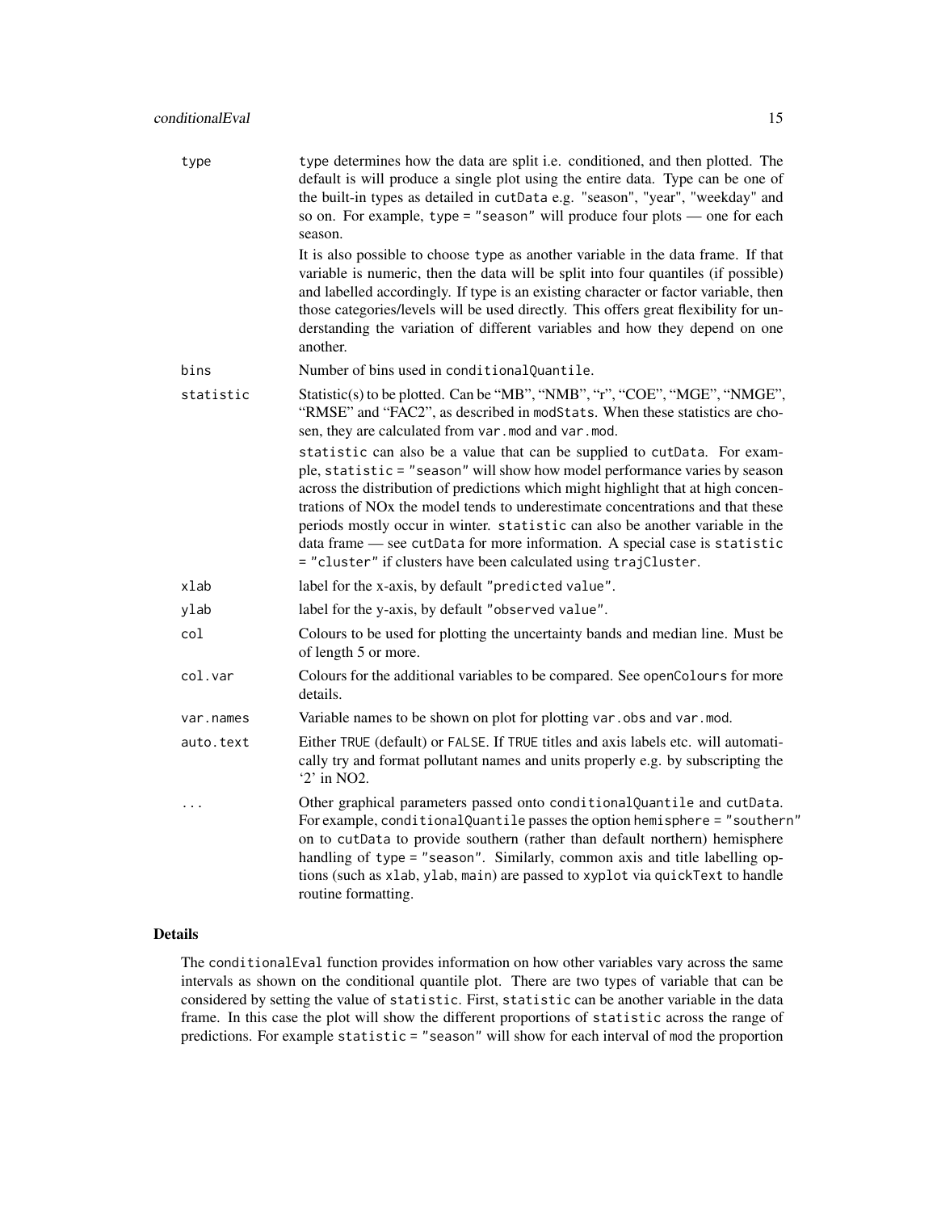type
: type determines how the data are split i.e. conditioned, and then plotted. The default is will produce a single plot using the entire data. Type can be one of the built-in types as detailed in `cutData` e.g. "season", "year", "weekday" and so on. For example, `type = "season"` will produce four plots — one for each season.

  It is also possible to choose `type` as another variable in the data frame. If that variable is numeric, then the data will be split into four quantiles (if possible) and labelled accordingly. If type is an existing character or factor variable, then those categories/levels will be used directly. This offers great flexibility for understanding the variation of different variables and how they depend on one another.

bins
: Number of bins used in `conditionalQuantile`.

statistic
: Statistic(s) to be plotted. Can be "MB", "NMB", "r", "COE", "MGE", "NMGE", "RMSE" and "FAC2", as described in `modStats`. When these statistics are chosen, they are calculated from `var.mod` and `var.mod`.

  `statistic` can also be a value that can be supplied to `cutData`. For example, `statistic = "season"` will show how model performance varies by season across the distribution of predictions which might highlight that at high concentrations of NOx the model tends to underestimate concentrations and that these periods mostly occur in winter. `statistic` can also be another variable in the data frame — see `cutData` for more information. A special case is `statistic = "cluster"` if clusters have been calculated using `trajCluster`.

xlab
: label for the x-axis, by default `"predicted value"`.

ylab
: label for the y-axis, by default `"observed value"`.

col
: Colours to be used for plotting the uncertainty bands and median line. Must be of length 5 or more.

col.var
: Colours for the additional variables to be compared. See `openColours` for more details.

var.names
: Variable names to be shown on plot for plotting `var.obs` and `var.mod`.

auto.text
: Either `TRUE` (default) or `FALSE`. If `TRUE` titles and axis labels etc. will automatically try and format pollutant names and units properly e.g. by subscripting the '2' in NO2.

...
: Other graphical parameters passed onto `conditionalQuantile` and `cutData`. For example, `conditionalQuantile` passes the option `hemisphere = "southern"` on to `cutData` to provide southern (rather than default northern) hemisphere handling of `type = "season"`. Similarly, common axis and title labelling options (such as `xlab`, `ylab`, `main`) are passed to `xyplot` via `quickText` to handle routine formatting.

### Details

The `conditionalEval` function provides information on how other variables vary across the same intervals as shown on the conditional quantile plot. There are two types of variable that can be considered by setting the value of `statistic`. First, `statistic` can be another variable in the data frame. In this case the plot will show the different proportions of `statistic` across the range of predictions. For example `statistic = "season"` will show for each interval of `mod` the proportion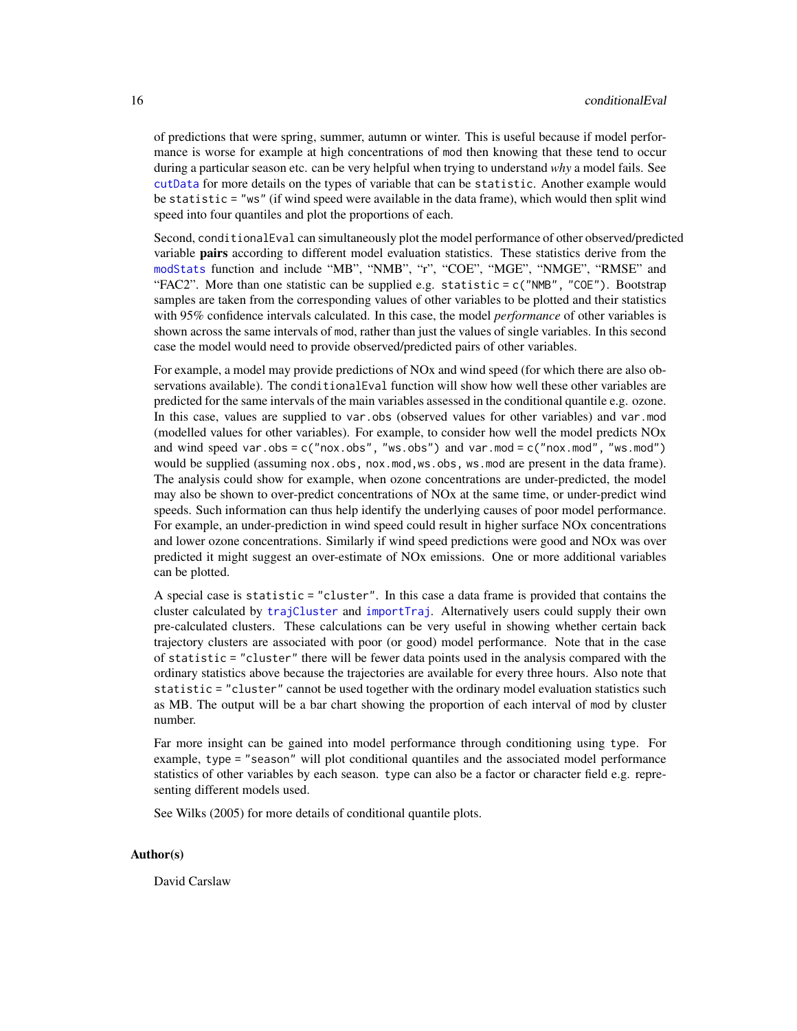of predictions that were spring, summer, autumn or winter. This is useful because if model performance is worse for example at high concentrations of `mod` then knowing that these tend to occur during a particular season etc. can be very helpful when trying to understand *why* a model fails. See `cutData` for more details on the types of variable that can be `statistic`. Another example would be `statistic = "ws"` (if wind speed were available in the data frame), which would then split wind speed into four quantiles and plot the proportions of each.

Second, `conditionalEval` can simultaneously plot the model performance of other observed/predicted variable **pairs** according to different model evaluation statistics. These statistics derive from the `modStats` function and include "MB", "NMB", "r", "COE", "MGE", "NMGE", "RMSE" and "FAC2". More than one statistic can be supplied e.g. `statistic = c("NMB", "COE")`. Bootstrap samples are taken from the corresponding values of other variables to be plotted and their statistics with 95% confidence intervals calculated. In this case, the model *performance* of other variables is shown across the same intervals of `mod`, rather than just the values of single variables. In this second case the model would need to provide observed/predicted pairs of other variables.

For example, a model may provide predictions of NOx and wind speed (for which there are also observations available). The `conditionalEval` function will show how well these other variables are predicted for the same intervals of the main variables assessed in the conditional quantile e.g. ozone. In this case, values are supplied to `var.obs` (observed values for other variables) and `var.mod` (modelled values for other variables). For example, to consider how well the model predicts NOx and wind speed `var.obs = c("nox.obs", "ws.obs")` and `var.mod = c("nox.mod", "ws.mod")` would be supplied (assuming `nox.obs, nox.mod,ws.obs, ws.mod` are present in the data frame). The analysis could show for example, when ozone concentrations are under-predicted, the model may also be shown to over-predict concentrations of NOx at the same time, or under-predict wind speeds. Such information can thus help identify the underlying causes of poor model performance. For example, an under-prediction in wind speed could result in higher surface NOx concentrations and lower ozone concentrations. Similarly if wind speed predictions were good and NOx was over predicted it might suggest an over-estimate of NOx emissions. One or more additional variables can be plotted.

A special case is `statistic = "cluster"`. In this case a data frame is provided that contains the cluster calculated by `trajCluster` and `importTraj`. Alternatively users could supply their own pre-calculated clusters. These calculations can be very useful in showing whether certain back trajectory clusters are associated with poor (or good) model performance. Note that in the case of `statistic = "cluster"` there will be fewer data points used in the analysis compared with the ordinary statistics above because the trajectories are available for every three hours. Also note that `statistic = "cluster"` cannot be used together with the ordinary model evaluation statistics such as MB. The output will be a bar chart showing the proportion of each interval of `mod` by cluster number.

Far more insight can be gained into model performance through conditioning using `type`. For example, `type = "season"` will plot conditional quantiles and the associated model performance statistics of other variables by each season. `type` can also be a factor or character field e.g. representing different models used.

See Wilks (2005) for more details of conditional quantile plots.

### Author(s)

David Carslaw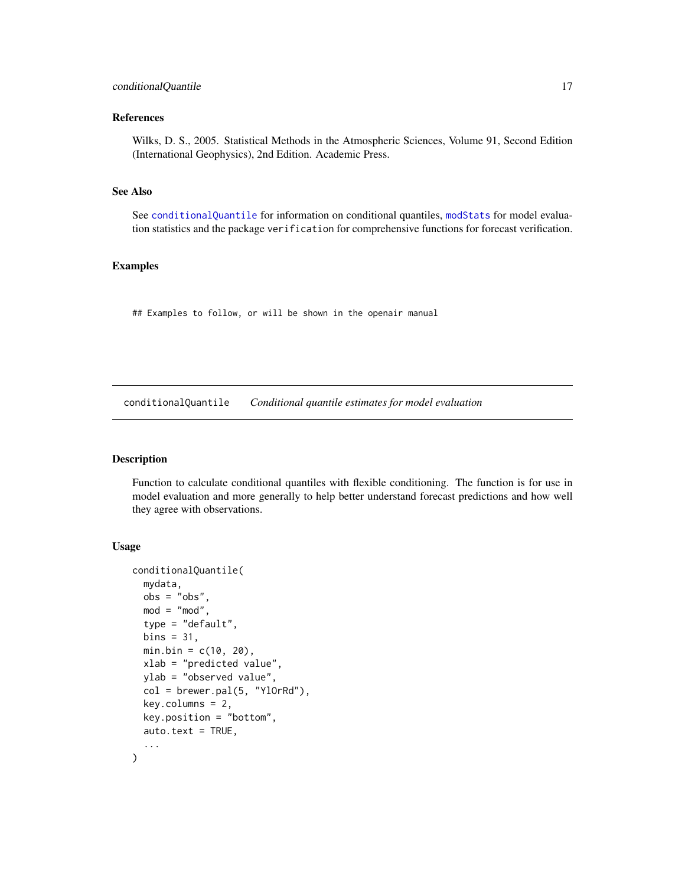### References

Wilks, D. S., 2005. Statistical Methods in the Atmospheric Sciences, Volume 91, Second Edition (International Geophysics), 2nd Edition. Academic Press.

### See Also

See `conditionalQuantile` for information on conditional quantiles, `modStats` for model evaluation statistics and the package `verification` for comprehensive functions for forecast verification.

### Examples

```
## Examples to follow, or will be shown in the openair manual
```

---

## conditionalQuantile &nbsp;&nbsp;&nbsp; *Conditional quantile estimates for model evaluation*

---

### Description

Function to calculate conditional quantiles with flexible conditioning. The function is for use in model evaluation and more generally to help better understand forecast predictions and how well they agree with observations.

### Usage

```
conditionalQuantile(
  mydata,
  obs = "obs",
  mod = "mod",
  type = "default",
  bins = 31,
  min.bin = c(10, 20),
  xlab = "predicted value",
  ylab = "observed value",
  col = brewer.pal(5, "YlOrRd"),
  key.columns = 2,
  key.position = "bottom",
  auto.text = TRUE,
  ...
)
```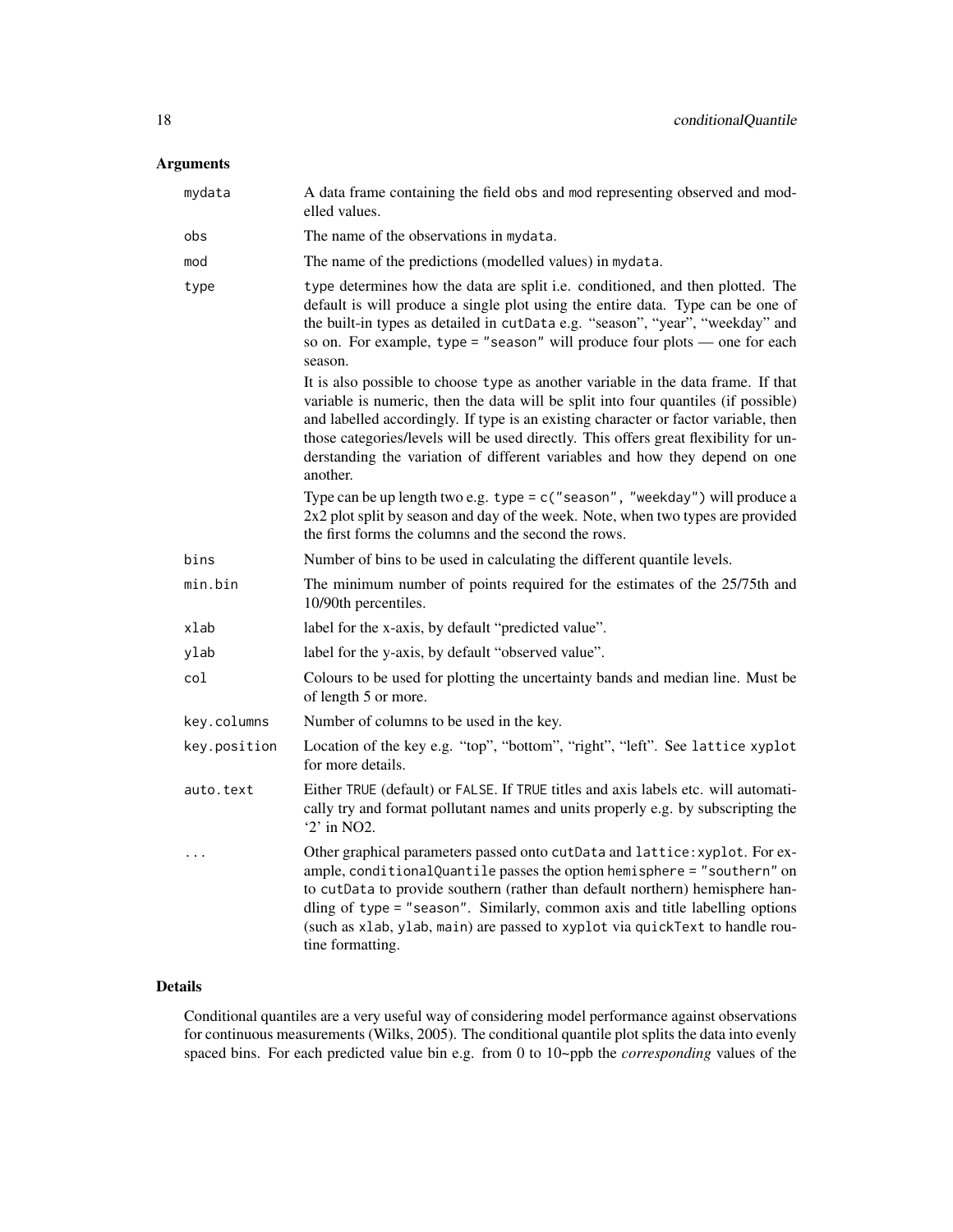## Arguments

| | |
|---|---|
| mydata | A data frame containing the field obs and mod representing observed and modelled values. |
| obs | The name of the observations in mydata. |
| mod | The name of the predictions (modelled values) in mydata. |
| type | type determines how the data are split i.e. conditioned, and then plotted. The default is will produce a single plot using the entire data. Type can be one of the built-in types as detailed in cutData e.g. "season", "year", "weekday" and so on. For example, type = "season" will produce four plots — one for each season.<br><br>It is also possible to choose type as another variable in the data frame. If that variable is numeric, then the data will be split into four quantiles (if possible) and labelled accordingly. If type is an existing character or factor variable, then those categories/levels will be used directly. This offers great flexibility for understanding the variation of different variables and how they depend on one another.<br><br>Type can be up length two e.g. type = c("season", "weekday") will produce a 2x2 plot split by season and day of the week. Note, when two types are provided the first forms the columns and the second the rows. |
| bins | Number of bins to be used in calculating the different quantile levels. |
| min.bin | The minimum number of points required for the estimates of the 25/75th and 10/90th percentiles. |
| xlab | label for the x-axis, by default "predicted value". |
| ylab | label for the y-axis, by default "observed value". |
| col | Colours to be used for plotting the uncertainty bands and median line. Must be of length 5 or more. |
| key.columns | Number of columns to be used in the key. |
| key.position | Location of the key e.g. "top", "bottom", "right", "left". See lattice xyplot for more details. |
| auto.text | Either TRUE (default) or FALSE. If TRUE titles and axis labels etc. will automatically try and format pollutant names and units properly e.g. by subscripting the '2' in NO2. |
| ... | Other graphical parameters passed onto cutData and lattice:xyplot. For example, conditionalQuantile passes the option hemisphere = "southern" on to cutData to provide southern (rather than default northern) hemisphere handling of type = "season". Similarly, common axis and title labelling options (such as xlab, ylab, main) are passed to xyplot via quickText to handle routine formatting. |

## Details

Conditional quantiles are a very useful way of considering model performance against observations for continuous measurements (Wilks, 2005). The conditional quantile plot splits the data into evenly spaced bins. For each predicted value bin e.g. from 0 to 10~ppb the *corresponding* values of the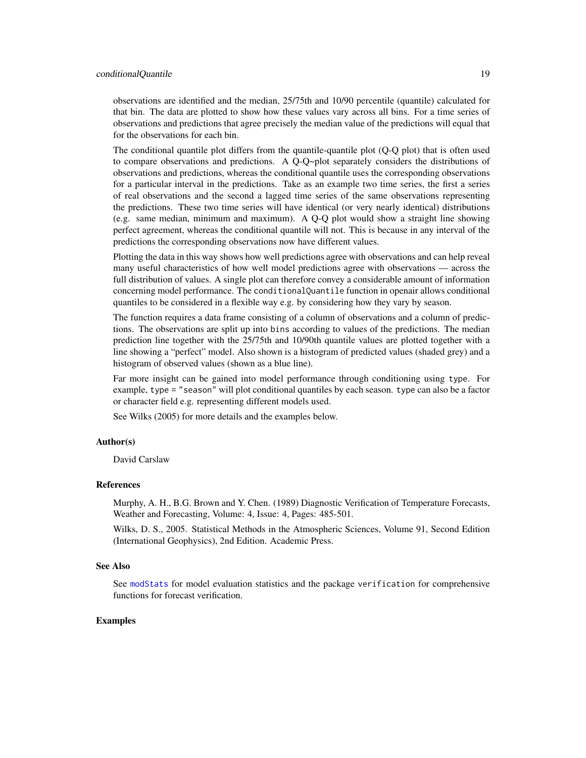observations are identified and the median, 25/75th and 10/90 percentile (quantile) calculated for that bin. The data are plotted to show how these values vary across all bins. For a time series of observations and predictions that agree precisely the median value of the predictions will equal that for the observations for each bin.

The conditional quantile plot differs from the quantile-quantile plot (Q-Q plot) that is often used to compare observations and predictions. A Q-Q~plot separately considers the distributions of observations and predictions, whereas the conditional quantile uses the corresponding observations for a particular interval in the predictions. Take as an example two time series, the first a series of real observations and the second a lagged time series of the same observations representing the predictions. These two time series will have identical (or very nearly identical) distributions (e.g. same median, minimum and maximum). A Q-Q plot would show a straight line showing perfect agreement, whereas the conditional quantile will not. This is because in any interval of the predictions the corresponding observations now have different values.

Plotting the data in this way shows how well predictions agree with observations and can help reveal many useful characteristics of how well model predictions agree with observations — across the full distribution of values. A single plot can therefore convey a considerable amount of information concerning model performance. The `conditionalQuantile` function in openair allows conditional quantiles to be considered in a flexible way e.g. by considering how they vary by season.

The function requires a data frame consisting of a column of observations and a column of predictions. The observations are split up into `bins` according to values of the predictions. The median prediction line together with the 25/75th and 10/90th quantile values are plotted together with a line showing a "perfect" model. Also shown is a histogram of predicted values (shaded grey) and a histogram of observed values (shown as a blue line).

Far more insight can be gained into model performance through conditioning using `type`. For example, `type = "season"` will plot conditional quantiles by each season. `type` can also be a factor or character field e.g. representing different models used.

See Wilks (2005) for more details and the examples below.

### Author(s)

David Carslaw

### References

Murphy, A. H., B.G. Brown and Y. Chen. (1989) Diagnostic Verification of Temperature Forecasts, Weather and Forecasting, Volume: 4, Issue: 4, Pages: 485-501.

Wilks, D. S., 2005. Statistical Methods in the Atmospheric Sciences, Volume 91, Second Edition (International Geophysics), 2nd Edition. Academic Press.

### See Also

See `modStats` for model evaluation statistics and the package `verification` for comprehensive functions for forecast verification.

### Examples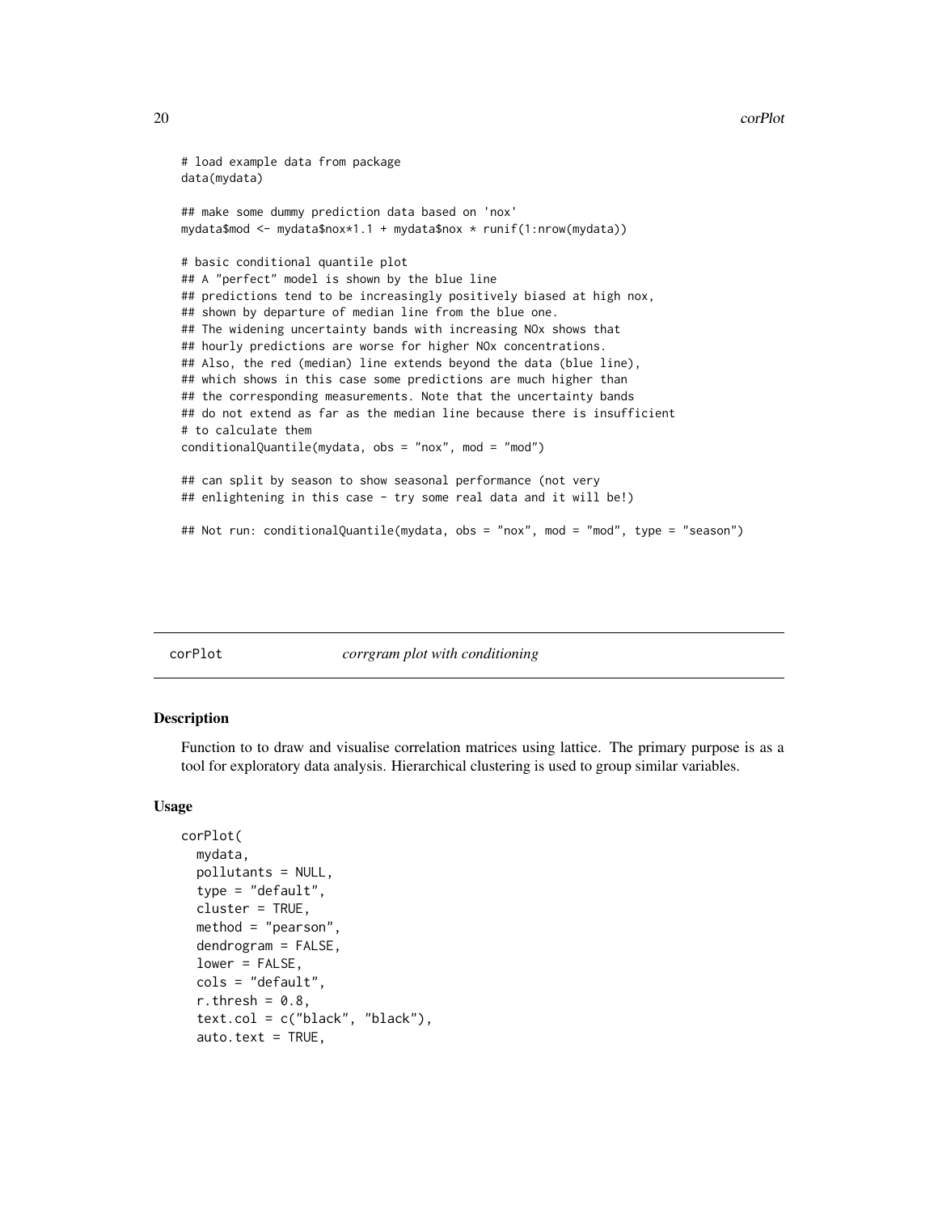```
# load example data from package
data(mydata)

## make some dummy prediction data based on 'nox'
mydata$mod <- mydata$nox*1.1 + mydata$nox * runif(1:nrow(mydata))

# basic conditional quantile plot
## A "perfect" model is shown by the blue line
## predictions tend to be increasingly positively biased at high nox,
## shown by departure of median line from the blue one.
## The widening uncertainty bands with increasing NOx shows that
## hourly predictions are worse for higher NOx concentrations.
## Also, the red (median) line extends beyond the data (blue line),
## which shows in this case some predictions are much higher than
## the corresponding measurements. Note that the uncertainty bands
## do not extend as far as the median line because there is insufficient
# to calculate them
conditionalQuantile(mydata, obs = "nox", mod = "mod")

## can split by season to show seasonal performance (not very
## enlightening in this case - try some real data and it will be!)

## Not run: conditionalQuantile(mydata, obs = "nox", mod = "mod", type = "season")
```

## corPlot *corrgram plot with conditioning*

### Description

Function to to draw and visualise correlation matrices using lattice. The primary purpose is as a tool for exploratory data analysis. Hierarchical clustering is used to group similar variables.

### Usage

```
corPlot(
  mydata,
  pollutants = NULL,
  type = "default",
  cluster = TRUE,
  method = "pearson",
  dendrogram = FALSE,
  lower = FALSE,
  cols = "default",
  r.thresh = 0.8,
  text.col = c("black", "black"),
  auto.text = TRUE,
```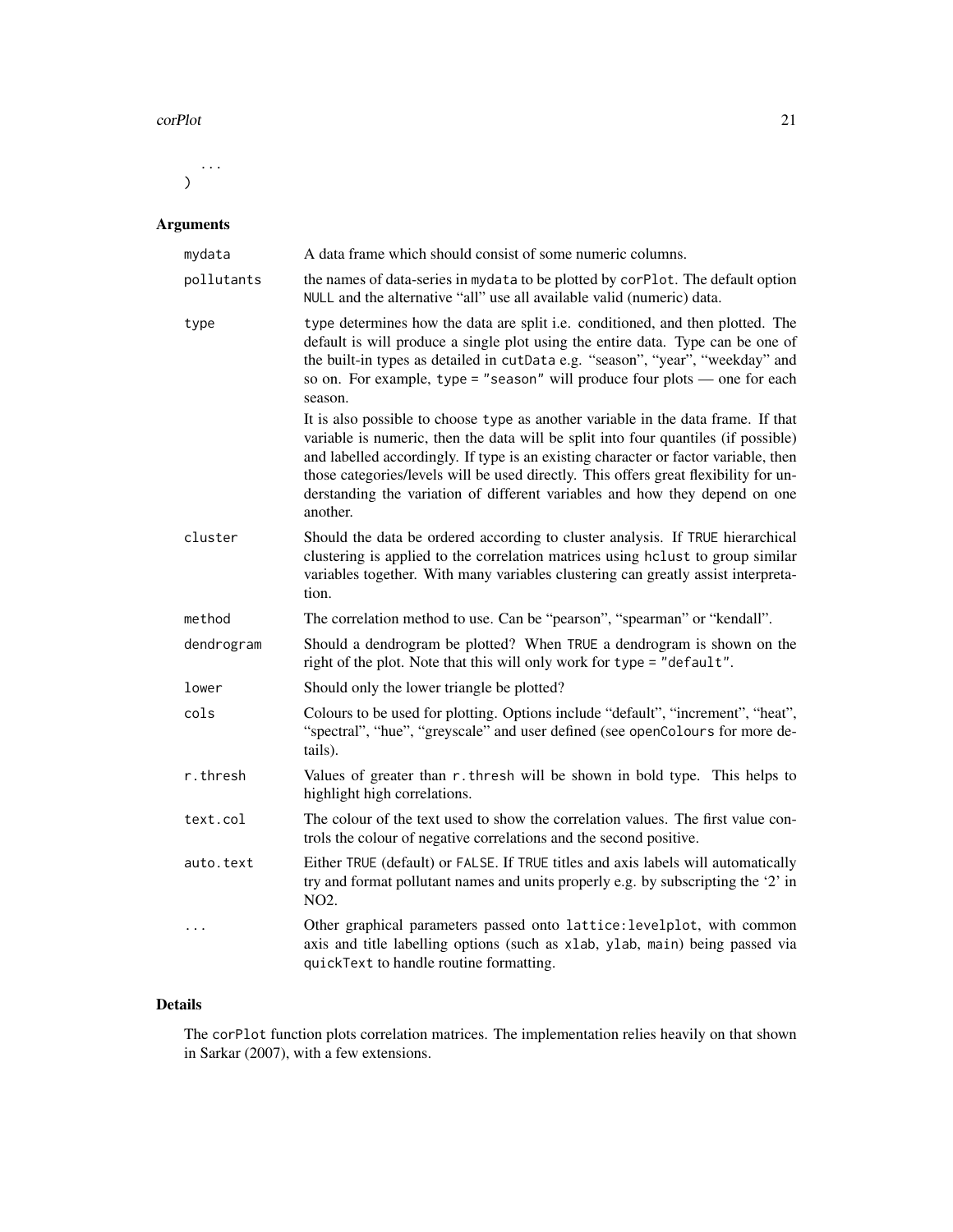```
  ...
)
```

## Arguments

- **mydata** A data frame which should consist of some numeric columns.
- **pollutants** the names of data-series in mydata to be plotted by corPlot. The default option NULL and the alternative "all" use all available valid (numeric) data.
- **type** type determines how the data are split i.e. conditioned, and then plotted. The default is will produce a single plot using the entire data. Type can be one of the built-in types as detailed in cutData e.g. "season", "year", "weekday" and so on. For example, type = "season" will produce four plots — one for each season.

  It is also possible to choose type as another variable in the data frame. If that variable is numeric, then the data will be split into four quantiles (if possible) and labelled accordingly. If type is an existing character or factor variable, then those categories/levels will be used directly. This offers great flexibility for understanding the variation of different variables and how they depend on one another.
- **cluster** Should the data be ordered according to cluster analysis. If TRUE hierarchical clustering is applied to the correlation matrices using hclust to group similar variables together. With many variables clustering can greatly assist interpretation.
- **method** The correlation method to use. Can be "pearson", "spearman" or "kendall".
- **dendrogram** Should a dendrogram be plotted? When TRUE a dendrogram is shown on the right of the plot. Note that this will only work for type = "default".
- **lower** Should only the lower triangle be plotted?
- **cols** Colours to be used for plotting. Options include "default", "increment", "heat", "spectral", "hue", "greyscale" and user defined (see openColours for more details).
- **r.thresh** Values of greater than r.thresh will be shown in bold type. This helps to highlight high correlations.
- **text.col** The colour of the text used to show the correlation values. The first value controls the colour of negative correlations and the second positive.
- **auto.text** Either TRUE (default) or FALSE. If TRUE titles and axis labels will automatically try and format pollutant names and units properly e.g. by subscripting the '2' in $NO_2$.
- **...** Other graphical parameters passed onto lattice:levelplot, with common axis and title labelling options (such as xlab, ylab, main) being passed via quickText to handle routine formatting.

## Details

The corPlot function plots correlation matrices. The implementation relies heavily on that shown in Sarkar (2007), with a few extensions.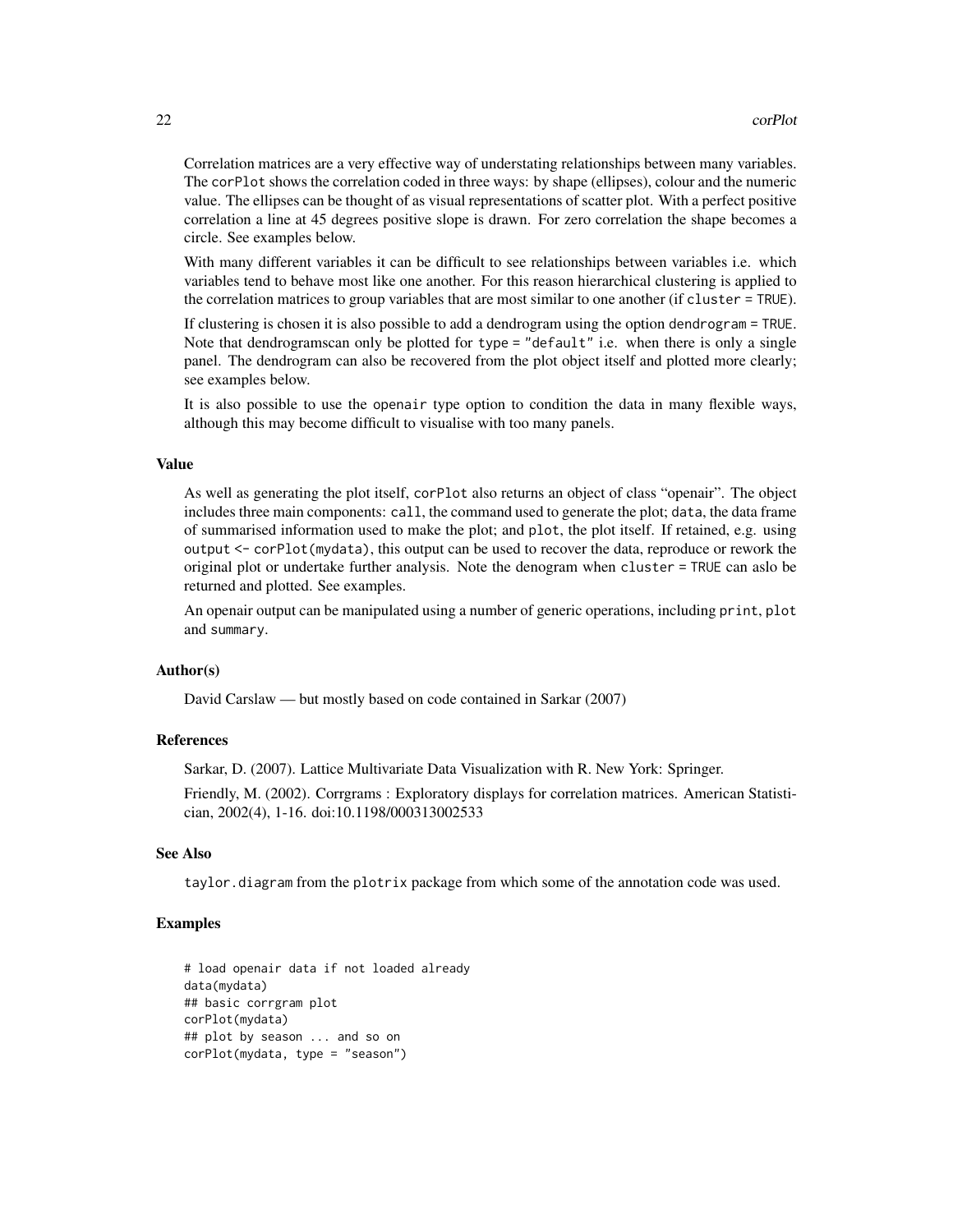Correlation matrices are a very effective way of understating relationships between many variables. The `corPlot` shows the correlation coded in three ways: by shape (ellipses), colour and the numeric value. The ellipses can be thought of as visual representations of scatter plot. With a perfect positive correlation a line at 45 degrees positive slope is drawn. For zero correlation the shape becomes a circle. See examples below.

With many different variables it can be difficult to see relationships between variables i.e. which variables tend to behave most like one another. For this reason hierarchical clustering is applied to the correlation matrices to group variables that are most similar to one another (if `cluster = TRUE`).

If clustering is chosen it is also possible to add a dendrogram using the option `dendrogram = TRUE`. Note that dendrogramscan only be plotted for `type = "default"` i.e. when there is only a single panel. The dendrogram can also be recovered from the plot object itself and plotted more clearly; see examples below.

It is also possible to use the `openair` type option to condition the data in many flexible ways, although this may become difficult to visualise with too many panels.

### Value

As well as generating the plot itself, `corPlot` also returns an object of class "openair". The object includes three main components: `call`, the command used to generate the plot; `data`, the data frame of summarised information used to make the plot; and `plot`, the plot itself. If retained, e.g. using `output <- corPlot(mydata)`, this output can be used to recover the data, reproduce or rework the original plot or undertake further analysis. Note the denogram when `cluster = TRUE` can aslo be returned and plotted. See examples.

An openair output can be manipulated using a number of generic operations, including `print`, `plot` and `summary`.

### Author(s)

David Carslaw — but mostly based on code contained in Sarkar (2007)

### References

Sarkar, D. (2007). Lattice Multivariate Data Visualization with R. New York: Springer.

Friendly, M. (2002). Corrgrams : Exploratory displays for correlation matrices. American Statistician, 2002(4), 1-16. doi:10.1198/000313002533

### See Also

`taylor.diagram` from the `plotrix` package from which some of the annotation code was used.

### Examples

```
# load openair data if not loaded already
data(mydata)
## basic corrgram plot
corPlot(mydata)
## plot by season ... and so on
corPlot(mydata, type = "season")
```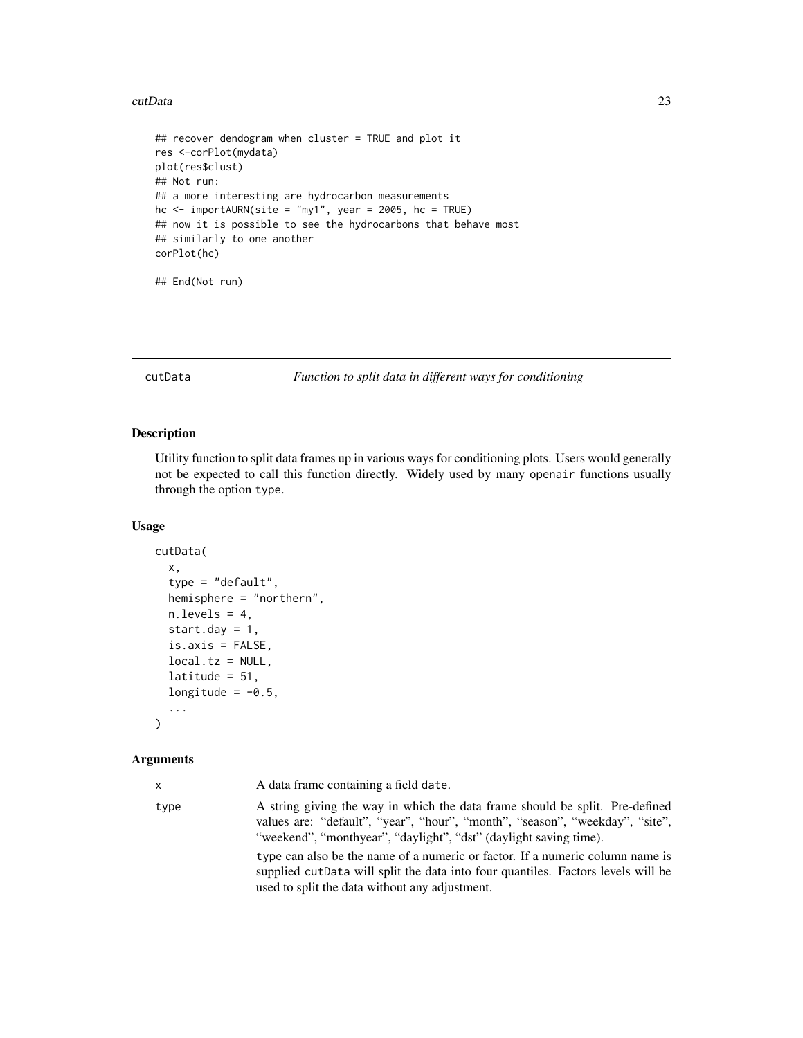```
## recover dendogram when cluster = TRUE and plot it
res <-corPlot(mydata)
plot(res$clust)
## Not run:
## a more interesting are hydrocarbon measurements
hc <- importAURN(site = "my1", year = 2005, hc = TRUE)
## now it is possible to see the hydrocarbons that behave most
## similarly to one another
corPlot(hc)

## End(Not run)
```

## cutData — *Function to split data in different ways for conditioning*

### Description

Utility function to split data frames up in various ways for conditioning plots. Users would generally not be expected to call this function directly. Widely used by many openair functions usually through the option type.

### Usage

```
cutData(
  x,
  type = "default",
  hemisphere = "northern",
  n.levels = 4,
  start.day = 1,
  is.axis = FALSE,
  local.tz = NULL,
  latitude = 51,
  longitude = -0.5,
  ...
)
```

### Arguments

| | |
|---|---|
| x | A data frame containing a field date. |
| type | A string giving the way in which the data frame should be split. Pre-defined values are: "default", "year", "hour", "month", "season", "weekday", "site", "weekend", "monthyear", "daylight", "dst" (daylight saving time).<br><br>type can also be the name of a numeric or factor. If a numeric column name is supplied cutData will split the data into four quantiles. Factors levels will be used to split the data without any adjustment. |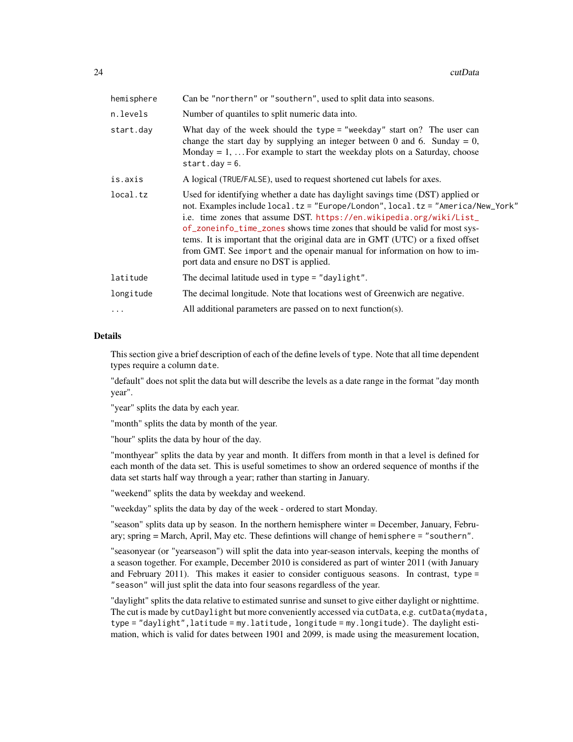| | |
|---|---|
| `hemisphere` | Can be `"northern"` or `"southern"`, used to split data into seasons. |
| `n.levels` | Number of quantiles to split numeric data into. |
| `start.day` | What day of the week should the `type = "weekday"` start on? The user can change the start day by supplying an integer between 0 and 6. Sunday = 0, Monday = 1, ... For example to start the weekday plots on a Saturday, choose `start.day = 6`. |
| `is.axis` | A logical (`TRUE`/`FALSE`), used to request shortened cut labels for axes. |
| `local.tz` | Used for identifying whether a date has daylight savings time (DST) applied or not. Examples include `local.tz = "Europe/London"`, `local.tz = "America/New_York"` i.e. time zones that assume DST. https://en.wikipedia.org/wiki/List_of_zoneinfo_time_zones shows time zones that should be valid for most systems. It is important that the original data are in GMT (UTC) or a fixed offset from GMT. See `import` and the openair manual for information on how to import data and ensure no DST is applied. |
| `latitude` | The decimal latitude used in `type = "daylight"`. |
| `longitude` | The decimal longitude. Note that locations west of Greenwich are negative. |
| `...` | All additional parameters are passed on to next function(s). |

## Details

This section give a brief description of each of the define levels of `type`. Note that all time dependent types require a column `date`.

"default" does not split the data but will describe the levels as a date range in the format "day month year".

"year" splits the data by each year.

"month" splits the data by month of the year.

"hour" splits the data by hour of the day.

"monthyear" splits the data by year and month. It differs from month in that a level is defined for each month of the data set. This is useful sometimes to show an ordered sequence of months if the data set starts half way through a year; rather than starting in January.

"weekend" splits the data by weekday and weekend.

"weekday" splits the data by day of the week - ordered to start Monday.

"season" splits data up by season. In the northern hemisphere winter = December, January, February; spring = March, April, May etc. These defintions will change of `hemisphere = "southern"`.

"seasonyear (or "yearseason") will split the data into year-season intervals, keeping the months of a season together. For example, December 2010 is considered as part of winter 2011 (with January and February 2011). This makes it easier to consider contiguous seasons. In contrast, `type = "season"` will just split the data into four seasons regardless of the year.

"daylight" splits the data relative to estimated sunrise and sunset to give either daylight or nighttime. The cut is made by `cutDaylight` but more conveniently accessed via `cutData`, e.g. `cutData(mydata, type = "daylight",latitude = my.latitude, longitude = my.longitude)`. The daylight estimation, which is valid for dates between 1901 and 2099, is made using the measurement location,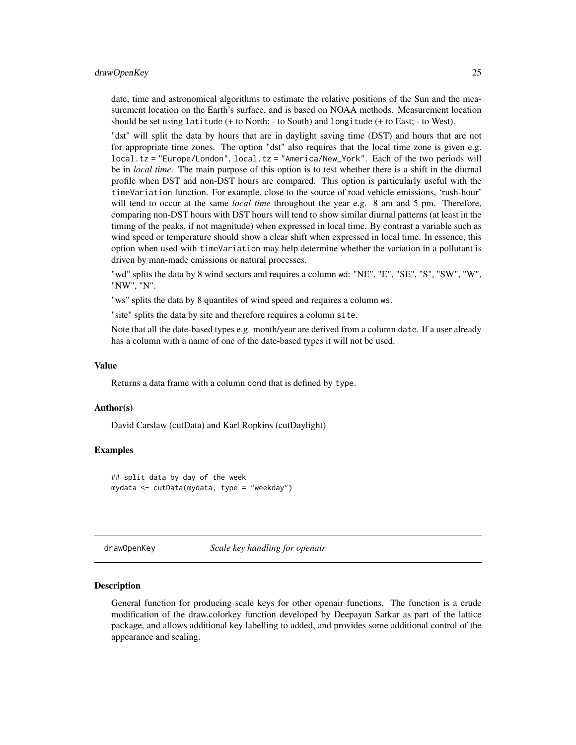date, time and astronomical algorithms to estimate the relative positions of the Sun and the measurement location on the Earth's surface, and is based on NOAA methods. Measurement location should be set using `latitude` (+ to North; - to South) and `longitude` (+ to East; - to West).

"dst" will split the data by hours that are in daylight saving time (DST) and hours that are not for appropriate time zones. The option "dst" also requires that the local time zone is given e.g. `local.tz = "Europe/London"`, `local.tz = "America/New_York"`. Each of the two periods will be in *local time*. The main purpose of this option is to test whether there is a shift in the diurnal profile when DST and non-DST hours are compared. This option is particularly useful with the `timeVariation` function. For example, close to the source of road vehicle emissions, 'rush-hour' will tend to occur at the same *local time* throughout the year e.g. 8 am and 5 pm. Therefore, comparing non-DST hours with DST hours will tend to show similar diurnal patterns (at least in the timing of the peaks, if not magnitude) when expressed in local time. By contrast a variable such as wind speed or temperature should show a clear shift when expressed in local time. In essence, this option when used with `timeVariation` may help determine whether the variation in a pollutant is driven by man-made emissions or natural processes.

"wd" splits the data by 8 wind sectors and requires a column `wd`: "NE", "E", "SE", "S", "SW", "W", "NW", "N".

"ws" splits the data by 8 quantiles of wind speed and requires a column `ws`.

"site" splits the data by site and therefore requires a column `site`.

Note that all the date-based types e.g. month/year are derived from a column `date`. If a user already has a column with a name of one of the date-based types it will not be used.

### Value

Returns a data frame with a column `cond` that is defined by `type`.

### Author(s)

David Carslaw (cutData) and Karl Ropkins (cutDaylight)

### Examples

```
## split data by day of the week
mydata <- cutData(mydata, type = "weekday")
```

---

## drawOpenKey — *Scale key handling for openair*

---

### Description

General function for producing scale keys for other openair functions. The function is a crude modification of the draw.colorkey function developed by Deepayan Sarkar as part of the lattice package, and allows additional key labelling to added, and provides some additional control of the appearance and scaling.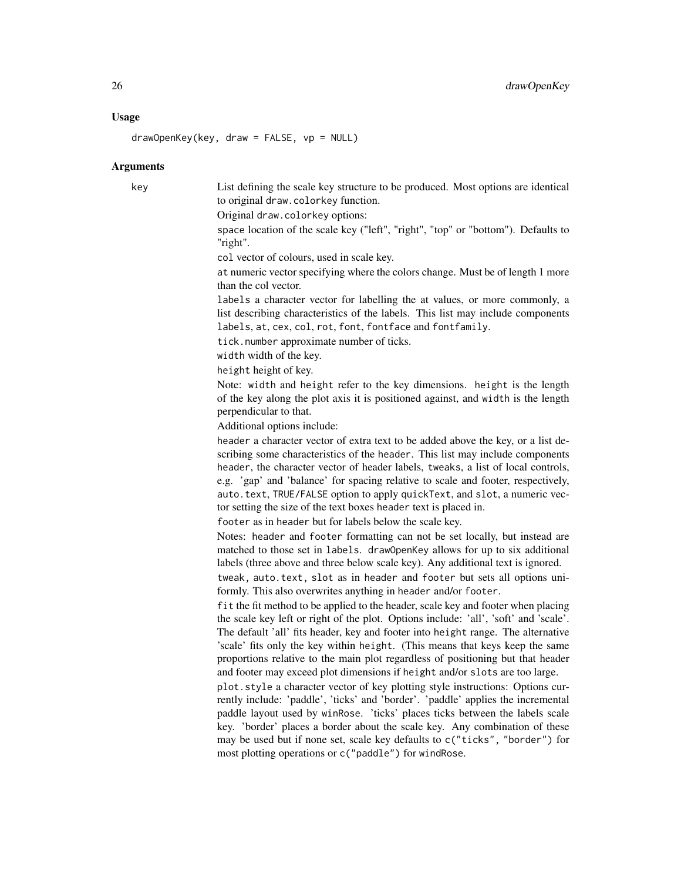## Usage

```
drawOpenKey(key, draw = FALSE, vp = NULL)
```

## Arguments

**key** List defining the scale key structure to be produced. Most options are identical to original `draw.colorkey` function.

Original `draw.colorkey` options:

`space` location of the scale key ("left", "right", "top" or "bottom"). Defaults to "right".

`col` vector of colours, used in scale key.

`at` numeric vector specifying where the colors change. Must be of length 1 more than the col vector.

`labels` a character vector for labelling the at values, or more commonly, a list describing characteristics of the labels. This list may include components `labels`, `at`, `cex`, `col`, `rot`, `font`, `fontface` and `fontfamily`.

`tick.number` approximate number of ticks.

`width` width of the key.

`height` height of key.

Note: `width` and `height` refer to the key dimensions. `height` is the length of the key along the plot axis it is positioned against, and `width` is the length perpendicular to that.

Additional options include:

`header` a character vector of extra text to be added above the key, or a list describing some characteristics of the `header`. This list may include components `header`, the character vector of header labels, `tweaks`, a list of local controls, e.g. 'gap' and 'balance' for spacing relative to scale and footer, respectively, `auto.text`, `TRUE/FALSE` option to apply `quickText`, and `slot`, a numeric vector setting the size of the text boxes `header` text is placed in.

`footer` as in `header` but for labels below the scale key.

Notes: `header` and `footer` formatting can not be set locally, but instead are matched to those set in `labels`. `drawOpenKey` allows for up to six additional labels (three above and three below scale key). Any additional text is ignored.

`tweak, auto.text, slot` as in `header` and `footer` but sets all options uniformly. This also overwrites anything in `header` and/or `footer`.

`fit` the fit method to be applied to the header, scale key and footer when placing the scale key left or right of the plot. Options include: 'all', 'soft' and 'scale'. The default 'all' fits header, key and footer into `height` range. The alternative 'scale' fits only the key within `height`. (This means that keys keep the same proportions relative to the main plot regardless of positioning but that header and footer may exceed plot dimensions if `height` and/or `slots` are too large.

`plot.style` a character vector of key plotting style instructions: Options currently include: 'paddle', 'ticks' and 'border'. 'paddle' applies the incremental paddle layout used by `winRose`. 'ticks' places ticks between the labels scale key. 'border' places a border about the scale key. Any combination of these may be used but if none set, scale key defaults to `c("ticks", "border")` for most plotting operations or `c("paddle")` for `windRose`.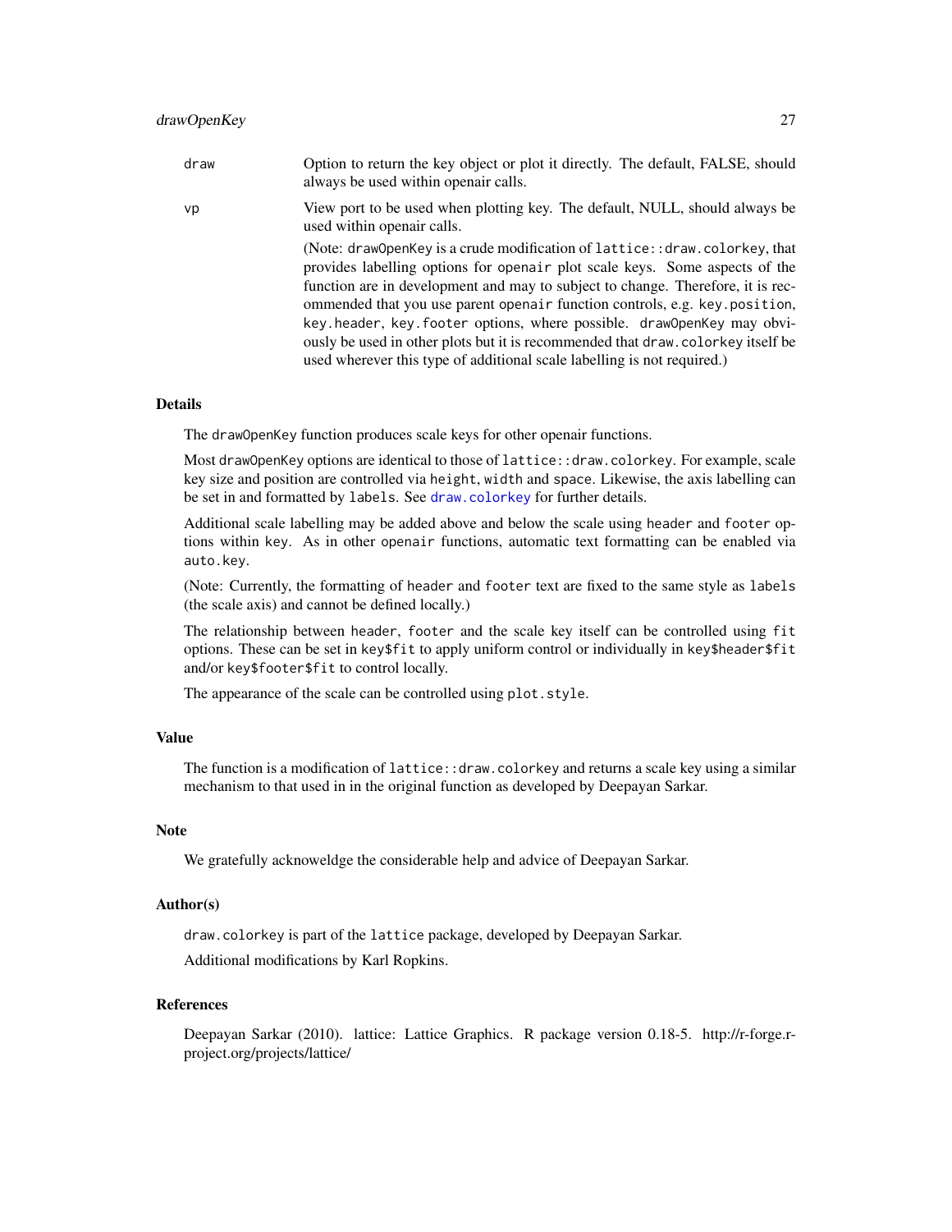| | |
|---|---|
| `draw` | Option to return the key object or plot it directly. The default, FALSE, should always be used within openair calls. |
| `vp` | View port to be used when plotting key. The default, NULL, should always be used within openair calls. |

(Note: `drawOpenKey` is a crude modification of `lattice::draw.colorkey`, that provides labelling options for `openair` plot scale keys. Some aspects of the function are in development and may to subject to change. Therefore, it is recommended that you use parent `openair` function controls, e.g. `key.position`, `key.header`, `key.footer` options, where possible. `drawOpenKey` may obviously be used in other plots but it is recommended that `draw.colorkey` itself be used wherever this type of additional scale labelling is not required.)

## Details

The `drawOpenKey` function produces scale keys for other openair functions.

Most `drawOpenKey` options are identical to those of `lattice::draw.colorkey`. For example, scale key size and position are controlled via `height`, `width` and `space`. Likewise, the axis labelling can be set in and formatted by `labels`. See `draw.colorkey` for further details.

Additional scale labelling may be added above and below the scale using `header` and `footer` options within `key`. As in other `openair` functions, automatic text formatting can be enabled via `auto.key`.

(Note: Currently, the formatting of `header` and `footer` text are fixed to the same style as `labels` (the scale axis) and cannot be defined locally.)

The relationship between `header`, `footer` and the scale key itself can be controlled using `fit` options. These can be set in `key$fit` to apply uniform control or individually in `key$header$fit` and/or `key$footer$fit` to control locally.

The appearance of the scale can be controlled using `plot.style`.

## Value

The function is a modification of `lattice::draw.colorkey` and returns a scale key using a similar mechanism to that used in in the original function as developed by Deepayan Sarkar.

## Note

We gratefully acknoweldge the considerable help and advice of Deepayan Sarkar.

## Author(s)

`draw.colorkey` is part of the `lattice` package, developed by Deepayan Sarkar.

Additional modifications by Karl Ropkins.

## References

Deepayan Sarkar (2010). lattice: Lattice Graphics. R package version 0.18-5. http://r-forge.r-project.org/projects/lattice/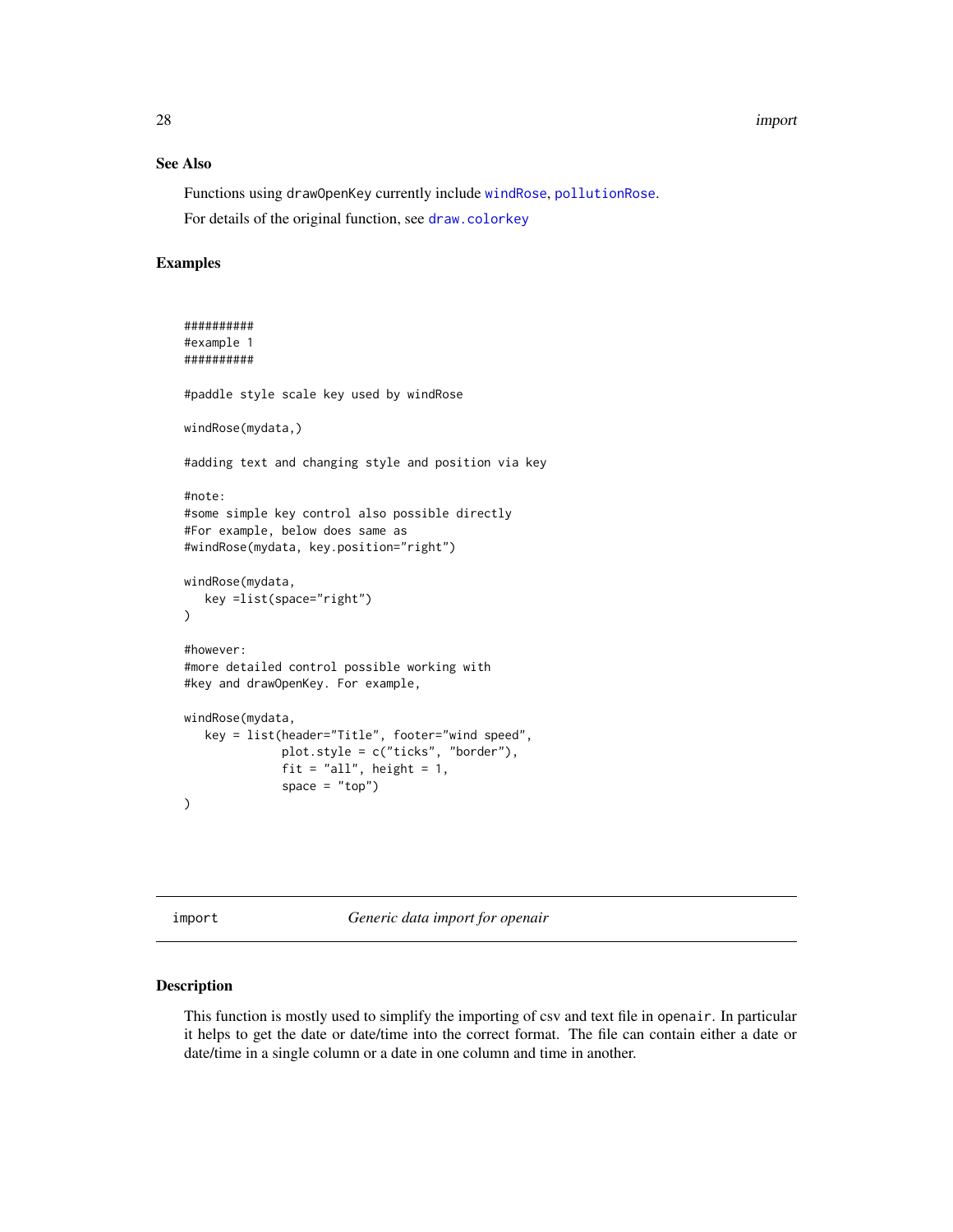### See Also

Functions using `drawOpenKey` currently include `windRose`, `pollutionRose`.

For details of the original function, see `draw.colorkey`

### Examples

```
##########
#example 1
##########

#paddle style scale key used by windRose

windRose(mydata,)

#adding text and changing style and position via key

#note:
#some simple key control also possible directly
#For example, below does same as
#windRose(mydata, key.position="right")

windRose(mydata,
   key =list(space="right")
)

#however:
#more detailed control possible working with
#key and drawOpenKey. For example,

windRose(mydata,
   key = list(header="Title", footer="wind speed",
              plot.style = c("ticks", "border"),
              fit = "all", height = 1,
              space = "top")
)
```

---

## import *Generic data import for openair*

---

### Description

This function is mostly used to simplify the importing of csv and text file in `openair`. In particular it helps to get the date or date/time into the correct format. The file can contain either a date or date/time in a single column or a date in one column and time in another.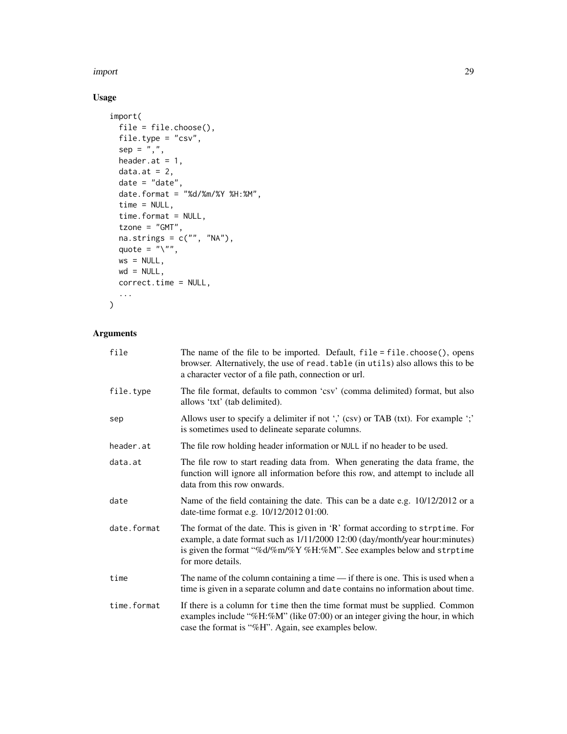## Usage

```
import(
  file = file.choose(),
  file.type = "csv",
  sep = ",",
  header.at = 1,
  data.at = 2,
  date = "date",
  date.format = "%d/%m/%Y %H:%M",
  time = NULL,
  time.format = NULL,
  tzone = "GMT",
  na.strings = c("", "NA"),
  quote = "\"",
  ws = NULL,
  wd = NULL,
  correct.time = NULL,
  ...
)
```

## Arguments

| | |
|---|---|
| file | The name of the file to be imported. Default, `file = file.choose()`, opens browser. Alternatively, the use of `read.table` (in `utils`) also allows this to be a character vector of a file path, connection or url. |
| file.type | The file format, defaults to common 'csv' (comma delimited) format, but also allows 'txt' (tab delimited). |
| sep | Allows user to specify a delimiter if not ',' (csv) or TAB (txt). For example ';' is sometimes used to delineate separate columns. |
| header.at | The file row holding header information or `NULL` if no header to be used. |
| data.at | The file row to start reading data from. When generating the data frame, the function will ignore all information before this row, and attempt to include all data from this row onwards. |
| date | Name of the field containing the date. This can be a date e.g. 10/12/2012 or a date-time format e.g. 10/12/2012 01:00. |
| date.format | The format of the date. This is given in 'R' format according to `strptime`. For example, a date format such as 1/11/2000 12:00 (day/month/year hour:minutes) is given the format "%d/%m/%Y %H:%M". See examples below and `strptime` for more details. |
| time | The name of the column containing a time — if there is one. This is used when a time is given in a separate column and `date` contains no information about time. |
| time.format | If there is a column for `time` then the time format must be supplied. Common examples include "%H:%M" (like 07:00) or an integer giving the hour, in which case the format is "%H". Again, see examples below. |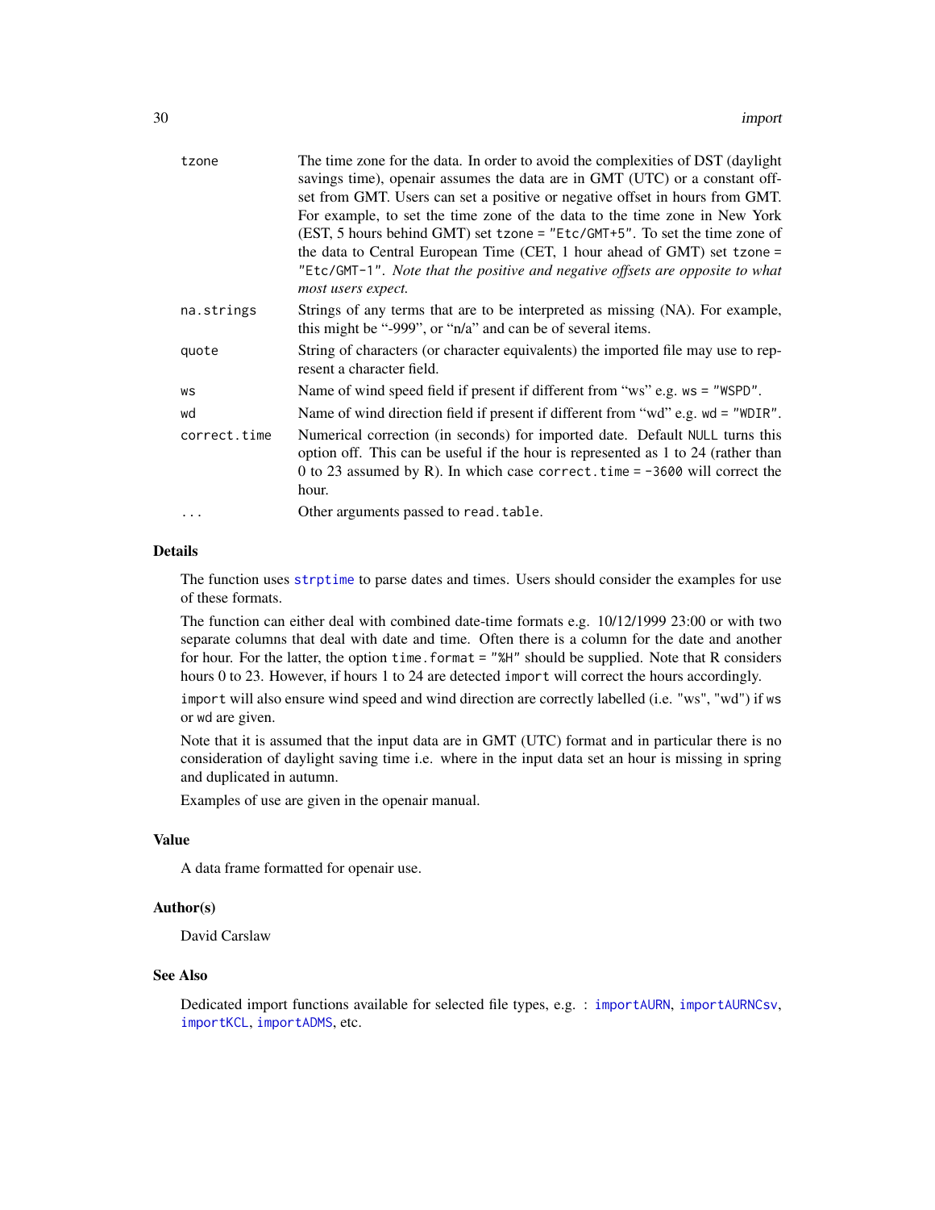| | |
|---|---|
| `tzone` | The time zone for the data. In order to avoid the complexities of DST (daylight savings time), openair assumes the data are in GMT (UTC) or a constant offset from GMT. Users can set a positive or negative offset in hours from GMT. For example, to set the time zone of the data to the time zone in New York (EST, 5 hours behind GMT) set `tzone = "Etc/GMT+5"`. To set the time zone of the data to Central European Time (CET, 1 hour ahead of GMT) set `tzone = "Etc/GMT-1"`. *Note that the positive and negative offsets are opposite to what most users expect.* |
| `na.strings` | Strings of any terms that are to be interpreted as missing (NA). For example, this might be "-999", or "n/a" and can be of several items. |
| `quote` | String of characters (or character equivalents) the imported file may use to represent a character field. |
| `ws` | Name of wind speed field if present if different from "ws" e.g. `ws = "WSPD"`. |
| `wd` | Name of wind direction field if present if different from "wd" e.g. `wd = "WDIR"`. |
| `correct.time` | Numerical correction (in seconds) for imported date. Default `NULL` turns this option off. This can be useful if the hour is represented as 1 to 24 (rather than 0 to 23 assumed by R). In which case `correct.time = -3600` will correct the hour. |
| `...` | Other arguments passed to `read.table`. |

### Details

The function uses `strptime` to parse dates and times. Users should consider the examples for use of these formats.

The function can either deal with combined date-time formats e.g. 10/12/1999 23:00 or with two separate columns that deal with date and time. Often there is a column for the date and another for hour. For the latter, the option `time.format = "%H"` should be supplied. Note that R considers hours 0 to 23. However, if hours 1 to 24 are detected `import` will correct the hours accordingly.

`import` will also ensure wind speed and wind direction are correctly labelled (i.e. "ws", "wd") if `ws` or `wd` are given.

Note that it is assumed that the input data are in GMT (UTC) format and in particular there is no consideration of daylight saving time i.e. where in the input data set an hour is missing in spring and duplicated in autumn.

Examples of use are given in the openair manual.

### Value

A data frame formatted for openair use.

### Author(s)

David Carslaw

### See Also

Dedicated import functions available for selected file types, e.g. : `importAURN`, `importAURNCsv`, `importKCL`, `importADMS`, etc.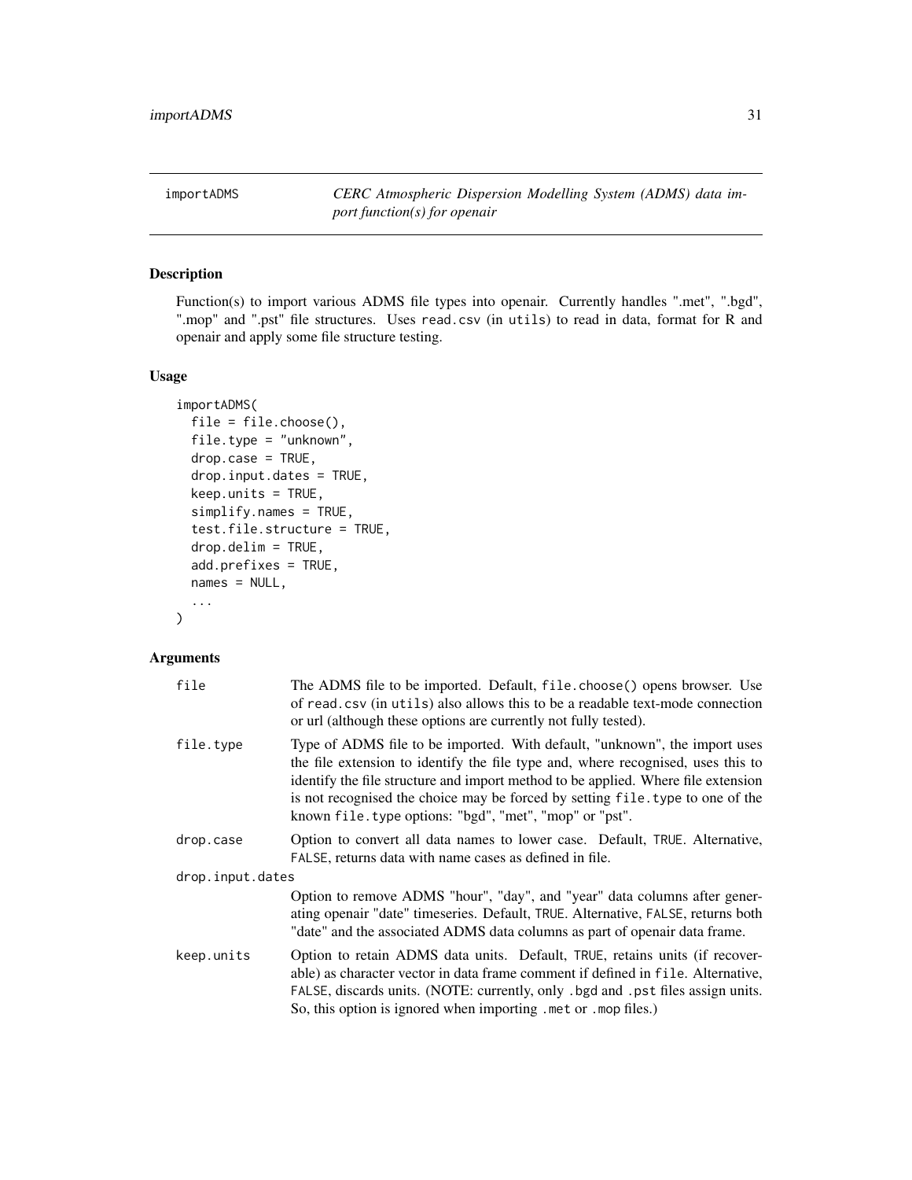# importADMS — CERC Atmospheric Dispersion Modelling System (ADMS) data import function(s) for openair

## Description

Function(s) to import various ADMS file types into openair. Currently handles ".met", ".bgd", ".mop" and ".pst" file structures. Uses read.csv (in utils) to read in data, format for R and openair and apply some file structure testing.

## Usage

```
importADMS(
  file = file.choose(),
  file.type = "unknown",
  drop.case = TRUE,
  drop.input.dates = TRUE,
  keep.units = TRUE,
  simplify.names = TRUE,
  test.file.structure = TRUE,
  drop.delim = TRUE,
  add.prefixes = TRUE,
  names = NULL,
  ...
)
```

## Arguments

| Argument | Description |
| --- | --- |
| file | The ADMS file to be imported. Default, file.choose() opens browser. Use of read.csv (in utils) also allows this to be a readable text-mode connection or url (although these options are currently not fully tested). |
| file.type | Type of ADMS file to be imported. With default, "unknown", the import uses the file extension to identify the file type and, where recognised, uses this to identify the file structure and import method to be applied. Where file extension is not recognised the choice may be forced by setting file.type to one of the known file.type options: "bgd", "met", "mop" or "pst". |
| drop.case | Option to convert all data names to lower case. Default, TRUE. Alternative, FALSE, returns data with name cases as defined in file. |
| drop.input.dates | Option to remove ADMS "hour", "day", and "year" data columns after generating openair "date" timeseries. Default, TRUE. Alternative, FALSE, returns both "date" and the associated ADMS data columns as part of openair data frame. |
| keep.units | Option to retain ADMS data units. Default, TRUE, retains units (if recoverable) as character vector in data frame comment if defined in file. Alternative, FALSE, discards units. (NOTE: currently, only .bgd and .pst files assign units. So, this option is ignored when importing .met or .mop files.) |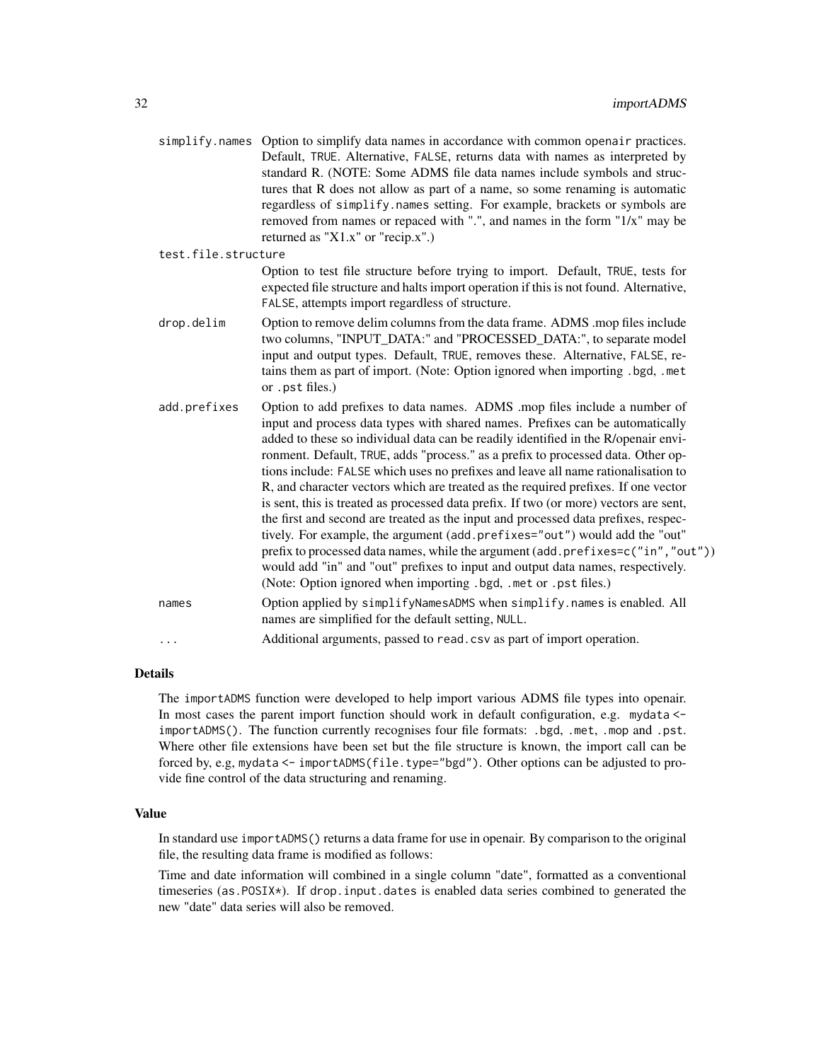simplify.names Option to simplify data names in accordance with common openair practices. Default, TRUE. Alternative, FALSE, returns data with names as interpreted by standard R. (NOTE: Some ADMS file data names include symbols and structures that R does not allow as part of a name, so some renaming is automatic regardless of simplify.names setting. For example, brackets or symbols are removed from names or repaced with ".", and names in the form "1/x" may be returned as "X1.x" or "recip.x".)

test.file.structure
Option to test file structure before trying to import. Default, TRUE, tests for expected file structure and halts import operation if this is not found. Alternative, FALSE, attempts import regardless of structure.

drop.delim Option to remove delim columns from the data frame. ADMS .mop files include two columns, "INPUT_DATA:" and "PROCESSED_DATA:", to separate model input and output types. Default, TRUE, removes these. Alternative, FALSE, retains them as part of import. (Note: Option ignored when importing .bgd, .met or .pst files.)

add.prefixes Option to add prefixes to data names. ADMS .mop files include a number of input and process data types with shared names. Prefixes can be automatically added to these so individual data can be readily identified in the R/openair environment. Default, TRUE, adds "process." as a prefix to processed data. Other options include: FALSE which uses no prefixes and leave all name rationalisation to R, and character vectors which are treated as the required prefixes. If one vector is sent, this is treated as processed data prefix. If two (or more) vectors are sent, the first and second are treated as the input and processed data prefixes, respectively. For example, the argument (add.prefixes="out") would add the "out" prefix to processed data names, while the argument (add.prefixes=c("in","out")) would add "in" and "out" prefixes to input and output data names, respectively. (Note: Option ignored when importing .bgd, .met or .pst files.)

names Option applied by simplifyNamesADMS when simplify.names is enabled. All names are simplified for the default setting, NULL.

... Additional arguments, passed to read.csv as part of import operation.

### Details

The importADMS function were developed to help import various ADMS file types into openair. In most cases the parent import function should work in default configuration, e.g. mydata <- importADMS(). The function currently recognises four file formats: .bgd, .met, .mop and .pst. Where other file extensions have been set but the file structure is known, the import call can be forced by, e.g, mydata <- importADMS(file.type="bgd"). Other options can be adjusted to provide fine control of the data structuring and renaming.

### Value

In standard use importADMS() returns a data frame for use in openair. By comparison to the original file, the resulting data frame is modified as follows:

Time and date information will combined in a single column "date", formatted as a conventional timeseries (as.POSIX*). If drop.input.dates is enabled data series combined to generated the new "date" data series will also be removed.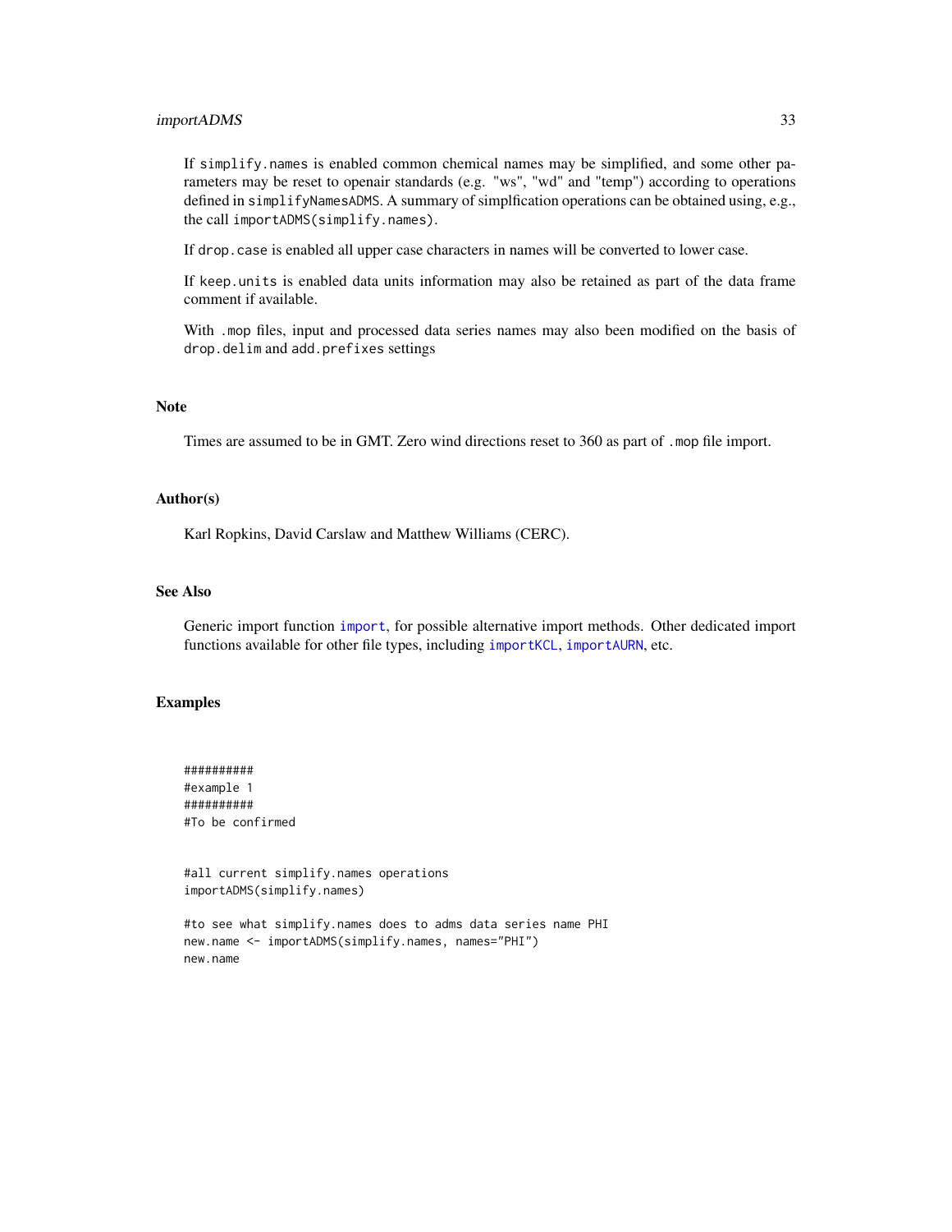If `simplify.names` is enabled common chemical names may be simplified, and some other parameters may be reset to openair standards (e.g. "ws", "wd" and "temp") according to operations defined in `simplifyNamesADMS`. A summary of simplfication operations can be obtained using, e.g., the call `importADMS(simplify.names)`.

If `drop.case` is enabled all upper case characters in names will be converted to lower case.

If `keep.units` is enabled data units information may also be retained as part of the data frame comment if available.

With `.mop` files, input and processed data series names may also been modified on the basis of `drop.delim` and `add.prefixes` settings

## Note

Times are assumed to be in GMT. Zero wind directions reset to 360 as part of `.mop` file import.

## Author(s)

Karl Ropkins, David Carslaw and Matthew Williams (CERC).

## See Also

Generic import function `import`, for possible alternative import methods. Other dedicated import functions available for other file types, including `importKCL`, `importAURN`, etc.

## Examples

```
##########
#example 1
##########
#To be confirmed


#all current simplify.names operations
importADMS(simplify.names)

#to see what simplify.names does to adms data series name PHI
new.name <- importADMS(simplify.names, names="PHI")
new.name
```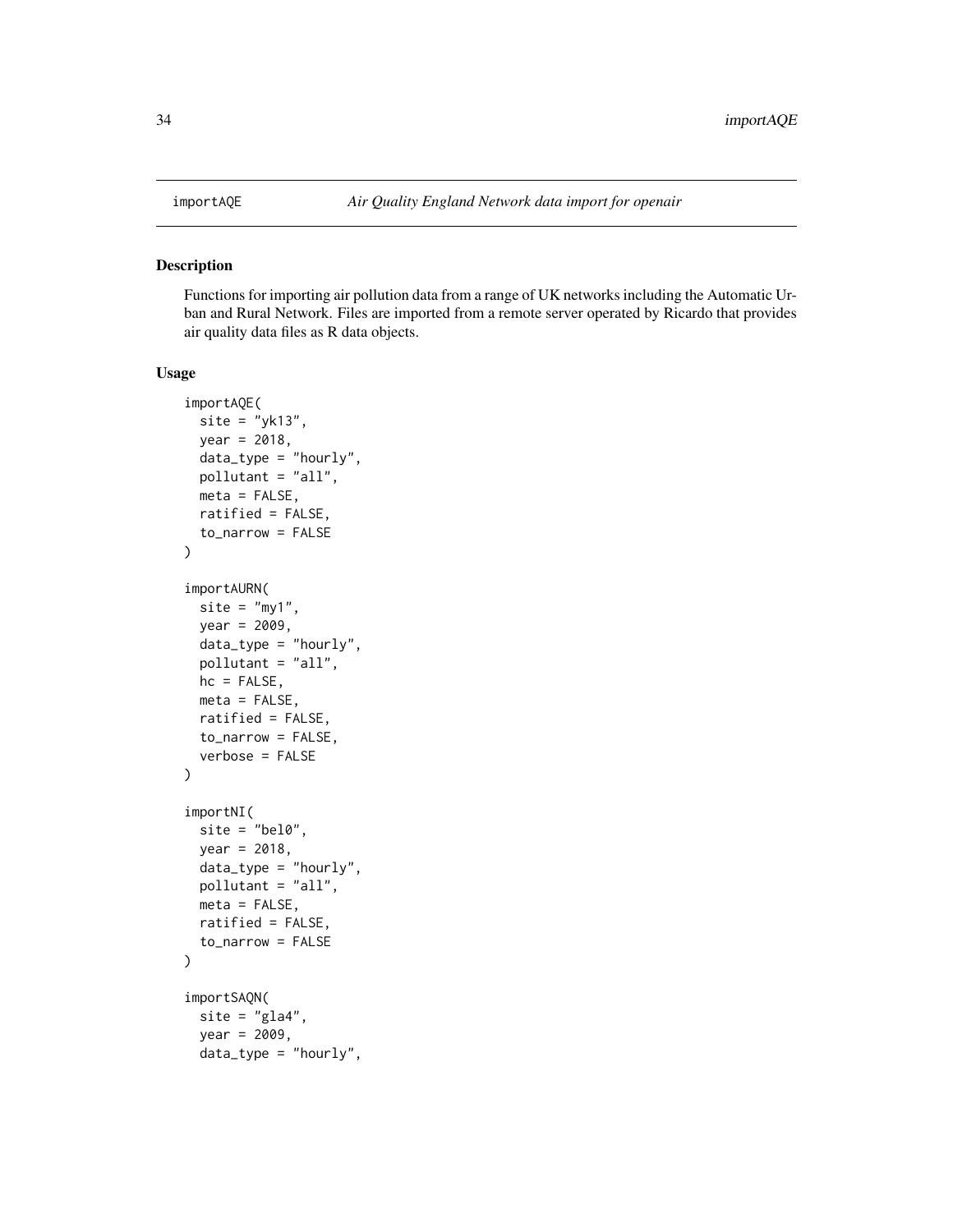## importAQE — *Air Quality England Network data import for openair*

### Description

Functions for importing air pollution data from a range of UK networks including the Automatic Urban and Rural Network. Files are imported from a remote server operated by Ricardo that provides air quality data files as R data objects.

### Usage

```
importAQE(
  site = "yk13",
  year = 2018,
  data_type = "hourly",
  pollutant = "all",
  meta = FALSE,
  ratified = FALSE,
  to_narrow = FALSE
)

importAURN(
  site = "my1",
  year = 2009,
  data_type = "hourly",
  pollutant = "all",
  hc = FALSE,
  meta = FALSE,
  ratified = FALSE,
  to_narrow = FALSE,
  verbose = FALSE
)

importNI(
  site = "bel0",
  year = 2018,
  data_type = "hourly",
  pollutant = "all",
  meta = FALSE,
  ratified = FALSE,
  to_narrow = FALSE
)

importSAQN(
  site = "gla4",
  year = 2009,
  data_type = "hourly",
```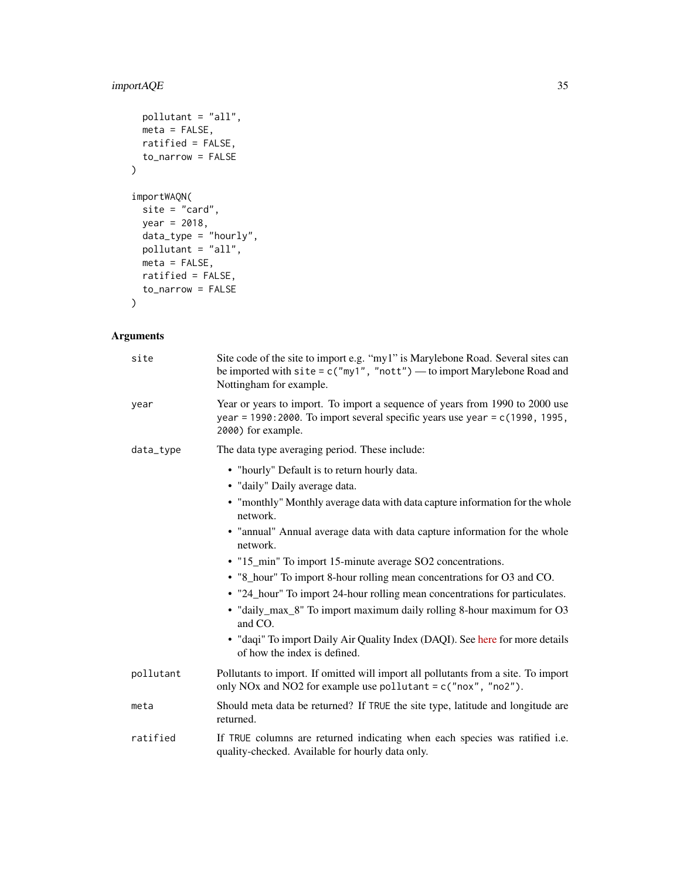```
  pollutant = "all",
  meta = FALSE,
  ratified = FALSE,
  to_narrow = FALSE
)

importWAQN(
  site = "card",
  year = 2018,
  data_type = "hourly",
  pollutant = "all",
  meta = FALSE,
  ratified = FALSE,
  to_narrow = FALSE
)
```

## Arguments

| | |
|---|---|
| `site` | Site code of the site to import e.g. "my1" is Marylebone Road. Several sites can be imported with `site = c("my1", "nott")` — to import Marylebone Road and Nottingham for example. |
| `year` | Year or years to import. To import a sequence of years from 1990 to 2000 use `year = 1990:2000`. To import several specific years use `year = c(1990, 1995, 2000)` for example. |
| `data_type` | The data type averaging period. These include: <br>• "hourly" Default is to return hourly data. <br>• "daily" Daily average data. <br>• "monthly" Monthly average data with data capture information for the whole network. <br>• "annual" Annual average data with data capture information for the whole network. <br>• "15_min" To import 15-minute average SO2 concentrations. <br>• "8_hour" To import 8-hour rolling mean concentrations for O3 and CO. <br>• "24_hour" To import 24-hour rolling mean concentrations for particulates. <br>• "daily_max_8" To import maximum daily rolling 8-hour maximum for O3 and CO. <br>• "daqi" To import Daily Air Quality Index (DAQI). See here for more details of how the index is defined. |
| `pollutant` | Pollutants to import. If omitted will import all pollutants from a site. To import only NOx and NO2 for example use `pollutant = c("nox", "no2")`. |
| `meta` | Should meta data be returned? If `TRUE` the site type, latitude and longitude are returned. |
| `ratified` | If `TRUE` columns are returned indicating when each species was ratified i.e. quality-checked. Available for hourly data only. |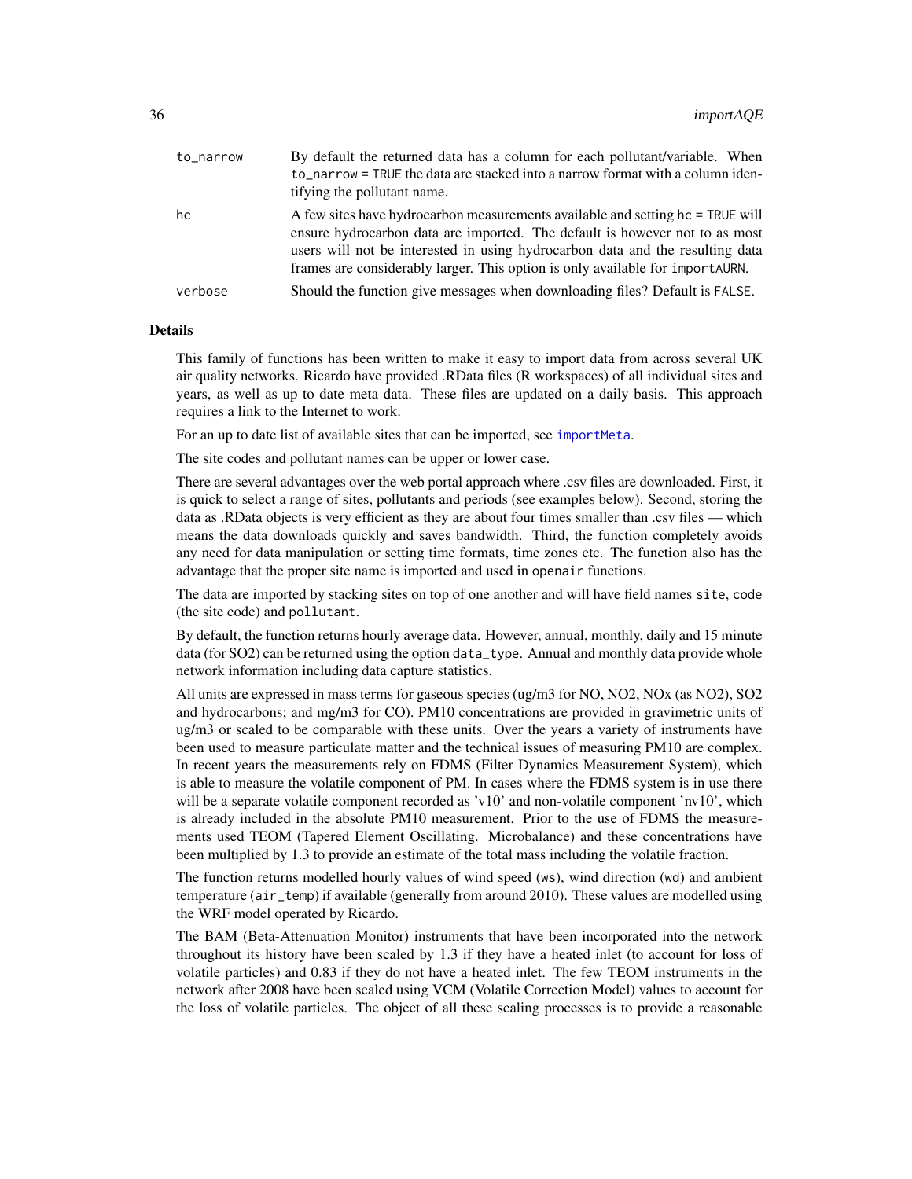| | |
|---|---|
| `to_narrow` | By default the returned data has a column for each pollutant/variable. When `to_narrow = TRUE` the data are stacked into a narrow format with a column identifying the pollutant name. |
| `hc` | A few sites have hydrocarbon measurements available and setting `hc = TRUE` will ensure hydrocarbon data are imported. The default is however not to as most users will not be interested in using hydrocarbon data and the resulting data frames are considerably larger. This option is only available for `importAURN`. |
| `verbose` | Should the function give messages when downloading files? Default is `FALSE`. |

## Details

This family of functions has been written to make it easy to import data from across several UK air quality networks. Ricardo have provided .RData files (R workspaces) of all individual sites and years, as well as up to date meta data. These files are updated on a daily basis. This approach requires a link to the Internet to work.

For an up to date list of available sites that can be imported, see `importMeta`.

The site codes and pollutant names can be upper or lower case.

There are several advantages over the web portal approach where .csv files are downloaded. First, it is quick to select a range of sites, pollutants and periods (see examples below). Second, storing the data as .RData objects is very efficient as they are about four times smaller than .csv files — which means the data downloads quickly and saves bandwidth. Third, the function completely avoids any need for data manipulation or setting time formats, time zones etc. The function also has the advantage that the proper site name is imported and used in `openair` functions.

The data are imported by stacking sites on top of one another and will have field names `site`, `code` (the site code) and `pollutant`.

By default, the function returns hourly average data. However, annual, monthly, daily and 15 minute data (for SO2) can be returned using the option `data_type`. Annual and monthly data provide whole network information including data capture statistics.

All units are expressed in mass terms for gaseous species (ug/m3 for NO, NO2, NOx (as NO2), SO2 and hydrocarbons; and mg/m3 for CO). PM10 concentrations are provided in gravimetric units of ug/m3 or scaled to be comparable with these units. Over the years a variety of instruments have been used to measure particulate matter and the technical issues of measuring PM10 are complex. In recent years the measurements rely on FDMS (Filter Dynamics Measurement System), which is able to measure the volatile component of PM. In cases where the FDMS system is in use there will be a separate volatile component recorded as 'v10' and non-volatile component 'nv10', which is already included in the absolute PM10 measurement. Prior to the use of FDMS the measurements used TEOM (Tapered Element Oscillating. Microbalance) and these concentrations have been multiplied by 1.3 to provide an estimate of the total mass including the volatile fraction.

The function returns modelled hourly values of wind speed (`ws`), wind direction (`wd`) and ambient temperature (`air_temp`) if available (generally from around 2010). These values are modelled using the WRF model operated by Ricardo.

The BAM (Beta-Attenuation Monitor) instruments that have been incorporated into the network throughout its history have been scaled by 1.3 if they have a heated inlet (to account for loss of volatile particles) and 0.83 if they do not have a heated inlet. The few TEOM instruments in the network after 2008 have been scaled using VCM (Volatile Correction Model) values to account for the loss of volatile particles. The object of all these scaling processes is to provide a reasonable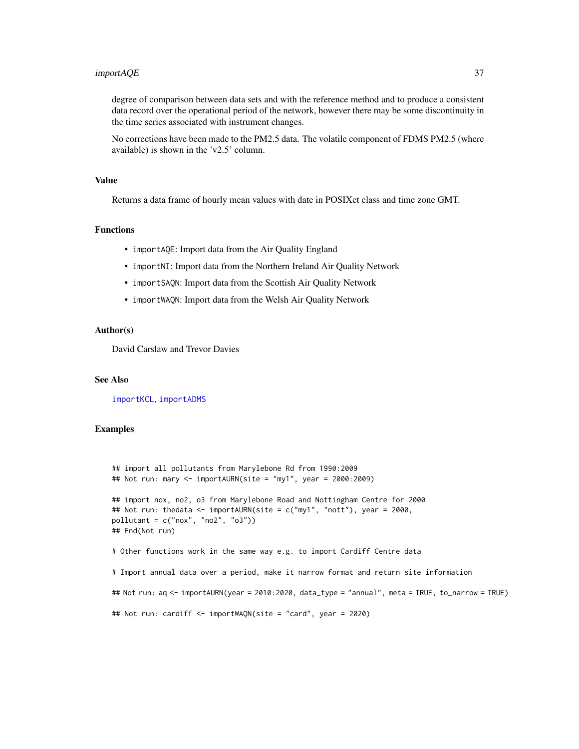degree of comparison between data sets and with the reference method and to produce a consistent data record over the operational period of the network, however there may be some discontinuity in the time series associated with instrument changes.

No corrections have been made to the PM2.5 data. The volatile component of FDMS PM2.5 (where available) is shown in the 'v2.5' column.

## Value

Returns a data frame of hourly mean values with date in POSIXct class and time zone GMT.

## Functions

- `importAQE`: Import data from the Air Quality England
- `importNI`: Import data from the Northern Ireland Air Quality Network
- `importSAQN`: Import data from the Scottish Air Quality Network
- `importWAQN`: Import data from the Welsh Air Quality Network

## Author(s)

David Carslaw and Trevor Davies

## See Also

`importKCL`, `importADMS`

## Examples

```
## import all pollutants from Marylebone Rd from 1990:2009
## Not run: mary <- importAURN(site = "my1", year = 2000:2009)

## import nox, no2, o3 from Marylebone Road and Nottingham Centre for 2000
## Not run: thedata <- importAURN(site = c("my1", "nott"), year = 2000,
pollutant = c("nox", "no2", "o3"))
## End(Not run)

# Other functions work in the same way e.g. to import Cardiff Centre data

# Import annual data over a period, make it narrow format and return site information

## Not run: aq <- importAURN(year = 2010:2020, data_type = "annual", meta = TRUE, to_narrow = TRUE)

## Not run: cardiff <- importWAQN(site = "card", year = 2020)
```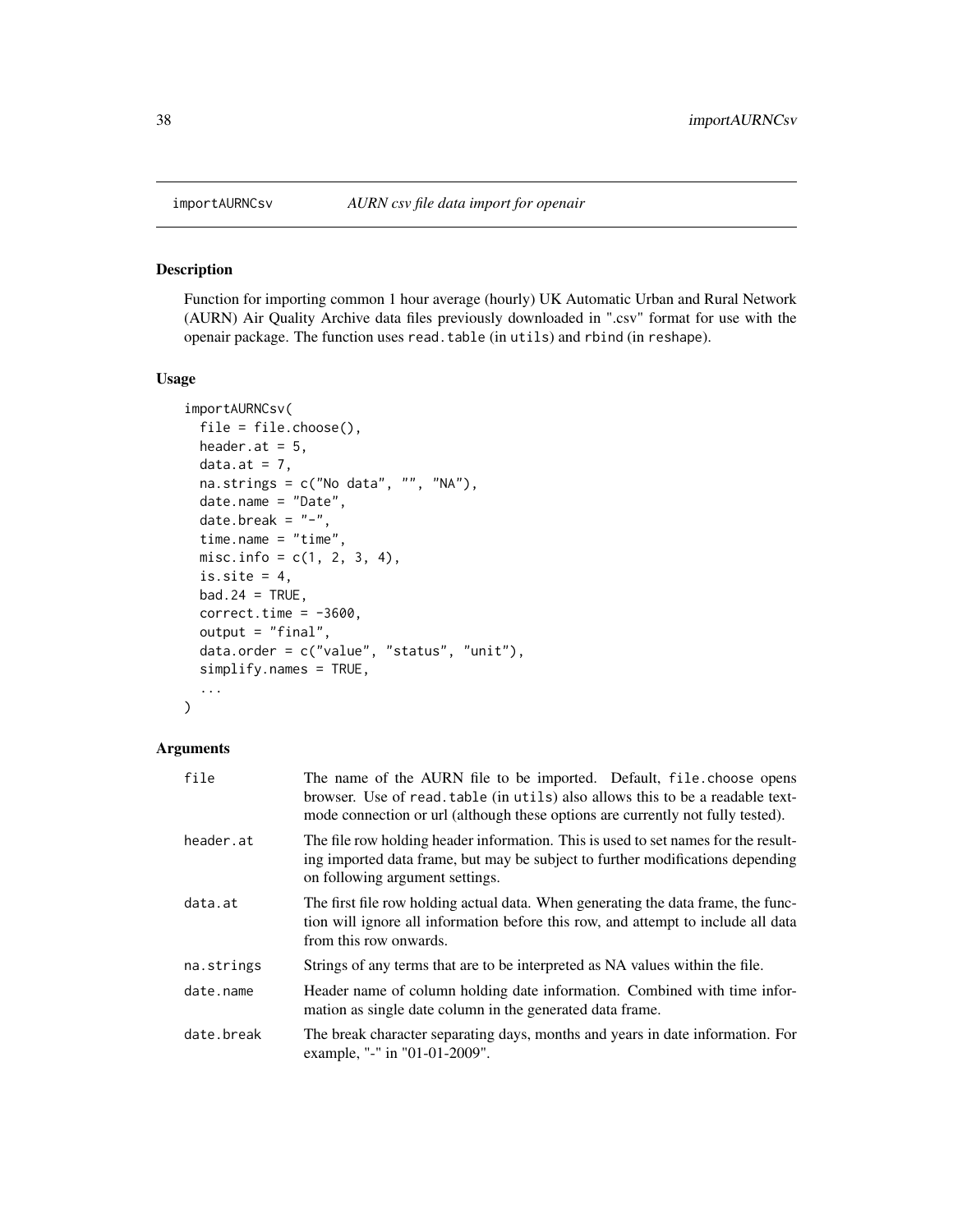## importAURNCsv *AURN csv file data import for openair*

### Description

Function for importing common 1 hour average (hourly) UK Automatic Urban and Rural Network (AURN) Air Quality Archive data files previously downloaded in ".csv" format for use with the openair package. The function uses `read.table` (in `utils`) and `rbind` (in `reshape`).

### Usage

```
importAURNCsv(
  file = file.choose(),
  header.at = 5,
  data.at = 7,
  na.strings = c("No data", "", "NA"),
  date.name = "Date",
  date.break = "-",
  time.name = "time",
  misc.info = c(1, 2, 3, 4),
  is.site = 4,
  bad.24 = TRUE,
  correct.time = -3600,
  output = "final",
  data.order = c("value", "status", "unit"),
  simplify.names = TRUE,
  ...
)
```

### Arguments

| | |
|---|---|
| `file` | The name of the AURN file to be imported. Default, `file.choose` opens browser. Use of `read.table` (in `utils`) also allows this to be a readable text-mode connection or url (although these options are currently not fully tested). |
| `header.at` | The file row holding header information. This is used to set names for the resulting imported data frame, but may be subject to further modifications depending on following argument settings. |
| `data.at` | The first file row holding actual data. When generating the data frame, the function will ignore all information before this row, and attempt to include all data from this row onwards. |
| `na.strings` | Strings of any terms that are to be interpreted as NA values within the file. |
| `date.name` | Header name of column holding date information. Combined with time information as single date column in the generated data frame. |
| `date.break` | The break character separating days, months and years in date information. For example, "-" in "01-01-2009". |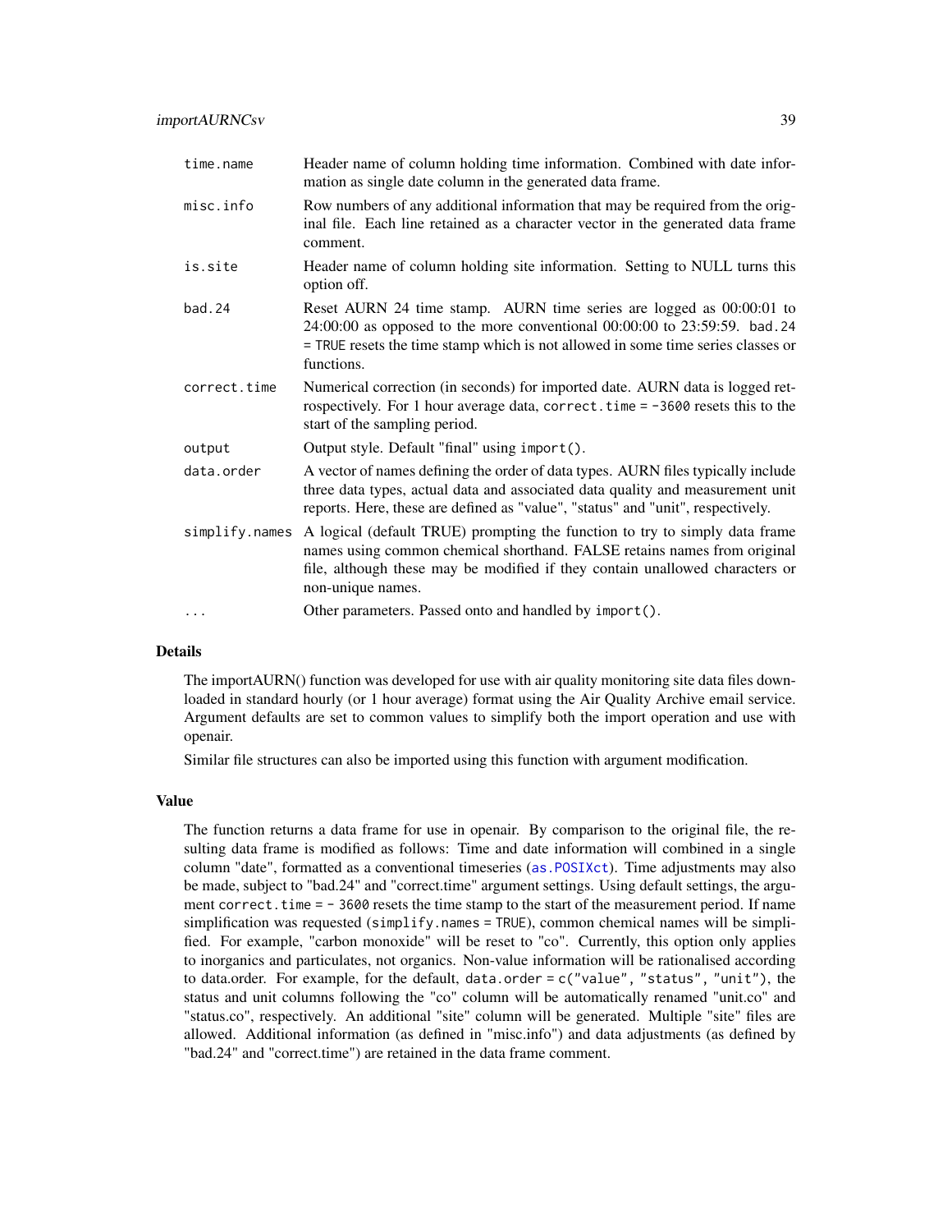| | |
|---|---|
| time.name | Header name of column holding time information. Combined with date information as single date column in the generated data frame. |
| misc.info | Row numbers of any additional information that may be required from the original file. Each line retained as a character vector in the generated data frame comment. |
| is.site | Header name of column holding site information. Setting to NULL turns this option off. |
| bad.24 | Reset AURN 24 time stamp. AURN time series are logged as 00:00:01 to 24:00:00 as opposed to the more conventional 00:00:00 to 23:59:59. `bad.24 = TRUE` resets the time stamp which is not allowed in some time series classes or functions. |
| correct.time | Numerical correction (in seconds) for imported date. AURN data is logged retrospectively. For 1 hour average data, `correct.time = -3600` resets this to the start of the sampling period. |
| output | Output style. Default "final" using `import()`. |
| data.order | A vector of names defining the order of data types. AURN files typically include three data types, actual data and associated data quality and measurement unit reports. Here, these are defined as "value", "status" and "unit", respectively. |
| simplify.names | A logical (default TRUE) prompting the function to try to simply data frame names using common chemical shorthand. FALSE retains names from original file, although these may be modified if they contain unallowed characters or non-unique names. |
| ... | Other parameters. Passed onto and handled by `import()`. |

## Details

The importAURN() function was developed for use with air quality monitoring site data files downloaded in standard hourly (or 1 hour average) format using the Air Quality Archive email service. Argument defaults are set to common values to simplify both the import operation and use with openair.

Similar file structures can also be imported using this function with argument modification.

## Value

The function returns a data frame for use in openair. By comparison to the original file, the resulting data frame is modified as follows: Time and date information will combined in a single column "date", formatted as a conventional timeseries (`as.POSIXct`). Time adjustments may also be made, subject to "bad.24" and "correct.time" argument settings. Using default settings, the argument `correct.time = - 3600` resets the time stamp to the start of the measurement period. If name simplification was requested (`simplify.names = TRUE`), common chemical names will be simplified. For example, "carbon monoxide" will be reset to "co". Currently, this option only applies to inorganics and particulates, not organics. Non-value information will be rationalised according to data.order. For example, for the default, `data.order = c("value", "status", "unit")`, the status and unit columns following the "co" column will be automatically renamed "unit.co" and "status.co", respectively. An additional "site" column will be generated. Multiple "site" files are allowed. Additional information (as defined in "misc.info") and data adjustments (as defined by "bad.24" and "correct.time") are retained in the data frame comment.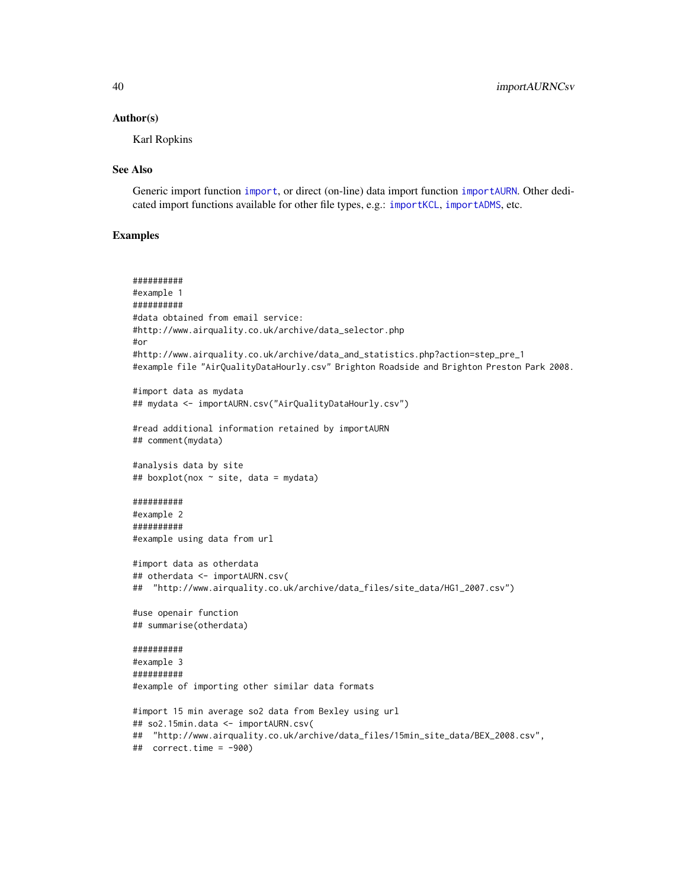### Author(s)

Karl Ropkins

### See Also

Generic import function `import`, or direct (on-line) data import function `importAURN`. Other dedicated import functions available for other file types, e.g.: `importKCL`, `importADMS`, etc.

### Examples

```
##########
#example 1
##########
#data obtained from email service:
#http://www.airquality.co.uk/archive/data_selector.php
#or
#http://www.airquality.co.uk/archive/data_and_statistics.php?action=step_pre_1
#example file "AirQualityDataHourly.csv" Brighton Roadside and Brighton Preston Park 2008.

#import data as mydata
## mydata <- importAURN.csv("AirQualityDataHourly.csv")

#read additional information retained by importAURN
## comment(mydata)

#analysis data by site
## boxplot(nox ~ site, data = mydata)

##########
#example 2
##########
#example using data from url

#import data as otherdata
## otherdata <- importAURN.csv(
##  "http://www.airquality.co.uk/archive/data_files/site_data/HG1_2007.csv")

#use openair function
## summarise(otherdata)

##########
#example 3
##########
#example of importing other similar data formats

#import 15 min average so2 data from Bexley using url
## so2.15min.data <- importAURN.csv(
##  "http://www.airquality.co.uk/archive/data_files/15min_site_data/BEX_2008.csv",
##  correct.time = -900)
```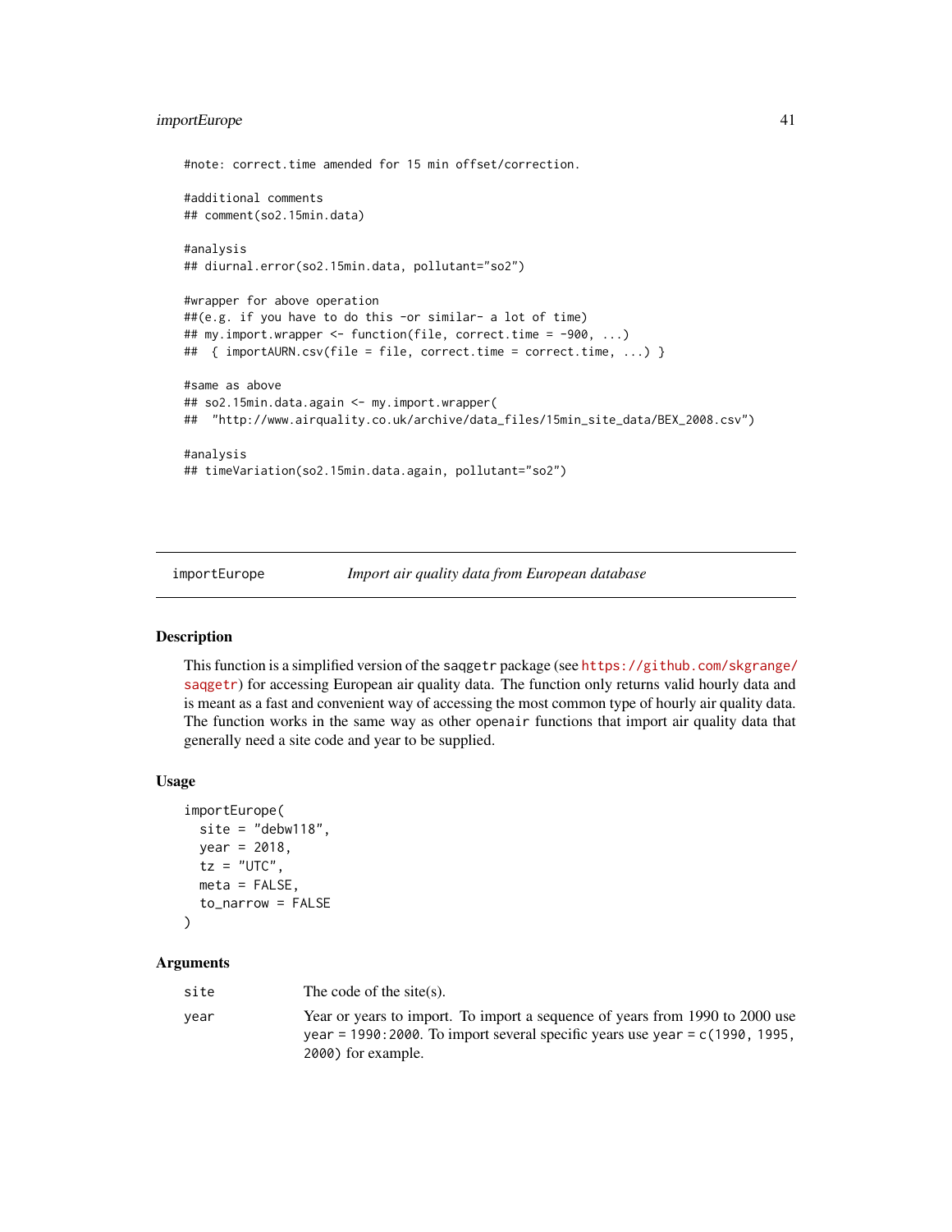```
#note: correct.time amended for 15 min offset/correction.

#additional comments
## comment(so2.15min.data)

#analysis
## diurnal.error(so2.15min.data, pollutant="so2")

#wrapper for above operation
##(e.g. if you have to do this -or similar- a lot of time)
## my.import.wrapper <- function(file, correct.time = -900, ...)
##  { importAURN.csv(file = file, correct.time = correct.time, ...) }

#same as above
## so2.15min.data.again <- my.import.wrapper(
##  "http://www.airquality.co.uk/archive/data_files/15min_site_data/BEX_2008.csv")

#analysis
## timeVariation(so2.15min.data.again, pollutant="so2")
```

---

importEupe — *Import air quality data from European database*

## Description

This function is a simplified version of the saqgetr package (see https://github.com/skgrange/saqgetr) for accessing European air quality data. The function only returns valid hourly data and is meant as a fast and convenient way of accessing the most common type of hourly air quality data. The function works in the same way as other openair functions that import air quality data that generally need a site code and year to be supplied.

## Usage

```
importEurope(
  site = "debw118",
  year = 2018,
  tz = "UTC",
  meta = FALSE,
  to_narrow = FALSE
)
```

## Arguments

| | |
|---|---|
| site | The code of the site(s). |
| year | Year or years to import. To import a sequence of years from 1990 to 2000 use year = 1990:2000. To import several specific years use year = c(1990, 1995, 2000) for example. |

```
#note: correct.time amended for 15 min offset/correction.

#additional comments
## comment(so2.15min.data)

#analysis
## diurnal.error(so2.15min.data, pollutant="so2")

#wrapper for above operation
##(e.g. if you have to do this -or similar- a lot of time)
## my.import.wrapper <- function(file, correct.time = -900, ...)
##  { importAURN.csv(file = file, correct.time = correct.time, ...) }

#same as above
## so2.15min.data.again <- my.import.wrapper(
##  "http://www.airquality.co.uk/archive/data_files/15min_site_data/BEX_2008.csv")

#analysis
## timeVariation(so2.15min.data.again, pollutant="so2")
```

---

importEurope — *Import air quality data from European database*

## Description

This function is a simplified version of the saqgetr package (see https://github.com/skgrange/saqgetr) for accessing European air quality data. The function only returns valid hourly data and is meant as a fast and convenient way of accessing the most common type of hourly air quality data. The function works in the same way as other openair functions that import air quality data that generally need a site code and year to be supplied.

## Usage

```
importEurope(
  site = "debw118",
  year = 2018,
  tz = "UTC",
  meta = FALSE,
  to_narrow = FALSE
)
```

## Arguments

| | |
|---|---|
| site | The code of the site(s). |
| year | Year or years to import. To import a sequence of years from 1990 to 2000 use year = 1990:2000. To import several specific years use year = c(1990, 1995, 2000) for example. |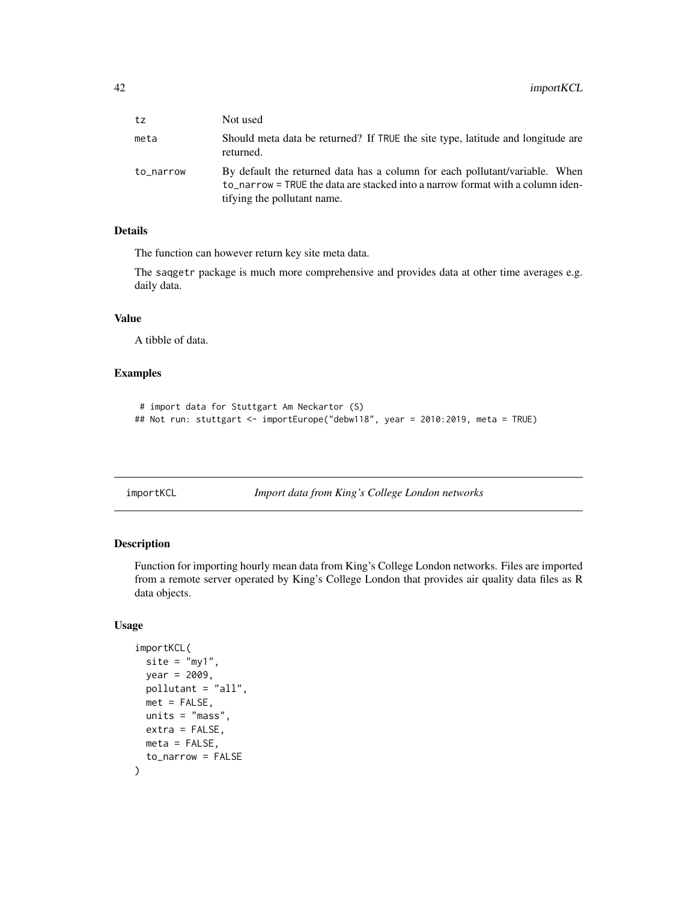| | |
|---|---|
| tz | Not used |
| meta | Should meta data be returned? If TRUE the site type, latitude and longitude are returned. |
| to_narrow | By default the returned data has a column for each pollutant/variable. When to_narrow = TRUE the data are stacked into a narrow format with a column identifying the pollutant name. |

### Details

The function can however return key site meta data.

The saqgetr package is much more comprehensive and provides data at other time averages e.g. daily data.

### Value

A tibble of data.

### Examples

```
 # import data for Stuttgart Am Neckartor (S)
## Not run: stuttgart <- importEurope("debw118", year = 2010:2019, meta = TRUE)
```

---

## importKCL — *Import data from King's College London networks*

### Description

Function for importing hourly mean data from King's College London networks. Files are imported from a remote server operated by King's College London that provides air quality data files as R data objects.

### Usage

```
importKCL(
  site = "my1",
  year = 2009,
  pollutant = "all",
  met = FALSE,
  units = "mass",
  extra = FALSE,
  meta = FALSE,
  to_narrow = FALSE
)
```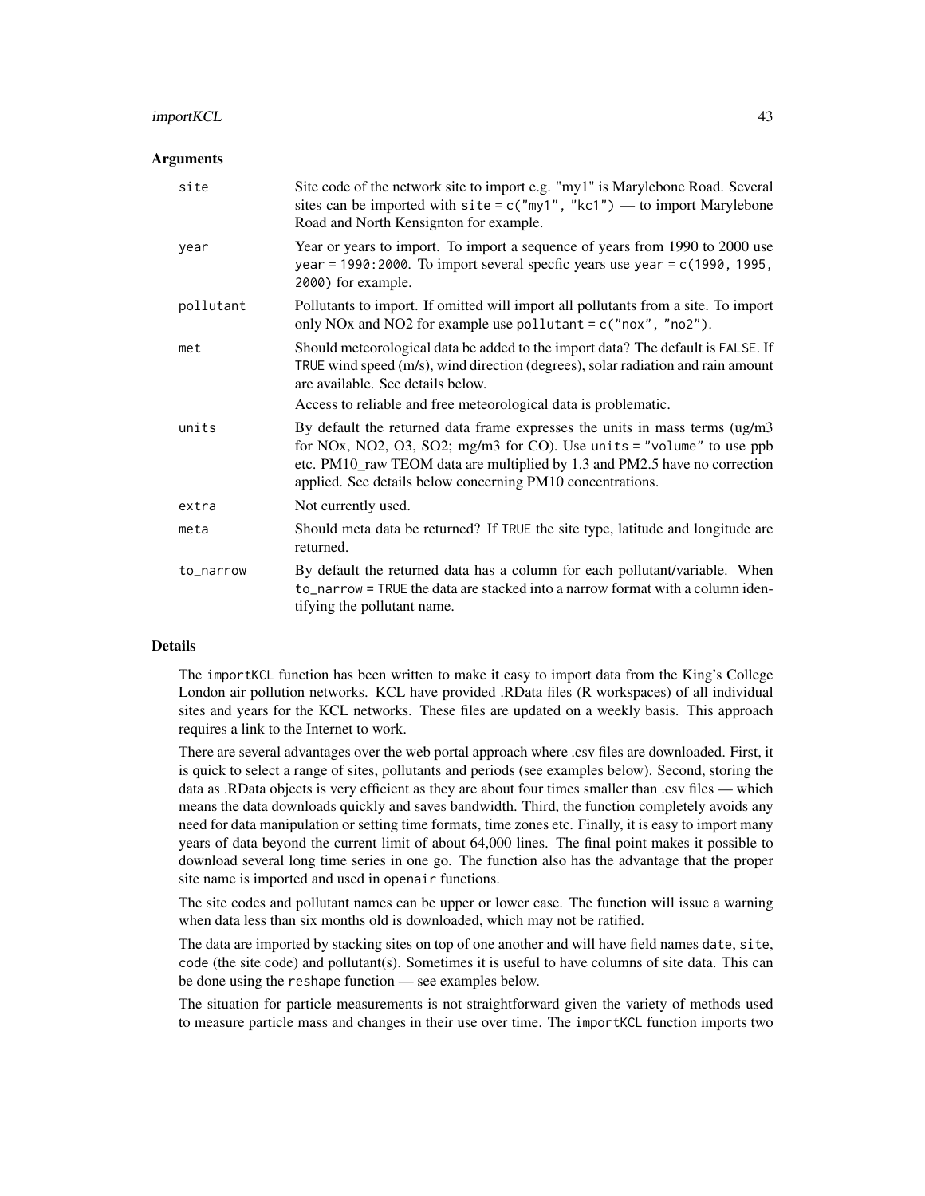## Arguments

| | |
|---|---|
| site | Site code of the network site to import e.g. "my1" is Marylebone Road. Several sites can be imported with `site = c("my1", "kc1")` — to import Marylebone Road and North Kensignton for example. |
| year | Year or years to import. To import a sequence of years from 1990 to 2000 use `year = 1990:2000`. To import several specfic years use `year = c(1990, 1995, 2000)` for example. |
| pollutant | Pollutants to import. If omitted will import all pollutants from a site. To import only NOx and NO2 for example use `pollutant = c("nox", "no2")`. |
| met | Should meteorological data be added to the import data? The default is `FALSE`. If `TRUE` wind speed (m/s), wind direction (degrees), solar radiation and rain amount are available. See details below. Access to reliable and free meteorological data is problematic. |
| units | By default the returned data frame expresses the units in mass terms (ug/m3 for NOx, NO2, O3, SO2; mg/m3 for CO). Use `units = "volume"` to use ppb etc. PM10_raw TEOM data are multiplied by 1.3 and PM2.5 have no correction applied. See details below concerning PM10 concentrations. |
| extra | Not currently used. |
| meta | Should meta data be returned? If `TRUE` the site type, latitude and longitude are returned. |
| to_narrow | By default the returned data has a column for each pollutant/variable. When `to_narrow = TRUE` the data are stacked into a narrow format with a column identifying the pollutant name. |

## Details

The `importKCL` function has been written to make it easy to import data from the King's College London air pollution networks. KCL have provided .RData files (R workspaces) of all individual sites and years for the KCL networks. These files are updated on a weekly basis. This approach requires a link to the Internet to work.

There are several advantages over the web portal approach where .csv files are downloaded. First, it is quick to select a range of sites, pollutants and periods (see examples below). Second, storing the data as .RData objects is very efficient as they are about four times smaller than .csv files — which means the data downloads quickly and saves bandwidth. Third, the function completely avoids any need for data manipulation or setting time formats, time zones etc. Finally, it is easy to import many years of data beyond the current limit of about 64,000 lines. The final point makes it possible to download several long time series in one go. The function also has the advantage that the proper site name is imported and used in `openair` functions.

The site codes and pollutant names can be upper or lower case. The function will issue a warning when data less than six months old is downloaded, which may not be ratified.

The data are imported by stacking sites on top of one another and will have field names `date`, `site`, `code` (the site code) and pollutant(s). Sometimes it is useful to have columns of site data. This can be done using the `reshape` function — see examples below.

The situation for particle measurements is not straightforward given the variety of methods used to measure particle mass and changes in their use over time. The `importKCL` function imports two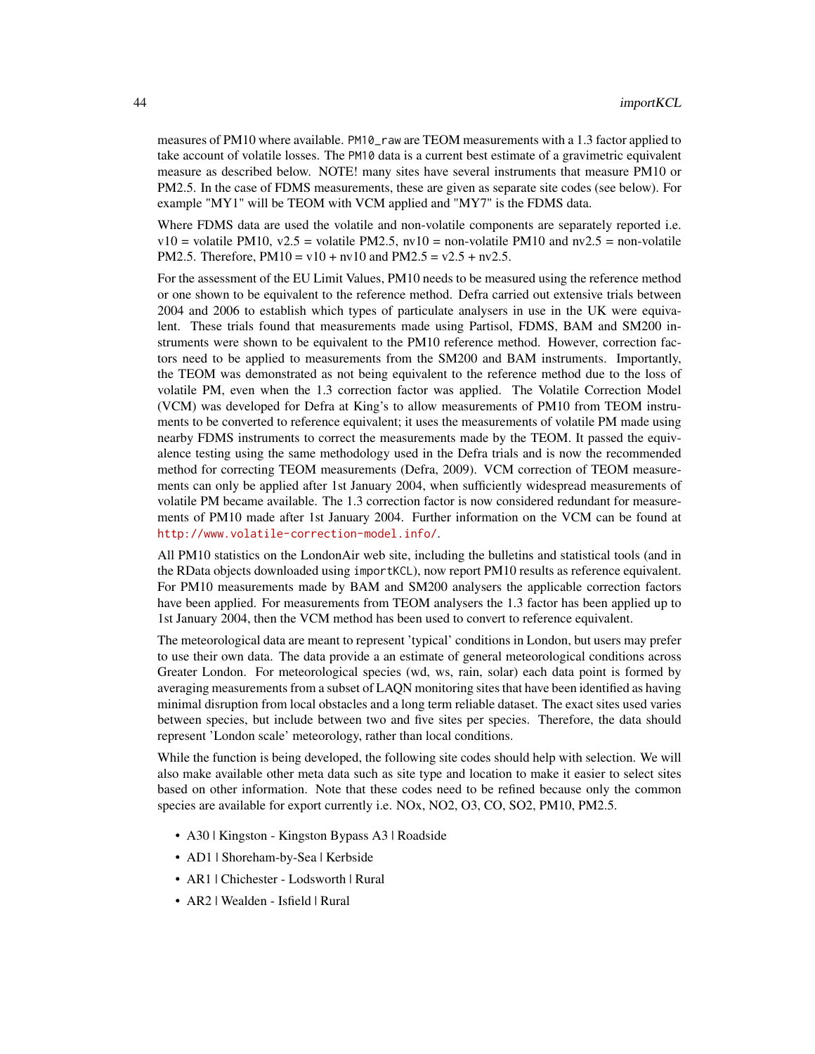measures of PM10 where available. `PM10_raw` are TEOM measurements with a 1.3 factor applied to take account of volatile losses. The `PM10` data is a current best estimate of a gravimetric equivalent measure as described below. NOTE! many sites have several instruments that measure PM10 or PM2.5. In the case of FDMS measurements, these are given as separate site codes (see below). For example "MY1" will be TEOM with VCM applied and "MY7" is the FDMS data.

Where FDMS data are used the volatile and non-volatile components are separately reported i.e. v10 = volatile PM10, v2.5 = volatile PM2.5, nv10 = non-volatile PM10 and nv2.5 = non-volatile PM2.5. Therefore, PM10 = v10 + nv10 and PM2.5 = v2.5 + nv2.5.

For the assessment of the EU Limit Values, PM10 needs to be measured using the reference method or one shown to be equivalent to the reference method. Defra carried out extensive trials between 2004 and 2006 to establish which types of particulate analysers in use in the UK were equivalent. These trials found that measurements made using Partisol, FDMS, BAM and SM200 instruments were shown to be equivalent to the PM10 reference method. However, correction factors need to be applied to measurements from the SM200 and BAM instruments. Importantly, the TEOM was demonstrated as not being equivalent to the reference method due to the loss of volatile PM, even when the 1.3 correction factor was applied. The Volatile Correction Model (VCM) was developed for Defra at King's to allow measurements of PM10 from TEOM instruments to be converted to reference equivalent; it uses the measurements of volatile PM made using nearby FDMS instruments to correct the measurements made by the TEOM. It passed the equivalence testing using the same methodology used in the Defra trials and is now the recommended method for correcting TEOM measurements (Defra, 2009). VCM correction of TEOM measurements can only be applied after 1st January 2004, when sufficiently widespread measurements of volatile PM became available. The 1.3 correction factor is now considered redundant for measurements of PM10 made after 1st January 2004. Further information on the VCM can be found at http://www.volatile-correction-model.info/.

All PM10 statistics on the LondonAir web site, including the bulletins and statistical tools (and in the RData objects downloaded using `importKCL`), now report PM10 results as reference equivalent. For PM10 measurements made by BAM and SM200 analysers the applicable correction factors have been applied. For measurements from TEOM analysers the 1.3 factor has been applied up to 1st January 2004, then the VCM method has been used to convert to reference equivalent.

The meteorological data are meant to represent 'typical' conditions in London, but users may prefer to use their own data. The data provide a an estimate of general meteorological conditions across Greater London. For meteorological species (wd, ws, rain, solar) each data point is formed by averaging measurements from a subset of LAQN monitoring sites that have been identified as having minimal disruption from local obstacles and a long term reliable dataset. The exact sites used varies between species, but include between two and five sites per species. Therefore, the data should represent 'London scale' meteorology, rather than local conditions.

While the function is being developed, the following site codes should help with selection. We will also make available other meta data such as site type and location to make it easier to select sites based on other information. Note that these codes need to be refined because only the common species are available for export currently i.e. NOx, NO2, O3, CO, SO2, PM10, PM2.5.

- A30 | Kingston - Kingston Bypass A3 | Roadside
- AD1 | Shoreham-by-Sea | Kerbside
- AR1 | Chichester - Lodsworth | Rural
- AR2 | Wealden - Isfield | Rural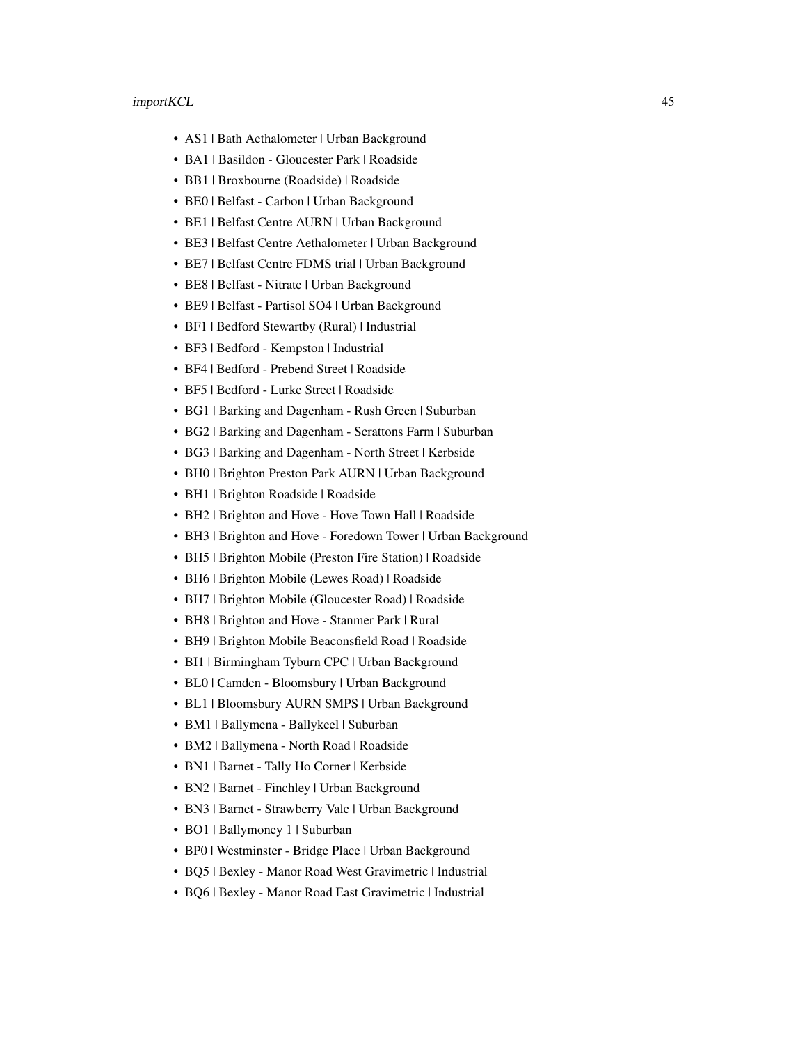- AS1 | Bath Aethalometer | Urban Background
- BA1 | Basildon - Gloucester Park | Roadside
- BB1 | Broxbourne (Roadside) | Roadside
- BE0 | Belfast - Carbon | Urban Background
- BE1 | Belfast Centre AURN | Urban Background
- BE3 | Belfast Centre Aethalometer | Urban Background
- BE7 | Belfast Centre FDMS trial | Urban Background
- BE8 | Belfast - Nitrate | Urban Background
- BE9 | Belfast - Partisol SO4 | Urban Background
- BF1 | Bedford Stewartby (Rural) | Industrial
- BF3 | Bedford - Kempston | Industrial
- BF4 | Bedford - Prebend Street | Roadside
- BF5 | Bedford - Lurke Street | Roadside
- BG1 | Barking and Dagenham - Rush Green | Suburban
- BG2 | Barking and Dagenham - Scrattons Farm | Suburban
- BG3 | Barking and Dagenham - North Street | Kerbside
- BH0 | Brighton Preston Park AURN | Urban Background
- BH1 | Brighton Roadside | Roadside
- BH2 | Brighton and Hove - Hove Town Hall | Roadside
- BH3 | Brighton and Hove - Foredown Tower | Urban Background
- BH5 | Brighton Mobile (Preston Fire Station) | Roadside
- BH6 | Brighton Mobile (Lewes Road) | Roadside
- BH7 | Brighton Mobile (Gloucester Road) | Roadside
- BH8 | Brighton and Hove - Stanmer Park | Rural
- BH9 | Brighton Mobile Beaconsfield Road | Roadside
- BI1 | Birmingham Tyburn CPC | Urban Background
- BL0 | Camden - Bloomsbury | Urban Background
- BL1 | Bloomsbury AURN SMPS | Urban Background
- BM1 | Ballymena - Ballykeel | Suburban
- BM2 | Ballymena - North Road | Roadside
- BN1 | Barnet - Tally Ho Corner | Kerbside
- BN2 | Barnet - Finchley | Urban Background
- BN3 | Barnet - Strawberry Vale | Urban Background
- BO1 | Ballymoney 1 | Suburban
- BP0 | Westminster - Bridge Place | Urban Background
- BQ5 | Bexley - Manor Road West Gravimetric | Industrial
- BQ6 | Bexley - Manor Road East Gravimetric | Industrial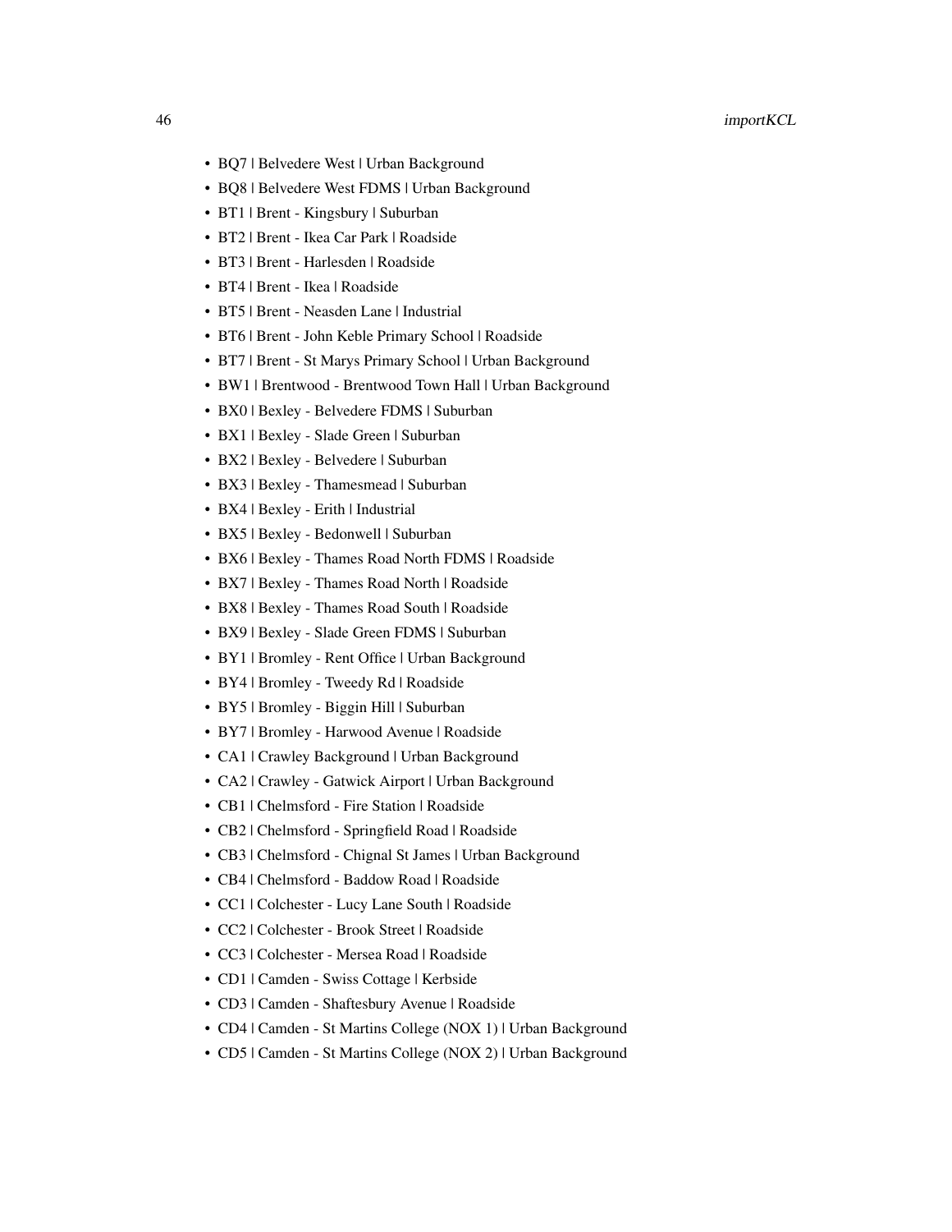- BQ7 | Belvedere West | Urban Background
- BQ8 | Belvedere West FDMS | Urban Background
- BT1 | Brent - Kingsbury | Suburban
- BT2 | Brent - Ikea Car Park | Roadside
- BT3 | Brent - Harlesden | Roadside
- BT4 | Brent - Ikea | Roadside
- BT5 | Brent - Neasden Lane | Industrial
- BT6 | Brent - John Keble Primary School | Roadside
- BT7 | Brent - St Marys Primary School | Urban Background
- BW1 | Brentwood - Brentwood Town Hall | Urban Background
- BX0 | Bexley - Belvedere FDMS | Suburban
- BX1 | Bexley - Slade Green | Suburban
- BX2 | Bexley - Belvedere | Suburban
- BX3 | Bexley - Thamesmead | Suburban
- BX4 | Bexley - Erith | Industrial
- BX5 | Bexley - Bedonwell | Suburban
- BX6 | Bexley - Thames Road North FDMS | Roadside
- BX7 | Bexley - Thames Road North | Roadside
- BX8 | Bexley - Thames Road South | Roadside
- BX9 | Bexley - Slade Green FDMS | Suburban
- BY1 | Bromley - Rent Office | Urban Background
- BY4 | Bromley - Tweedy Rd | Roadside
- BY5 | Bromley - Biggin Hill | Suburban
- BY7 | Bromley - Harwood Avenue | Roadside
- CA1 | Crawley Background | Urban Background
- CA2 | Crawley - Gatwick Airport | Urban Background
- CB1 | Chelmsford - Fire Station | Roadside
- CB2 | Chelmsford - Springfield Road | Roadside
- CB3 | Chelmsford - Chignal St James | Urban Background
- CB4 | Chelmsford - Baddow Road | Roadside
- CC1 | Colchester - Lucy Lane South | Roadside
- CC2 | Colchester - Brook Street | Roadside
- CC3 | Colchester - Mersea Road | Roadside
- CD1 | Camden - Swiss Cottage | Kerbside
- CD3 | Camden - Shaftesbury Avenue | Roadside
- CD4 | Camden - St Martins College (NOX 1) | Urban Background
- CD5 | Camden - St Martins College (NOX 2) | Urban Background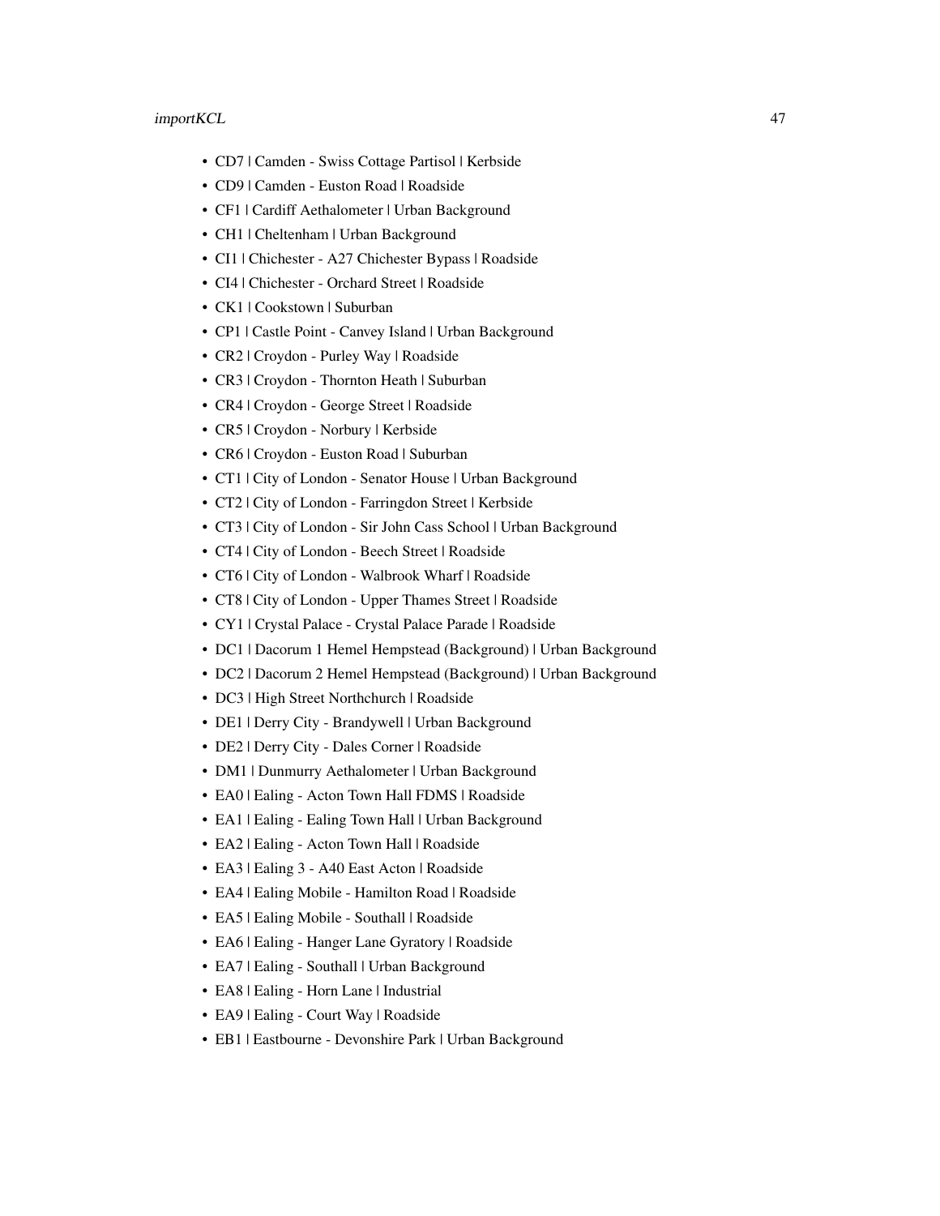- CD7 | Camden - Swiss Cottage Partisol | Kerbside
- CD9 | Camden - Euston Road | Roadside
- CF1 | Cardiff Aethalometer | Urban Background
- CH1 | Cheltenham | Urban Background
- CI1 | Chichester - A27 Chichester Bypass | Roadside
- CI4 | Chichester - Orchard Street | Roadside
- CK1 | Cookstown | Suburban
- CP1 | Castle Point - Canvey Island | Urban Background
- CR2 | Croydon - Purley Way | Roadside
- CR3 | Croydon - Thornton Heath | Suburban
- CR4 | Croydon - George Street | Roadside
- CR5 | Croydon - Norbury | Kerbside
- CR6 | Croydon - Euston Road | Suburban
- CT1 | City of London - Senator House | Urban Background
- CT2 | City of London - Farringdon Street | Kerbside
- CT3 | City of London - Sir John Cass School | Urban Background
- CT4 | City of London - Beech Street | Roadside
- CT6 | City of London - Walbrook Wharf | Roadside
- CT8 | City of London - Upper Thames Street | Roadside
- CY1 | Crystal Palace - Crystal Palace Parade | Roadside
- DC1 | Dacorum 1 Hemel Hempstead (Background) | Urban Background
- DC2 | Dacorum 2 Hemel Hempstead (Background) | Urban Background
- DC3 | High Street Northchurch | Roadside
- DE1 | Derry City - Brandywell | Urban Background
- DE2 | Derry City - Dales Corner | Roadside
- DM1 | Dunmurry Aethalometer | Urban Background
- EA0 | Ealing - Acton Town Hall FDMS | Roadside
- EA1 | Ealing - Ealing Town Hall | Urban Background
- EA2 | Ealing - Acton Town Hall | Roadside
- EA3 | Ealing 3 - A40 East Acton | Roadside
- EA4 | Ealing Mobile - Hamilton Road | Roadside
- EA5 | Ealing Mobile - Southall | Roadside
- EA6 | Ealing - Hanger Lane Gyratory | Roadside
- EA7 | Ealing - Southall | Urban Background
- EA8 | Ealing - Horn Lane | Industrial
- EA9 | Ealing - Court Way | Roadside
- EB1 | Eastbourne - Devonshire Park | Urban Background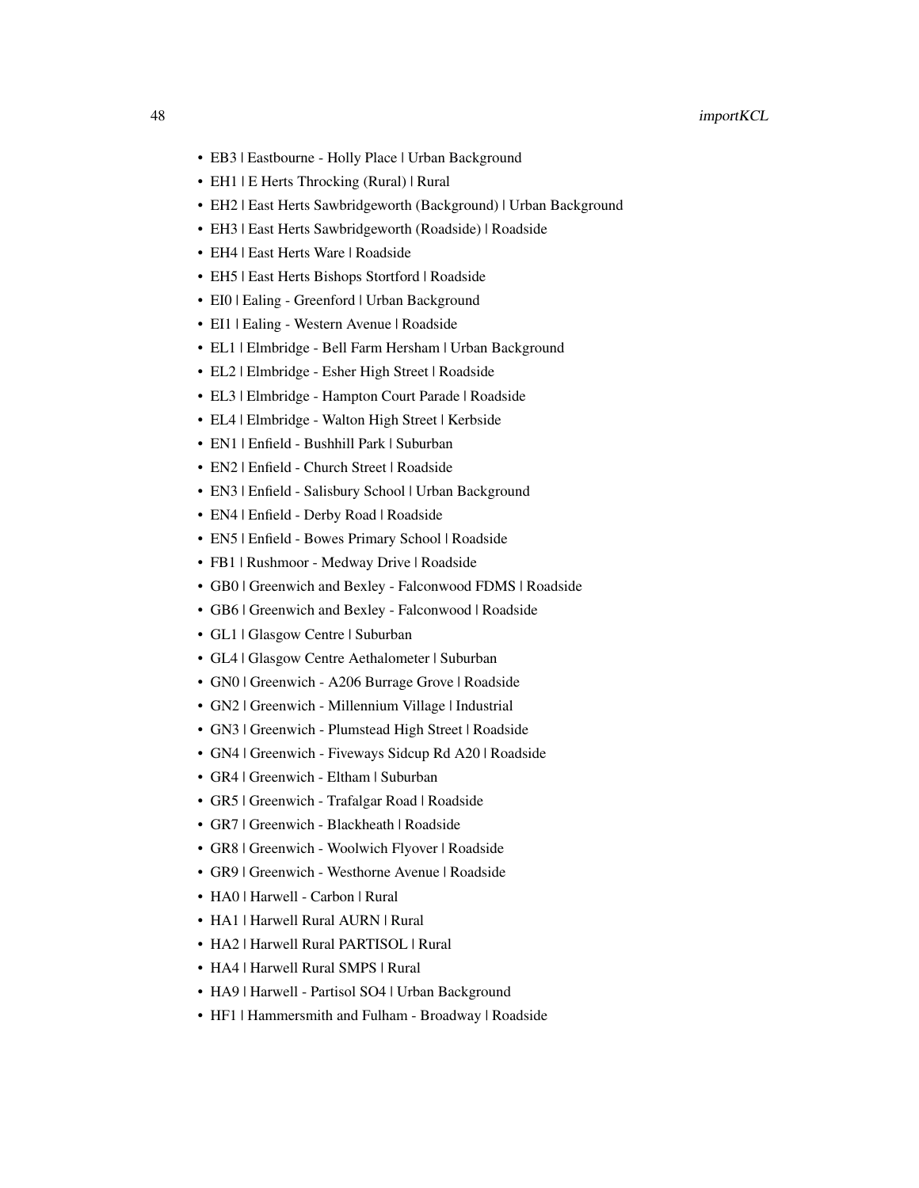- EB3 | Eastbourne - Holly Place | Urban Background
- EH1 | E Herts Throcking (Rural) | Rural
- EH2 | East Herts Sawbridgeworth (Background) | Urban Background
- EH3 | East Herts Sawbridgeworth (Roadside) | Roadside
- EH4 | East Herts Ware | Roadside
- EH5 | East Herts Bishops Stortford | Roadside
- EI0 | Ealing - Greenford | Urban Background
- EI1 | Ealing - Western Avenue | Roadside
- EL1 | Elmbridge - Bell Farm Hersham | Urban Background
- EL2 | Elmbridge - Esher High Street | Roadside
- EL3 | Elmbridge - Hampton Court Parade | Roadside
- EL4 | Elmbridge - Walton High Street | Kerbside
- EN1 | Enfield - Bushhill Park | Suburban
- EN2 | Enfield - Church Street | Roadside
- EN3 | Enfield - Salisbury School | Urban Background
- EN4 | Enfield - Derby Road | Roadside
- EN5 | Enfield - Bowes Primary School | Roadside
- FB1 | Rushmoor - Medway Drive | Roadside
- GB0 | Greenwich and Bexley - Falconwood FDMS | Roadside
- GB6 | Greenwich and Bexley - Falconwood | Roadside
- GL1 | Glasgow Centre | Suburban
- GL4 | Glasgow Centre Aethalometer | Suburban
- GN0 | Greenwich - A206 Burrage Grove | Roadside
- GN2 | Greenwich - Millennium Village | Industrial
- GN3 | Greenwich - Plumstead High Street | Roadside
- GN4 | Greenwich - Fiveways Sidcup Rd A20 | Roadside
- GR4 | Greenwich - Eltham | Suburban
- GR5 | Greenwich - Trafalgar Road | Roadside
- GR7 | Greenwich - Blackheath | Roadside
- GR8 | Greenwich - Woolwich Flyover | Roadside
- GR9 | Greenwich - Westhorne Avenue | Roadside
- HA0 | Harwell - Carbon | Rural
- HA1 | Harwell Rural AURN | Rural
- HA2 | Harwell Rural PARTISOL | Rural
- HA4 | Harwell Rural SMPS | Rural
- HA9 | Harwell - Partisol SO4 | Urban Background
- HF1 | Hammersmith and Fulham - Broadway | Roadside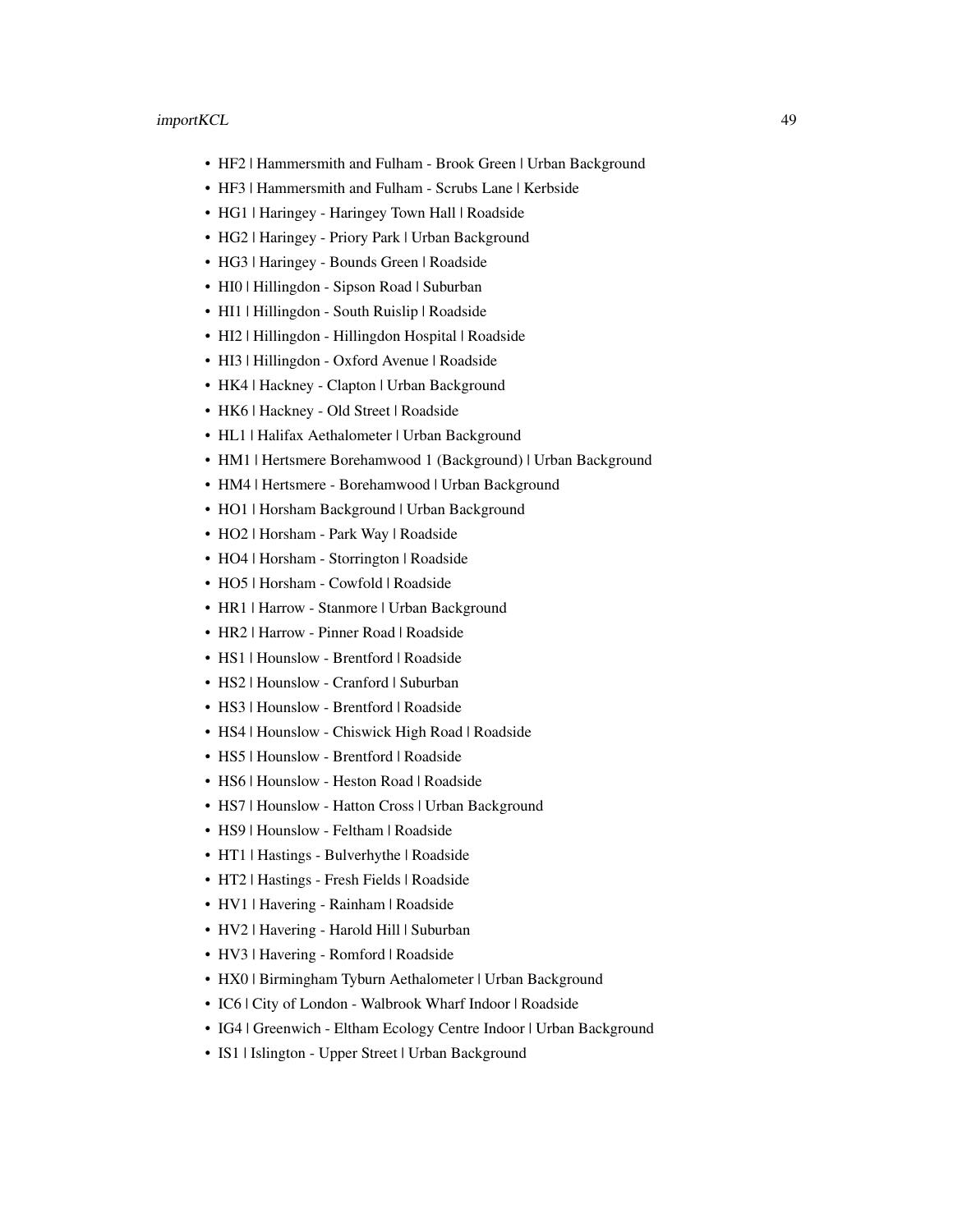- HF2 | Hammersmith and Fulham - Brook Green | Urban Background
- HF3 | Hammersmith and Fulham - Scrubs Lane | Kerbside
- HG1 | Haringey - Haringey Town Hall | Roadside
- HG2 | Haringey - Priory Park | Urban Background
- HG3 | Haringey - Bounds Green | Roadside
- HI0 | Hillingdon - Sipson Road | Suburban
- HI1 | Hillingdon - South Ruislip | Roadside
- HI2 | Hillingdon - Hillingdon Hospital | Roadside
- HI3 | Hillingdon - Oxford Avenue | Roadside
- HK4 | Hackney - Clapton | Urban Background
- HK6 | Hackney - Old Street | Roadside
- HL1 | Halifax Aethalometer | Urban Background
- HM1 | Hertsmere Borehamwood 1 (Background) | Urban Background
- HM4 | Hertsmere - Borehamwood | Urban Background
- HO1 | Horsham Background | Urban Background
- HO2 | Horsham - Park Way | Roadside
- HO4 | Horsham - Storrington | Roadside
- HO5 | Horsham - Cowfold | Roadside
- HR1 | Harrow - Stanmore | Urban Background
- HR2 | Harrow - Pinner Road | Roadside
- HS1 | Hounslow - Brentford | Roadside
- HS2 | Hounslow - Cranford | Suburban
- HS3 | Hounslow - Brentford | Roadside
- HS4 | Hounslow - Chiswick High Road | Roadside
- HS5 | Hounslow - Brentford | Roadside
- HS6 | Hounslow - Heston Road | Roadside
- HS7 | Hounslow - Hatton Cross | Urban Background
- HS9 | Hounslow - Feltham | Roadside
- HT1 | Hastings - Bulverhythe | Roadside
- HT2 | Hastings - Fresh Fields | Roadside
- HV1 | Havering - Rainham | Roadside
- HV2 | Havering - Harold Hill | Suburban
- HV3 | Havering - Romford | Roadside
- HX0 | Birmingham Tyburn Aethalometer | Urban Background
- IC6 | City of London - Walbrook Wharf Indoor | Roadside
- IG4 | Greenwich - Eltham Ecology Centre Indoor | Urban Background
- IS1 | Islington - Upper Street | Urban Background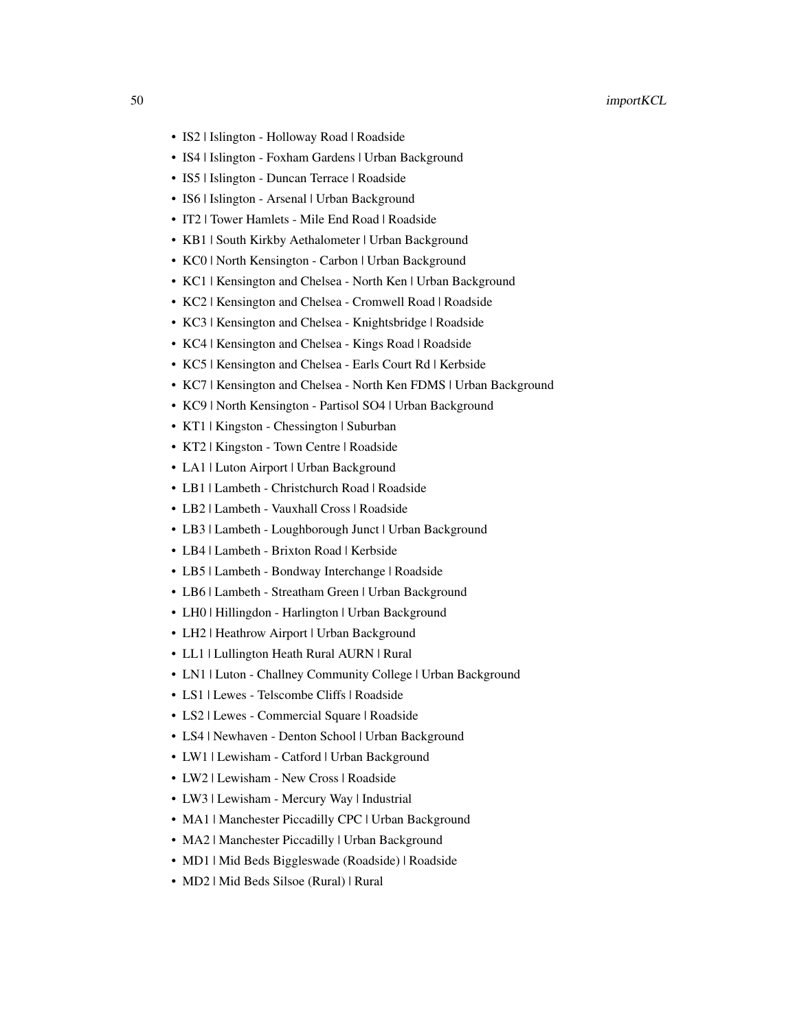- IS2 | Islington - Holloway Road | Roadside
- IS4 | Islington - Foxham Gardens | Urban Background
- IS5 | Islington - Duncan Terrace | Roadside
- IS6 | Islington - Arsenal | Urban Background
- IT2 | Tower Hamlets - Mile End Road | Roadside
- KB1 | South Kirkby Aethalometer | Urban Background
- KC0 | North Kensington - Carbon | Urban Background
- KC1 | Kensington and Chelsea - North Ken | Urban Background
- KC2 | Kensington and Chelsea - Cromwell Road | Roadside
- KC3 | Kensington and Chelsea - Knightsbridge | Roadside
- KC4 | Kensington and Chelsea - Kings Road | Roadside
- KC5 | Kensington and Chelsea - Earls Court Rd | Kerbside
- KC7 | Kensington and Chelsea - North Ken FDMS | Urban Background
- KC9 | North Kensington - Partisol SO4 | Urban Background
- KT1 | Kingston - Chessington | Suburban
- KT2 | Kingston - Town Centre | Roadside
- LA1 | Luton Airport | Urban Background
- LB1 | Lambeth - Christchurch Road | Roadside
- LB2 | Lambeth - Vauxhall Cross | Roadside
- LB3 | Lambeth - Loughborough Junct | Urban Background
- LB4 | Lambeth - Brixton Road | Kerbside
- LB5 | Lambeth - Bondway Interchange | Roadside
- LB6 | Lambeth - Streatham Green | Urban Background
- LH0 | Hillingdon - Harlington | Urban Background
- LH2 | Heathrow Airport | Urban Background
- LL1 | Lullington Heath Rural AURN | Rural
- LN1 | Luton - Challney Community College | Urban Background
- LS1 | Lewes - Telscombe Cliffs | Roadside
- LS2 | Lewes - Commercial Square | Roadside
- LS4 | Newhaven - Denton School | Urban Background
- LW1 | Lewisham - Catford | Urban Background
- LW2 | Lewisham - New Cross | Roadside
- LW3 | Lewisham - Mercury Way | Industrial
- MA1 | Manchester Piccadilly CPC | Urban Background
- MA2 | Manchester Piccadilly | Urban Background
- MD1 | Mid Beds Biggleswade (Roadside) | Roadside
- MD2 | Mid Beds Silsoe (Rural) | Rural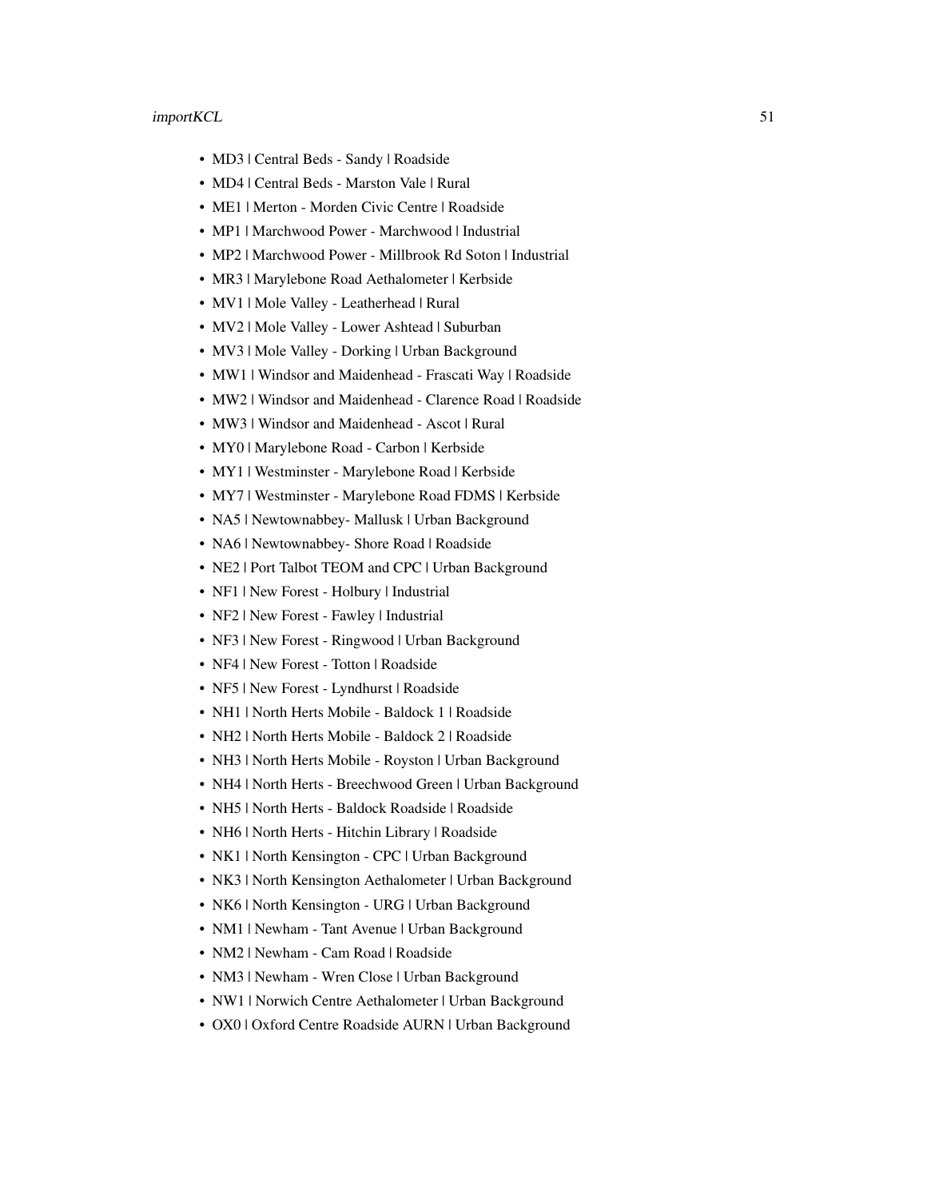- MD3 | Central Beds - Sandy | Roadside
- MD4 | Central Beds - Marston Vale | Rural
- ME1 | Merton - Morden Civic Centre | Roadside
- MP1 | Marchwood Power - Marchwood | Industrial
- MP2 | Marchwood Power - Millbrook Rd Soton | Industrial
- MR3 | Marylebone Road Aethalometer | Kerbside
- MV1 | Mole Valley - Leatherhead | Rural
- MV2 | Mole Valley - Lower Ashtead | Suburban
- MV3 | Mole Valley - Dorking | Urban Background
- MW1 | Windsor and Maidenhead - Frascati Way | Roadside
- MW2 | Windsor and Maidenhead - Clarence Road | Roadside
- MW3 | Windsor and Maidenhead - Ascot | Rural
- MY0 | Marylebone Road - Carbon | Kerbside
- MY1 | Westminster - Marylebone Road | Kerbside
- MY7 | Westminster - Marylebone Road FDMS | Kerbside
- NA5 | Newtownabbey- Mallusk | Urban Background
- NA6 | Newtownabbey- Shore Road | Roadside
- NE2 | Port Talbot TEOM and CPC | Urban Background
- NF1 | New Forest - Holbury | Industrial
- NF2 | New Forest - Fawley | Industrial
- NF3 | New Forest - Ringwood | Urban Background
- NF4 | New Forest - Totton | Roadside
- NF5 | New Forest - Lyndhurst | Roadside
- NH1 | North Herts Mobile - Baldock 1 | Roadside
- NH2 | North Herts Mobile - Baldock 2 | Roadside
- NH3 | North Herts Mobile - Royston | Urban Background
- NH4 | North Herts - Breechwood Green | Urban Background
- NH5 | North Herts - Baldock Roadside | Roadside
- NH6 | North Herts - Hitchin Library | Roadside
- NK1 | North Kensington - CPC | Urban Background
- NK3 | North Kensington Aethalometer | Urban Background
- NK6 | North Kensington - URG | Urban Background
- NM1 | Newham - Tant Avenue | Urban Background
- NM2 | Newham - Cam Road | Roadside
- NM3 | Newham - Wren Close | Urban Background
- NW1 | Norwich Centre Aethalometer | Urban Background
- OX0 | Oxford Centre Roadside AURN | Urban Background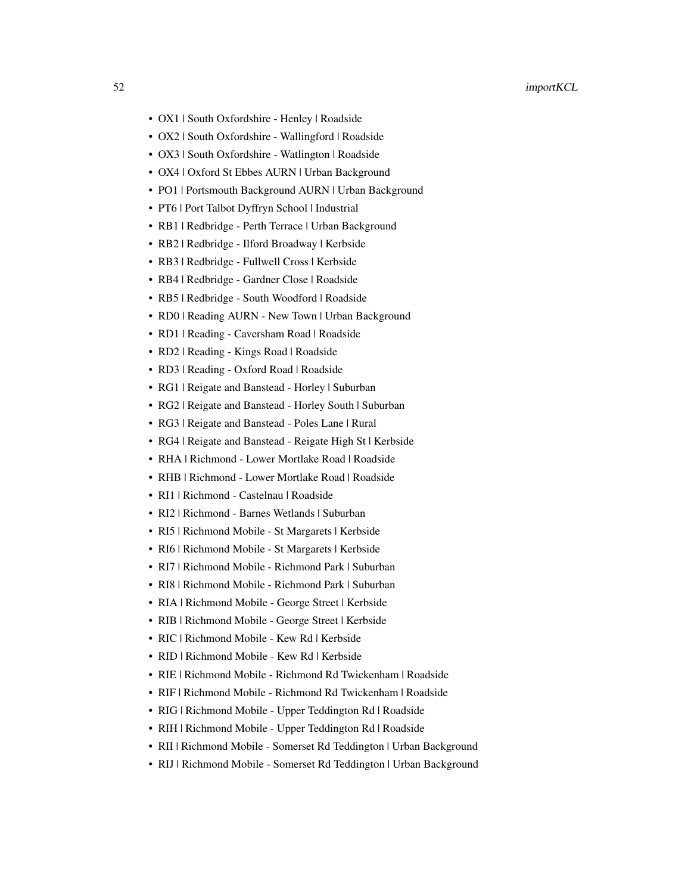- OX1 | South Oxfordshire - Henley | Roadside
- OX2 | South Oxfordshire - Wallingford | Roadside
- OX3 | South Oxfordshire - Watlington | Roadside
- OX4 | Oxford St Ebbes AURN | Urban Background
- PO1 | Portsmouth Background AURN | Urban Background
- PT6 | Port Talbot Dyffryn School | Industrial
- RB1 | Redbridge - Perth Terrace | Urban Background
- RB2 | Redbridge - Ilford Broadway | Kerbside
- RB3 | Redbridge - Fullwell Cross | Kerbside
- RB4 | Redbridge - Gardner Close | Roadside
- RB5 | Redbridge - South Woodford | Roadside
- RD0 | Reading AURN - New Town | Urban Background
- RD1 | Reading - Caversham Road | Roadside
- RD2 | Reading - Kings Road | Roadside
- RD3 | Reading - Oxford Road | Roadside
- RG1 | Reigate and Banstead - Horley | Suburban
- RG2 | Reigate and Banstead - Horley South | Suburban
- RG3 | Reigate and Banstead - Poles Lane | Rural
- RG4 | Reigate and Banstead - Reigate High St | Kerbside
- RHA | Richmond - Lower Mortlake Road | Roadside
- RHB | Richmond - Lower Mortlake Road | Roadside
- RI1 | Richmond - Castelnau | Roadside
- RI2 | Richmond - Barnes Wetlands | Suburban
- RI5 | Richmond Mobile - St Margarets | Kerbside
- RI6 | Richmond Mobile - St Margarets | Kerbside
- RI7 | Richmond Mobile - Richmond Park | Suburban
- RI8 | Richmond Mobile - Richmond Park | Suburban
- RIA | Richmond Mobile - George Street | Kerbside
- RIB | Richmond Mobile - George Street | Kerbside
- RIC | Richmond Mobile - Kew Rd | Kerbside
- RID | Richmond Mobile - Kew Rd | Kerbside
- RIE | Richmond Mobile - Richmond Rd Twickenham | Roadside
- RIF | Richmond Mobile - Richmond Rd Twickenham | Roadside
- RIG | Richmond Mobile - Upper Teddington Rd | Roadside
- RIH | Richmond Mobile - Upper Teddington Rd | Roadside
- RII | Richmond Mobile - Somerset Rd Teddington | Urban Background
- RIJ | Richmond Mobile - Somerset Rd Teddington | Urban Background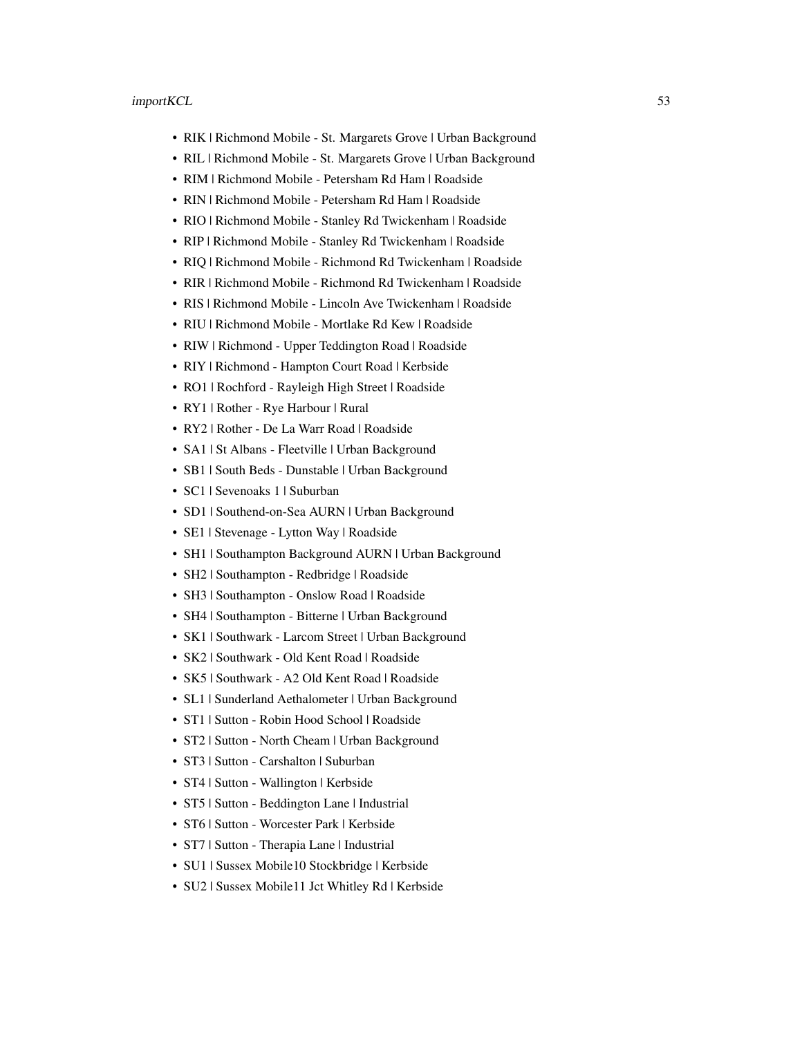- RIK | Richmond Mobile - St. Margarets Grove | Urban Background
- RIL | Richmond Mobile - St. Margarets Grove | Urban Background
- RIM | Richmond Mobile - Petersham Rd Ham | Roadside
- RIN | Richmond Mobile - Petersham Rd Ham | Roadside
- RIO | Richmond Mobile - Stanley Rd Twickenham | Roadside
- RIP | Richmond Mobile - Stanley Rd Twickenham | Roadside
- RIQ | Richmond Mobile - Richmond Rd Twickenham | Roadside
- RIR | Richmond Mobile - Richmond Rd Twickenham | Roadside
- RIS | Richmond Mobile - Lincoln Ave Twickenham | Roadside
- RIU | Richmond Mobile - Mortlake Rd Kew | Roadside
- RIW | Richmond - Upper Teddington Road | Roadside
- RIY | Richmond - Hampton Court Road | Kerbside
- RO1 | Rochford - Rayleigh High Street | Roadside
- RY1 | Rother - Rye Harbour | Rural
- RY2 | Rother - De La Warr Road | Roadside
- SA1 | St Albans - Fleetville | Urban Background
- SB1 | South Beds - Dunstable | Urban Background
- SC1 | Sevenoaks 1 | Suburban
- SD1 | Southend-on-Sea AURN | Urban Background
- SE1 | Stevenage - Lytton Way | Roadside
- SH1 | Southampton Background AURN | Urban Background
- SH2 | Southampton - Redbridge | Roadside
- SH3 | Southampton - Onslow Road | Roadside
- SH4 | Southampton - Bitterne | Urban Background
- SK1 | Southwark - Larcom Street | Urban Background
- SK2 | Southwark - Old Kent Road | Roadside
- SK5 | Southwark - A2 Old Kent Road | Roadside
- SL1 | Sunderland Aethalometer | Urban Background
- ST1 | Sutton - Robin Hood School | Roadside
- ST2 | Sutton - North Cheam | Urban Background
- ST3 | Sutton - Carshalton | Suburban
- ST4 | Sutton - Wallington | Kerbside
- ST5 | Sutton - Beddington Lane | Industrial
- ST6 | Sutton - Worcester Park | Kerbside
- ST7 | Sutton - Therapia Lane | Industrial
- SU1 | Sussex Mobile10 Stockbridge | Kerbside
- SU2 | Sussex Mobile11 Jct Whitley Rd | Kerbside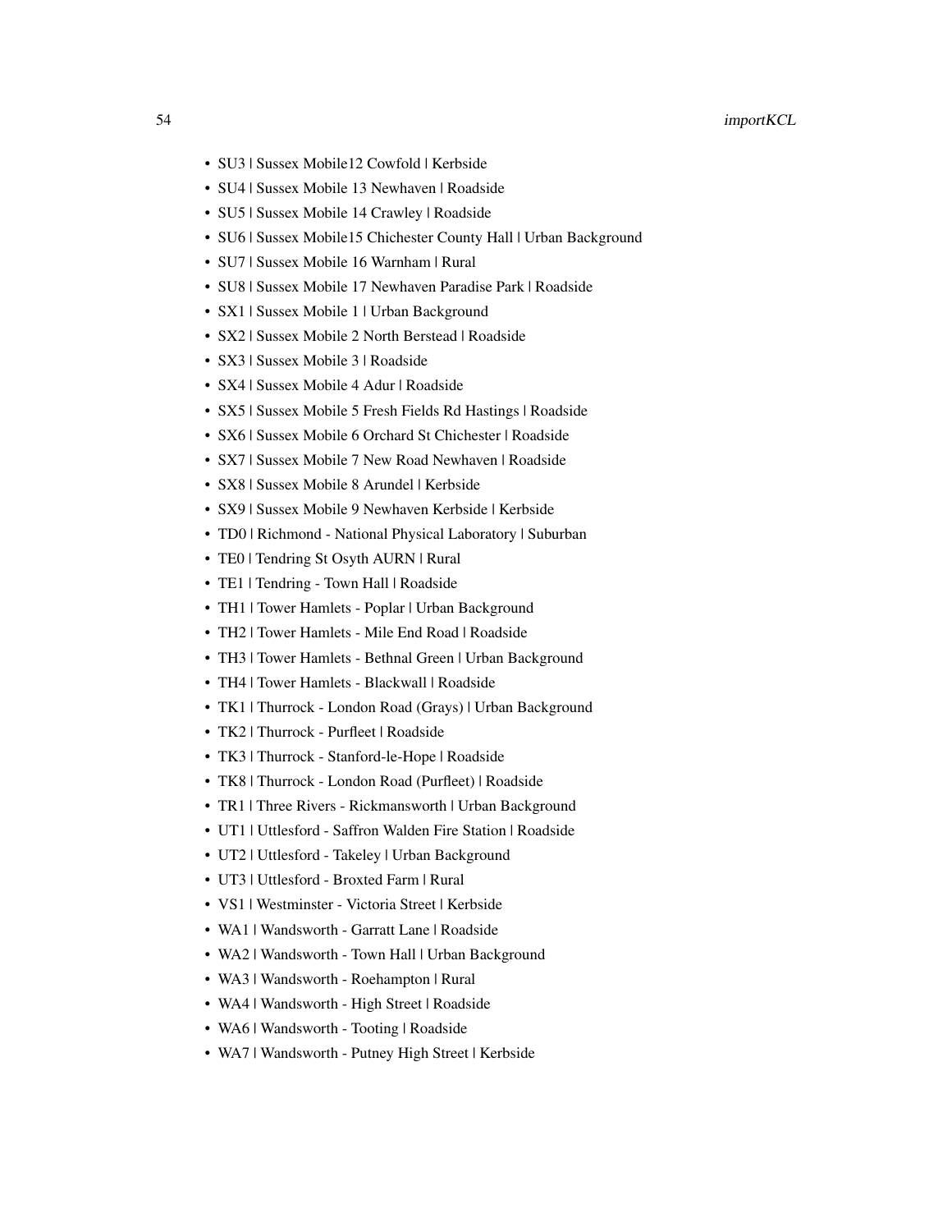- SU3 | Sussex Mobile12 Cowfold | Kerbside
- SU4 | Sussex Mobile 13 Newhaven | Roadside
- SU5 | Sussex Mobile 14 Crawley | Roadside
- SU6 | Sussex Mobile15 Chichester County Hall | Urban Background
- SU7 | Sussex Mobile 16 Warnham | Rural
- SU8 | Sussex Mobile 17 Newhaven Paradise Park | Roadside
- SX1 | Sussex Mobile 1 | Urban Background
- SX2 | Sussex Mobile 2 North Berstead | Roadside
- SX3 | Sussex Mobile 3 | Roadside
- SX4 | Sussex Mobile 4 Adur | Roadside
- SX5 | Sussex Mobile 5 Fresh Fields Rd Hastings | Roadside
- SX6 | Sussex Mobile 6 Orchard St Chichester | Roadside
- SX7 | Sussex Mobile 7 New Road Newhaven | Roadside
- SX8 | Sussex Mobile 8 Arundel | Kerbside
- SX9 | Sussex Mobile 9 Newhaven Kerbside | Kerbside
- TD0 | Richmond - National Physical Laboratory | Suburban
- TE0 | Tendring St Osyth AURN | Rural
- TE1 | Tendring - Town Hall | Roadside
- TH1 | Tower Hamlets - Poplar | Urban Background
- TH2 | Tower Hamlets - Mile End Road | Roadside
- TH3 | Tower Hamlets - Bethnal Green | Urban Background
- TH4 | Tower Hamlets - Blackwall | Roadside
- TK1 | Thurrock - London Road (Grays) | Urban Background
- TK2 | Thurrock - Purfleet | Roadside
- TK3 | Thurrock - Stanford-le-Hope | Roadside
- TK8 | Thurrock - London Road (Purfleet) | Roadside
- TR1 | Three Rivers - Rickmansworth | Urban Background
- UT1 | Uttlesford - Saffron Walden Fire Station | Roadside
- UT2 | Uttlesford - Takeley | Urban Background
- UT3 | Uttlesford - Broxted Farm | Rural
- VS1 | Westminster - Victoria Street | Kerbside
- WA1 | Wandsworth - Garratt Lane | Roadside
- WA2 | Wandsworth - Town Hall | Urban Background
- WA3 | Wandsworth - Roehampton | Rural
- WA4 | Wandsworth - High Street | Roadside
- WA6 | Wandsworth - Tooting | Roadside
- WA7 | Wandsworth - Putney High Street | Kerbside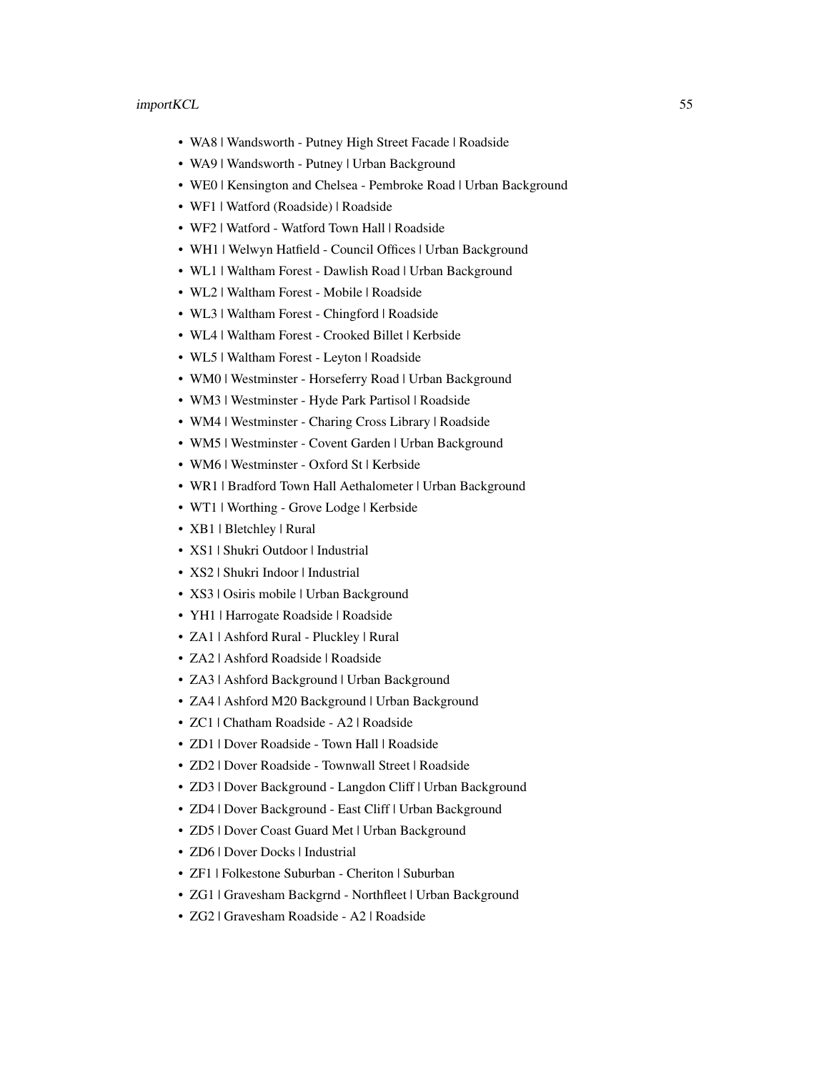- WA8 | Wandsworth - Putney High Street Facade | Roadside
- WA9 | Wandsworth - Putney | Urban Background
- WE0 | Kensington and Chelsea - Pembroke Road | Urban Background
- WF1 | Watford (Roadside) | Roadside
- WF2 | Watford - Watford Town Hall | Roadside
- WH1 | Welwyn Hatfield - Council Offices | Urban Background
- WL1 | Waltham Forest - Dawlish Road | Urban Background
- WL2 | Waltham Forest - Mobile | Roadside
- WL3 | Waltham Forest - Chingford | Roadside
- WL4 | Waltham Forest - Crooked Billet | Kerbside
- WL5 | Waltham Forest - Leyton | Roadside
- WM0 | Westminster - Horseferry Road | Urban Background
- WM3 | Westminster - Hyde Park Partisol | Roadside
- WM4 | Westminster - Charing Cross Library | Roadside
- WM5 | Westminster - Covent Garden | Urban Background
- WM6 | Westminster - Oxford St | Kerbside
- WR1 | Bradford Town Hall Aethalometer | Urban Background
- WT1 | Worthing - Grove Lodge | Kerbside
- XB1 | Bletchley | Rural
- XS1 | Shukri Outdoor | Industrial
- XS2 | Shukri Indoor | Industrial
- XS3 | Osiris mobile | Urban Background
- YH1 | Harrogate Roadside | Roadside
- ZA1 | Ashford Rural - Pluckley | Rural
- ZA2 | Ashford Roadside | Roadside
- ZA3 | Ashford Background | Urban Background
- ZA4 | Ashford M20 Background | Urban Background
- ZC1 | Chatham Roadside - A2 | Roadside
- ZD1 | Dover Roadside - Town Hall | Roadside
- ZD2 | Dover Roadside - Townwall Street | Roadside
- ZD3 | Dover Background - Langdon Cliff | Urban Background
- ZD4 | Dover Background - East Cliff | Urban Background
- ZD5 | Dover Coast Guard Met | Urban Background
- ZD6 | Dover Docks | Industrial
- ZF1 | Folkestone Suburban - Cheriton | Suburban
- ZG1 | Gravesham Backgrnd - Northfleet | Urban Background
- ZG2 | Gravesham Roadside - A2 | Roadside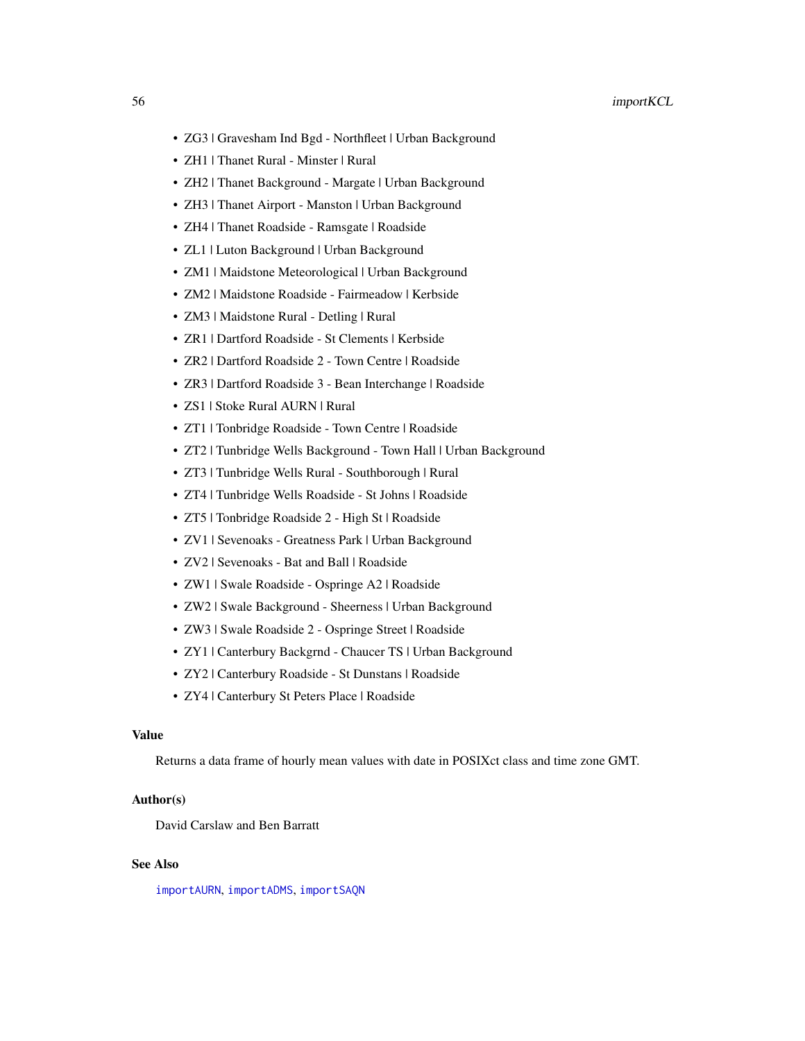- ZG3 | Gravesham Ind Bgd - Northfleet | Urban Background
- ZH1 | Thanet Rural - Minster | Rural
- ZH2 | Thanet Background - Margate | Urban Background
- ZH3 | Thanet Airport - Manston | Urban Background
- ZH4 | Thanet Roadside - Ramsgate | Roadside
- ZL1 | Luton Background | Urban Background
- ZM1 | Maidstone Meteorological | Urban Background
- ZM2 | Maidstone Roadside - Fairmeadow | Kerbside
- ZM3 | Maidstone Rural - Detling | Rural
- ZR1 | Dartford Roadside - St Clements | Kerbside
- ZR2 | Dartford Roadside 2 - Town Centre | Roadside
- ZR3 | Dartford Roadside 3 - Bean Interchange | Roadside
- ZS1 | Stoke Rural AURN | Rural
- ZT1 | Tonbridge Roadside - Town Centre | Roadside
- ZT2 | Tunbridge Wells Background - Town Hall | Urban Background
- ZT3 | Tunbridge Wells Rural - Southborough | Rural
- ZT4 | Tunbridge Wells Roadside - St Johns | Roadside
- ZT5 | Tonbridge Roadside 2 - High St | Roadside
- ZV1 | Sevenoaks - Greatness Park | Urban Background
- ZV2 | Sevenoaks - Bat and Ball | Roadside
- ZW1 | Swale Roadside - Ospringe A2 | Roadside
- ZW2 | Swale Background - Sheerness | Urban Background
- ZW3 | Swale Roadside 2 - Ospringe Street | Roadside
- ZY1 | Canterbury Backgrnd - Chaucer TS | Urban Background
- ZY2 | Canterbury Roadside - St Dunstans | Roadside
- ZY4 | Canterbury St Peters Place | Roadside

### Value

Returns a data frame of hourly mean values with date in POSIXct class and time zone GMT.

### Author(s)

David Carslaw and Ben Barratt

### See Also

importAURN, importADMS, importSAQN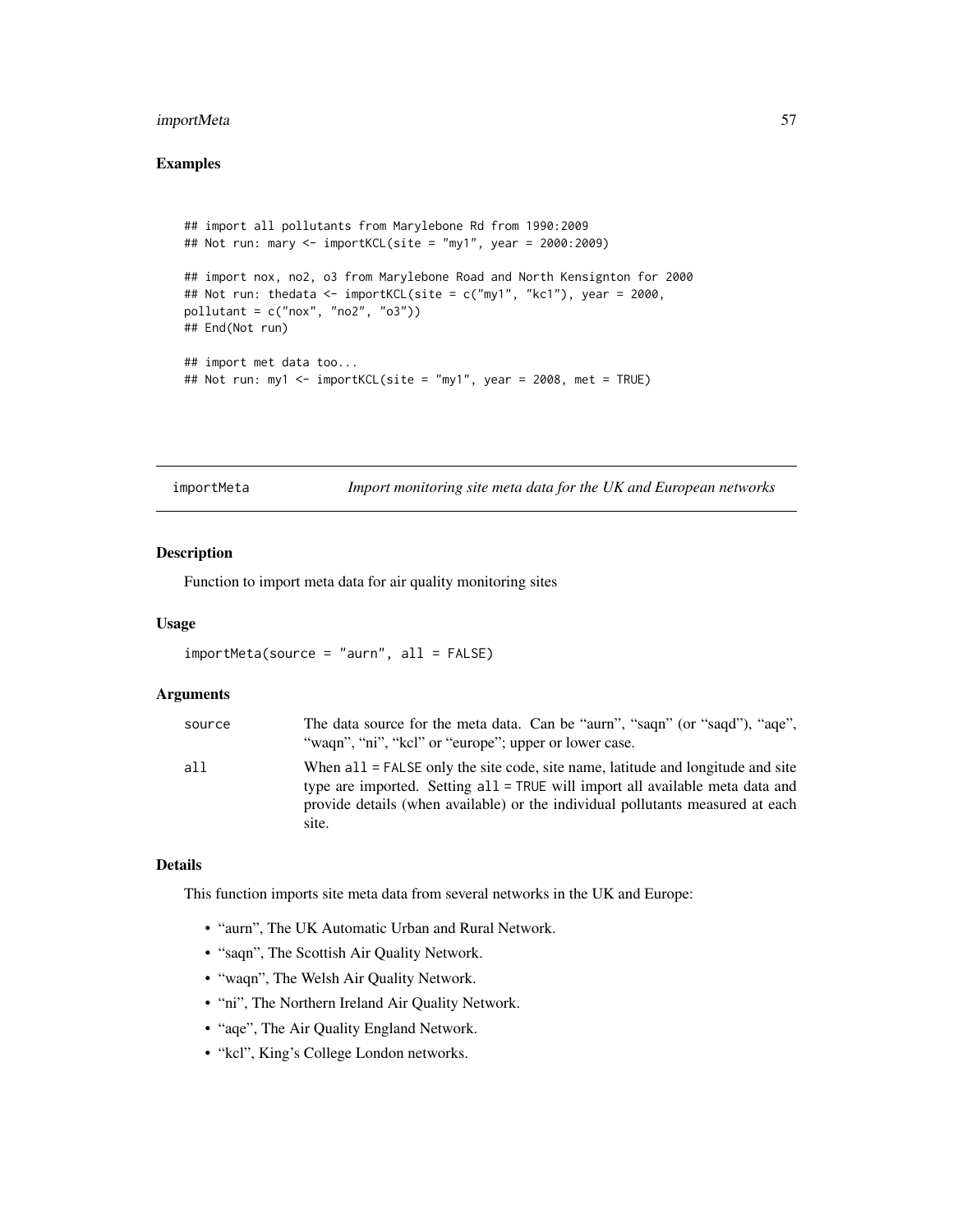## Examples

```
## import all pollutants from Marylebone Rd from 1990:2009
## Not run: mary <- importKCL(site = "my1", year = 2000:2009)

## import nox, no2, o3 from Marylebone Road and North Kensignton for 2000
## Not run: thedata <- importKCL(site = c("my1", "kc1"), year = 2000,
pollutant = c("nox", "no2", "o3"))
## End(Not run)

## import met data too...
## Not run: my1 <- importKCL(site = "my1", year = 2008, met = TRUE)
```

---

# importMeta — *Import monitoring site meta data for the UK and European networks*

---

### Description

Function to import meta data for air quality monitoring sites

### Usage

```
importMeta(source = "aurn", all = FALSE)
```

### Arguments

| | |
|---|---|
| source | The data source for the meta data. Can be "aurn", "saqn" (or "saqd"), "aqe", "waqn", "ni", "kcl" or "europe"; upper or lower case. |
| all | When `all = FALSE` only the site code, site name, latitude and longitude and site type are imported. Setting `all = TRUE` will import all available meta data and provide details (when available) or the individual pollutants measured at each site. |

### Details

This function imports site meta data from several networks in the UK and Europe:

- "aurn", The UK Automatic Urban and Rural Network.
- "saqn", The Scottish Air Quality Network.
- "waqn", The Welsh Air Quality Network.
- "ni", The Northern Ireland Air Quality Network.
- "aqe", The Air Quality England Network.
- "kcl", King's College London networks.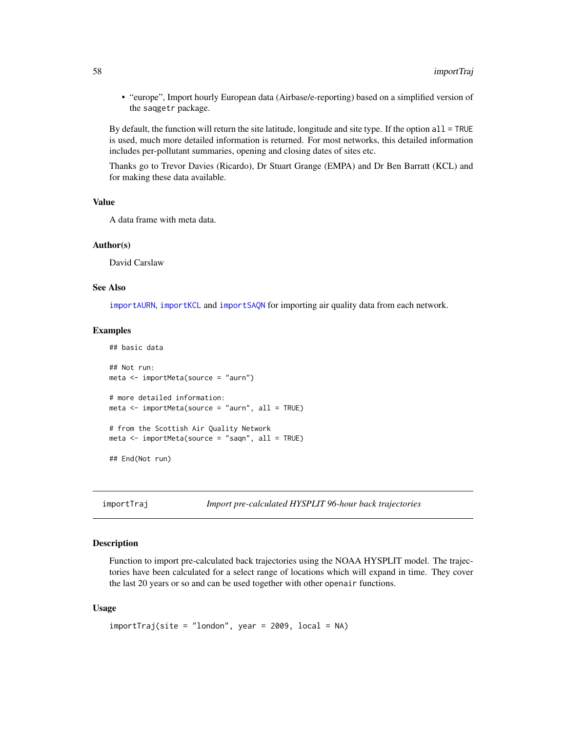- “europe”, Import hourly European data (Airbase/e-reporting) based on a simplified version of the `saqgetr` package.

By default, the function will return the site latitude, longitude and site type. If the option `all = TRUE` is used, much more detailed information is returned. For most networks, this detailed information includes per-pollutant summaries, opening and closing dates of sites etc.

Thanks go to Trevor Davies (Ricardo), Dr Stuart Grange (EMPA) and Dr Ben Barratt (KCL) and for making these data available.

### Value

A data frame with meta data.

### Author(s)

David Carslaw

### See Also

`importAURN`, `importKCL` and `importSAQN` for importing air quality data from each network.

### Examples

```
## basic data

## Not run:
meta <- importMeta(source = "aurn")

# more detailed information:
meta <- importMeta(source = "aurn", all = TRUE)

# from the Scottish Air Quality Network
meta <- importMeta(source = "saqn", all = TRUE)

## End(Not run)
```

---

## importTraj — *Import pre-calculated HYSPLIT 96-hour back trajectories*

### Description

Function to import pre-calculated back trajectories using the NOAA HYSPLIT model. The trajectories have been calculated for a select range of locations which will expand in time. They cover the last 20 years or so and can be used together with other `openair` functions.

### Usage

```
importTraj(site = "london", year = 2009, local = NA)
```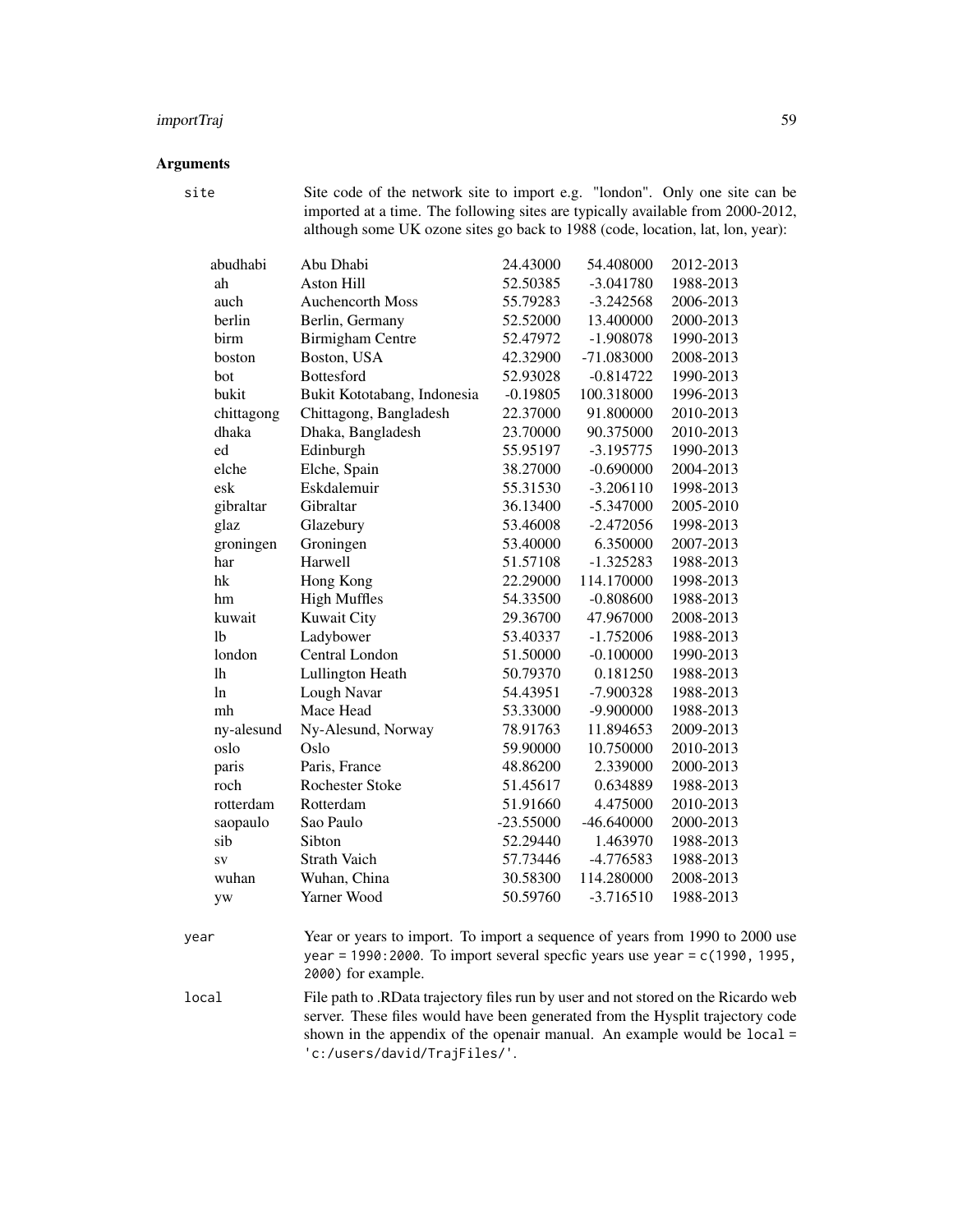## Arguments

`site`
: Site code of the network site to import e.g. "london". Only one site can be imported at a time. The following sites are typically available from 2000-2012, although some UK ozone sites go back to 1988 (code, location, lat, lon, year):

| | | | | |
|---|---|---|---|---|
| abudhabi | Abu Dhabi | 24.43000 | 54.408000 | 2012-2013 |
| ah | Aston Hill | 52.50385 | -3.041780 | 1988-2013 |
| auch | Auchencorth Moss | 55.79283 | -3.242568 | 2006-2013 |
| berlin | Berlin, Germany | 52.52000 | 13.400000 | 2000-2013 |
| birm | Birmigham Centre | 52.47972 | -1.908078 | 1990-2013 |
| boston | Boston, USA | 42.32900 | -71.083000 | 2008-2013 |
| bot | Bottesford | 52.93028 | -0.814722 | 1990-2013 |
| bukit | Bukit Kototabang, Indonesia | -0.19805 | 100.318000 | 1996-2013 |
| chittagong | Chittagong, Bangladesh | 22.37000 | 91.800000 | 2010-2013 |
| dhaka | Dhaka, Bangladesh | 23.70000 | 90.375000 | 2010-2013 |
| ed | Edinburgh | 55.95197 | -3.195775 | 1990-2013 |
| elche | Elche, Spain | 38.27000 | -0.690000 | 2004-2013 |
| esk | Eskdalemuir | 55.31530 | -3.206110 | 1998-2013 |
| gibraltar | Gibraltar | 36.13400 | -5.347000 | 2005-2010 |
| glaz | Glazebury | 53.46008 | -2.472056 | 1998-2013 |
| groningen | Groningen | 53.40000 | 6.350000 | 2007-2013 |
| har | Harwell | 51.57108 | -1.325283 | 1988-2013 |
| hk | Hong Kong | 22.29000 | 114.170000 | 1998-2013 |
| hm | High Muffles | 54.33500 | -0.808600 | 1988-2013 |
| kuwait | Kuwait City | 29.36700 | 47.967000 | 2008-2013 |
| lb | Ladybower | 53.40337 | -1.752006 | 1988-2013 |
| london | Central London | 51.50000 | -0.100000 | 1990-2013 |
| lh | Lullington Heath | 50.79370 | 0.181250 | 1988-2013 |
| ln | Lough Navar | 54.43951 | -7.900328 | 1988-2013 |
| mh | Mace Head | 53.33000 | -9.900000 | 1988-2013 |
| ny-alesund | Ny-Alesund, Norway | 78.91763 | 11.894653 | 2009-2013 |
| oslo | Oslo | 59.90000 | 10.750000 | 2010-2013 |
| paris | Paris, France | 48.86200 | 2.339000 | 2000-2013 |
| roch | Rochester Stoke | 51.45617 | 0.634889 | 1988-2013 |
| rotterdam | Rotterdam | 51.91660 | 4.475000 | 2010-2013 |
| saopaulo | Sao Paulo | -23.55000 | -46.640000 | 2000-2013 |
| sib | Sibton | 52.29440 | 1.463970 | 1988-2013 |
| sv | Strath Vaich | 57.73446 | -4.776583 | 1988-2013 |
| wuhan | Wuhan, China | 30.58300 | 114.280000 | 2008-2013 |
| yw | Yarner Wood | 50.59760 | -3.716510 | 1988-2013 |

`year`
: Year or years to import. To import a sequence of years from 1990 to 2000 use `year = 1990:2000`. To import several specfic years use `year = c(1990, 1995, 2000)` for example.

`local`
: File path to .RData trajectory files run by user and not stored on the Ricardo web server. These files would have been generated from the Hysplit trajectory code shown in the appendix of the openair manual. An example would be `local = 'c:/users/david/TrajFiles/'`.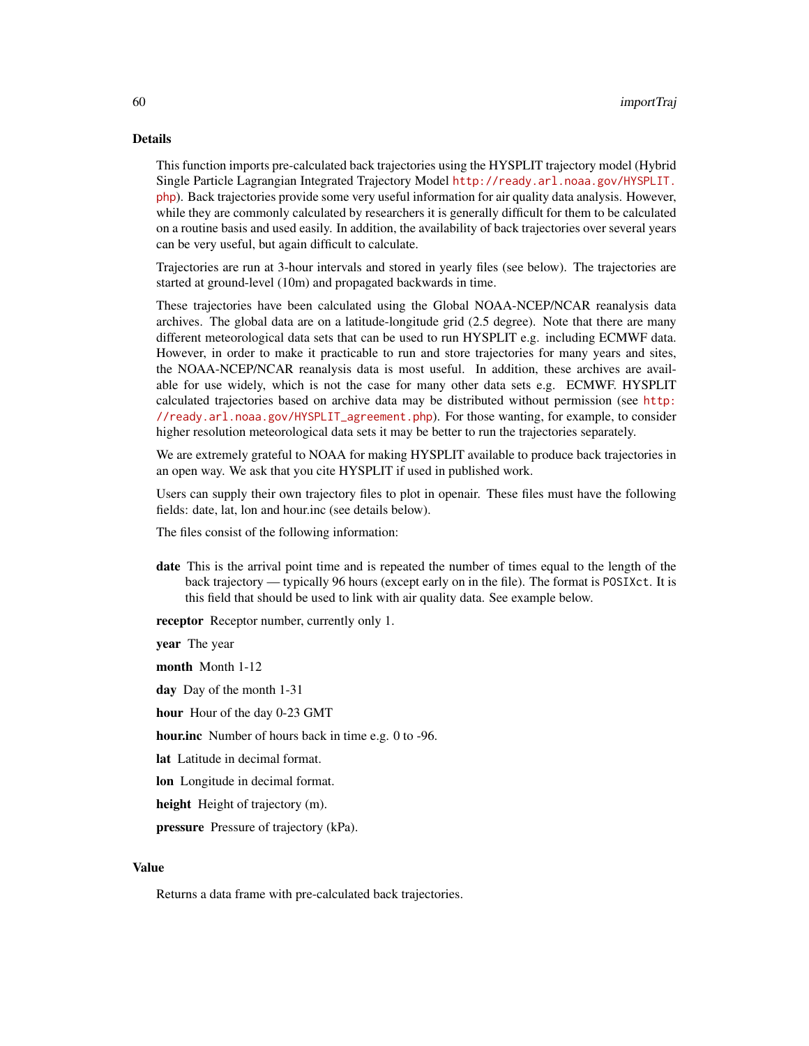## Details

This function imports pre-calculated back trajectories using the HYSPLIT trajectory model (Hybrid Single Particle Lagrangian Integrated Trajectory Model http://ready.arl.noaa.gov/HYSPLIT.php). Back trajectories provide some very useful information for air quality data analysis. However, while they are commonly calculated by researchers it is generally difficult for them to be calculated on a routine basis and used easily. In addition, the availability of back trajectories over several years can be very useful, but again difficult to calculate.

Trajectories are run at 3-hour intervals and stored in yearly files (see below). The trajectories are started at ground-level (10m) and propagated backwards in time.

These trajectories have been calculated using the Global NOAA-NCEP/NCAR reanalysis data archives. The global data are on a latitude-longitude grid (2.5 degree). Note that there are many different meteorological data sets that can be used to run HYSPLIT e.g. including ECMWF data. However, in order to make it practicable to run and store trajectories for many years and sites, the NOAA-NCEP/NCAR reanalysis data is most useful. In addition, these archives are available for use widely, which is not the case for many other data sets e.g. ECMWF. HYSPLIT calculated trajectories based on archive data may be distributed without permission (see http://ready.arl.noaa.gov/HYSPLIT_agreement.php). For those wanting, for example, to consider higher resolution meteorological data sets it may be better to run the trajectories separately.

We are extremely grateful to NOAA for making HYSPLIT available to produce back trajectories in an open way. We ask that you cite HYSPLIT if used in published work.

Users can supply their own trajectory files to plot in openair. These files must have the following fields: date, lat, lon and hour.inc (see details below).

The files consist of the following information:

**date** This is the arrival point time and is repeated the number of times equal to the length of the back trajectory — typically 96 hours (except early on in the file). The format is `POSIXct`. It is this field that should be used to link with air quality data. See example below.

**receptor** Receptor number, currently only 1.

**year** The year

**month** Month 1-12

**day** Day of the month 1-31

**hour** Hour of the day 0-23 GMT

**hour.inc** Number of hours back in time e.g. 0 to -96.

**lat** Latitude in decimal format.

**lon** Longitude in decimal format.

**height** Height of trajectory (m).

**pressure** Pressure of trajectory (kPa).

## Value

Returns a data frame with pre-calculated back trajectories.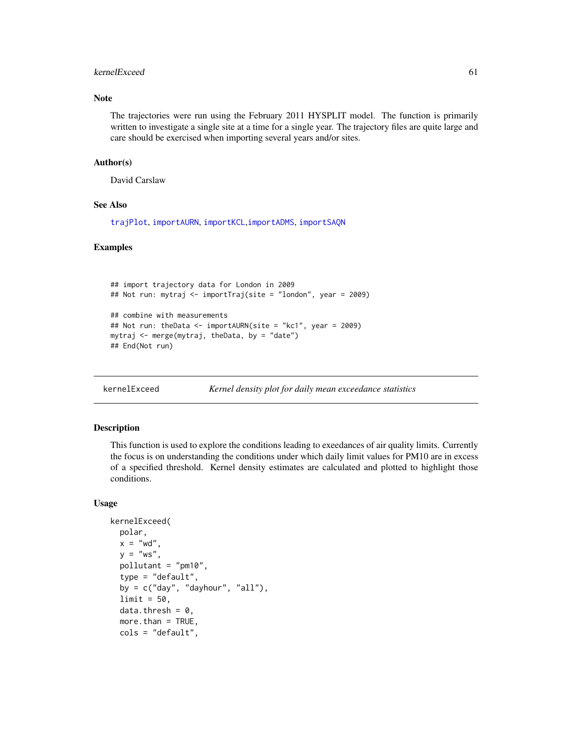### Note

The trajectories were run using the February 2011 HYSPLIT model. The function is primarily written to investigate a single site at a time for a single year. The trajectory files are quite large and care should be exercised when importing several years and/or sites.

### Author(s)

David Carslaw

### See Also

trajPlot, importAURN, importKCL, importADMS, importSAQN

### Examples

```
## import trajectory data for London in 2009
## Not run: mytraj <- importTraj(site = "london", year = 2009)

## combine with measurements
## Not run: theData <- importAURN(site = "kc1", year = 2009)
mytraj <- merge(mytraj, theData, by = "date")
## End(Not run)
```

---

## kernelExceed *Kernel density plot for daily mean exceedance statistics*

---

### Description

This function is used to explore the conditions leading to exeedances of air quality limits. Currently the focus is on understanding the conditions under which daily limit values for PM10 are in excess of a specified threshold. Kernel density estimates are calculated and plotted to highlight those conditions.

### Usage

```
kernelExceed(
  polar,
  x = "wd",
  y = "ws",
  pollutant = "pm10",
  type = "default",
  by = c("day", "dayhour", "all"),
  limit = 50,
  data.thresh = 0,
  more.than = TRUE,
  cols = "default",
```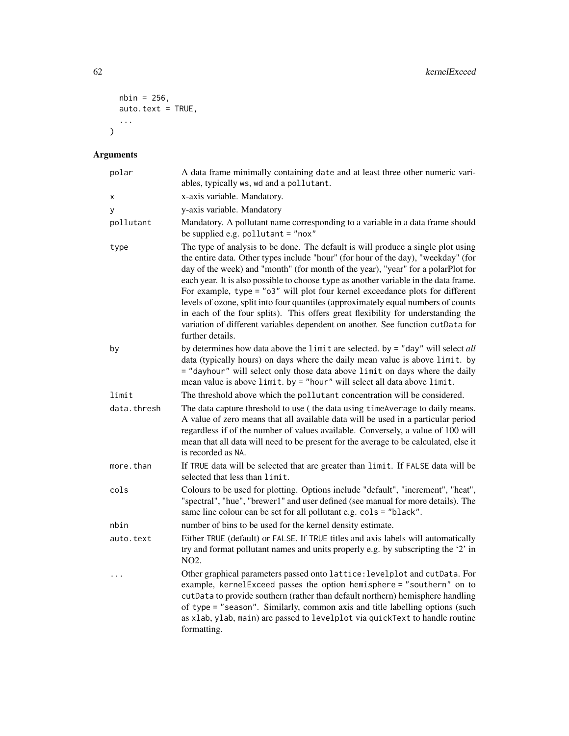```
  nbin = 256,
  auto.text = TRUE,
  ...
)
```

## Arguments

| Argument | Description |
|---|---|
| polar | A data frame minimally containing date and at least three other numeric variables, typically ws, wd and a pollutant. |
| x | x-axis variable. Mandatory. |
| y | y-axis variable. Mandatory |
| pollutant | Mandatory. A pollutant name corresponding to a variable in a data frame should be supplied e.g. pollutant = "nox" |
| type | The type of analysis to be done. The default is will produce a single plot using the entire data. Other types include "hour" (for hour of the day), "weekday" (for day of the week) and "month" (for month of the year), "year" for a polarPlot for each year. It is also possible to choose type as another variable in the data frame. For example, type = "o3" will plot four kernel exceedance plots for different levels of ozone, split into four quantiles (approximately equal numbers of counts in each of the four splits). This offers great flexibility for understanding the variation of different variables dependent on another. See function cutData for further details. |
| by | by determines how data above the limit are selected. by = "day" will select *all* data (typically hours) on days where the daily mean value is above limit. by = "dayhour" will select only those data above limit on days where the daily mean value is above limit. by = "hour" will select all data above limit. |
| limit | The threshold above which the pollutant concentration will be considered. |
| data.thresh | The data capture threshold to use ( the data using timeAverage to daily means. A value of zero means that all available data will be used in a particular period regardless if of the number of values available. Conversely, a value of 100 will mean that all data will need to be present for the average to be calculated, else it is recorded as NA. |
| more.than | If TRUE data will be selected that are greater than limit. If FALSE data will be selected that less than limit. |
| cols | Colours to be used for plotting. Options include "default", "increment", "heat", "spectral", "hue", "brewer1" and user defined (see manual for more details). The same line colour can be set for all pollutant e.g. cols = "black". |
| nbin | number of bins to be used for the kernel density estimate. |
| auto.text | Either TRUE (default) or FALSE. If TRUE titles and axis labels will automatically try and format pollutant names and units properly e.g. by subscripting the '2' in NO2. |
| ... | Other graphical parameters passed onto lattice:levelplot and cutData. For example, kernelExceed passes the option hemisphere = "southern" on to cutData to provide southern (rather than default northern) hemisphere handling of type = "season". Similarly, common axis and title labelling options (such as xlab, ylab, main) are passed to levelplot via quickText to handle routine formatting. |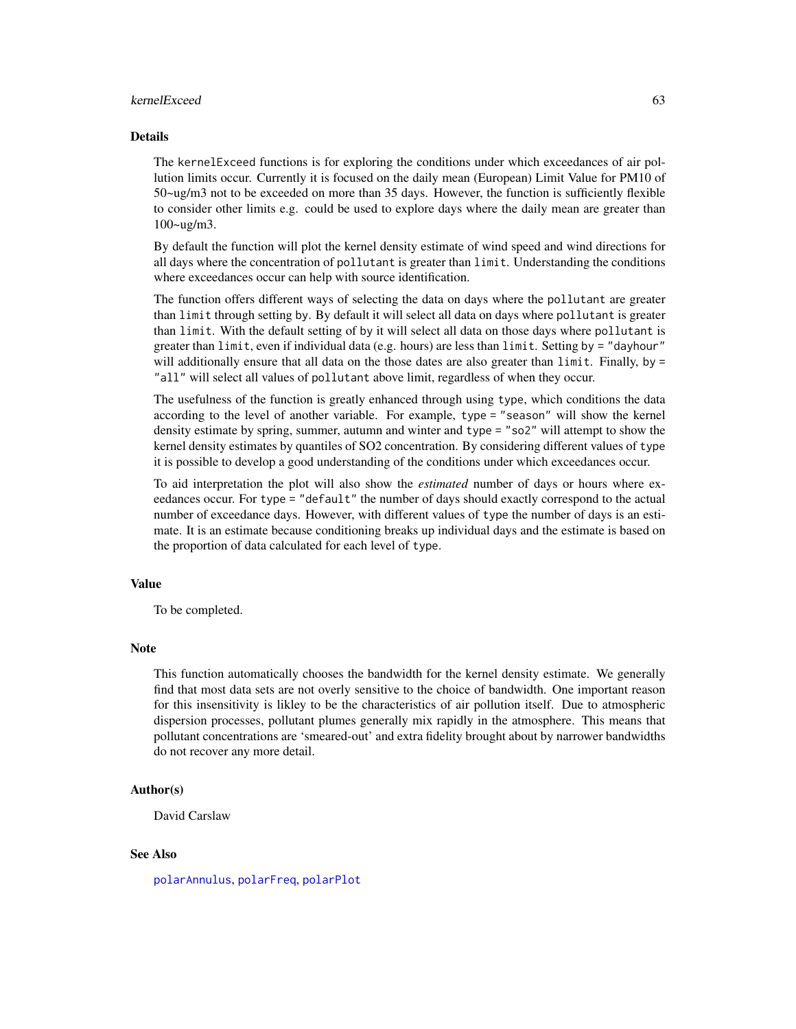## Details

The `kernelExceed` functions is for exploring the conditions under which exceedances of air pollution limits occur. Currently it is focused on the daily mean (European) Limit Value for PM10 of 50~ug/m3 not to be exceeded on more than 35 days. However, the function is sufficiently flexible to consider other limits e.g. could be used to explore days where the daily mean are greater than 100~ug/m3.

By default the function will plot the kernel density estimate of wind speed and wind directions for all days where the concentration of `pollutant` is greater than `limit`. Understanding the conditions where exceedances occur can help with source identification.

The function offers different ways of selecting the data on days where the `pollutant` are greater than `limit` through setting `by`. By default it will select all data on days where `pollutant` is greater than `limit`. With the default setting of `by` it will select all data on those days where `pollutant` is greater than `limit`, even if individual data (e.g. hours) are less than `limit`. Setting `by = "dayhour"` will additionally ensure that all data on the those dates are also greater than `limit`. Finally, `by = "all"` will select all values of `pollutant` above limit, regardless of when they occur.

The usefulness of the function is greatly enhanced through using `type`, which conditions the data according to the level of another variable. For example, `type = "season"` will show the kernel density estimate by spring, summer, autumn and winter and `type = "so2"` will attempt to show the kernel density estimates by quantiles of SO2 concentration. By considering different values of `type` it is possible to develop a good understanding of the conditions under which exceedances occur.

To aid interpretation the plot will also show the *estimated* number of days or hours where exeedances occur. For `type = "default"` the number of days should exactly correspond to the actual number of exceedance days. However, with different values of `type` the number of days is an estimate. It is an estimate because conditioning breaks up individual days and the estimate is based on the proportion of data calculated for each level of `type`.

## Value

To be completed.

## Note

This function automatically chooses the bandwidth for the kernel density estimate. We generally find that most data sets are not overly sensitive to the choice of bandwidth. One important reason for this insensitivity is likley to be the characteristics of air pollution itself. Due to atmospheric dispersion processes, pollutant plumes generally mix rapidly in the atmosphere. This means that pollutant concentrations are 'smeared-out' and extra fidelity brought about by narrower bandwidths do not recover any more detail.

## Author(s)

David Carslaw

## See Also

`polarAnnulus`, `polarFreq`, `polarPlot`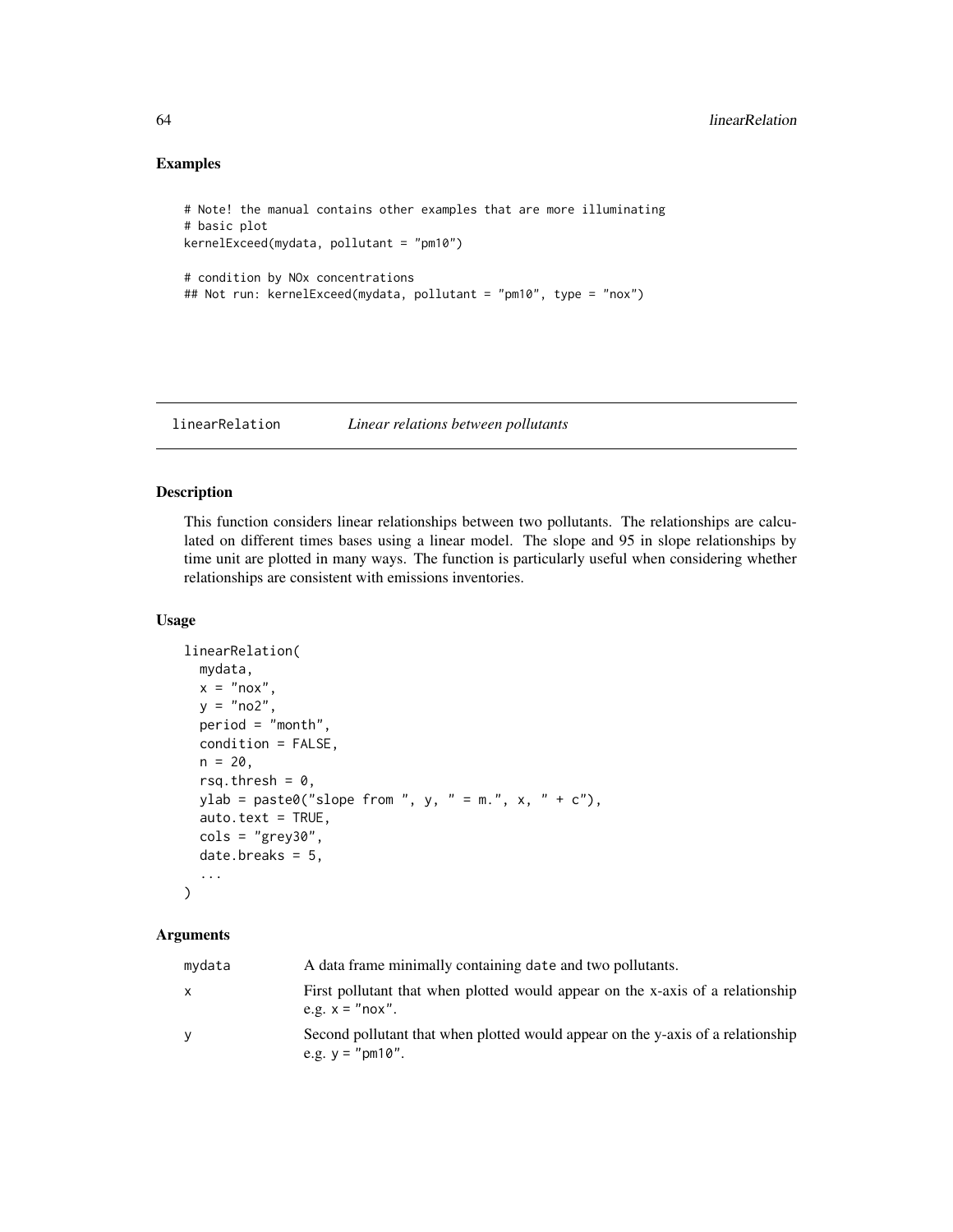## Examples

```
# Note! the manual contains other examples that are more illuminating
# basic plot
kernelExceed(mydata, pollutant = "pm10")

# condition by NOx concentrations
## Not run: kernelExceed(mydata, pollutant = "pm10", type = "nox")
```

---

# linearRelation — *Linear relations between pollutants*

---

## Description

This function considers linear relationships between two pollutants. The relationships are calculated on different times bases using a linear model. The slope and 95 in slope relationships by time unit are plotted in many ways. The function is particularly useful when considering whether relationships are consistent with emissions inventories.

## Usage

```
linearRelation(
  mydata,
  x = "nox",
  y = "no2",
  period = "month",
  condition = FALSE,
  n = 20,
  rsq.thresh = 0,
  ylab = paste0("slope from ", y, " = m.", x, " + c"),
  auto.text = TRUE,
  cols = "grey30",
  date.breaks = 5,
  ...
)
```

## Arguments

| | |
|---|---|
| mydata | A data frame minimally containing date and two pollutants. |
| x | First pollutant that when plotted would appear on the x-axis of a relationship e.g. x = "nox". |
| y | Second pollutant that when plotted would appear on the y-axis of a relationship e.g. y = "pm10". |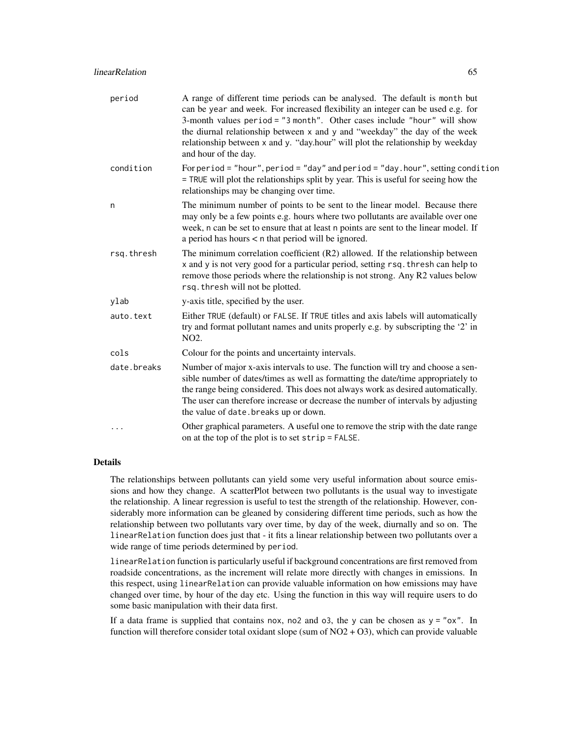| | |
|---|---|
| `period` | A range of different time periods can be analysed. The default is `month` but can be `year` and `week`. For increased flexibility an integer can be used e.g. for 3-month values `period = "3 month"`. Other cases include `"hour"` will show the diurnal relationship between `x` and `y` and "weekday" the day of the week relationship between `x` and `y`. "day.hour" will plot the relationship by weekday and hour of the day. |
| `condition` | For `period = "hour"`, `period = "day"` and `period = "day.hour"`, setting `condition = TRUE` will plot the relationships split by year. This is useful for seeing how the relationships may be changing over time. |
| `n` | The minimum number of points to be sent to the linear model. Because there may only be a few points e.g. hours where two pollutants are available over one week, `n` can be set to ensure that at least `n` points are sent to the linear model. If a period has hours < `n` that period will be ignored. |
| `rsq.thresh` | The minimum correlation coefficient (R2) allowed. If the relationship between `x` and `y` is not very good for a particular period, setting `rsq.thresh` can help to remove those periods where the relationship is not strong. Any R2 values below `rsq.thresh` will not be plotted. |
| `ylab` | y-axis title, specified by the user. |
| `auto.text` | Either `TRUE` (default) or `FALSE`. If `TRUE` titles and axis labels will automatically try and format pollutant names and units properly e.g. by subscripting the '2' in NO2. |
| `cols` | Colour for the points and uncertainty intervals. |
| `date.breaks` | Number of major x-axis intervals to use. The function will try and choose a sensible number of dates/times as well as formatting the date/time appropriately to the range being considered. This does not always work as desired automatically. The user can therefore increase or decrease the number of intervals by adjusting the value of `date.breaks` up or down. |
| `...` | Other graphical parameters. A useful one to remove the strip with the date range on at the top of the plot is to set `strip = FALSE`. |

## Details

The relationships between pollutants can yield some very useful information about source emissions and how they change. A scatterPlot between two pollutants is the usual way to investigate the relationship. A linear regression is useful to test the strength of the relationship. However, considerably more information can be gleaned by considering different time periods, such as how the relationship between two pollutants vary over time, by day of the week, diurnally and so on. The `linearRelation` function does just that - it fits a linear relationship between two pollutants over a wide range of time periods determined by `period`.

`linearRelation` function is particularly useful if background concentrations are first removed from roadside concentrations, as the increment will relate more directly with changes in emissions. In this respect, using `linearRelation` can provide valuable information on how emissions may have changed over time, by hour of the day etc. Using the function in this way will require users to do some basic manipulation with their data first.

If a data frame is supplied that contains `nox`, `no2` and `o3`, the `y` can be chosen as `y = "ox"`. In function will therefore consider total oxidant slope (sum of NO2 + O3), which can provide valuable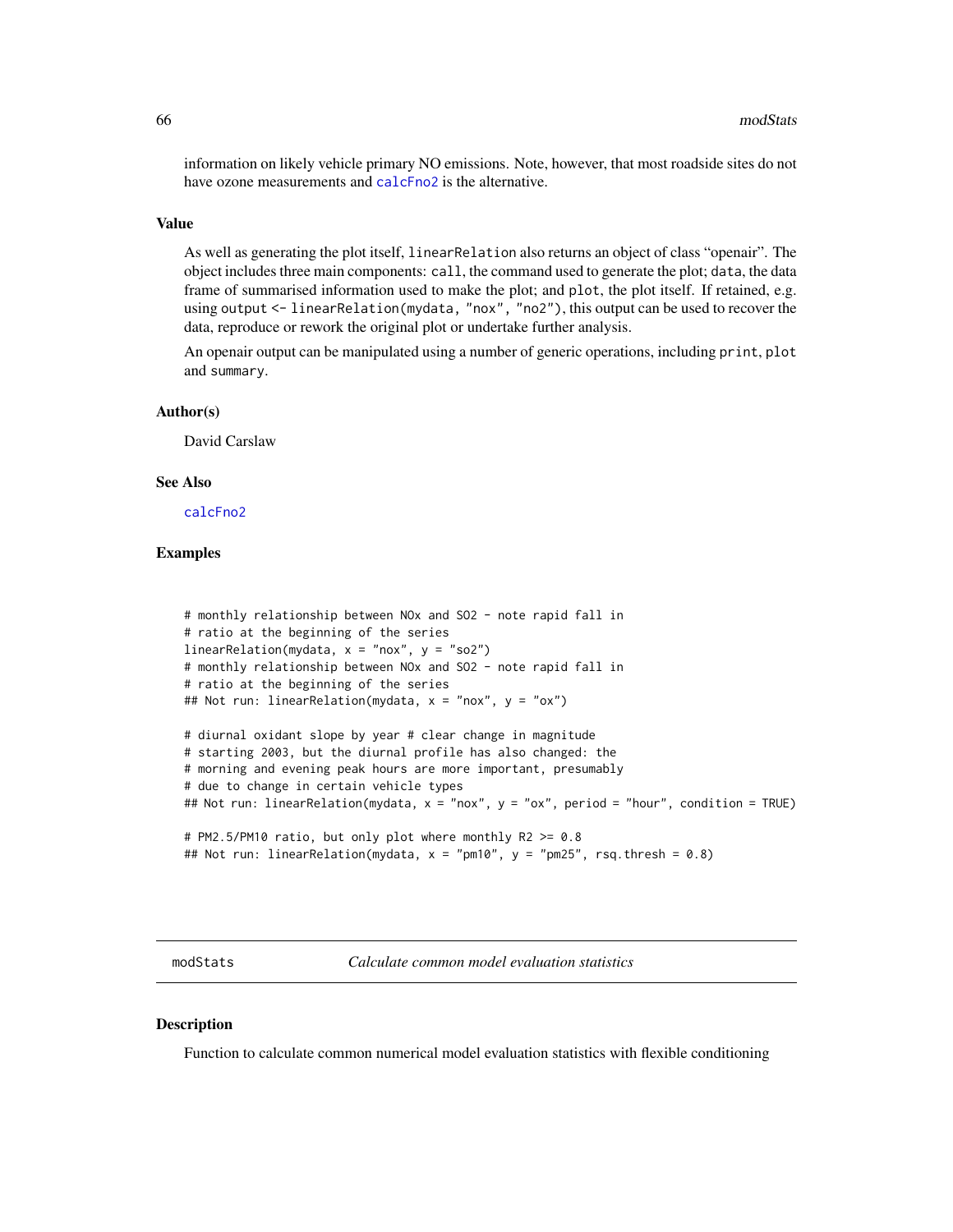information on likely vehicle primary NO emissions. Note, however, that most roadside sites do not have ozone measurements and calcFno2 is the alternative.

### Value

As well as generating the plot itself, `linearRelation` also returns an object of class "openair". The object includes three main components: `call`, the command used to generate the plot; `data`, the data frame of summarised information used to make the plot; and `plot`, the plot itself. If retained, e.g. using `output <- linearRelation(mydata, "nox", "no2")`, this output can be used to recover the data, reproduce or rework the original plot or undertake further analysis.

An openair output can be manipulated using a number of generic operations, including `print`, `plot` and `summary`.

### Author(s)

David Carslaw

### See Also

calcFno2

### Examples

```
# monthly relationship between NOx and SO2 - note rapid fall in
# ratio at the beginning of the series
linearRelation(mydata, x = "nox", y = "so2")
# monthly relationship between NOx and SO2 - note rapid fall in
# ratio at the beginning of the series
## Not run: linearRelation(mydata, x = "nox", y = "ox")

# diurnal oxidant slope by year # clear change in magnitude
# starting 2003, but the diurnal profile has also changed: the
# morning and evening peak hours are more important, presumably
# due to change in certain vehicle types
## Not run: linearRelation(mydata, x = "nox", y = "ox", period = "hour", condition = TRUE)

# PM2.5/PM10 ratio, but only plot where monthly R2 >= 0.8
## Not run: linearRelation(mydata, x = "pm10", y = "pm25", rsq.thresh = 0.8)
```

---

## modStats — *Calculate common model evaluation statistics*

### Description

Function to calculate common numerical model evaluation statistics with flexible conditioning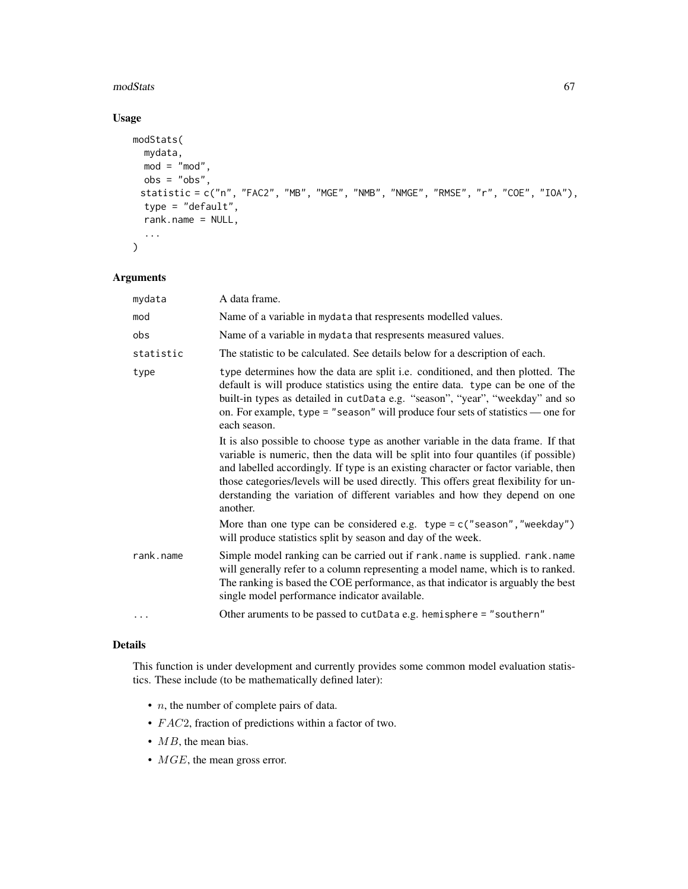## Usage

```
modStats(
  mydata,
  mod = "mod",
  obs = "obs",
  statistic = c("n", "FAC2", "MB", "MGE", "NMB", "NMGE", "RMSE", "r", "COE", "IOA"),
  type = "default",
  rank.name = NULL,
  ...
)
```

## Arguments

| | |
|---|---|
| mydata | A data frame. |
| mod | Name of a variable in mydata that respresents modelled values. |
| obs | Name of a variable in mydata that respresents measured values. |
| statistic | The statistic to be calculated. See details below for a description of each. |
| type | type determines how the data are split i.e. conditioned, and then plotted. The default is will produce statistics using the entire data. type can be one of the built-in types as detailed in cutData e.g. "season", "year", "weekday" and so on. For example, type = "season" will produce four sets of statistics — one for each season.<br><br>It is also possible to choose type as another variable in the data frame. If that variable is numeric, then the data will be split into four quantiles (if possible) and labelled accordingly. If type is an existing character or factor variable, then those categories/levels will be used directly. This offers great flexibility for understanding the variation of different variables and how they depend on one another.<br><br>More than one type can be considered e.g. type = c("season","weekday") will produce statistics split by season and day of the week. |
| rank.name | Simple model ranking can be carried out if rank.name is supplied. rank.name will generally refer to a column representing a model name, which is to ranked. The ranking is based the COE performance, as that indicator is arguably the best single model performance indicator available. |
| ... | Other aruments to be passed to cutData e.g. hemisphere = "southern" |

## Details

This function is under development and currently provides some common model evaluation statistics. These include (to be mathematically defined later):

- $n$, the number of complete pairs of data.
- $FAC2$, fraction of predictions within a factor of two.
- $MB$, the mean bias.
- $MGE$, the mean gross error.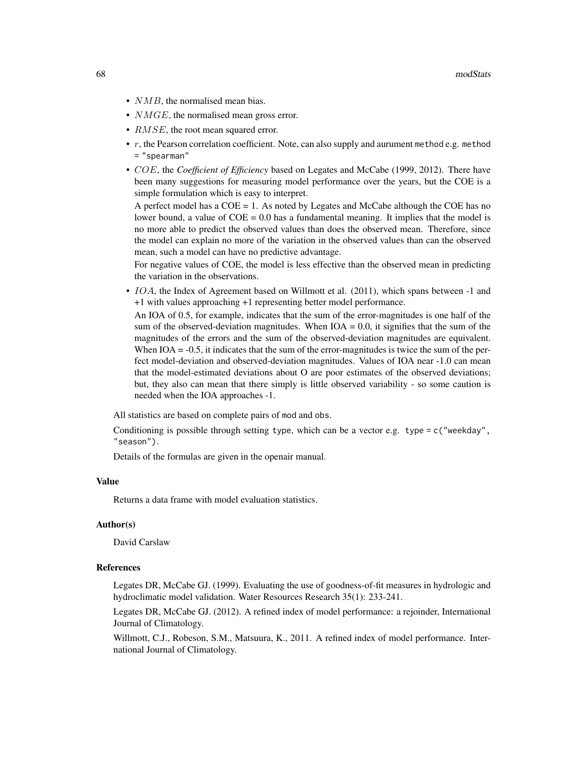- $NMB$, the normalised mean bias.
- $NMGE$, the normalised mean gross error.
- $RMSE$, the root mean squared error.
- $r$, the Pearson correlation coefficient. Note, can also supply and aurument `method` e.g. `method = "spearman"`
- $COE$, the *Coefficient of Efficiency* based on Legates and McCabe (1999, 2012). There have been many suggestions for measuring model performance over the years, but the COE is a simple formulation which is easy to interpret.

  A perfect model has a COE = 1. As noted by Legates and McCabe although the COE has no lower bound, a value of COE = 0.0 has a fundamental meaning. It implies that the model is no more able to predict the observed values than does the observed mean. Therefore, since the model can explain no more of the variation in the observed values than can the observed mean, such a model can have no predictive advantage.

  For negative values of COE, the model is less effective than the observed mean in predicting the variation in the observations.
- $IOA$, the Index of Agreement based on Willmott et al. (2011), which spans between -1 and +1 with values approaching +1 representing better model performance.

  An IOA of 0.5, for example, indicates that the sum of the error-magnitudes is one half of the sum of the observed-deviation magnitudes. When IOA = 0.0, it signifies that the sum of the magnitudes of the errors and the sum of the observed-deviation magnitudes are equivalent. When IOA = -0.5, it indicates that the sum of the error-magnitudes is twice the sum of the perfect model-deviation and observed-deviation magnitudes. Values of IOA near -1.0 can mean that the model-estimated deviations about O are poor estimates of the observed deviations; but, they also can mean that there simply is little observed variability - so some caution is needed when the IOA approaches -1.

All statistics are based on complete pairs of `mod` and `obs`.

Conditioning is possible through setting `type`, which can be a vector e.g. `type = c("weekday", "season")`.

Details of the formulas are given in the openair manual.

### Value

Returns a data frame with model evaluation statistics.

### Author(s)

David Carslaw

### References

Legates DR, McCabe GJ. (1999). Evaluating the use of goodness-of-fit measures in hydrologic and hydroclimatic model validation. Water Resources Research 35(1): 233-241.

Legates DR, McCabe GJ. (2012). A refined index of model performance: a rejoinder, International Journal of Climatology.

Willmott, C.J., Robeson, S.M., Matsuura, K., 2011. A refined index of model performance. International Journal of Climatology.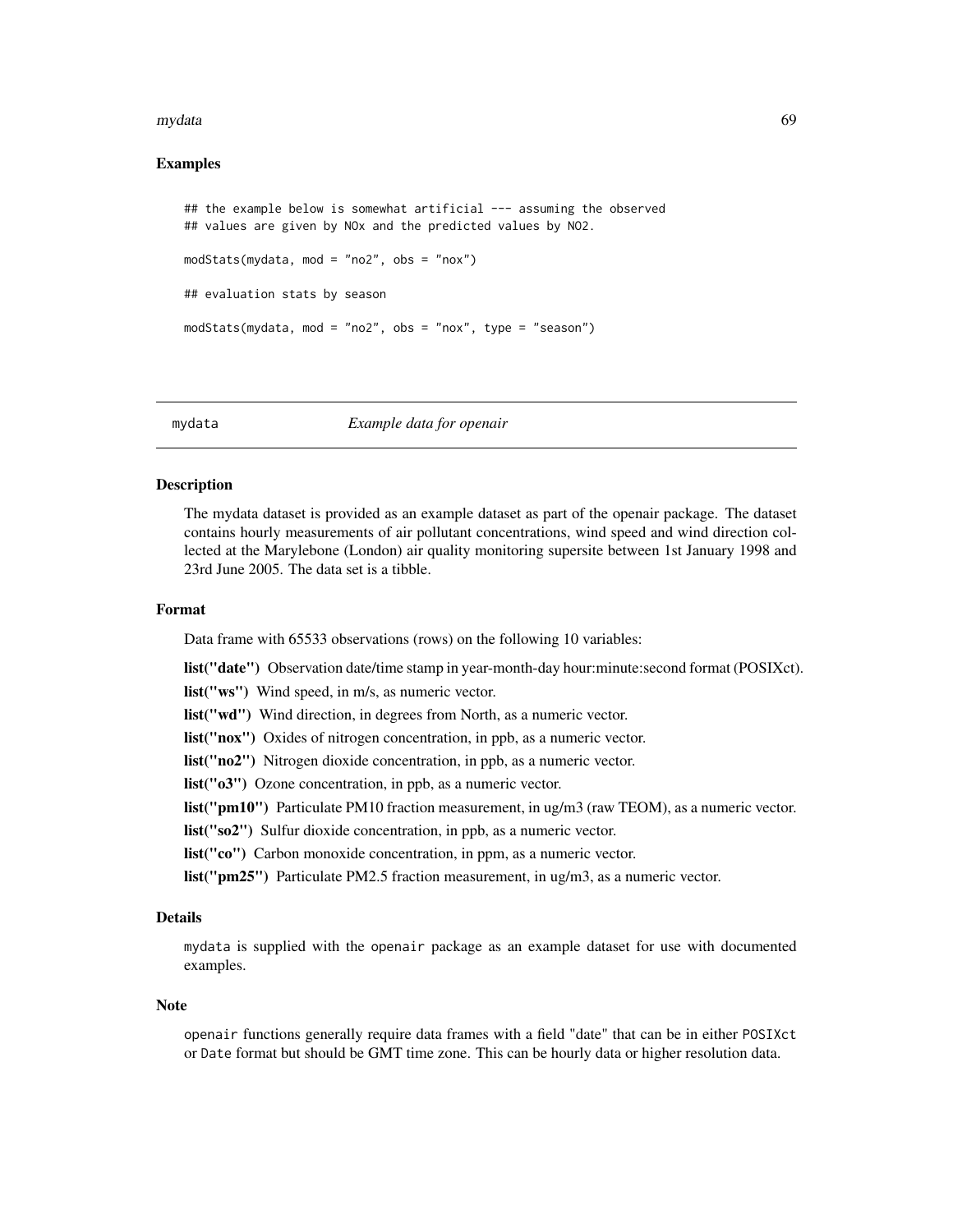### Examples

```
## the example below is somewhat artificial --- assuming the observed
## values are given by NOx and the predicted values by NO2.

modStats(mydata, mod = "no2", obs = "nox")

## evaluation stats by season

modStats(mydata, mod = "no2", obs = "nox", type = "season")
```

---

## mydata *Example data for openair*

### Description

The mydata dataset is provided as an example dataset as part of the openair package. The dataset contains hourly measurements of air pollutant concentrations, wind speed and wind direction collected at the Marylebone (London) air quality monitoring supersite between 1st January 1998 and 23rd June 2005. The data set is a tibble.

### Format

Data frame with 65533 observations (rows) on the following 10 variables:

**list("date")** Observation date/time stamp in year-month-day hour:minute:second format (POSIXct).

**list("ws")** Wind speed, in m/s, as numeric vector.

**list("wd")** Wind direction, in degrees from North, as a numeric vector.

**list("nox")** Oxides of nitrogen concentration, in ppb, as a numeric vector.

**list("no2")** Nitrogen dioxide concentration, in ppb, as a numeric vector.

**list("o3")** Ozone concentration, in ppb, as a numeric vector.

**list("pm10")** Particulate PM10 fraction measurement, in ug/m3 (raw TEOM), as a numeric vector.

**list("so2")** Sulfur dioxide concentration, in ppb, as a numeric vector.

**list("co")** Carbon monoxide concentration, in ppm, as a numeric vector.

**list("pm25")** Particulate PM2.5 fraction measurement, in ug/m3, as a numeric vector.

### Details

mydata is supplied with the openair package as an example dataset for use with documented examples.

### Note

openair functions generally require data frames with a field "date" that can be in either POSIXct or Date format but should be GMT time zone. This can be hourly data or higher resolution data.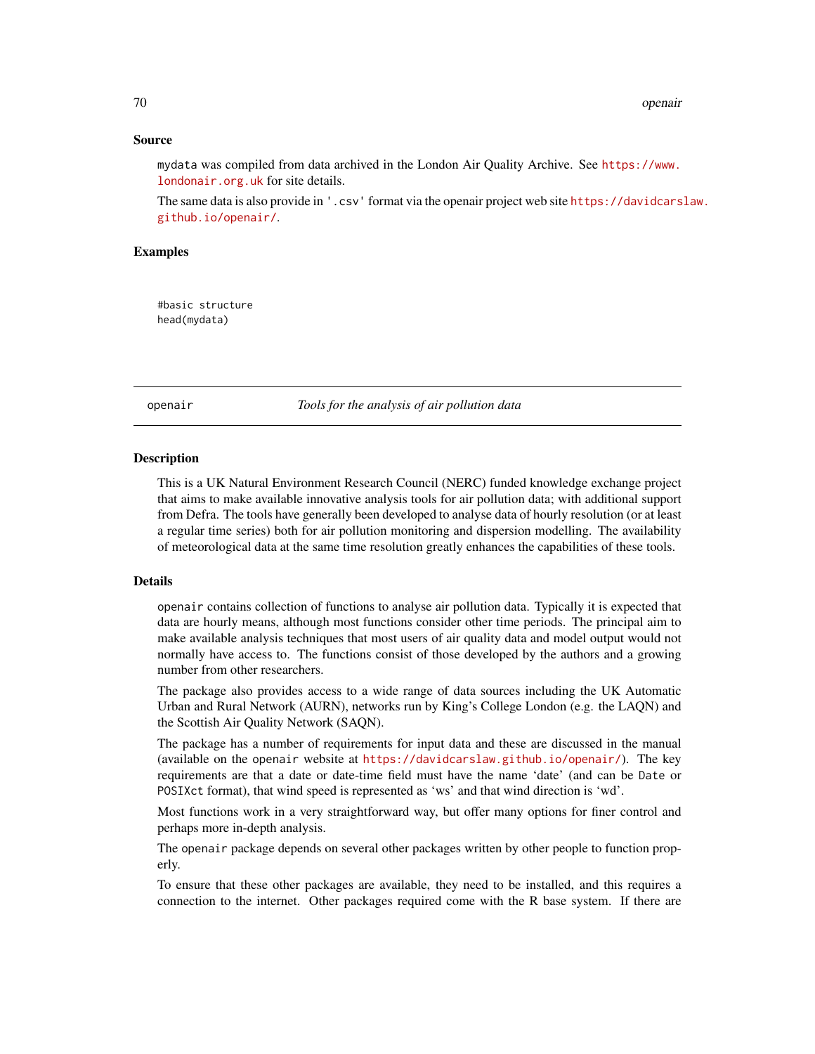### Source

mydata was compiled from data archived in the London Air Quality Archive. See https://www.londonair.org.uk for site details.

The same data is also provide in '.csv' format via the openair project web site https://davidcarslaw.github.io/openair/.

### Examples

```
#basic structure
head(mydata)
```

---

## openair — *Tools for the analysis of air pollution data*

---

### Description

This is a UK Natural Environment Research Council (NERC) funded knowledge exchange project that aims to make available innovative analysis tools for air pollution data; with additional support from Defra. The tools have generally been developed to analyse data of hourly resolution (or at least a regular time series) both for air pollution monitoring and dispersion modelling. The availability of meteorological data at the same time resolution greatly enhances the capabilities of these tools.

### Details

openair contains collection of functions to analyse air pollution data. Typically it is expected that data are hourly means, although most functions consider other time periods. The principal aim to make available analysis techniques that most users of air quality data and model output would not normally have access to. The functions consist of those developed by the authors and a growing number from other researchers.

The package also provides access to a wide range of data sources including the UK Automatic Urban and Rural Network (AURN), networks run by King's College London (e.g. the LAQN) and the Scottish Air Quality Network (SAQN).

The package has a number of requirements for input data and these are discussed in the manual (available on the openair website at https://davidcarslaw.github.io/openair/). The key requirements are that a date or date-time field must have the name 'date' (and can be Date or POSIXct format), that wind speed is represented as 'ws' and that wind direction is 'wd'.

Most functions work in a very straightforward way, but offer many options for finer control and perhaps more in-depth analysis.

The openair package depends on several other packages written by other people to function properly.

To ensure that these other packages are available, they need to be installed, and this requires a connection to the internet. Other packages required come with the R base system. If there are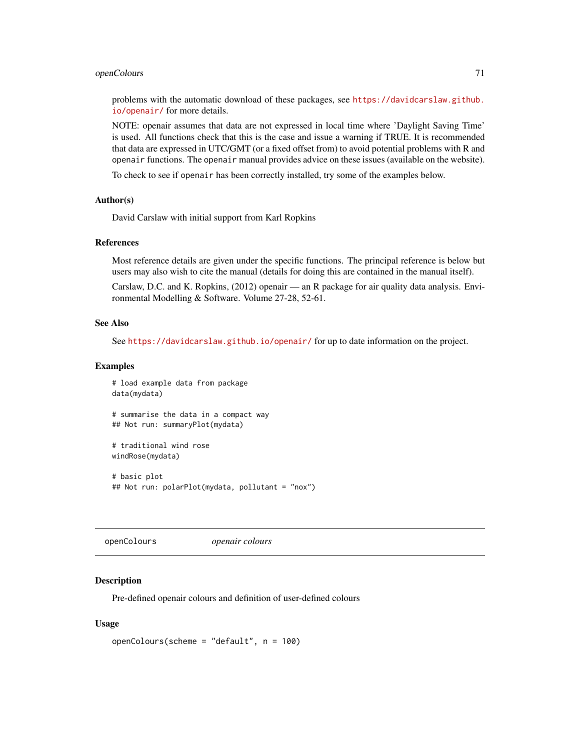problems with the automatic download of these packages, see https://davidcarslaw.github.io/openair/ for more details.

NOTE: openair assumes that data are not expressed in local time where 'Daylight Saving Time' is used. All functions check that this is the case and issue a warning if TRUE. It is recommended that data are expressed in UTC/GMT (or a fixed offset from) to avoid potential problems with R and `openair` functions. The `openair` manual provides advice on these issues (available on the website).

To check to see if `openair` has been correctly installed, try some of the examples below.

### Author(s)

David Carslaw with initial support from Karl Ropkins

### References

Most reference details are given under the specific functions. The principal reference is below but users may also wish to cite the manual (details for doing this are contained in the manual itself).

Carslaw, D.C. and K. Ropkins, (2012) openair — an R package for air quality data analysis. Environmental Modelling & Software. Volume 27-28, 52-61.

### See Also

See https://davidcarslaw.github.io/openair/ for up to date information on the project.

### Examples

```
# load example data from package
data(mydata)

# summarise the data in a compact way
## Not run: summaryPlot(mydata)

# traditional wind rose
windRose(mydata)

# basic plot
## Not run: polarPlot(mydata, pollutant = "nox")
```

---

## openColours *openair colours*

### Description

Pre-defined openair colours and definition of user-defined colours

### Usage

```
openColours(scheme = "default", n = 100)
```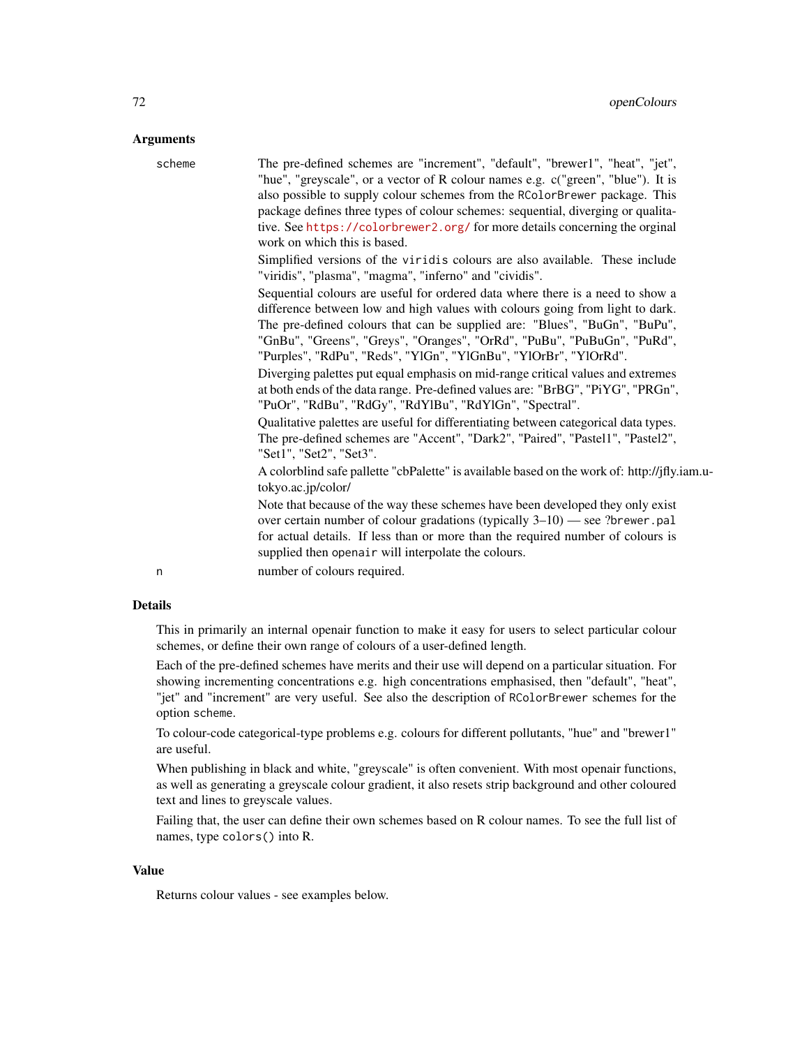## Arguments

**scheme** The pre-defined schemes are "increment", "default", "brewer1", "heat", "jet", "hue", "greyscale", or a vector of R colour names e.g. c("green", "blue"). It is also possible to supply colour schemes from the `RColorBrewer` package. This package defines three types of colour schemes: sequential, diverging or qualitative. See https://colorbrewer2.org/ for more details concerning the orginal work on which this is based.

Simplified versions of the `viridis` colours are also available. These include "viridis", "plasma", "magma", "inferno" and "cividis".

Sequential colours are useful for ordered data where there is a need to show a difference between low and high values with colours going from light to dark. The pre-defined colours that can be supplied are: "Blues", "BuGn", "BuPu", "GnBu", "Greens", "Greys", "Oranges", "OrRd", "PuBu", "PuBuGn", "PuRd", "Purples", "RdPu", "Reds", "YlGn", "YlGnBu", "YlOrBr", "YlOrRd".

Diverging palettes put equal emphasis on mid-range critical values and extremes at both ends of the data range. Pre-defined values are: "BrBG", "PiYG", "PRGn", "PuOr", "RdBu", "RdGy", "RdYlBu", "RdYlGn", "Spectral".

Qualitative palettes are useful for differentiating between categorical data types. The pre-defined schemes are "Accent", "Dark2", "Paired", "Pastel1", "Pastel2", "Set1", "Set2", "Set3".

A colorblind safe pallette "cbPalette" is available based on the work of: http://jfly.iam.u-tokyo.ac.jp/color/

Note that because of the way these schemes have been developed they only exist over certain number of colour gradations (typically 3–10) — see ?`brewer.pal` for actual details. If less than or more than the required number of colours is supplied then `openair` will interpolate the colours.

**n** number of colours required.

## Details

This in primarily an internal openair function to make it easy for users to select particular colour schemes, or define their own range of colours of a user-defined length.

Each of the pre-defined schemes have merits and their use will depend on a particular situation. For showing incrementing concentrations e.g. high concentrations emphasised, then "default", "heat", "jet" and "increment" are very useful. See also the description of `RColorBrewer` schemes for the option `scheme`.

To colour-code categorical-type problems e.g. colours for different pollutants, "hue" and "brewer1" are useful.

When publishing in black and white, "greyscale" is often convenient. With most openair functions, as well as generating a greyscale colour gradient, it also resets strip background and other coloured text and lines to greyscale values.

Failing that, the user can define their own schemes based on R colour names. To see the full list of names, type `colors()` into R.

## Value

Returns colour values - see examples below.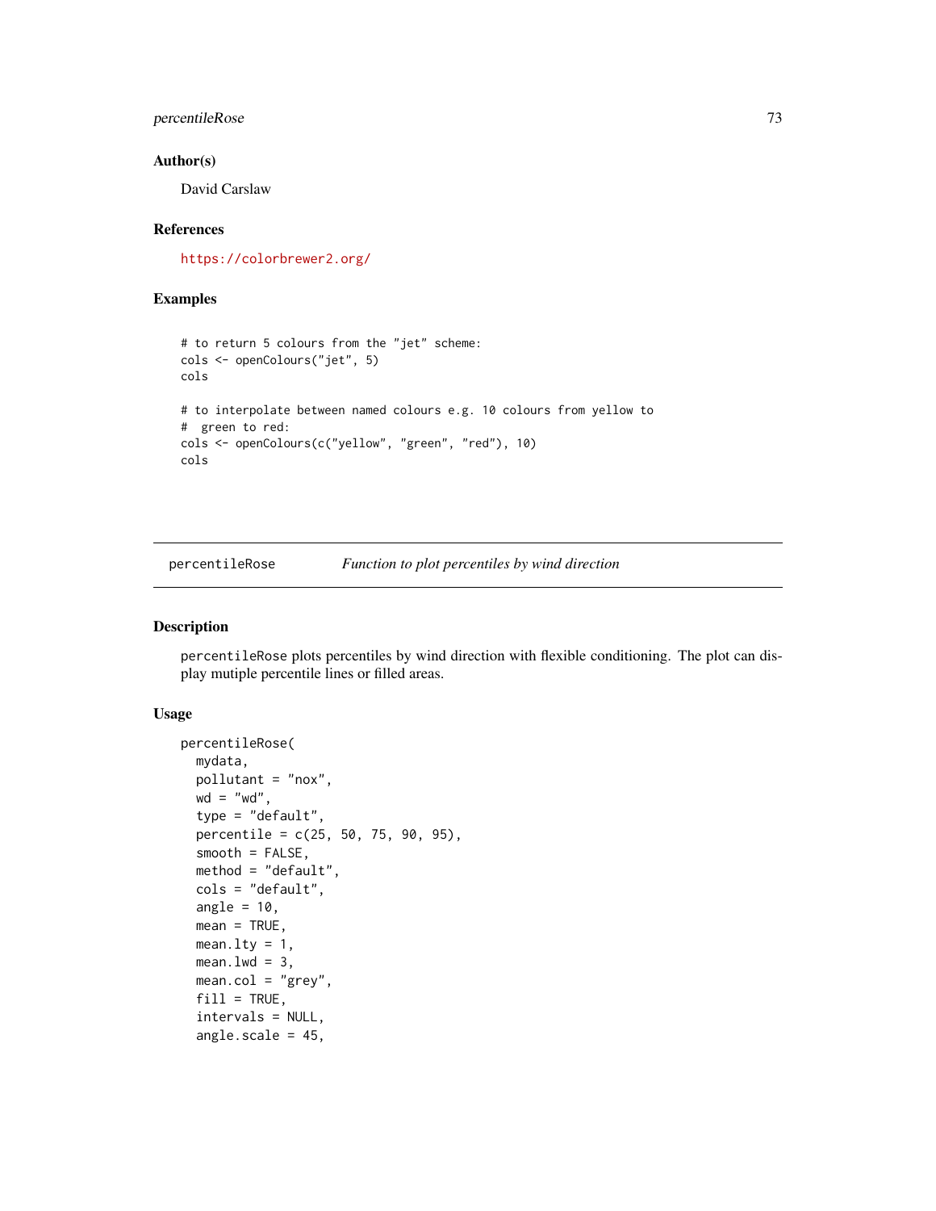### Author(s)

David Carslaw

### References

https://colorbrewer2.org/

### Examples

```
# to return 5 colours from the "jet" scheme:
cols <- openColours("jet", 5)
cols

# to interpolate between named colours e.g. 10 colours from yellow to
#  green to red:
cols <- openColours(c("yellow", "green", "red"), 10)
cols
```

---

## percentileRose — *Function to plot percentiles by wind direction*

---

### Description

`percentileRose` plots percentiles by wind direction with flexible conditioning. The plot can display mutiple percentile lines or filled areas.

### Usage

```
percentileRose(
  mydata,
  pollutant = "nox",
  wd = "wd",
  type = "default",
  percentile = c(25, 50, 75, 90, 95),
  smooth = FALSE,
  method = "default",
  cols = "default",
  angle = 10,
  mean = TRUE,
  mean.lty = 1,
  mean.lwd = 3,
  mean.col = "grey",
  fill = TRUE,
  intervals = NULL,
  angle.scale = 45,
```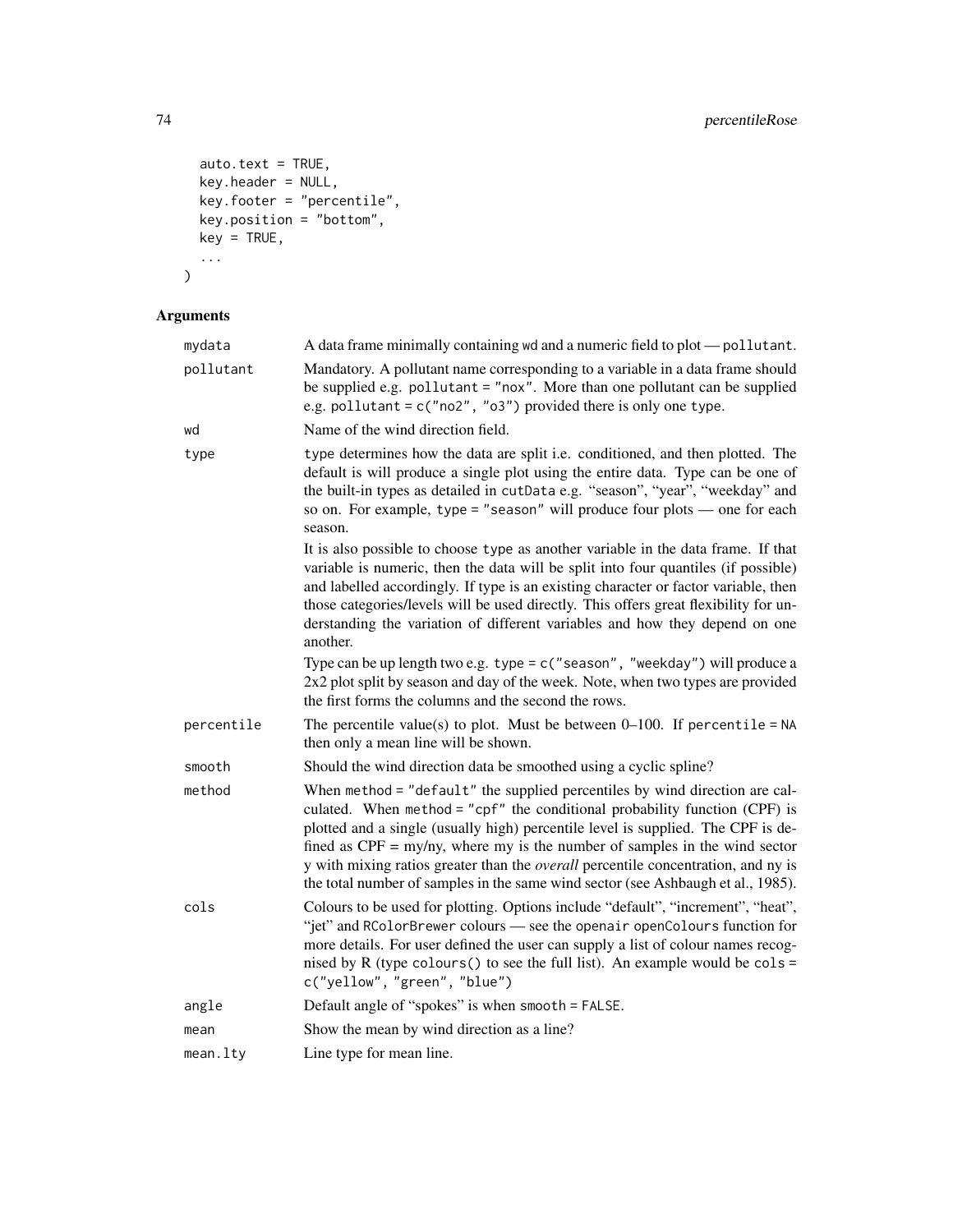```
  auto.text = TRUE,
  key.header = NULL,
  key.footer = "percentile",
  key.position = "bottom",
  key = TRUE,
  ...
)
```

## Arguments

| | |
|---|---|
| mydata | A data frame minimally containing wd and a numeric field to plot — pollutant. |
| pollutant | Mandatory. A pollutant name corresponding to a variable in a data frame should be supplied e.g. pollutant = "nox". More than one pollutant can be supplied e.g. pollutant = c("no2", "o3") provided there is only one type. |
| wd | Name of the wind direction field. |
| type | type determines how the data are split i.e. conditioned, and then plotted. The default is will produce a single plot using the entire data. Type can be one of the built-in types as detailed in cutData e.g. "season", "year", "weekday" and so on. For example, type = "season" will produce four plots — one for each season.<br><br>It is also possible to choose type as another variable in the data frame. If that variable is numeric, then the data will be split into four quantiles (if possible) and labelled accordingly. If type is an existing character or factor variable, then those categories/levels will be used directly. This offers great flexibility for understanding the variation of different variables and how they depend on one another.<br><br>Type can be up length two e.g. type = c("season", "weekday") will produce a 2x2 plot split by season and day of the week. Note, when two types are provided the first forms the columns and the second the rows. |
| percentile | The percentile value(s) to plot. Must be between 0–100. If percentile = NA then only a mean line will be shown. |
| smooth | Should the wind direction data be smoothed using a cyclic spline? |
| method | When method = "default" the supplied percentiles by wind direction are calculated. When method = "cpf" the conditional probability function (CPF) is plotted and a single (usually high) percentile level is supplied. The CPF is defined as CPF = my/ny, where my is the number of samples in the wind sector y with mixing ratios greater than the *overall* percentile concentration, and ny is the total number of samples in the same wind sector (see Ashbaugh et al., 1985). |
| cols | Colours to be used for plotting. Options include "default", "increment", "heat", "jet" and RColorBrewer colours — see the openair openColours function for more details. For user defined the user can supply a list of colour names recognised by R (type colours() to see the full list). An example would be cols = c("yellow", "green", "blue") |
| angle | Default angle of "spokes" is when smooth = FALSE. |
| mean | Show the mean by wind direction as a line? |
| mean.lty | Line type for mean line. |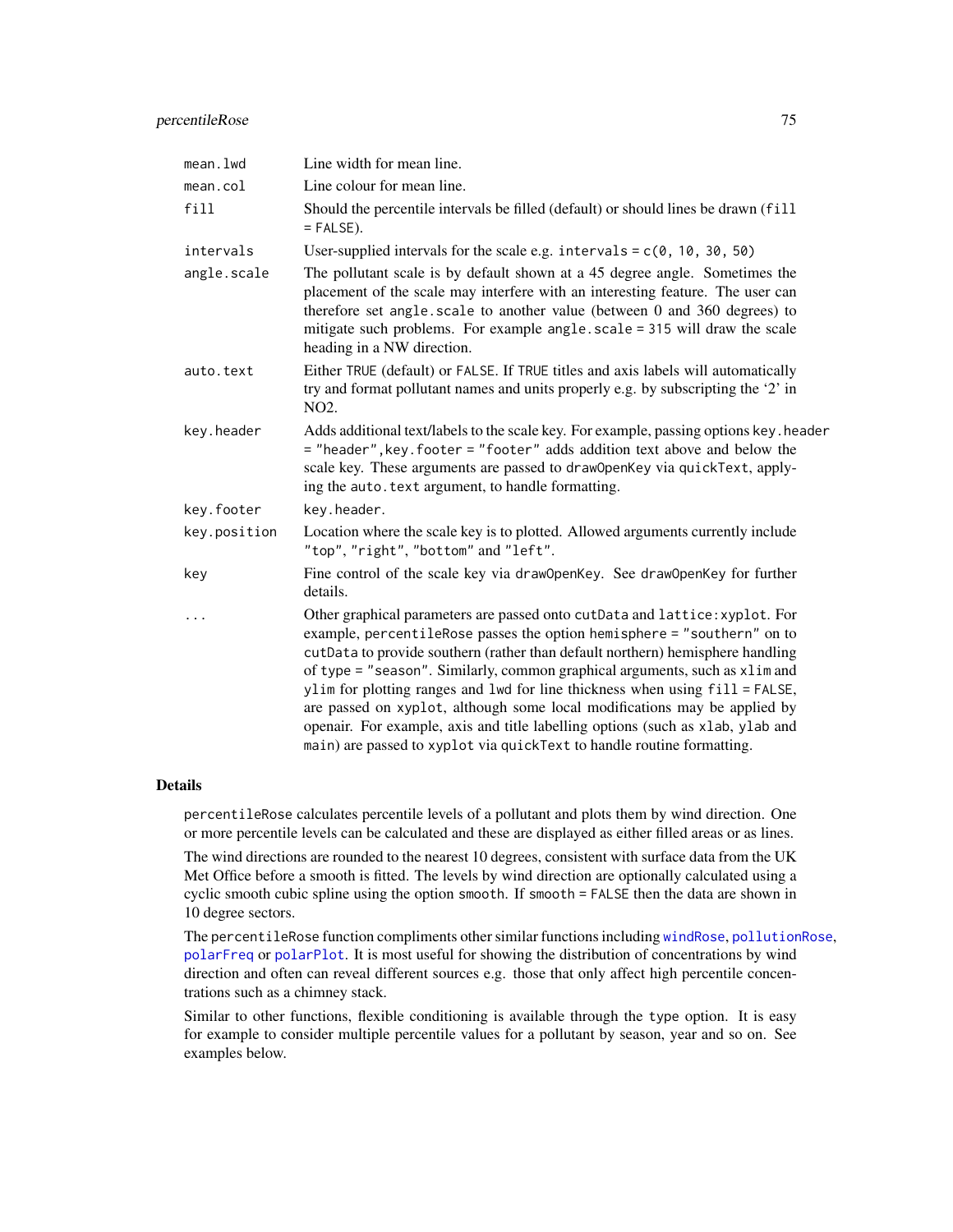| | |
|---|---|
| `mean.lwd` | Line width for mean line. |
| `mean.col` | Line colour for mean line. |
| `fill` | Should the percentile intervals be filled (default) or should lines be drawn (`fill = FALSE`). |
| `intervals` | User-supplied intervals for the scale e.g. `intervals = c(0, 10, 30, 50)` |
| `angle.scale` | The pollutant scale is by default shown at a 45 degree angle. Sometimes the placement of the scale may interfere with an interesting feature. The user can therefore set `angle.scale` to another value (between 0 and 360 degrees) to mitigate such problems. For example `angle.scale = 315` will draw the scale heading in a NW direction. |
| `auto.text` | Either `TRUE` (default) or `FALSE`. If `TRUE` titles and axis labels will automatically try and format pollutant names and units properly e.g. by subscripting the '2' in NO2. |
| `key.header` | Adds additional text/labels to the scale key. For example, passing options `key.header = "header",key.footer = "footer"` adds addition text above and below the scale key. These arguments are passed to `drawOpenKey` via `quickText`, applying the `auto.text` argument, to handle formatting. |
| `key.footer` | `key.header`. |
| `key.position` | Location where the scale key is to plotted. Allowed arguments currently include `"top"`, `"right"`, `"bottom"` and `"left"`. |
| `key` | Fine control of the scale key via `drawOpenKey`. See `drawOpenKey` for further details. |
| `...` | Other graphical parameters are passed onto `cutData` and `lattice:xyplot`. For example, `percentileRose` passes the option `hemisphere = "southern"` on to `cutData` to provide southern (rather than default northern) hemisphere handling of `type = "season"`. Similarly, common graphical arguments, such as `xlim` and `ylim` for plotting ranges and `lwd` for line thickness when using `fill = FALSE`, are passed on `xyplot`, although some local modifications may be applied by openair. For example, axis and title labelling options (such as `xlab`, `ylab` and `main`) are passed to `xyplot` via `quickText` to handle routine formatting. |

## Details

`percentileRose` calculates percentile levels of a pollutant and plots them by wind direction. One or more percentile levels can be calculated and these are displayed as either filled areas or as lines.

The wind directions are rounded to the nearest 10 degrees, consistent with surface data from the UK Met Office before a smooth is fitted. The levels by wind direction are optionally calculated using a cyclic smooth cubic spline using the option `smooth`. If `smooth = FALSE` then the data are shown in 10 degree sectors.

The `percentileRose` function compliments other similar functions including `windRose`, `pollutionRose`, `polarFreq` or `polarPlot`. It is most useful for showing the distribution of concentrations by wind direction and often can reveal different sources e.g. those that only affect high percentile concentrations such as a chimney stack.

Similar to other functions, flexible conditioning is available through the `type` option. It is easy for example to consider multiple percentile values for a pollutant by season, year and so on. See examples below.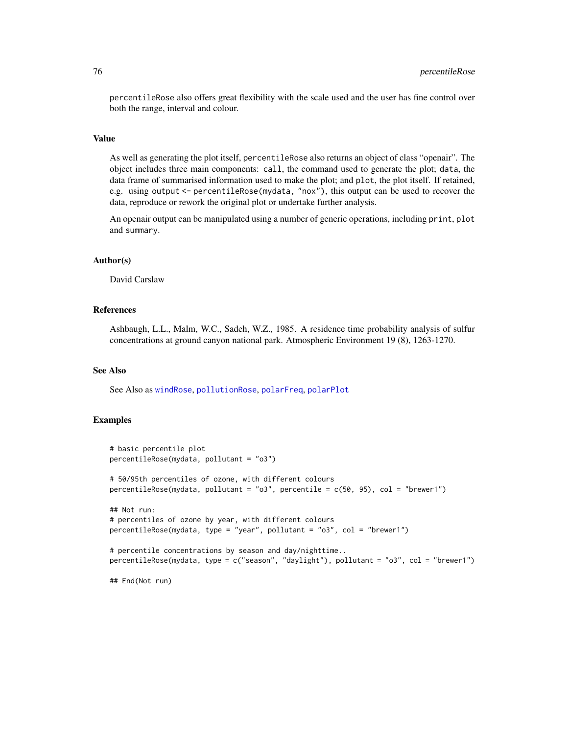percentileRose also offers great flexibility with the scale used and the user has fine control over both the range, interval and colour.

### Value

As well as generating the plot itself, percentileRose also returns an object of class "openair". The object includes three main components: call, the command used to generate the plot; data, the data frame of summarised information used to make the plot; and plot, the plot itself. If retained, e.g. using output <- percentileRose(mydata, "nox"), this output can be used to recover the data, reproduce or rework the original plot or undertake further analysis.

An openair output can be manipulated using a number of generic operations, including print, plot and summary.

### Author(s)

David Carslaw

### References

Ashbaugh, L.L., Malm, W.C., Sadeh, W.Z., 1985. A residence time probability analysis of sulfur concentrations at ground canyon national park. Atmospheric Environment 19 (8), 1263-1270.

### See Also

See Also as windRose, pollutionRose, polarFreq, polarPlot

### Examples

```
# basic percentile plot
percentileRose(mydata, pollutant = "o3")

# 50/95th percentiles of ozone, with different colours
percentileRose(mydata, pollutant = "o3", percentile = c(50, 95), col = "brewer1")

## Not run:
# percentiles of ozone by year, with different colours
percentileRose(mydata, type = "year", pollutant = "o3", col = "brewer1")

# percentile concentrations by season and day/nighttime..
percentileRose(mydata, type = c("season", "daylight"), pollutant = "o3", col = "brewer1")

## End(Not run)
```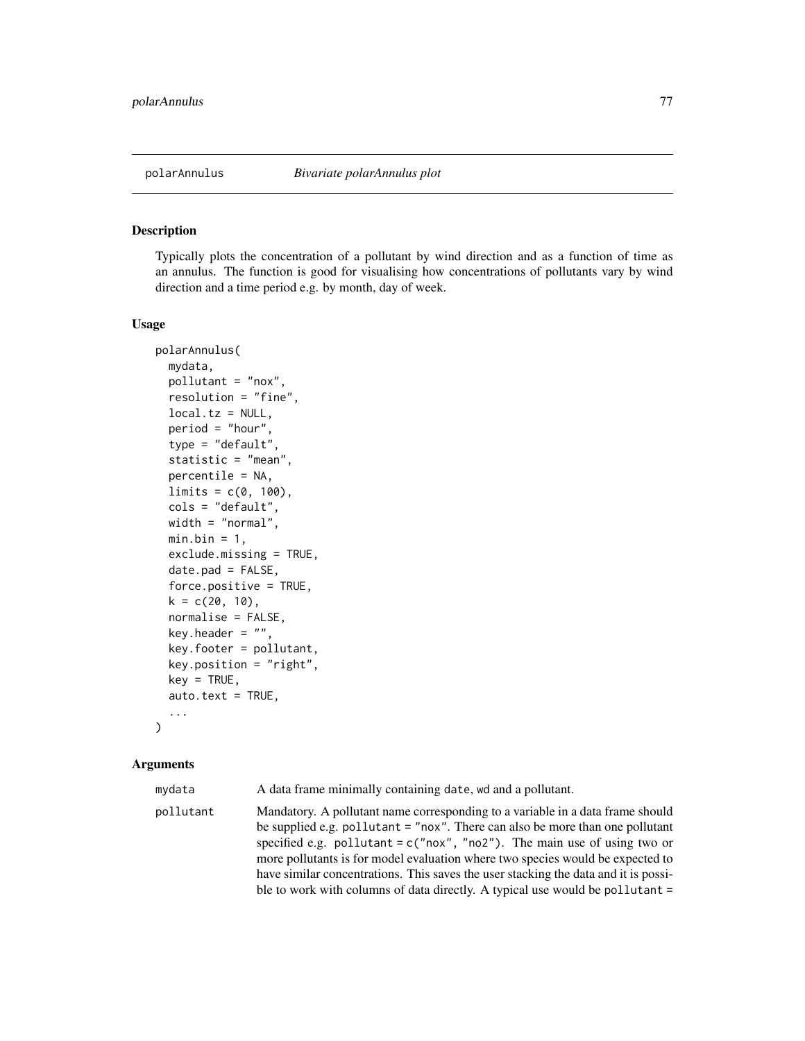## polarAnnulus *Bivariate polarAnnulus plot*

### Description

Typically plots the concentration of a pollutant by wind direction and as a function of time as an annulus. The function is good for visualising how concentrations of pollutants vary by wind direction and a time period e.g. by month, day of week.

### Usage

```
polarAnnulus(
  mydata,
  pollutant = "nox",
  resolution = "fine",
  local.tz = NULL,
  period = "hour",
  type = "default",
  statistic = "mean",
  percentile = NA,
  limits = c(0, 100),
  cols = "default",
  width = "normal",
  min.bin = 1,
  exclude.missing = TRUE,
  date.pad = FALSE,
  force.positive = TRUE,
  k = c(20, 10),
  normalise = FALSE,
  key.header = "",
  key.footer = pollutant,
  key.position = "right",
  key = TRUE,
  auto.text = TRUE,
  ...
)
```

### Arguments

mydata
: A data frame minimally containing `date`, `wd` and a pollutant.

pollutant
: Mandatory. A pollutant name corresponding to a variable in a data frame should be supplied e.g. `pollutant = "nox"`. There can also be more than one pollutant specified e.g. `pollutant = c("nox", "no2")`. The main use of using two or more pollutants is for model evaluation where two species would be expected to have similar concentrations. This saves the user stacking the data and it is possible to work with columns of data directly. A typical use would be `pollutant =`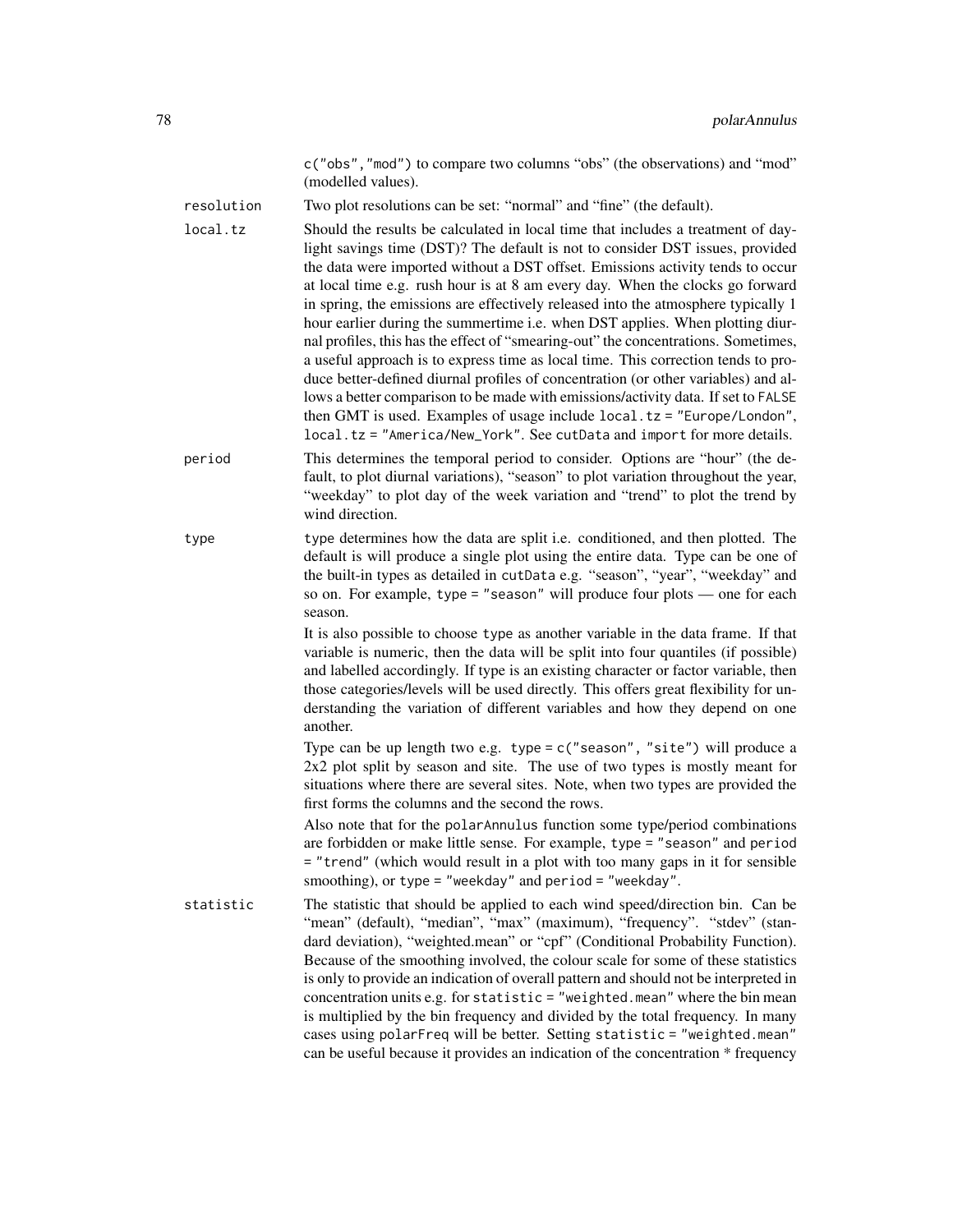c("obs","mod") to compare two columns “obs” (the observations) and “mod” (modelled values).

**resolution**
: Two plot resolutions can be set: “normal” and “fine” (the default).

**local.tz**
: Should the results be calculated in local time that includes a treatment of daylight savings time (DST)? The default is not to consider DST issues, provided the data were imported without a DST offset. Emissions activity tends to occur at local time e.g. rush hour is at 8 am every day. When the clocks go forward in spring, the emissions are effectively released into the atmosphere typically 1 hour earlier during the summertime i.e. when DST applies. When plotting diurnal profiles, this has the effect of “smearing-out” the concentrations. Sometimes, a useful approach is to express time as local time. This correction tends to produce better-defined diurnal profiles of concentration (or other variables) and allows a better comparison to be made with emissions/activity data. If set to FALSE then GMT is used. Examples of usage include `local.tz = "Europe/London"`, `local.tz = "America/New_York"`. See cutData and import for more details.

**period**
: This determines the temporal period to consider. Options are “hour” (the default, to plot diurnal variations), “season” to plot variation throughout the year, “weekday” to plot day of the week variation and “trend” to plot the trend by wind direction.

**type**
: type determines how the data are split i.e. conditioned, and then plotted. The default is will produce a single plot using the entire data. Type can be one of the built-in types as detailed in cutData e.g. “season”, “year”, “weekday” and so on. For example, `type = "season"` will produce four plots — one for each season.

  It is also possible to choose type as another variable in the data frame. If that variable is numeric, then the data will be split into four quantiles (if possible) and labelled accordingly. If type is an existing character or factor variable, then those categories/levels will be used directly. This offers great flexibility for understanding the variation of different variables and how they depend on one another.

  Type can be up length two e.g. `type = c("season", "site")` will produce a 2x2 plot split by season and site. The use of two types is mostly meant for situations where there are several sites. Note, when two types are provided the first forms the columns and the second the rows.

  Also note that for the polarAnnulus function some type/period combinations are forbidden or make little sense. For example, `type = "season"` and `period = "trend"` (which would result in a plot with too many gaps in it for sensible smoothing), or `type = "weekday"` and `period = "weekday"`.

**statistic**
: The statistic that should be applied to each wind speed/direction bin. Can be “mean” (default), “median”, “max” (maximum), “frequency”. “stdev” (standard deviation), “weighted.mean” or “cpf” (Conditional Probability Function). Because of the smoothing involved, the colour scale for some of these statistics is only to provide an indication of overall pattern and should not be interpreted in concentration units e.g. for `statistic = "weighted.mean"` where the bin mean is multiplied by the bin frequency and divided by the total frequency. In many cases using polarFreq will be better. Setting `statistic = "weighted.mean"` can be useful because it provides an indication of the concentration * frequency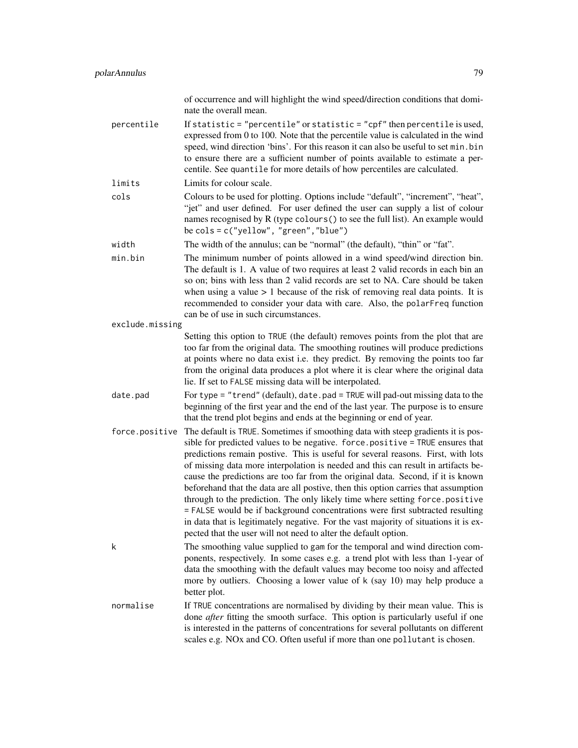of occurrence and will highlight the wind speed/direction conditions that dominate the overall mean.

`percentile`
: If `statistic = "percentile"` or `statistic = "cpf"` then `percentile` is used, expressed from 0 to 100. Note that the percentile value is calculated in the wind speed, wind direction 'bins'. For this reason it can also be useful to set `min.bin` to ensure there are a sufficient number of points available to estimate a percentile. See `quantile` for more details of how percentiles are calculated.

`limits`
: Limits for colour scale.

`cols`
: Colours to be used for plotting. Options include "default", "increment", "heat", "jet" and user defined. For user defined the user can supply a list of colour names recognised by R (type `colours()` to see the full list). An example would be `cols = c("yellow", "green","blue")`

`width`
: The width of the annulus; can be "normal" (the default), "thin" or "fat".

`min.bin`
: The minimum number of points allowed in a wind speed/wind direction bin. The default is 1. A value of two requires at least 2 valid records in each bin an so on; bins with less than 2 valid records are set to NA. Care should be taken when using a value > 1 because of the risk of removing real data points. It is recommended to consider your data with care. Also, the `polarFreq` function can be of use in such circumstances.

`exclude.missing`
: Setting this option to `TRUE` (the default) removes points from the plot that are too far from the original data. The smoothing routines will produce predictions at points where no data exist i.e. they predict. By removing the points too far from the original data produces a plot where it is clear where the original data lie. If set to `FALSE` missing data will be interpolated.

`date.pad`
: For `type = "trend"` (default), `date.pad = TRUE` will pad-out missing data to the beginning of the first year and the end of the last year. The purpose is to ensure that the trend plot begins and ends at the beginning or end of year.

`force.positive`
: The default is `TRUE`. Sometimes if smoothing data with steep gradients it is possible for predicted values to be negative. `force.positive = TRUE` ensures that predictions remain postive. This is useful for several reasons. First, with lots of missing data more interpolation is needed and this can result in artifacts because the predictions are too far from the original data. Second, if it is known beforehand that the data are all postive, then this option carries that assumption through to the prediction. The only likely time where setting `force.positive = FALSE` would be if background concentrations were first subtracted resulting in data that is legitimately negative. For the vast majority of situations it is expected that the user will not need to alter the default option.

`k`
: The smoothing value supplied to `gam` for the temporal and wind direction components, respectively. In some cases e.g. a trend plot with less than 1-year of data the smoothing with the default values may become too noisy and affected more by outliers. Choosing a lower value of `k` (say 10) may help produce a better plot.

`normalise`
: If `TRUE` concentrations are normalised by dividing by their mean value. This is done *after* fitting the smooth surface. This option is particularly useful if one is interested in the patterns of concentrations for several pollutants on different scales e.g. NOx and CO. Often useful if more than one `pollutant` is chosen.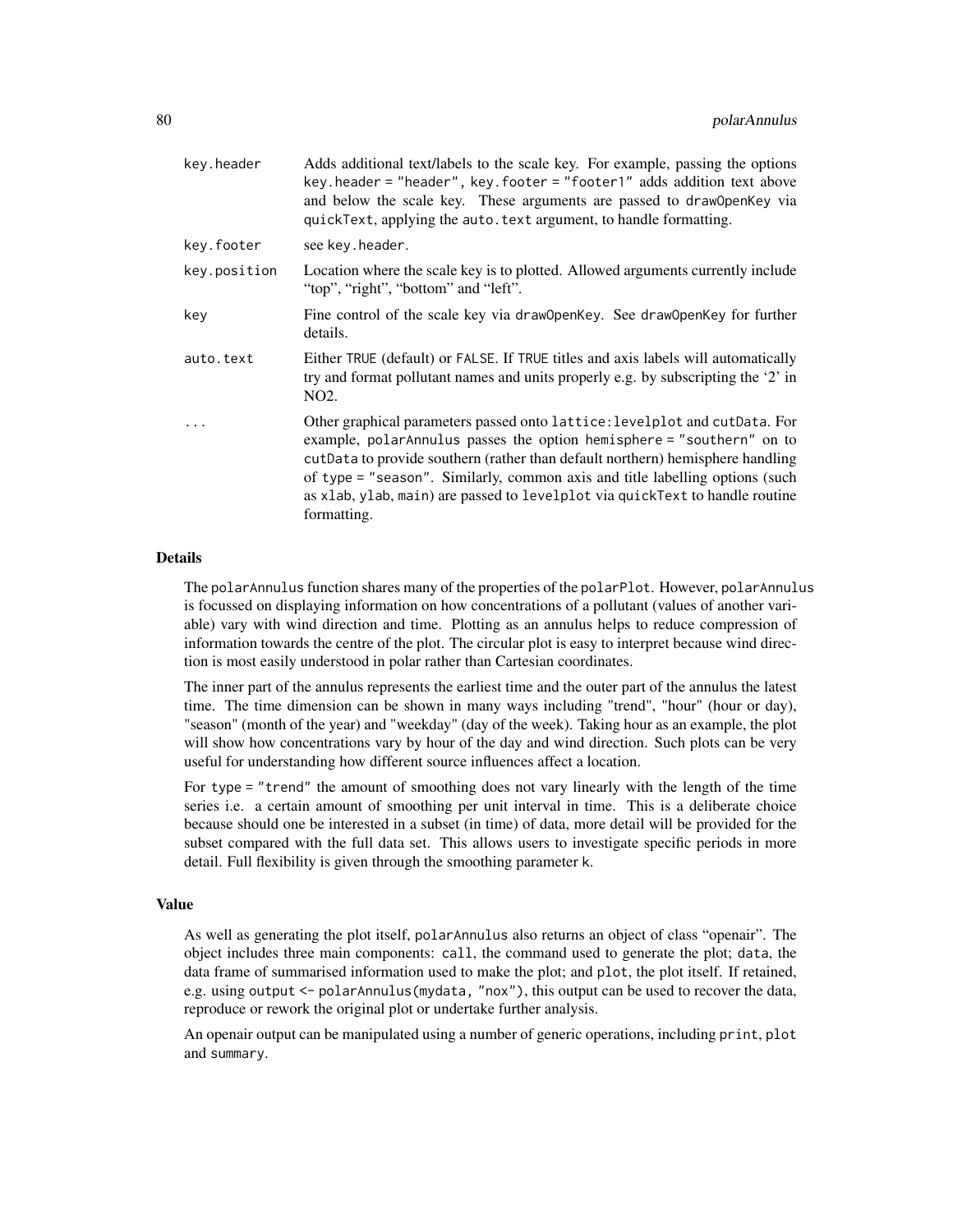| | |
|---|---|
| key.header | Adds additional text/labels to the scale key. For example, passing the options `key.header = "header", key.footer = "footer1"` adds addition text above and below the scale key. These arguments are passed to drawOpenKey via quickText, applying the auto.text argument, to handle formatting. |
| key.footer | see key.header. |
| key.position | Location where the scale key is to plotted. Allowed arguments currently include "top", "right", "bottom" and "left". |
| key | Fine control of the scale key via drawOpenKey. See drawOpenKey for further details. |
| auto.text | Either TRUE (default) or FALSE. If TRUE titles and axis labels will automatically try and format pollutant names and units properly e.g. by subscripting the '2' in NO2. |
| ... | Other graphical parameters passed onto lattice:levelplot and cutData. For example, polarAnnulus passes the option `hemisphere = "southern"` on to cutData to provide southern (rather than default northern) hemisphere handling of `type = "season"`. Similarly, common axis and title labelling options (such as xlab, ylab, main) are passed to levelplot via quickText to handle routine formatting. |

## Details

The polarAnnulus function shares many of the properties of the polarPlot. However, polarAnnulus is focussed on displaying information on how concentrations of a pollutant (values of another variable) vary with wind direction and time. Plotting as an annulus helps to reduce compression of information towards the centre of the plot. The circular plot is easy to interpret because wind direction is most easily understood in polar rather than Cartesian coordinates.

The inner part of the annulus represents the earliest time and the outer part of the annulus the latest time. The time dimension can be shown in many ways including "trend", "hour" (hour or day), "season" (month of the year) and "weekday" (day of the week). Taking hour as an example, the plot will show how concentrations vary by hour of the day and wind direction. Such plots can be very useful for understanding how different source influences affect a location.

For `type = "trend"` the amount of smoothing does not vary linearly with the length of the time series i.e. a certain amount of smoothing per unit interval in time. This is a deliberate choice because should one be interested in a subset (in time) of data, more detail will be provided for the subset compared with the full data set. This allows users to investigate specific periods in more detail. Full flexibility is given through the smoothing parameter k.

## Value

As well as generating the plot itself, polarAnnulus also returns an object of class "openair". The object includes three main components: call, the command used to generate the plot; data, the data frame of summarised information used to make the plot; and plot, the plot itself. If retained, e.g. using `output <- polarAnnulus(mydata, "nox")`, this output can be used to recover the data, reproduce or rework the original plot or undertake further analysis.

An openair output can be manipulated using a number of generic operations, including print, plot and summary.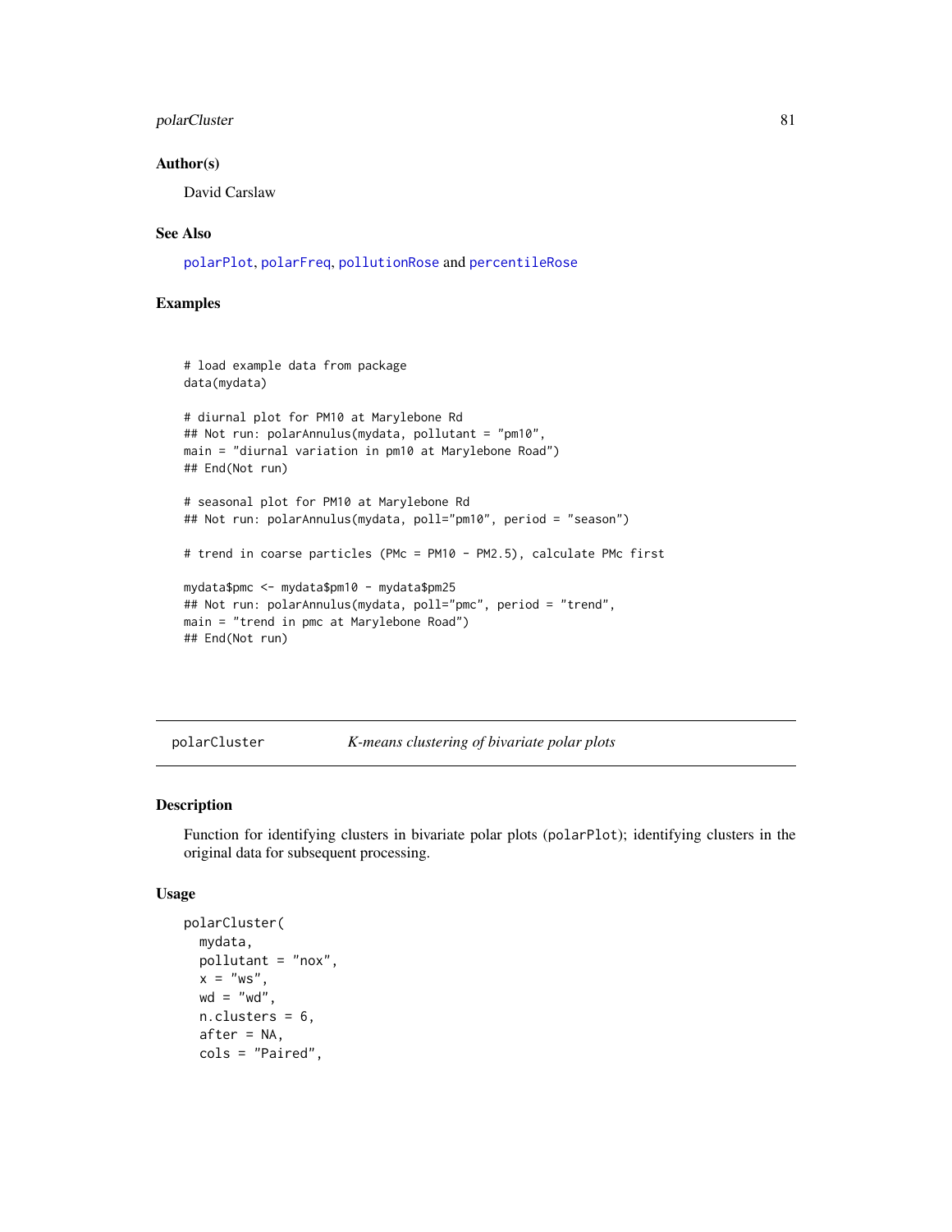### Author(s)

David Carslaw

### See Also

polarPlot, polarFreq, pollutionRose and percentileRose

### Examples

```
# load example data from package
data(mydata)

# diurnal plot for PM10 at Marylebone Rd
## Not run: polarAnnulus(mydata, pollutant = "pm10",
main = "diurnal variation in pm10 at Marylebone Road")
## End(Not run)

# seasonal plot for PM10 at Marylebone Rd
## Not run: polarAnnulus(mydata, poll="pm10", period = "season")

# trend in coarse particles (PMc = PM10 - PM2.5), calculate PMc first

mydata$pmc <- mydata$pm10 - mydata$pm25
## Not run: polarAnnulus(mydata, poll="pmc", period = "trend",
main = "trend in pmc at Marylebone Road")
## End(Not run)
```

---

## polarCluster — *K-means clustering of bivariate polar plots*

---

### Description

Function for identifying clusters in bivariate polar plots (polarPlot); identifying clusters in the original data for subsequent processing.

### Usage

```
polarCluster(
  mydata,
  pollutant = "nox",
  x = "ws",
  wd = "wd",
  n.clusters = 6,
  after = NA,
  cols = "Paired",
```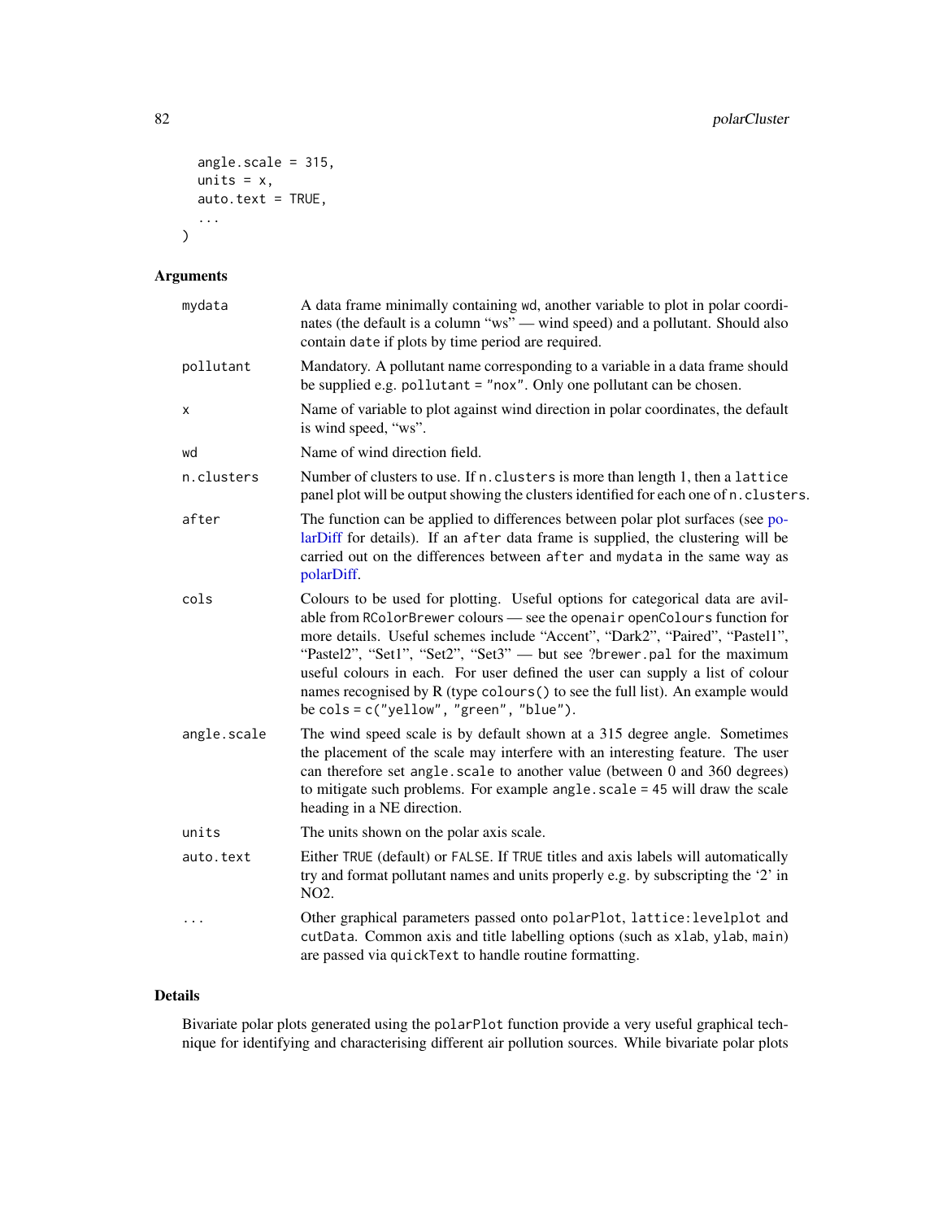```
  angle.scale = 315,
  units = x,
  auto.text = TRUE,
  ...
)
```

## Arguments

| | |
|---|---|
| mydata | A data frame minimally containing wd, another variable to plot in polar coordinates (the default is a column "ws" — wind speed) and a pollutant. Should also contain date if plots by time period are required. |
| pollutant | Mandatory. A pollutant name corresponding to a variable in a data frame should be supplied e.g. `pollutant = "nox"`. Only one pollutant can be chosen. |
| x | Name of variable to plot against wind direction in polar coordinates, the default is wind speed, "ws". |
| wd | Name of wind direction field. |
| n.clusters | Number of clusters to use. If `n.clusters` is more than length 1, then a `lattice` panel plot will be output showing the clusters identified for each one of `n.clusters`. |
| after | The function can be applied to differences between polar plot surfaces (see polarDiff for details). If an `after` data frame is supplied, the clustering will be carried out on the differences between `after` and `mydata` in the same way as polarDiff. |
| cols | Colours to be used for plotting. Useful options for categorical data are available from `RColorBrewer` colours — see the `openair` `openColours` function for more details. Useful schemes include "Accent", "Dark2", "Paired", "Pastel1", "Pastel2", "Set1", "Set2", "Set3" — but see ?brewer.pal for the maximum useful colours in each. For user defined the user can supply a list of colour names recognised by R (type `colours()` to see the full list). An example would be `cols = c("yellow", "green", "blue")`. |
| angle.scale | The wind speed scale is by default shown at a 315 degree angle. Sometimes the placement of the scale may interfere with an interesting feature. The user can therefore set `angle.scale` to another value (between 0 and 360 degrees) to mitigate such problems. For example `angle.scale = 45` will draw the scale heading in a NE direction. |
| units | The units shown on the polar axis scale. |
| auto.text | Either TRUE (default) or FALSE. If TRUE titles and axis labels will automatically try and format pollutant names and units properly e.g. by subscripting the '2' in NO2. |
| ... | Other graphical parameters passed onto `polarPlot`, `lattice:levelplot` and `cutData`. Common axis and title labelling options (such as `xlab`, `ylab`, `main`) are passed via `quickText` to handle routine formatting. |

## Details

Bivariate polar plots generated using the `polarPlot` function provide a very useful graphical technique for identifying and characterising different air pollution sources. While bivariate polar plots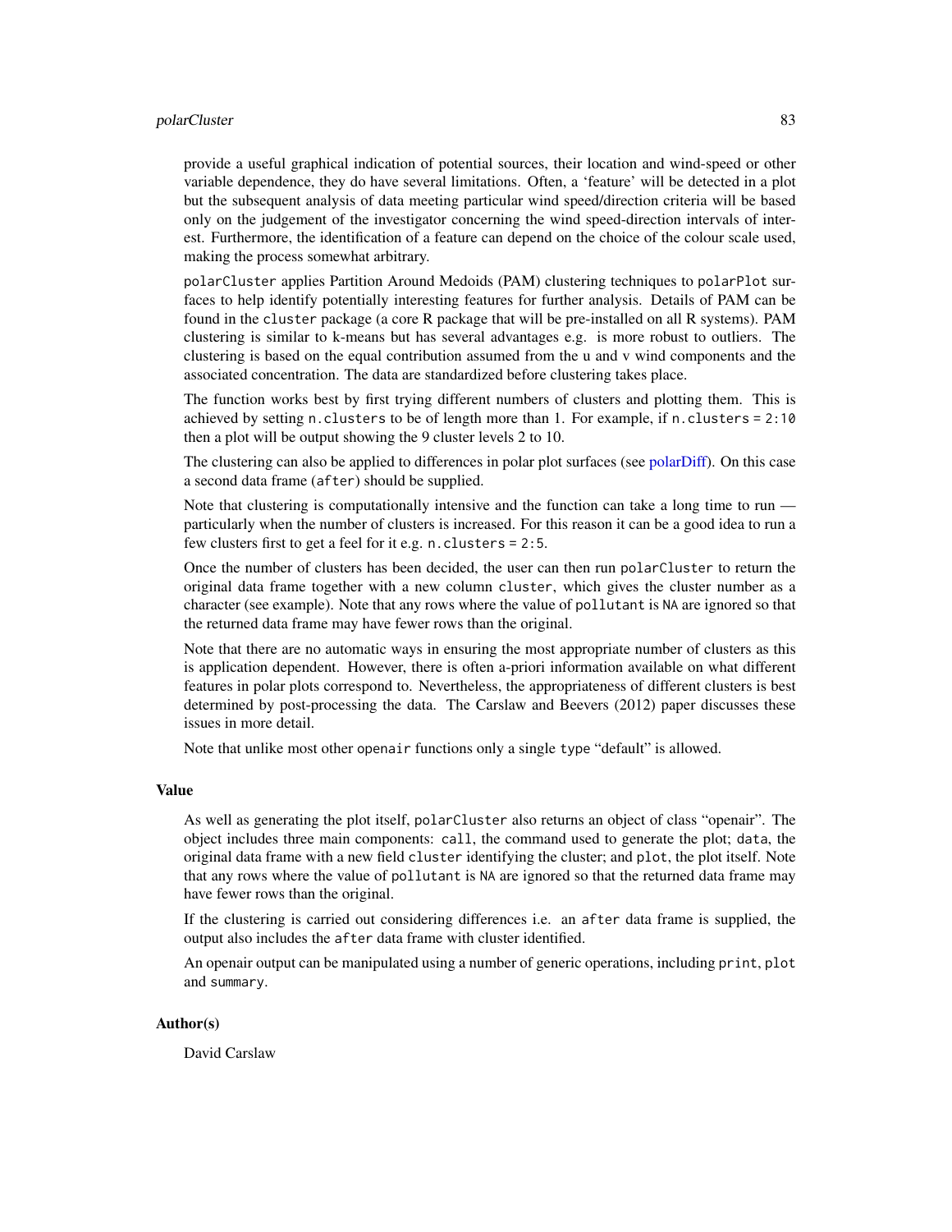provide a useful graphical indication of potential sources, their location and wind-speed or other variable dependence, they do have several limitations. Often, a 'feature' will be detected in a plot but the subsequent analysis of data meeting particular wind speed/direction criteria will be based only on the judgement of the investigator concerning the wind speed-direction intervals of interest. Furthermore, the identification of a feature can depend on the choice of the colour scale used, making the process somewhat arbitrary.

polarCluster applies Partition Around Medoids (PAM) clustering techniques to polarPlot surfaces to help identify potentially interesting features for further analysis. Details of PAM can be found in the cluster package (a core R package that will be pre-installed on all R systems). PAM clustering is similar to k-means but has several advantages e.g. is more robust to outliers. The clustering is based on the equal contribution assumed from the u and v wind components and the associated concentration. The data are standardized before clustering takes place.

The function works best by first trying different numbers of clusters and plotting them. This is achieved by setting n.clusters to be of length more than 1. For example, if n.clusters = 2:10 then a plot will be output showing the 9 cluster levels 2 to 10.

The clustering can also be applied to differences in polar plot surfaces (see polarDiff). On this case a second data frame (after) should be supplied.

Note that clustering is computationally intensive and the function can take a long time to run — particularly when the number of clusters is increased. For this reason it can be a good idea to run a few clusters first to get a feel for it e.g. n.clusters = 2:5.

Once the number of clusters has been decided, the user can then run polarCluster to return the original data frame together with a new column cluster, which gives the cluster number as a character (see example). Note that any rows where the value of pollutant is NA are ignored so that the returned data frame may have fewer rows than the original.

Note that there are no automatic ways in ensuring the most appropriate number of clusters as this is application dependent. However, there is often a-priori information available on what different features in polar plots correspond to. Nevertheless, the appropriateness of different clusters is best determined by post-processing the data. The Carslaw and Beevers (2012) paper discusses these issues in more detail.

Note that unlike most other openair functions only a single type "default" is allowed.

### Value

As well as generating the plot itself, polarCluster also returns an object of class "openair". The object includes three main components: call, the command used to generate the plot; data, the original data frame with a new field cluster identifying the cluster; and plot, the plot itself. Note that any rows where the value of pollutant is NA are ignored so that the returned data frame may have fewer rows than the original.

If the clustering is carried out considering differences i.e. an after data frame is supplied, the output also includes the after data frame with cluster identified.

An openair output can be manipulated using a number of generic operations, including print, plot and summary.

### Author(s)

David Carslaw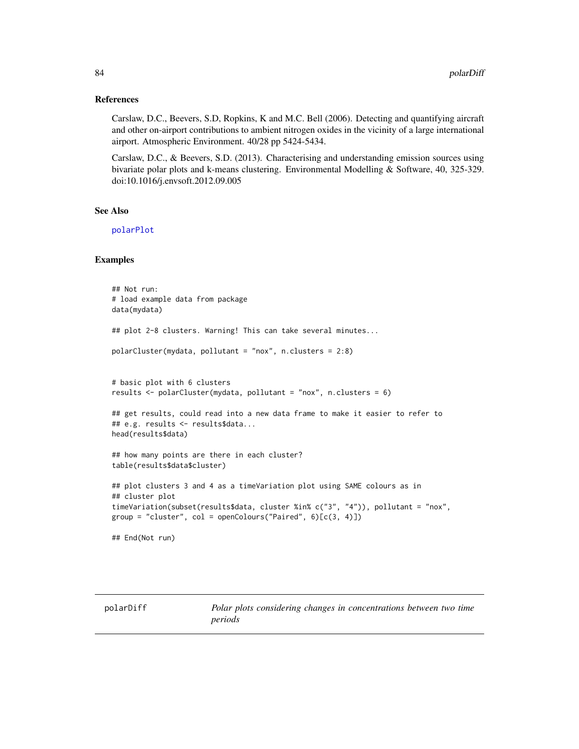### References

Carslaw, D.C., Beevers, S.D, Ropkins, K and M.C. Bell (2006). Detecting and quantifying aircraft and other on-airport contributions to ambient nitrogen oxides in the vicinity of a large international airport. Atmospheric Environment. 40/28 pp 5424-5434.

Carslaw, D.C., & Beevers, S.D. (2013). Characterising and understanding emission sources using bivariate polar plots and k-means clustering. Environmental Modelling & Software, 40, 325-329. doi:10.1016/j.envsoft.2012.09.005

### See Also

polarPlot

### Examples

```
## Not run:
# load example data from package
data(mydata)

## plot 2-8 clusters. Warning! This can take several minutes...

polarCluster(mydata, pollutant = "nox", n.clusters = 2:8)


# basic plot with 6 clusters
results <- polarCluster(mydata, pollutant = "nox", n.clusters = 6)

## get results, could read into a new data frame to make it easier to refer to
## e.g. results <- results$data...
head(results$data)

## how many points are there in each cluster?
table(results$data$cluster)

## plot clusters 3 and 4 as a timeVariation plot using SAME colours as in
## cluster plot
timeVariation(subset(results$data, cluster %in% c("3", "4")), pollutant = "nox",
group = "cluster", col = openColours("Paired", 6)[c(3, 4)])

## End(Not run)
```

## polarDiff — *Polar plots considering changes in concentrations between two time periods*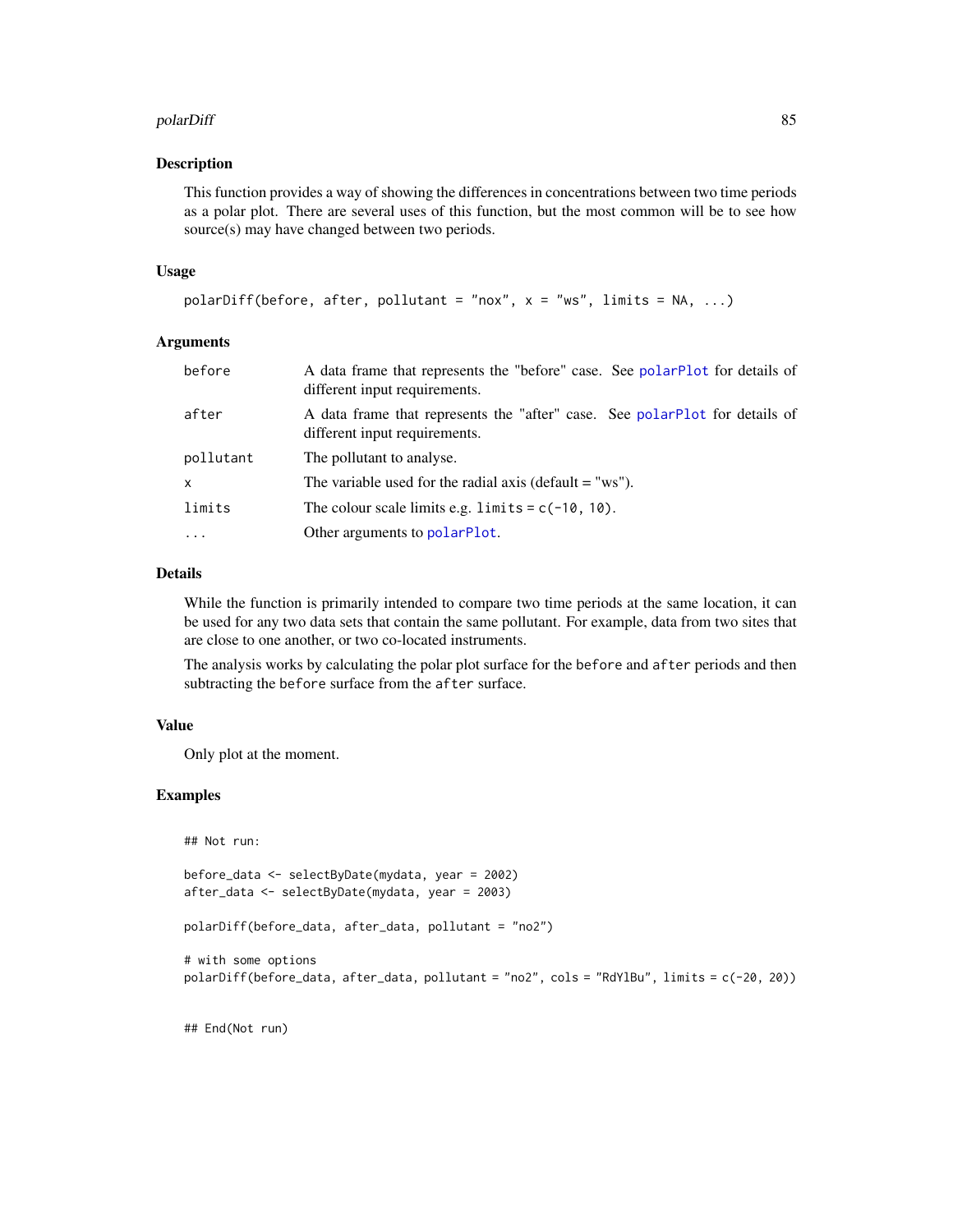## Description

This function provides a way of showing the differences in concentrations between two time periods as a polar plot. There are several uses of this function, but the most common will be to see how source(s) may have changed between two periods.

## Usage

```
polarDiff(before, after, pollutant = "nox", x = "ws", limits = NA, ...)
```

## Arguments

| | |
|---|---|
| before | A data frame that represents the "before" case. See polarPlot for details of different input requirements. |
| after | A data frame that represents the "after" case. See polarPlot for details of different input requirements. |
| pollutant | The pollutant to analyse. |
| x | The variable used for the radial axis (default = "ws"). |
| limits | The colour scale limits e.g. limits = c(-10, 10). |
| ... | Other arguments to polarPlot. |

## Details

While the function is primarily intended to compare two time periods at the same location, it can be used for any two data sets that contain the same pollutant. For example, data from two sites that are close to one another, or two co-located instruments.

The analysis works by calculating the polar plot surface for the before and after periods and then subtracting the before surface from the after surface.

## Value

Only plot at the moment.

## Examples

```
## Not run:

before_data <- selectByDate(mydata, year = 2002)
after_data <- selectByDate(mydata, year = 2003)

polarDiff(before_data, after_data, pollutant = "no2")

# with some options
polarDiff(before_data, after_data, pollutant = "no2", cols = "RdYlBu", limits = c(-20, 20))


## End(Not run)
```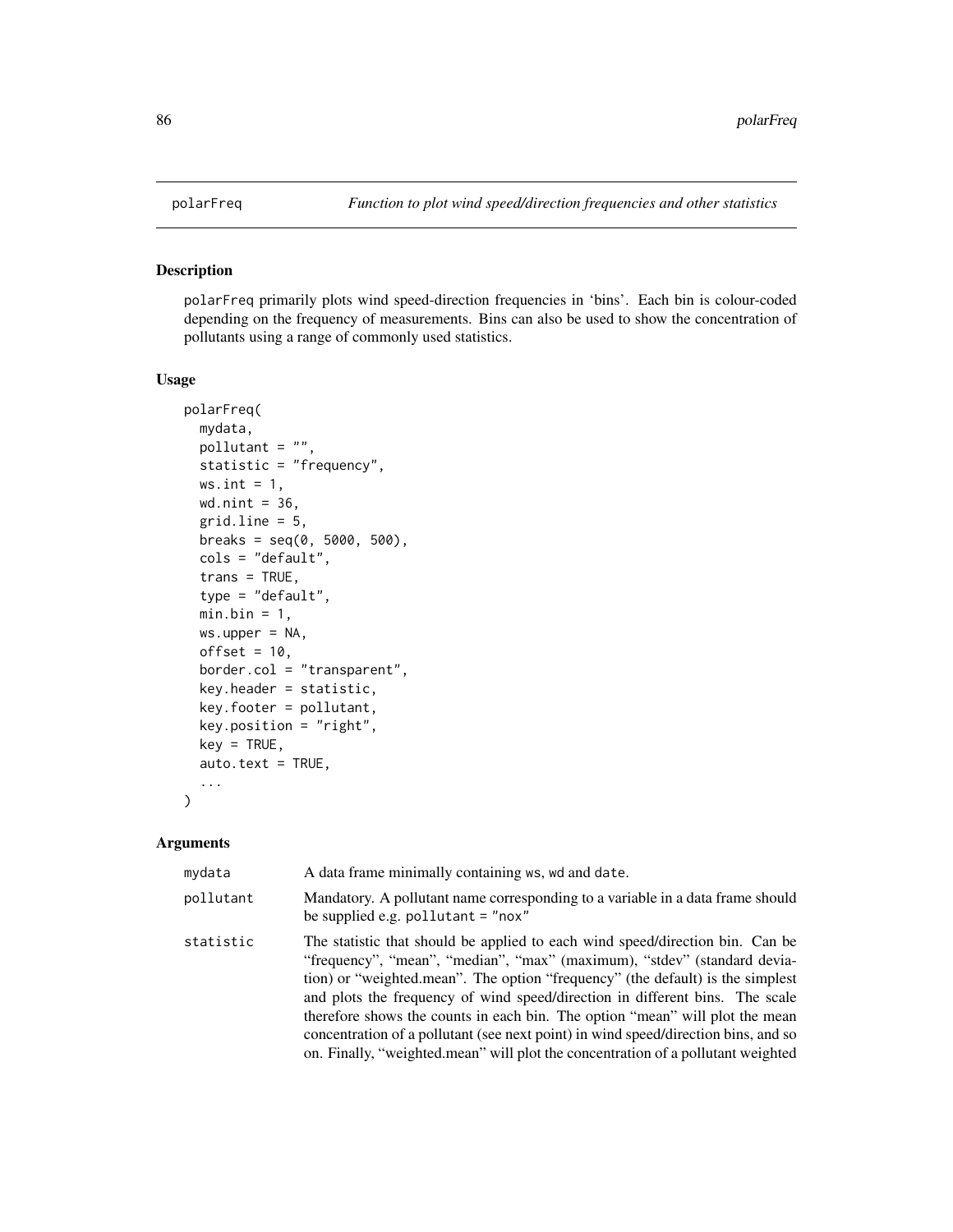## polarFreq — *Function to plot wind speed/direction frequencies and other statistics*

### Description

polarFreq primarily plots wind speed-direction frequencies in 'bins'. Each bin is colour-coded depending on the frequency of measurements. Bins can also be used to show the concentration of pollutants using a range of commonly used statistics.

### Usage

```
polarFreq(
  mydata,
  pollutant = "",
  statistic = "frequency",
  ws.int = 1,
  wd.nint = 36,
  grid.line = 5,
  breaks = seq(0, 5000, 500),
  cols = "default",
  trans = TRUE,
  type = "default",
  min.bin = 1,
  ws.upper = NA,
  offset = 10,
  border.col = "transparent",
  key.header = statistic,
  key.footer = pollutant,
  key.position = "right",
  key = TRUE,
  auto.text = TRUE,
  ...
)
```

### Arguments

| | |
|---|---|
| mydata | A data frame minimally containing ws, wd and date. |
| pollutant | Mandatory. A pollutant name corresponding to a variable in a data frame should be supplied e.g. pollutant = "nox" |
| statistic | The statistic that should be applied to each wind speed/direction bin. Can be "frequency", "mean", "median", "max" (maximum), "stdev" (standard deviation) or "weighted.mean". The option "frequency" (the default) is the simplest and plots the frequency of wind speed/direction in different bins. The scale therefore shows the counts in each bin. The option "mean" will plot the mean concentration of a pollutant (see next point) in wind speed/direction bins, and so on. Finally, "weighted.mean" will plot the concentration of a pollutant weighted |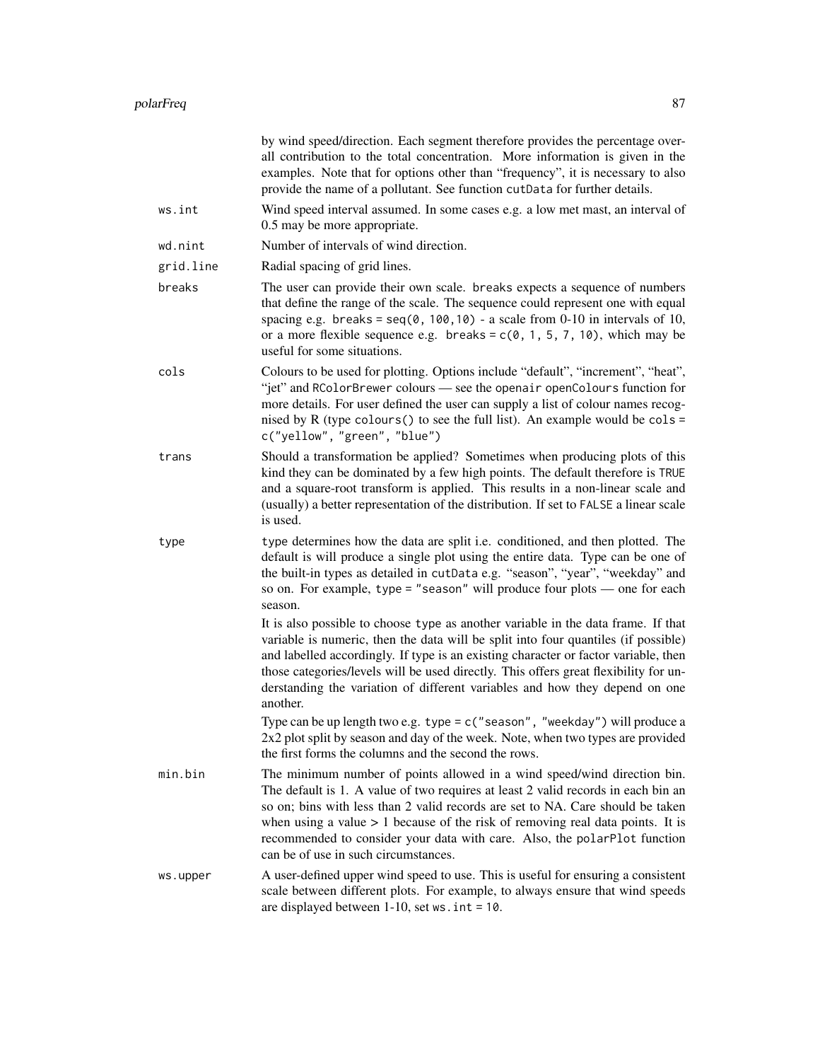by wind speed/direction. Each segment therefore provides the percentage overall contribution to the total concentration. More information is given in the examples. Note that for options other than "frequency", it is necessary to also provide the name of a pollutant. See function `cutData` for further details.

**ws.int**
: Wind speed interval assumed. In some cases e.g. a low met mast, an interval of 0.5 may be more appropriate.

**wd.nint**
: Number of intervals of wind direction.

**grid.line**
: Radial spacing of grid lines.

**breaks**
: The user can provide their own scale. `breaks` expects a sequence of numbers that define the range of the scale. The sequence could represent one with equal spacing e.g. `breaks = seq(0, 100,10)` - a scale from 0-10 in intervals of 10, or a more flexible sequence e.g. `breaks = c(0, 1, 5, 7, 10)`, which may be useful for some situations.

**cols**
: Colours to be used for plotting. Options include "default", "increment", "heat", "jet" and `RColorBrewer` colours — see the `openair` `openColours` function for more details. For user defined the user can supply a list of colour names recognised by R (type `colours()` to see the full list). An example would be `cols = c("yellow", "green", "blue")`

**trans**
: Should a transformation be applied? Sometimes when producing plots of this kind they can be dominated by a few high points. The default therefore is `TRUE` and a square-root transform is applied. This results in a non-linear scale and (usually) a better representation of the distribution. If set to `FALSE` a linear scale is used.

**type**
: `type` determines how the data are split i.e. conditioned, and then plotted. The default is will produce a single plot using the entire data. Type can be one of the built-in types as detailed in `cutData` e.g. "season", "year", "weekday" and so on. For example, `type = "season"` will produce four plots — one for each season.

  It is also possible to choose `type` as another variable in the data frame. If that variable is numeric, then the data will be split into four quantiles (if possible) and labelled accordingly. If type is an existing character or factor variable, then those categories/levels will be used directly. This offers great flexibility for understanding the variation of different variables and how they depend on one another.

  Type can be up length two e.g. `type = c("season", "weekday")` will produce a 2x2 plot split by season and day of the week. Note, when two types are provided the first forms the columns and the second the rows.

**min.bin**
: The minimum number of points allowed in a wind speed/wind direction bin. The default is 1. A value of two requires at least 2 valid records in each bin an so on; bins with less than 2 valid records are set to NA. Care should be taken when using a value > 1 because of the risk of removing real data points. It is recommended to consider your data with care. Also, the `polarPlot` function can be of use in such circumstances.

**ws.upper**
: A user-defined upper wind speed to use. This is useful for ensuring a consistent scale between different plots. For example, to always ensure that wind speeds are displayed between 1-10, set `ws.int = 10`.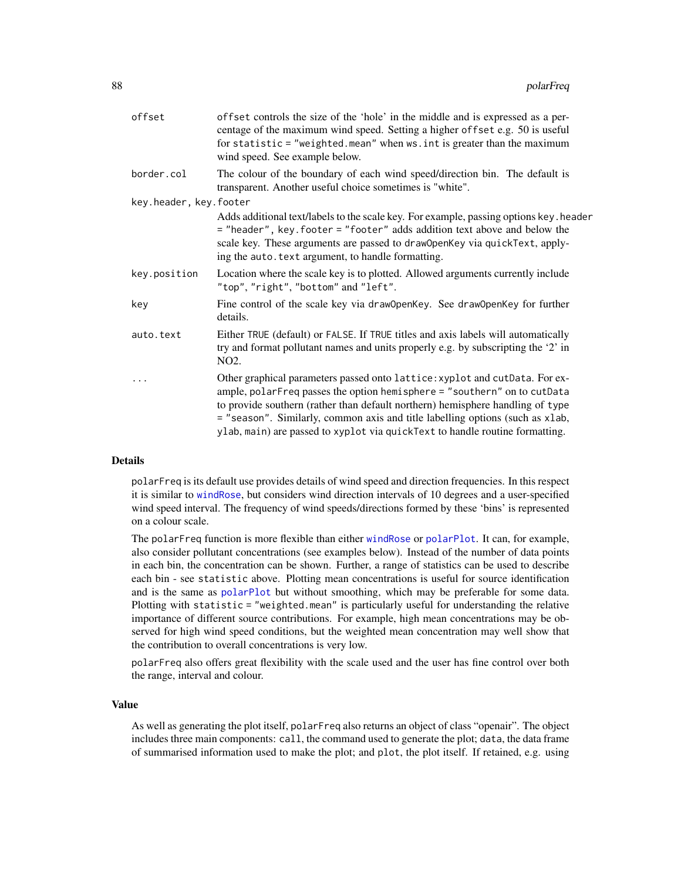| | |
|---|---|
| `offset` | `offset` controls the size of the 'hole' in the middle and is expressed as a percentage of the maximum wind speed. Setting a higher `offset` e.g. 50 is useful for `statistic = "weighted.mean"` when `ws.int` is greater than the maximum wind speed. See example below. |
| `border.col` | The colour of the boundary of each wind speed/direction bin. The default is transparent. Another useful choice sometimes is "white". |
| `key.header, key.footer` | Adds additional text/labels to the scale key. For example, passing options `key.header = "header", key.footer = "footer"` adds addition text above and below the scale key. These arguments are passed to `drawOpenKey` via `quickText`, applying the `auto.text` argument, to handle formatting. |
| `key.position` | Location where the scale key is to plotted. Allowed arguments currently include `"top"`, `"right"`, `"bottom"` and `"left"`. |
| `key` | Fine control of the scale key via `drawOpenKey`. See `drawOpenKey` for further details. |
| `auto.text` | Either `TRUE` (default) or `FALSE`. If `TRUE` titles and axis labels will automatically try and format pollutant names and units properly e.g. by subscripting the '2' in NO2. |
| `...` | Other graphical parameters passed onto `lattice:xyplot` and `cutData`. For example, `polarFreq` passes the option `hemisphere = "southern"` on to `cutData` to provide southern (rather than default northern) hemisphere handling of `type = "season"`. Similarly, common axis and title labelling options (such as `xlab`, `ylab`, `main`) are passed to `xyplot` via `quickText` to handle routine formatting. |

## Details

`polarFreq` is its default use provides details of wind speed and direction frequencies. In this respect it is similar to `windRose`, but considers wind direction intervals of 10 degrees and a user-specified wind speed interval. The frequency of wind speeds/directions formed by these 'bins' is represented on a colour scale.

The `polarFreq` function is more flexible than either `windRose` or `polarPlot`. It can, for example, also consider pollutant concentrations (see examples below). Instead of the number of data points in each bin, the concentration can be shown. Further, a range of statistics can be used to describe each bin - see `statistic` above. Plotting mean concentrations is useful for source identification and is the same as `polarPlot` but without smoothing, which may be preferable for some data. Plotting with `statistic = "weighted.mean"` is particularly useful for understanding the relative importance of different source contributions. For example, high mean concentrations may be observed for high wind speed conditions, but the weighted mean concentration may well show that the contribution to overall concentrations is very low.

`polarFreq` also offers great flexibility with the scale used and the user has fine control over both the range, interval and colour.

## Value

As well as generating the plot itself, `polarFreq` also returns an object of class "openair". The object includes three main components: `call`, the command used to generate the plot; `data`, the data frame of summarised information used to make the plot; and `plot`, the plot itself. If retained, e.g. using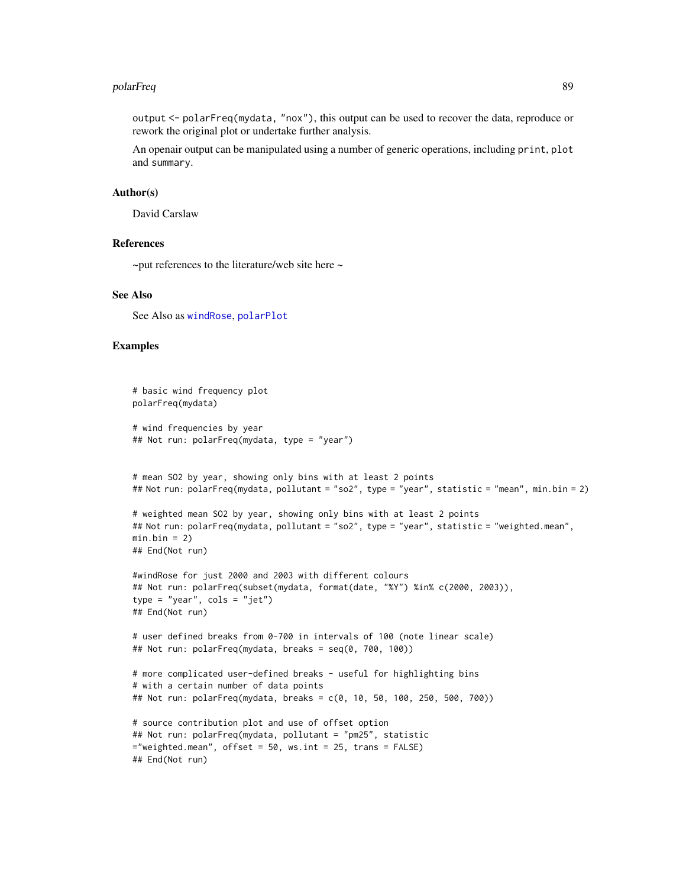output <- polarFreq(mydata, "nox"), this output can be used to recover the data, reproduce or rework the original plot or undertake further analysis.

An openair output can be manipulated using a number of generic operations, including print, plot and summary.

### Author(s)

David Carslaw

### References

~put references to the literature/web site here ~

### See Also

See Also as windRose, polarPlot

### Examples

```
# basic wind frequency plot
polarFreq(mydata)

# wind frequencies by year
## Not run: polarFreq(mydata, type = "year")


# mean SO2 by year, showing only bins with at least 2 points
## Not run: polarFreq(mydata, pollutant = "so2", type = "year", statistic = "mean", min.bin = 2)

# weighted mean SO2 by year, showing only bins with at least 2 points
## Not run: polarFreq(mydata, pollutant = "so2", type = "year", statistic = "weighted.mean",
min.bin = 2)
## End(Not run)

#windRose for just 2000 and 2003 with different colours
## Not run: polarFreq(subset(mydata, format(date, "%Y") %in% c(2000, 2003)),
type = "year", cols = "jet")
## End(Not run)

# user defined breaks from 0-700 in intervals of 100 (note linear scale)
## Not run: polarFreq(mydata, breaks = seq(0, 700, 100))

# more complicated user-defined breaks - useful for highlighting bins
# with a certain number of data points
## Not run: polarFreq(mydata, breaks = c(0, 10, 50, 100, 250, 500, 700))

# source contribution plot and use of offset option
## Not run: polarFreq(mydata, pollutant = "pm25", statistic
="weighted.mean", offset = 50, ws.int = 25, trans = FALSE)
## End(Not run)
```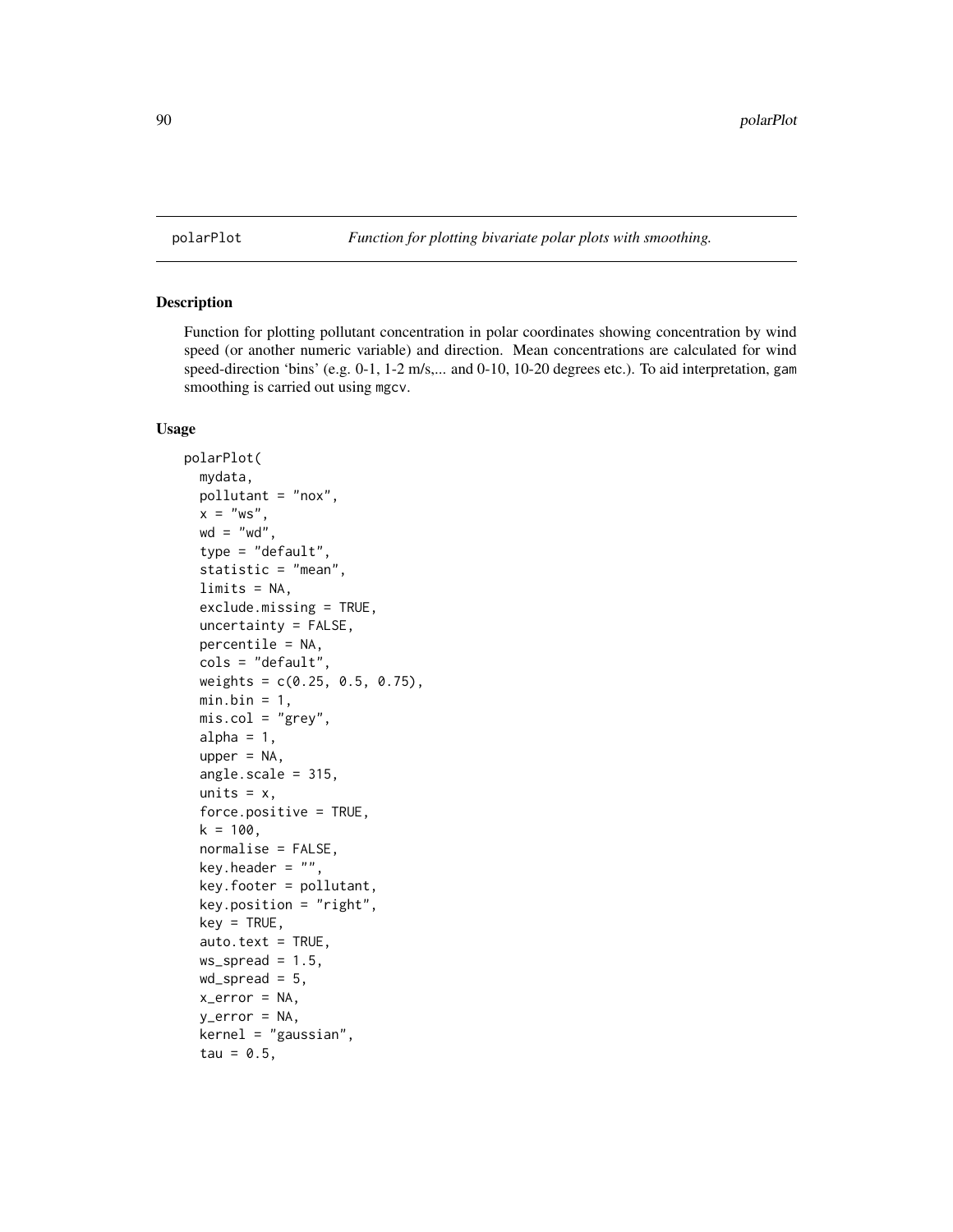polarPlot *Function for plotting bivariate polar plots with smoothing.*

## Description

Function for plotting pollutant concentration in polar coordinates showing concentration by wind speed (or another numeric variable) and direction. Mean concentrations are calculated for wind speed-direction 'bins' (e.g. 0-1, 1-2 m/s,... and 0-10, 10-20 degrees etc.). To aid interpretation, gam smoothing is carried out using mgcv.

## Usage

```
polarPlot(
  mydata,
  pollutant = "nox",
  x = "ws",
  wd = "wd",
  type = "default",
  statistic = "mean",
  limits = NA,
  exclude.missing = TRUE,
  uncertainty = FALSE,
  percentile = NA,
  cols = "default",
  weights = c(0.25, 0.5, 0.75),
  min.bin = 1,
  mis.col = "grey",
  alpha = 1,
  upper = NA,
  angle.scale = 315,
  units = x,
  force.positive = TRUE,
  k = 100,
  normalise = FALSE,
  key.header = "",
  key.footer = pollutant,
  key.position = "right",
  key = TRUE,
  auto.text = TRUE,
  ws_spread = 1.5,
  wd_spread = 5,
  x_error = NA,
  y_error = NA,
  kernel = "gaussian",
  tau = 0.5,
```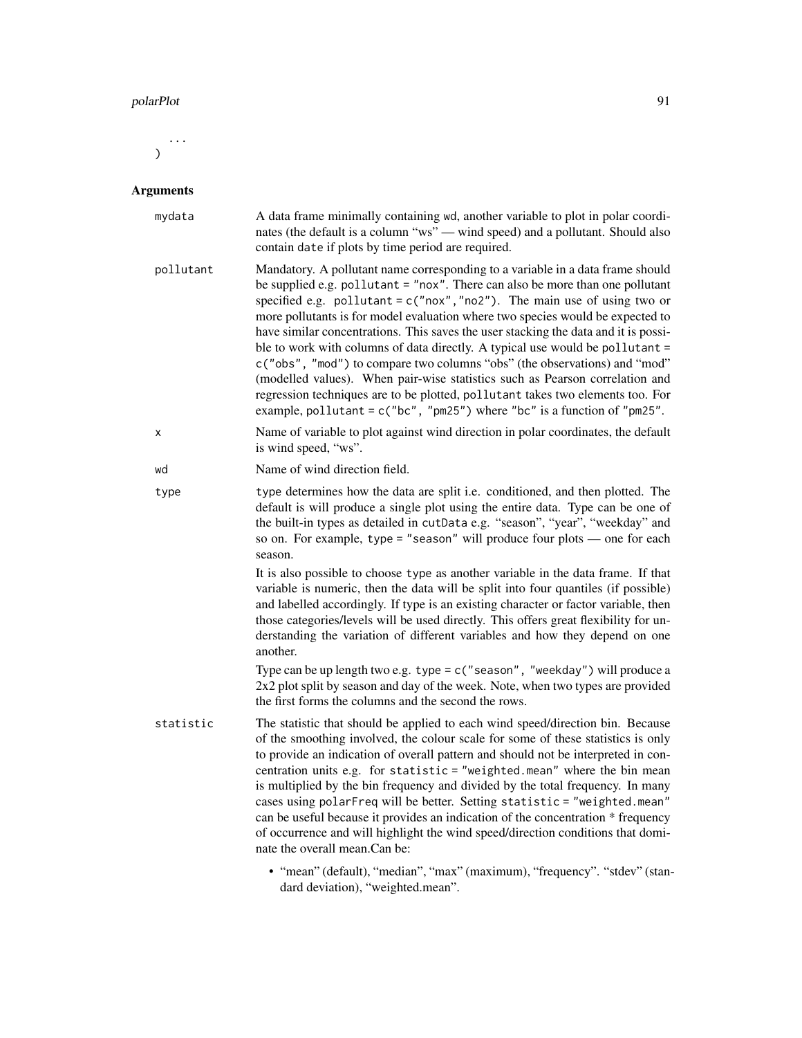```
  ...
)
```

## Arguments

**mydata** A data frame minimally containing wd, another variable to plot in polar coordinates (the default is a column "ws" — wind speed) and a pollutant. Should also contain date if plots by time period are required.

**pollutant** Mandatory. A pollutant name corresponding to a variable in a data frame should be supplied e.g. pollutant = "nox". There can also be more than one pollutant specified e.g. pollutant = c("nox","no2"). The main use of using two or more pollutants is for model evaluation where two species would be expected to have similar concentrations. This saves the user stacking the data and it is possible to work with columns of data directly. A typical use would be pollutant = c("obs", "mod") to compare two columns "obs" (the observations) and "mod" (modelled values). When pair-wise statistics such as Pearson correlation and regression techniques are to be plotted, pollutant takes two elements too. For example, pollutant = c("bc", "pm25") where "bc" is a function of "pm25".

**x** Name of variable to plot against wind direction in polar coordinates, the default is wind speed, "ws".

**wd** Name of wind direction field.

**type** type determines how the data are split i.e. conditioned, and then plotted. The default is will produce a single plot using the entire data. Type can be one of the built-in types as detailed in cutData e.g. "season", "year", "weekday" and so on. For example, type = "season" will produce four plots — one for each season.

It is also possible to choose type as another variable in the data frame. If that variable is numeric, then the data will be split into four quantiles (if possible) and labelled accordingly. If type is an existing character or factor variable, then those categories/levels will be used directly. This offers great flexibility for understanding the variation of different variables and how they depend on one another.

Type can be up length two e.g. type = c("season", "weekday") will produce a 2x2 plot split by season and day of the week. Note, when two types are provided the first forms the columns and the second the rows.

**statistic** The statistic that should be applied to each wind speed/direction bin. Because of the smoothing involved, the colour scale for some of these statistics is only to provide an indication of overall pattern and should not be interpreted in concentration units e.g. for statistic = "weighted.mean" where the bin mean is multiplied by the bin frequency and divided by the total frequency. In many cases using polarFreq will be better. Setting statistic = "weighted.mean" can be useful because it provides an indication of the concentration * frequency of occurrence and will highlight the wind speed/direction conditions that dominate the overall mean.Can be:

- "mean" (default), "median", "max" (maximum), "frequency". "stdev" (standard deviation), "weighted.mean".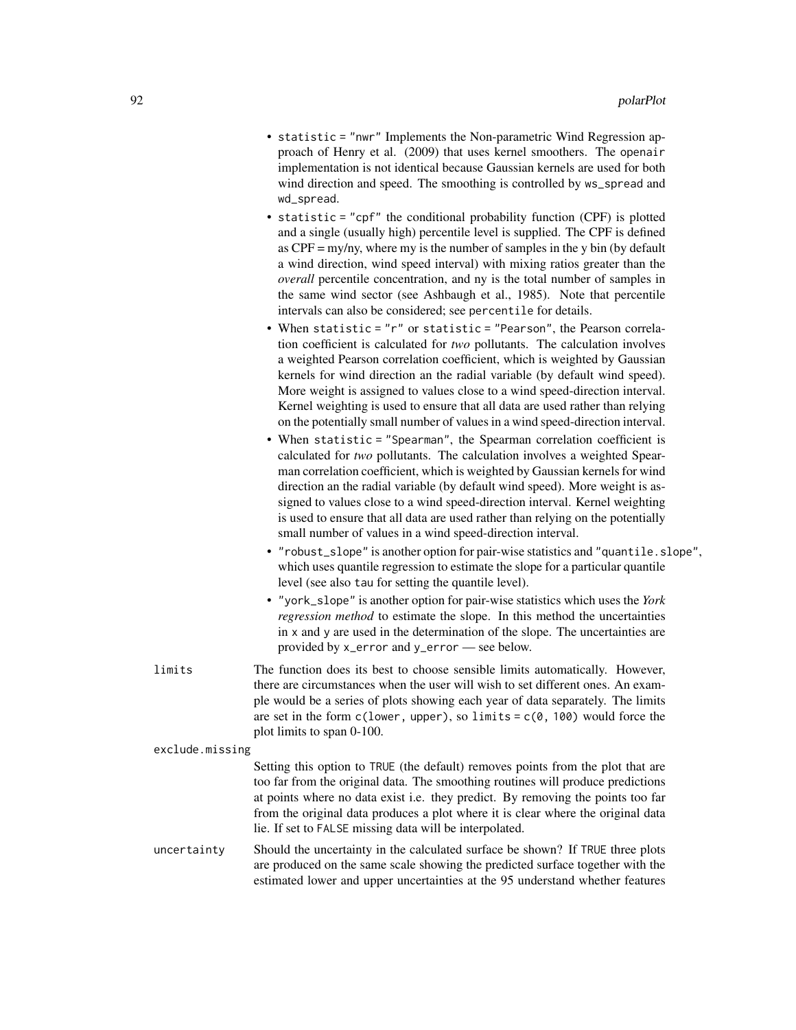- statistic = "nwr" Implements the Non-parametric Wind Regression approach of Henry et al. (2009) that uses kernel smoothers. The openair implementation is not identical because Gaussian kernels are used for both wind direction and speed. The smoothing is controlled by ws_spread and wd_spread.
- statistic = "cpf" the conditional probability function (CPF) is plotted and a single (usually high) percentile level is supplied. The CPF is defined as CPF = my/ny, where my is the number of samples in the y bin (by default a wind direction, wind speed interval) with mixing ratios greater than the *overall* percentile concentration, and ny is the total number of samples in the same wind sector (see Ashbaugh et al., 1985). Note that percentile intervals can also be considered; see percentile for details.
- When statistic = "r" or statistic = "Pearson", the Pearson correlation coefficient is calculated for *two* pollutants. The calculation involves a weighted Pearson correlation coefficient, which is weighted by Gaussian kernels for wind direction an the radial variable (by default wind speed). More weight is assigned to values close to a wind speed-direction interval. Kernel weighting is used to ensure that all data are used rather than relying on the potentially small number of values in a wind speed-direction interval.
- When statistic = "Spearman", the Spearman correlation coefficient is calculated for *two* pollutants. The calculation involves a weighted Spearman correlation coefficient, which is weighted by Gaussian kernels for wind direction an the radial variable (by default wind speed). More weight is assigned to values close to a wind speed-direction interval. Kernel weighting is used to ensure that all data are used rather than relying on the potentially small number of values in a wind speed-direction interval.
- "robust_slope" is another option for pair-wise statistics and "quantile.slope", which uses quantile regression to estimate the slope for a particular quantile level (see also tau for setting the quantile level).
- "york_slope" is another option for pair-wise statistics which uses the *York regression method* to estimate the slope. In this method the uncertainties in x and y are used in the determination of the slope. The uncertainties are provided by x_error and y_error — see below.

limits
: The function does its best to choose sensible limits automatically. However, there are circumstances when the user will wish to set different ones. An example would be a series of plots showing each year of data separately. The limits are set in the form c(lower, upper), so limits = c(0, 100) would force the plot limits to span 0-100.

exclude.missing
: Setting this option to TRUE (the default) removes points from the plot that are too far from the original data. The smoothing routines will produce predictions at points where no data exist i.e. they predict. By removing the points too far from the original data produces a plot where it is clear where the original data lie. If set to FALSE missing data will be interpolated.

uncertainty
: Should the uncertainty in the calculated surface be shown? If TRUE three plots are produced on the same scale showing the predicted surface together with the estimated lower and upper uncertainties at the 95 understand whether features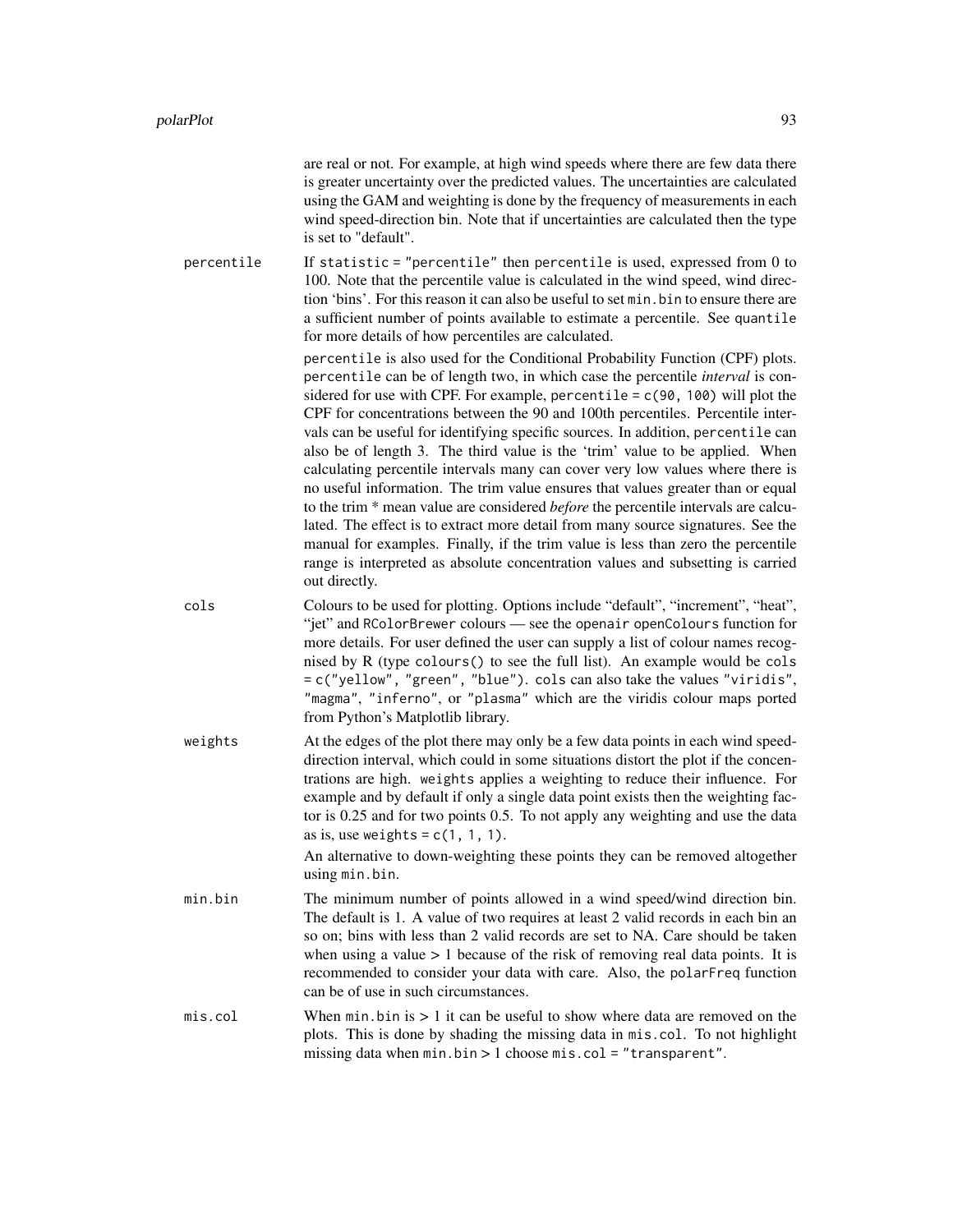are real or not. For example, at high wind speeds where there are few data there is greater uncertainty over the predicted values. The uncertainties are calculated using the GAM and weighting is done by the frequency of measurements in each wind speed-direction bin. Note that if uncertainties are calculated then the type is set to "default".

**percentile**
: If `statistic = "percentile"` then `percentile` is used, expressed from 0 to 100. Note that the percentile value is calculated in the wind speed, wind direction 'bins'. For this reason it can also be useful to set `min.bin` to ensure there are a sufficient number of points available to estimate a percentile. See `quantile` for more details of how percentiles are calculated.

  `percentile` is also used for the Conditional Probability Function (CPF) plots. `percentile` can be of length two, in which case the percentile *interval* is considered for use with CPF. For example, `percentile = c(90, 100)` will plot the CPF for concentrations between the 90 and 100th percentiles. Percentile intervals can be useful for identifying specific sources. In addition, `percentile` can also be of length 3. The third value is the 'trim' value to be applied. When calculating percentile intervals many can cover very low values where there is no useful information. The trim value ensures that values greater than or equal to the trim * mean value are considered *before* the percentile intervals are calculated. The effect is to extract more detail from many source signatures. See the manual for examples. Finally, if the trim value is less than zero the percentile range is interpreted as absolute concentration values and subsetting is carried out directly.

**cols**
: Colours to be used for plotting. Options include "default", "increment", "heat", "jet" and `RColorBrewer` colours — see the `openair` `openColours` function for more details. For user defined the user can supply a list of colour names recognised by R (type `colours()` to see the full list). An example would be `cols = c("yellow", "green", "blue")`. `cols` can also take the values `"viridis"`, `"magma"`, `"inferno"`, or `"plasma"` which are the viridis colour maps ported from Python's Matplotlib library.

**weights**
: At the edges of the plot there may only be a few data points in each wind speed-direction interval, which could in some situations distort the plot if the concentrations are high. `weights` applies a weighting to reduce their influence. For example and by default if only a single data point exists then the weighting factor is 0.25 and for two points 0.5. To not apply any weighting and use the data as is, use `weights = c(1, 1, 1)`.

  An alternative to down-weighting these points they can be removed altogether using `min.bin`.

**min.bin**
: The minimum number of points allowed in a wind speed/wind direction bin. The default is 1. A value of two requires at least 2 valid records in each bin an so on; bins with less than 2 valid records are set to NA. Care should be taken when using a value > 1 because of the risk of removing real data points. It is recommended to consider your data with care. Also, the `polarFreq` function can be of use in such circumstances.

**mis.col**
: When `min.bin` is > 1 it can be useful to show where data are removed on the plots. This is done by shading the missing data in `mis.col`. To not highlight missing data when `min.bin` > 1 choose `mis.col = "transparent"`.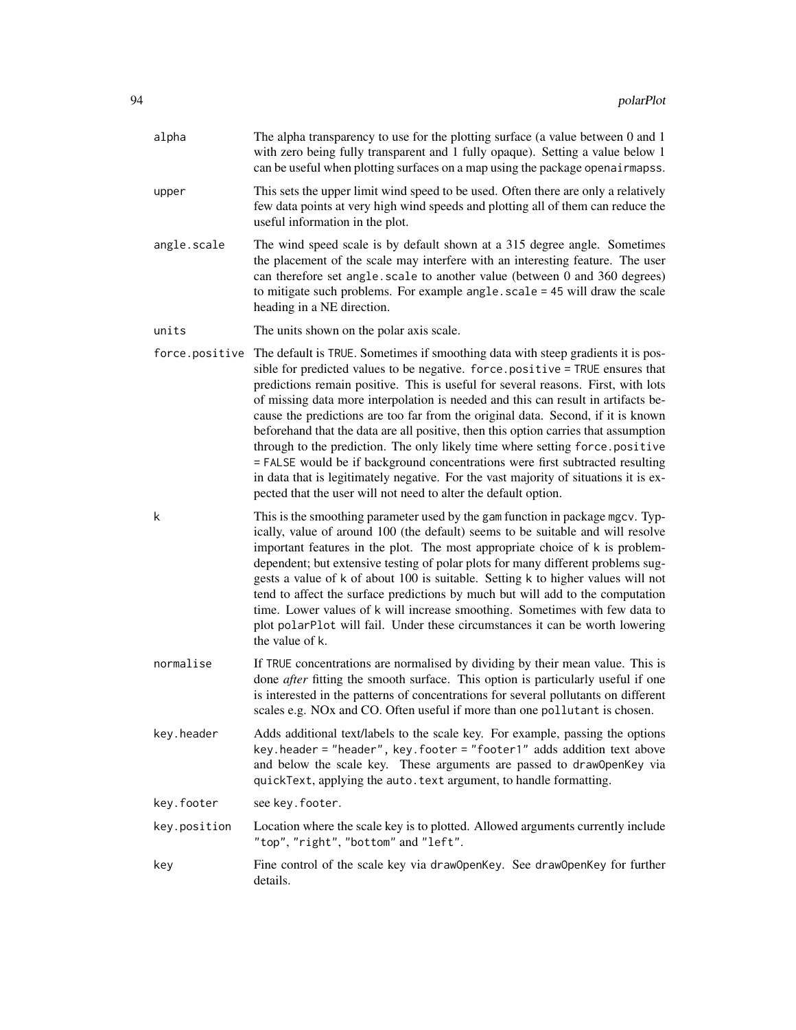alpha
: The alpha transparency to use for the plotting surface (a value between 0 and 1 with zero being fully transparent and 1 fully opaque). Setting a value below 1 can be useful when plotting surfaces on a map using the package `openairmapss`.

upper
: This sets the upper limit wind speed to be used. Often there are only a relatively few data points at very high wind speeds and plotting all of them can reduce the useful information in the plot.

angle.scale
: The wind speed scale is by default shown at a 315 degree angle. Sometimes the placement of the scale may interfere with an interesting feature. The user can therefore set `angle.scale` to another value (between 0 and 360 degrees) to mitigate such problems. For example `angle.scale = 45` will draw the scale heading in a NE direction.

units
: The units shown on the polar axis scale.

force.positive
: The default is `TRUE`. Sometimes if smoothing data with steep gradients it is possible for predicted values to be negative. `force.positive = TRUE` ensures that predictions remain positive. This is useful for several reasons. First, with lots of missing data more interpolation is needed and this can result in artifacts because the predictions are too far from the original data. Second, if it is known beforehand that the data are all positive, then this option carries that assumption through to the prediction. The only likely time where setting `force.positive = FALSE` would be if background concentrations were first subtracted resulting in data that is legitimately negative. For the vast majority of situations it is expected that the user will not need to alter the default option.

k
: This is the smoothing parameter used by the `gam` function in package `mgcv`. Typically, value of around 100 (the default) seems to be suitable and will resolve important features in the plot. The most appropriate choice of `k` is problem-dependent; but extensive testing of polar plots for many different problems suggests a value of `k` of about 100 is suitable. Setting `k` to higher values will not tend to affect the surface predictions by much but will add to the computation time. Lower values of `k` will increase smoothing. Sometimes with few data to plot `polarPlot` will fail. Under these circumstances it can be worth lowering the value of `k`.

normalise
: If `TRUE` concentrations are normalised by dividing by their mean value. This is done *after* fitting the smooth surface. This option is particularly useful if one is interested in the patterns of concentrations for several pollutants on different scales e.g. NOx and CO. Often useful if more than one `pollutant` is chosen.

key.header
: Adds additional text/labels to the scale key. For example, passing the options `key.header = "header", key.footer = "footer1"` adds addition text above and below the scale key. These arguments are passed to `drawOpenKey` via `quickText`, applying the `auto.text` argument, to handle formatting.

key.footer
: see `key.footer`.

key.position
: Location where the scale key is to plotted. Allowed arguments currently include `"top"`, `"right"`, `"bottom"` and `"left"`.

key
: Fine control of the scale key via `drawOpenKey`. See `drawOpenKey` for further details.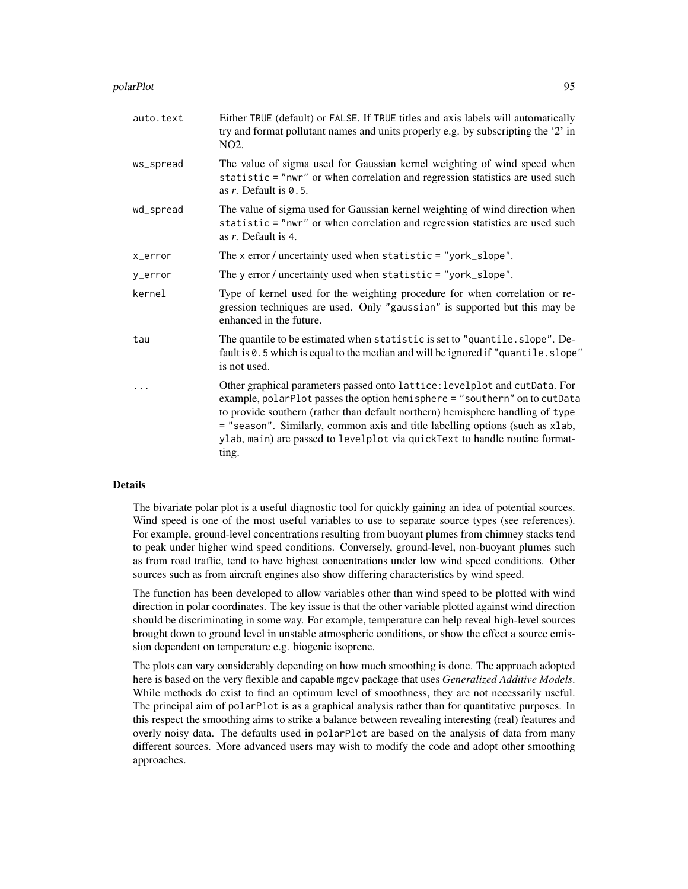| | |
|---|---|
| `auto.text` | Either `TRUE` (default) or `FALSE`. If `TRUE` titles and axis labels will automatically try and format pollutant names and units properly e.g. by subscripting the '2' in NO2. |
| `ws_spread` | The value of sigma used for Gaussian kernel weighting of wind speed when `statistic = "nwr"` or when correlation and regression statistics are used such as *r*. Default is `0.5`. |
| `wd_spread` | The value of sigma used for Gaussian kernel weighting of wind direction when `statistic = "nwr"` or when correlation and regression statistics are used such as *r*. Default is `4`. |
| `x_error` | The `x` error / uncertainty used when `statistic = "york_slope"`. |
| `y_error` | The `y` error / uncertainty used when `statistic = "york_slope"`. |
| `kernel` | Type of kernel used for the weighting procedure for when correlation or regression techniques are used. Only `"gaussian"` is supported but this may be enhanced in the future. |
| `tau` | The quantile to be estimated when `statistic` is set to `"quantile.slope"`. Default is `0.5` which is equal to the median and will be ignored if `"quantile.slope"` is not used. |
| `...` | Other graphical parameters passed onto `lattice:levelplot` and `cutData`. For example, `polarPlot` passes the option `hemisphere = "southern"` on to `cutData` to provide southern (rather than default northern) hemisphere handling of `type = "season"`. Similarly, common axis and title labelling options (such as `xlab`, `ylab`, `main`) are passed to `levelplot` via `quickText` to handle routine formatting. |

## Details

The bivariate polar plot is a useful diagnostic tool for quickly gaining an idea of potential sources. Wind speed is one of the most useful variables to use to separate source types (see references). For example, ground-level concentrations resulting from buoyant plumes from chimney stacks tend to peak under higher wind speed conditions. Conversely, ground-level, non-buoyant plumes such as from road traffic, tend to have highest concentrations under low wind speed conditions. Other sources such as from aircraft engines also show differing characteristics by wind speed.

The function has been developed to allow variables other than wind speed to be plotted with wind direction in polar coordinates. The key issue is that the other variable plotted against wind direction should be discriminating in some way. For example, temperature can help reveal high-level sources brought down to ground level in unstable atmospheric conditions, or show the effect a source emission dependent on temperature e.g. biogenic isoprene.

The plots can vary considerably depending on how much smoothing is done. The approach adopted here is based on the very flexible and capable `mgcv` package that uses *Generalized Additive Models*. While methods do exist to find an optimum level of smoothness, they are not necessarily useful. The principal aim of `polarPlot` is as a graphical analysis rather than for quantitative purposes. In this respect the smoothing aims to strike a balance between revealing interesting (real) features and overly noisy data. The defaults used in `polarPlot` are based on the analysis of data from many different sources. More advanced users may wish to modify the code and adopt other smoothing approaches.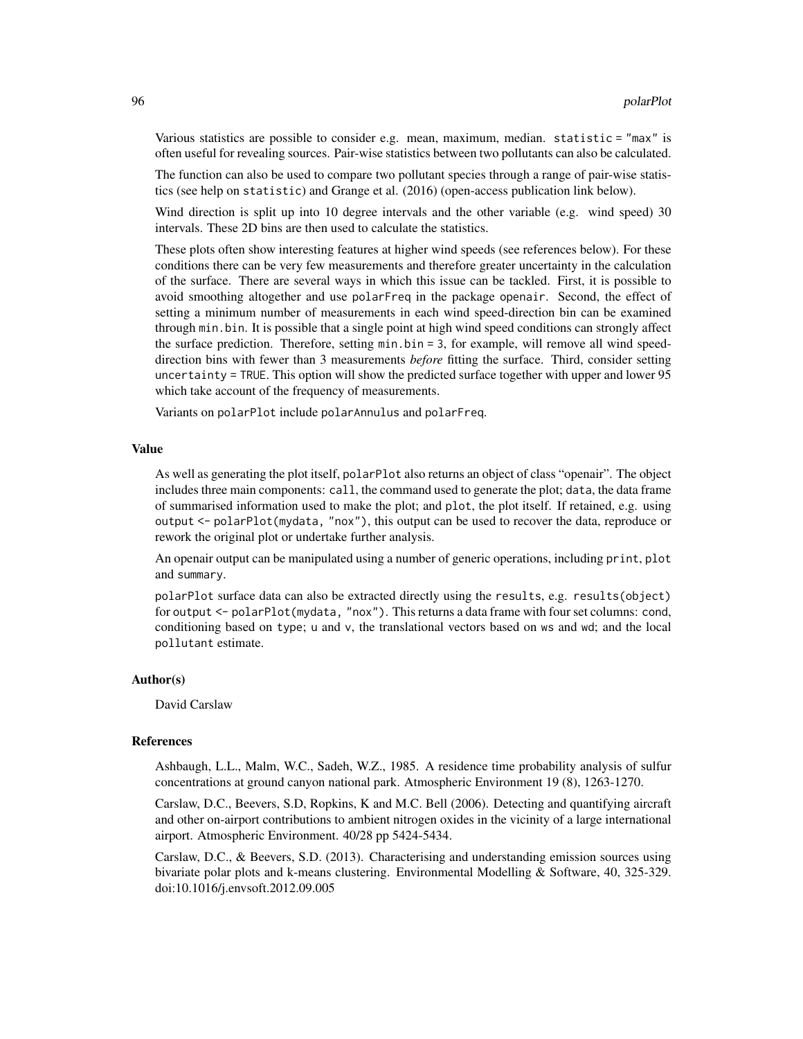Various statistics are possible to consider e.g. mean, maximum, median. `statistic = "max"` is often useful for revealing sources. Pair-wise statistics between two pollutants can also be calculated.

The function can also be used to compare two pollutant species through a range of pair-wise statistics (see help on `statistic`) and Grange et al. (2016) (open-access publication link below).

Wind direction is split up into 10 degree intervals and the other variable (e.g. wind speed) 30 intervals. These 2D bins are then used to calculate the statistics.

These plots often show interesting features at higher wind speeds (see references below). For these conditions there can be very few measurements and therefore greater uncertainty in the calculation of the surface. There are several ways in which this issue can be tackled. First, it is possible to avoid smoothing altogether and use `polarFreq` in the package `openair`. Second, the effect of setting a minimum number of measurements in each wind speed-direction bin can be examined through `min.bin`. It is possible that a single point at high wind speed conditions can strongly affect the surface prediction. Therefore, setting `min.bin = 3`, for example, will remove all wind speed-direction bins with fewer than 3 measurements *before* fitting the surface. Third, consider setting `uncertainty = TRUE`. This option will show the predicted surface together with upper and lower 95 which take account of the frequency of measurements.

Variants on `polarPlot` include `polarAnnulus` and `polarFreq`.

### Value

As well as generating the plot itself, `polarPlot` also returns an object of class "openair". The object includes three main components: `call`, the command used to generate the plot; `data`, the data frame of summarised information used to make the plot; and `plot`, the plot itself. If retained, e.g. using `output <- polarPlot(mydata, "nox")`, this output can be used to recover the data, reproduce or rework the original plot or undertake further analysis.

An openair output can be manipulated using a number of generic operations, including `print`, `plot` and `summary`.

`polarPlot` surface data can also be extracted directly using the `results`, e.g. `results(object)` for `output <- polarPlot(mydata, "nox")`. This returns a data frame with four set columns: `cond`, conditioning based on `type`; `u` and `v`, the translational vectors based on `ws` and `wd`; and the local `pollutant` estimate.

### Author(s)

David Carslaw

### References

Ashbaugh, L.L., Malm, W.C., Sadeh, W.Z., 1985. A residence time probability analysis of sulfur concentrations at ground canyon national park. Atmospheric Environment 19 (8), 1263-1270.

Carslaw, D.C., Beevers, S.D, Ropkins, K and M.C. Bell (2006). Detecting and quantifying aircraft and other on-airport contributions to ambient nitrogen oxides in the vicinity of a large international airport. Atmospheric Environment. 40/28 pp 5424-5434.

Carslaw, D.C., & Beevers, S.D. (2013). Characterising and understanding emission sources using bivariate polar plots and k-means clustering. Environmental Modelling & Software, 40, 325-329. doi:10.1016/j.envsoft.2012.09.005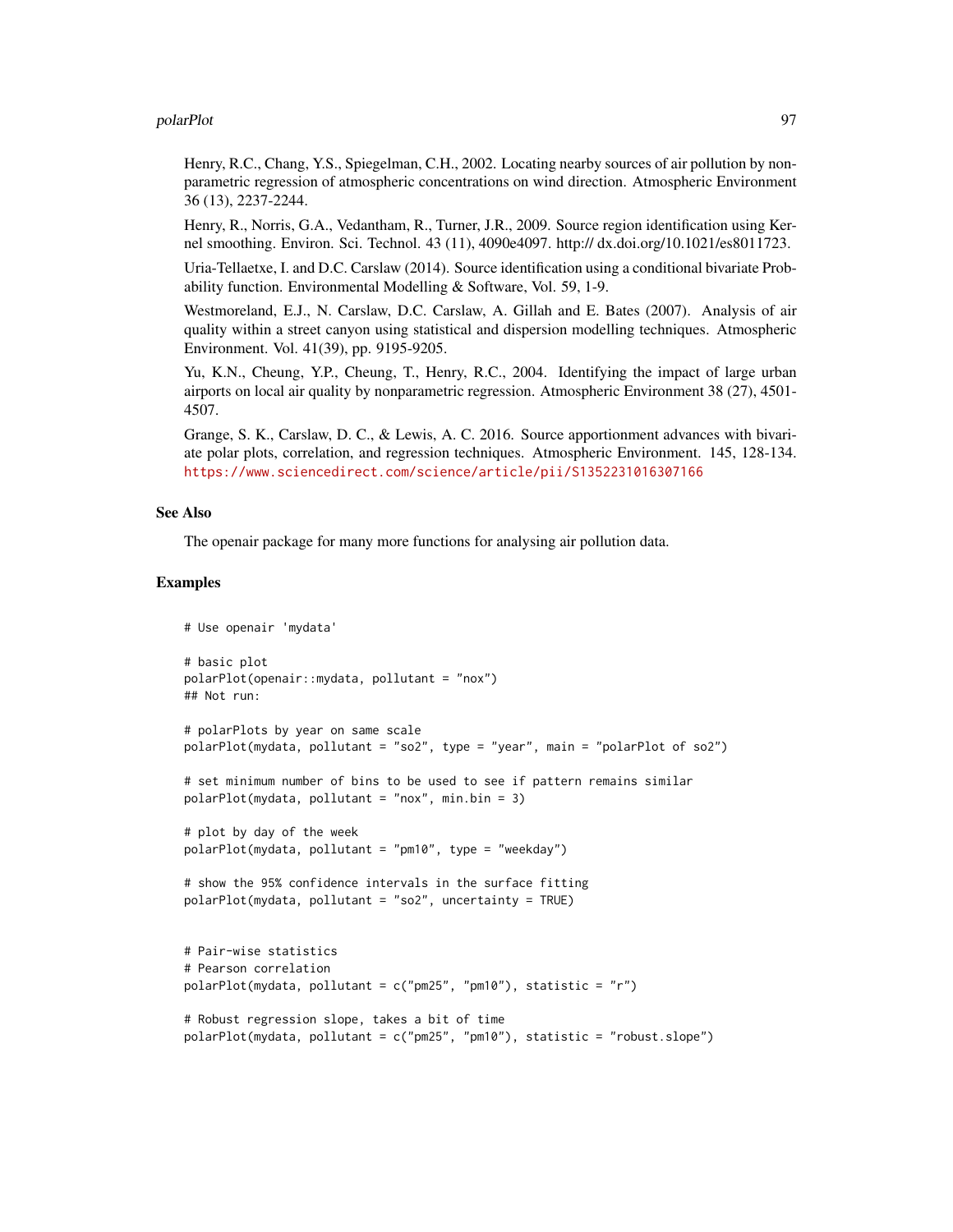Henry, R.C., Chang, Y.S., Spiegelman, C.H., 2002. Locating nearby sources of air pollution by nonparametric regression of atmospheric concentrations on wind direction. Atmospheric Environment 36 (13), 2237-2244.

Henry, R., Norris, G.A., Vedantham, R., Turner, J.R., 2009. Source region identification using Kernel smoothing. Environ. Sci. Technol. 43 (11), 4090e4097. http:// dx.doi.org/10.1021/es8011723.

Uria-Tellaetxe, I. and D.C. Carslaw (2014). Source identification using a conditional bivariate Probability function. Environmental Modelling & Software, Vol. 59, 1-9.

Westmoreland, E.J., N. Carslaw, D.C. Carslaw, A. Gillah and E. Bates (2007). Analysis of air quality within a street canyon using statistical and dispersion modelling techniques. Atmospheric Environment. Vol. 41(39), pp. 9195-9205.

Yu, K.N., Cheung, Y.P., Cheung, T., Henry, R.C., 2004. Identifying the impact of large urban airports on local air quality by nonparametric regression. Atmospheric Environment 38 (27), 4501-4507.

Grange, S. K., Carslaw, D. C., & Lewis, A. C. 2016. Source apportionment advances with bivariate polar plots, correlation, and regression techniques. Atmospheric Environment. 145, 128-134. https://www.sciencedirect.com/science/article/pii/S1352231016307166

## See Also

The openair package for many more functions for analysing air pollution data.

## Examples

```
# Use openair 'mydata'

# basic plot
polarPlot(openair::mydata, pollutant = "nox")
## Not run:

# polarPlots by year on same scale
polarPlot(mydata, pollutant = "so2", type = "year", main = "polarPlot of so2")

# set minimum number of bins to be used to see if pattern remains similar
polarPlot(mydata, pollutant = "nox", min.bin = 3)

# plot by day of the week
polarPlot(mydata, pollutant = "pm10", type = "weekday")

# show the 95% confidence intervals in the surface fitting
polarPlot(mydata, pollutant = "so2", uncertainty = TRUE)


# Pair-wise statistics
# Pearson correlation
polarPlot(mydata, pollutant = c("pm25", "pm10"), statistic = "r")

# Robust regression slope, takes a bit of time
polarPlot(mydata, pollutant = c("pm25", "pm10"), statistic = "robust.slope")
```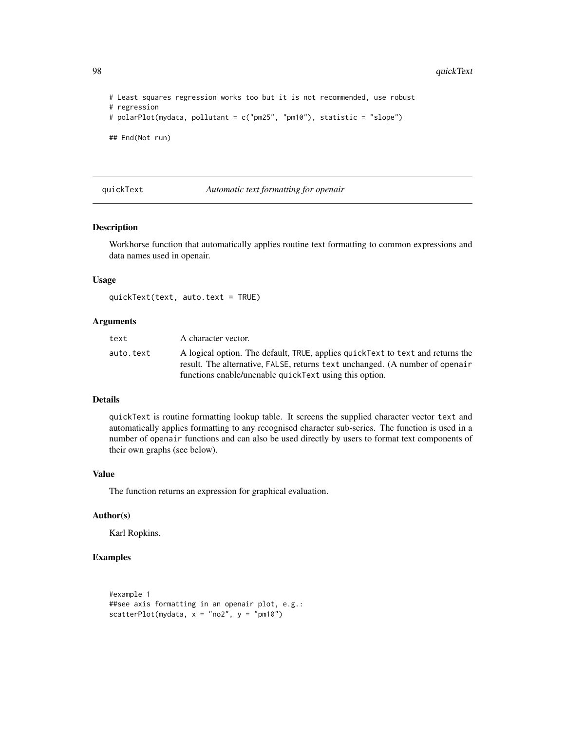```
# Least squares regression works too but it is not recommended, use robust
# regression
# polarPlot(mydata, pollutant = c("pm25", "pm10"), statistic = "slope")

## End(Not run)
```

---

## quickText *Automatic text formatting for openair*

### Description

Workhorse function that automatically applies routine text formatting to common expressions and data names used in openair.

### Usage

```
quickText(text, auto.text = TRUE)
```

### Arguments

| | |
|---|---|
| text | A character vector. |
| auto.text | A logical option. The default, TRUE, applies quickText to text and returns the result. The alternative, FALSE, returns text unchanged. (A number of openair functions enable/unenable quickText using this option. |

### Details

quickText is routine formatting lookup table. It screens the supplied character vector text and automatically applies formatting to any recognised character sub-series. The function is used in a number of openair functions and can also be used directly by users to format text components of their own graphs (see below).

### Value

The function returns an expression for graphical evaluation.

### Author(s)

Karl Ropkins.

### Examples

```
#example 1
##see axis formatting in an openair plot, e.g.:
scatterPlot(mydata, x = "no2", y = "pm10")
```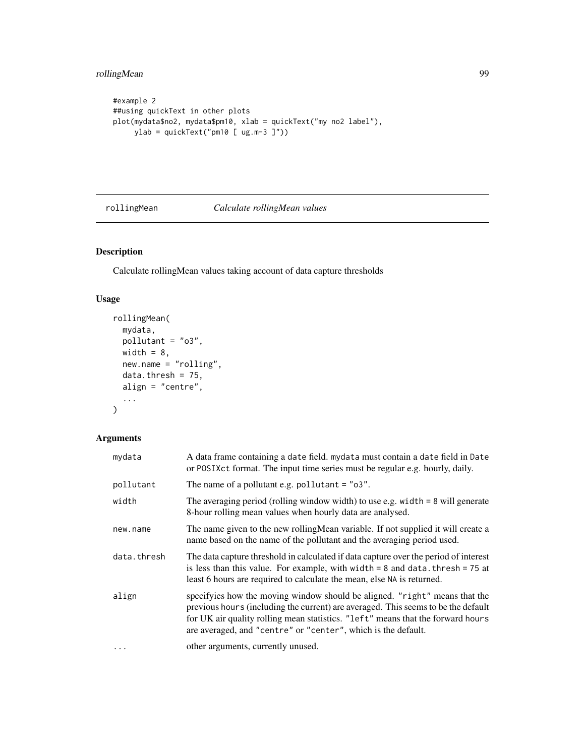```
#example 2
##using quickText in other plots
plot(mydata$no2, mydata$pm10, xlab = quickText("my no2 label"),
     ylab = quickText("pm10 [ ug.m-3 ]"))
```

---

rollingMean *Calculate rollingMean values*

---

## Description

Calculate rollingMean values taking account of data capture thresholds

## Usage

```
rollingMean(
  mydata,
  pollutant = "o3",
  width = 8,
  new.name = "rolling",
  data.thresh = 75,
  align = "centre",
  ...
)
```

## Arguments

| | |
|---|---|
| mydata | A data frame containing a date field. mydata must contain a date field in Date or POSIXct format. The input time series must be regular e.g. hourly, daily. |
| pollutant | The name of a pollutant e.g. pollutant = "o3". |
| width | The averaging period (rolling window width) to use e.g. width = 8 will generate 8-hour rolling mean values when hourly data are analysed. |
| new.name | The name given to the new rollingMean variable. If not supplied it will create a name based on the name of the pollutant and the averaging period used. |
| data.thresh | The data capture threshold in calculated if data capture over the period of interest is less than this value. For example, with width = 8 and data.thresh = 75 at least 6 hours are required to calculate the mean, else NA is returned. |
| align | specifyies how the moving window should be aligned. "right" means that the previous hours (including the current) are averaged. This seems to be the default for UK air quality rolling mean statistics. "left" means that the forward hours are averaged, and "centre" or "center", which is the default. |
| ... | other arguments, currently unused. |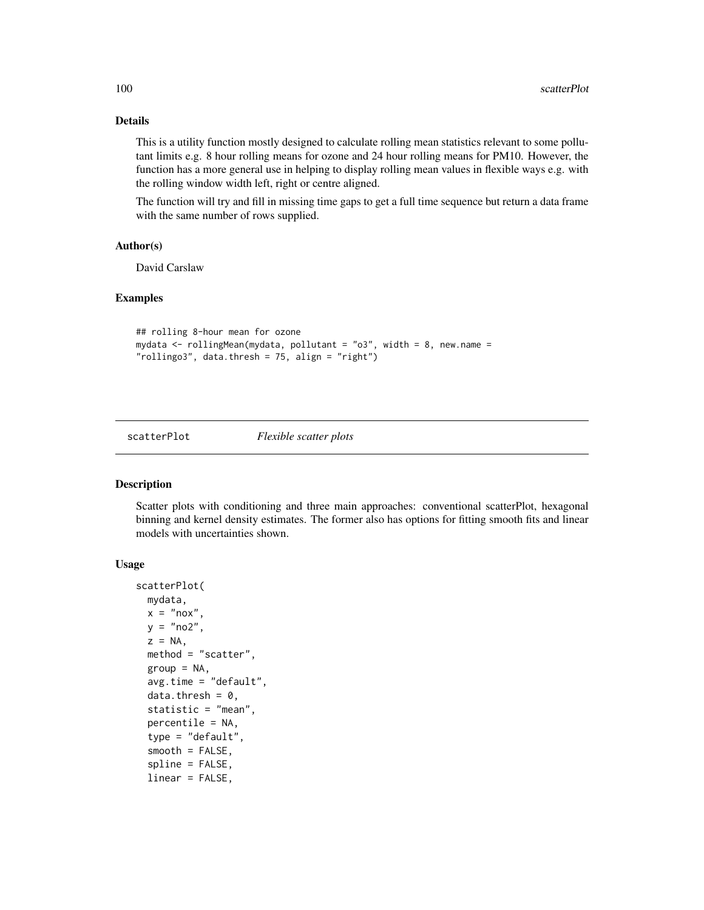### Details

This is a utility function mostly designed to calculate rolling mean statistics relevant to some pollutant limits e.g. 8 hour rolling means for ozone and 24 hour rolling means for PM10. However, the function has a more general use in helping to display rolling mean values in flexible ways e.g. with the rolling window width left, right or centre aligned.

The function will try and fill in missing time gaps to get a full time sequence but return a data frame with the same number of rows supplied.

### Author(s)

David Carslaw

### Examples

```
## rolling 8-hour mean for ozone
mydata <- rollingMean(mydata, pollutant = "o3", width = 8, new.name =
"rollingo3", data.thresh = 75, align = "right")
```

---

## scatterPlot &nbsp;&nbsp;&nbsp;&nbsp; *Flexible scatter plots*

---

### Description

Scatter plots with conditioning and three main approaches: conventional scatterPlot, hexagonal binning and kernel density estimates. The former also has options for fitting smooth fits and linear models with uncertainties shown.

### Usage

```
scatterPlot(
  mydata,
  x = "nox",
  y = "no2",
  z = NA,
  method = "scatter",
  group = NA,
  avg.time = "default",
  data.thresh = 0,
  statistic = "mean",
  percentile = NA,
  type = "default",
  smooth = FALSE,
  spline = FALSE,
  linear = FALSE,
```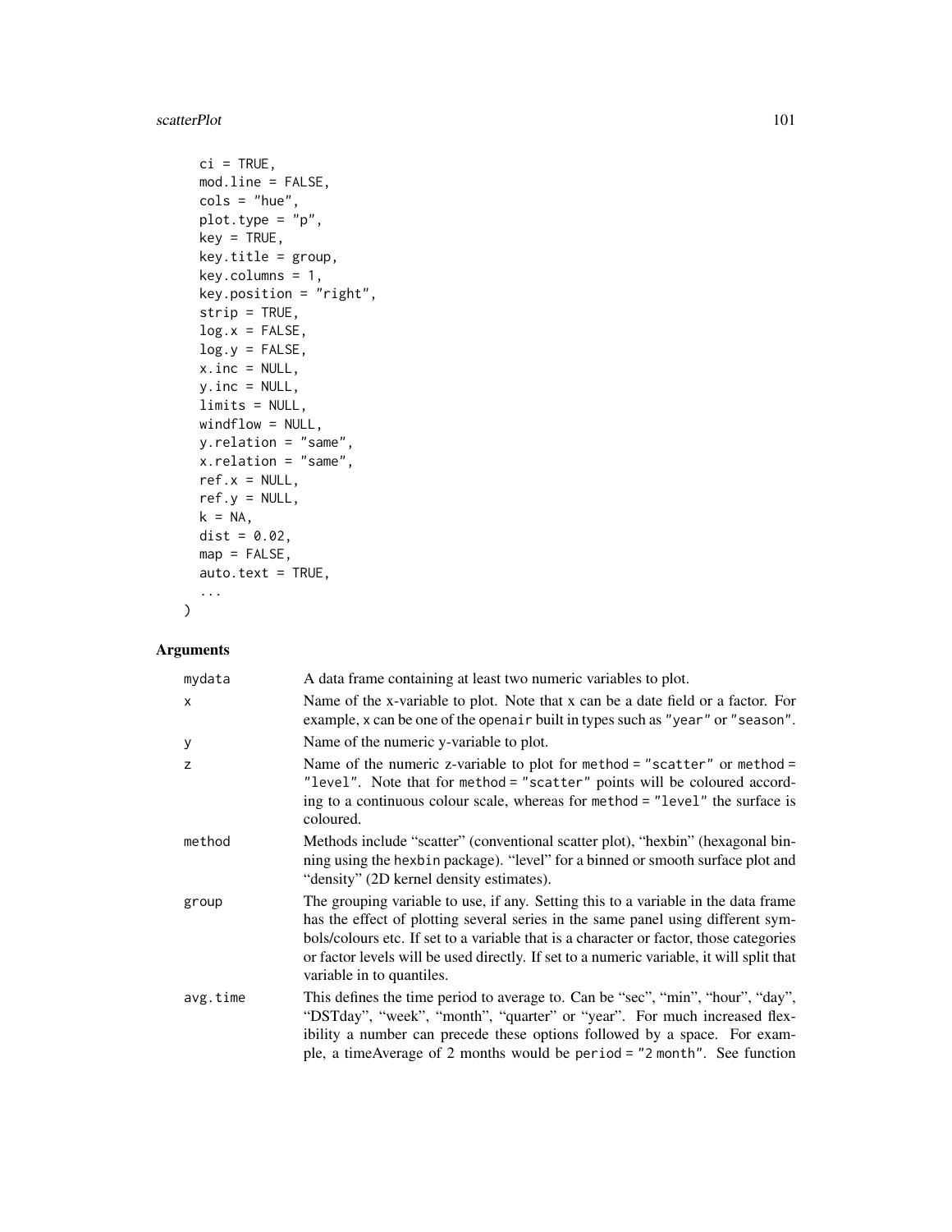```
  ci = TRUE,
  mod.line = FALSE,
  cols = "hue",
  plot.type = "p",
  key = TRUE,
  key.title = group,
  key.columns = 1,
  key.position = "right",
  strip = TRUE,
  log.x = FALSE,
  log.y = FALSE,
  x.inc = NULL,
  y.inc = NULL,
  limits = NULL,
  windflow = NULL,
  y.relation = "same",
  x.relation = "same",
  ref.x = NULL,
  ref.y = NULL,
  k = NA,
  dist = 0.02,
  map = FALSE,
  auto.text = TRUE,
  ...
)
```

## Arguments

| | |
|---|---|
| `mydata` | A data frame containing at least two numeric variables to plot. |
| `x` | Name of the x-variable to plot. Note that x can be a date field or a factor. For example, x can be one of the `openair` built in types such as `"year"` or `"season"`. |
| `y` | Name of the numeric y-variable to plot. |
| `z` | Name of the numeric z-variable to plot for `method = "scatter"` or `method = "level"`. Note that for `method = "scatter"` points will be coloured according to a continuous colour scale, whereas for `method = "level"` the surface is coloured. |
| `method` | Methods include "scatter" (conventional scatter plot), "hexbin" (hexagonal binning using the `hexbin` package). "level" for a binned or smooth surface plot and "density" (2D kernel density estimates). |
| `group` | The grouping variable to use, if any. Setting this to a variable in the data frame has the effect of plotting several series in the same panel using different symbols/colours etc. If set to a variable that is a character or factor, those categories or factor levels will be used directly. If set to a numeric variable, it will split that variable in to quantiles. |
| `avg.time` | This defines the time period to average to. Can be "sec", "min", "hour", "day", "DSTday", "week", "month", "quarter" or "year". For much increased flexibility a number can precede these options followed by a space. For example, a timeAverage of 2 months would be `period = "2 month"`. See function |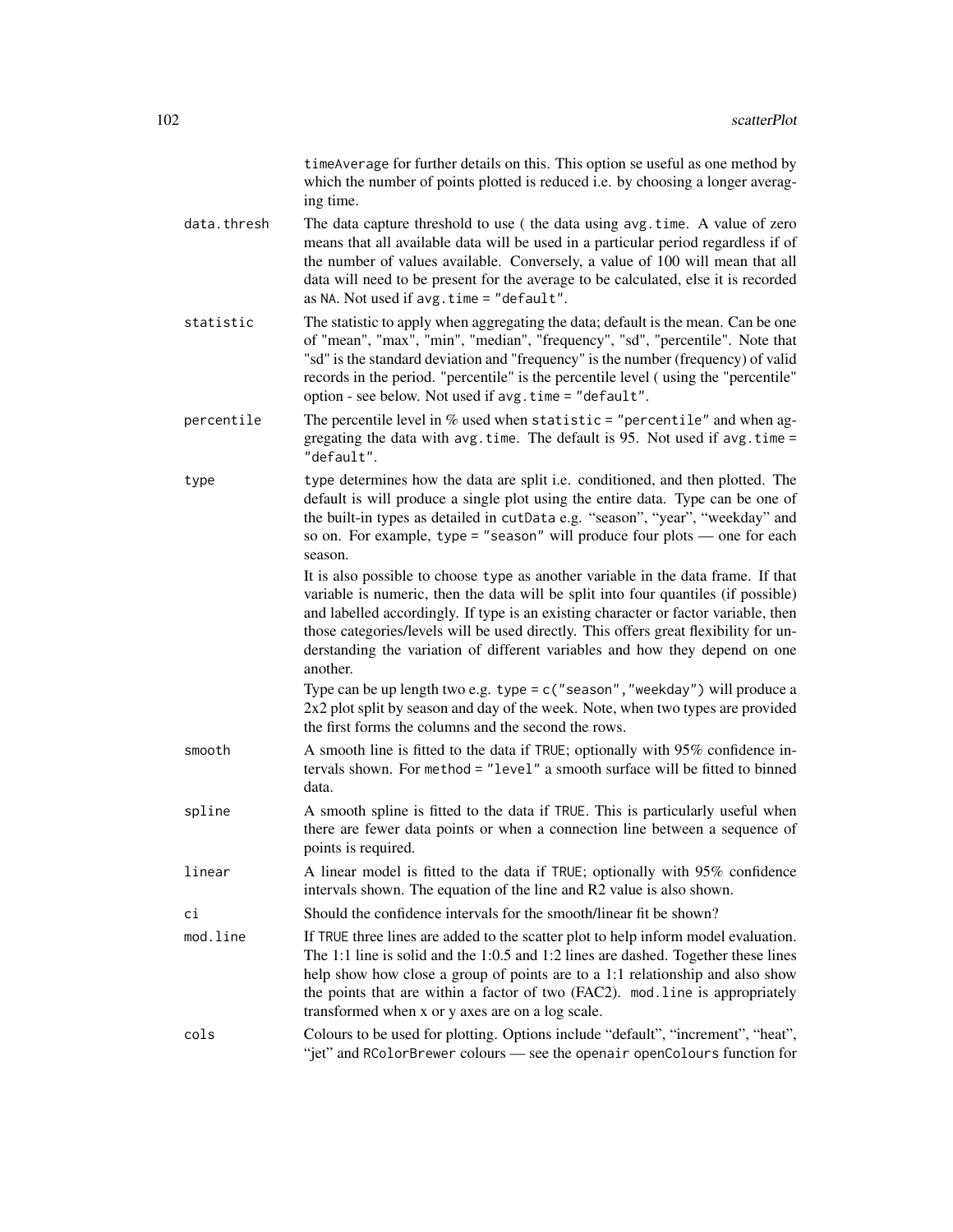timeAverage for further details on this. This option se useful as one method by which the number of points plotted is reduced i.e. by choosing a longer averaging time.

**data.thresh**
: The data capture threshold to use ( the data using avg.time. A value of zero means that all available data will be used in a particular period regardless if of the number of values available. Conversely, a value of 100 will mean that all data will need to be present for the average to be calculated, else it is recorded as NA. Not used if avg.time = "default".

**statistic**
: The statistic to apply when aggregating the data; default is the mean. Can be one of "mean", "max", "min", "median", "frequency", "sd", "percentile". Note that "sd" is the standard deviation and "frequency" is the number (frequency) of valid records in the period. "percentile" is the percentile level ( using the "percentile" option - see below. Not used if avg.time = "default".

**percentile**
: The percentile level in % used when statistic = "percentile" and when aggregating the data with avg.time. The default is 95. Not used if avg.time = "default".

**type**
: type determines how the data are split i.e. conditioned, and then plotted. The default is will produce a single plot using the entire data. Type can be one of the built-in types as detailed in cutData e.g. "season", "year", "weekday" and so on. For example, type = "season" will produce four plots — one for each season.

  It is also possible to choose type as another variable in the data frame. If that variable is numeric, then the data will be split into four quantiles (if possible) and labelled accordingly. If type is an existing character or factor variable, then those categories/levels will be used directly. This offers great flexibility for understanding the variation of different variables and how they depend on one another.

  Type can be up length two e.g. type = c("season","weekday") will produce a 2x2 plot split by season and day of the week. Note, when two types are provided the first forms the columns and the second the rows.

**smooth**
: A smooth line is fitted to the data if TRUE; optionally with 95% confidence intervals shown. For method = "level" a smooth surface will be fitted to binned data.

**spline**
: A smooth spline is fitted to the data if TRUE. This is particularly useful when there are fewer data points or when a connection line between a sequence of points is required.

**linear**
: A linear model is fitted to the data if TRUE; optionally with 95% confidence intervals shown. The equation of the line and R2 value is also shown.

**ci**
: Should the confidence intervals for the smooth/linear fit be shown?

**mod.line**
: If TRUE three lines are added to the scatter plot to help inform model evaluation. The 1:1 line is solid and the 1:0.5 and 1:2 lines are dashed. Together these lines help show how close a group of points are to a 1:1 relationship and also show the points that are within a factor of two (FAC2). mod.line is appropriately transformed when x or y axes are on a log scale.

**cols**
: Colours to be used for plotting. Options include "default", "increment", "heat", "jet" and RColorBrewer colours — see the openair openColours function for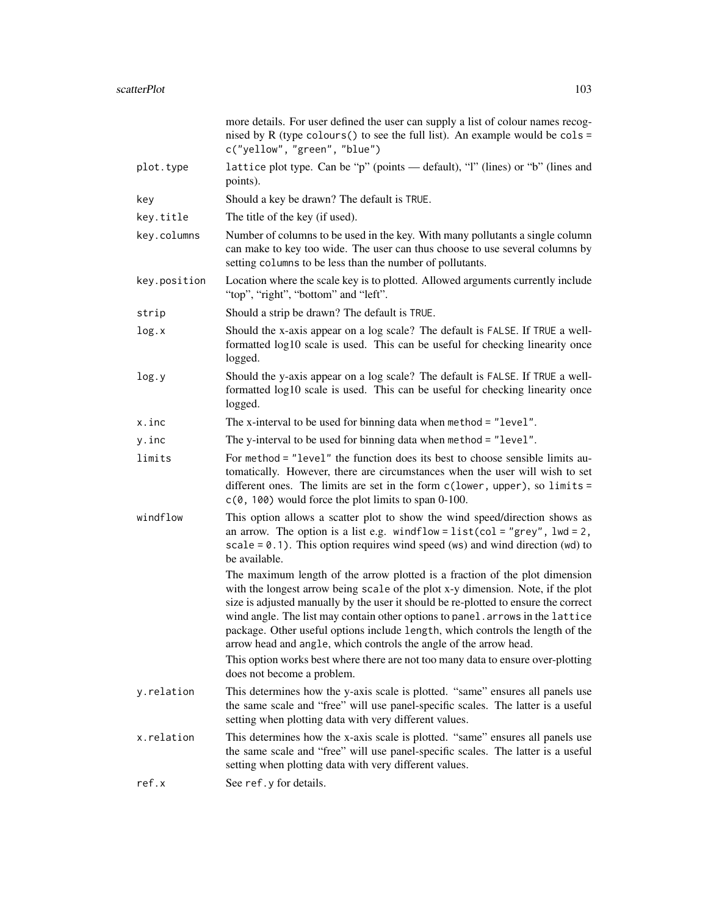more details. For user defined the user can supply a list of colour names recognised by R (type `colours()` to see the full list). An example would be `cols = c("yellow", "green", "blue")`

| | |
|---|---|
| `plot.type` | `lattice` plot type. Can be "p" (points — default), "l" (lines) or "b" (lines and points). |
| `key` | Should a key be drawn? The default is `TRUE`. |
| `key.title` | The title of the key (if used). |
| `key.columns` | Number of columns to be used in the key. With many pollutants a single column can make to key too wide. The user can thus choose to use several columns by setting `columns` to be less than the number of pollutants. |
| `key.position` | Location where the scale key is to plotted. Allowed arguments currently include "top", "right", "bottom" and "left". |
| `strip` | Should a strip be drawn? The default is `TRUE`. |
| `log.x` | Should the x-axis appear on a log scale? The default is `FALSE`. If `TRUE` a well-formatted log10 scale is used. This can be useful for checking linearity once logged. |
| `log.y` | Should the y-axis appear on a log scale? The default is `FALSE`. If `TRUE` a well-formatted log10 scale is used. This can be useful for checking linearity once logged. |
| `x.inc` | The x-interval to be used for binning data when `method = "level"`. |
| `y.inc` | The y-interval to be used for binning data when `method = "level"`. |
| `limits` | For `method = "level"` the function does its best to choose sensible limits automatically. However, there are circumstances when the user will wish to set different ones. The limits are set in the form `c(lower, upper)`, so `limits = c(0, 100)` would force the plot limits to span 0-100. |
| `windflow` | This option allows a scatter plot to show the wind speed/direction shows as an arrow. The option is a list e.g. `windflow = list(col = "grey", lwd = 2, scale = 0.1)`. This option requires wind speed (`ws`) and wind direction (`wd`) to be available.<br><br>The maximum length of the arrow plotted is a fraction of the plot dimension with the longest arrow being `scale` of the plot x-y dimension. Note, if the plot size is adjusted manually by the user it should be re-plotted to ensure the correct wind angle. The list may contain other options to `panel.arrows` in the `lattice` package. Other useful options include `length`, which controls the length of the arrow head and `angle`, which controls the angle of the arrow head.<br><br>This option works best where there are not too many data to ensure over-plotting does not become a problem. |
| `y.relation` | This determines how the y-axis scale is plotted. "same" ensures all panels use the same scale and "free" will use panel-specific scales. The latter is a useful setting when plotting data with very different values. |
| `x.relation` | This determines how the x-axis scale is plotted. "same" ensures all panels use the same scale and "free" will use panel-specific scales. The latter is a useful setting when plotting data with very different values. |
| `ref.x` | See `ref.y` for details. |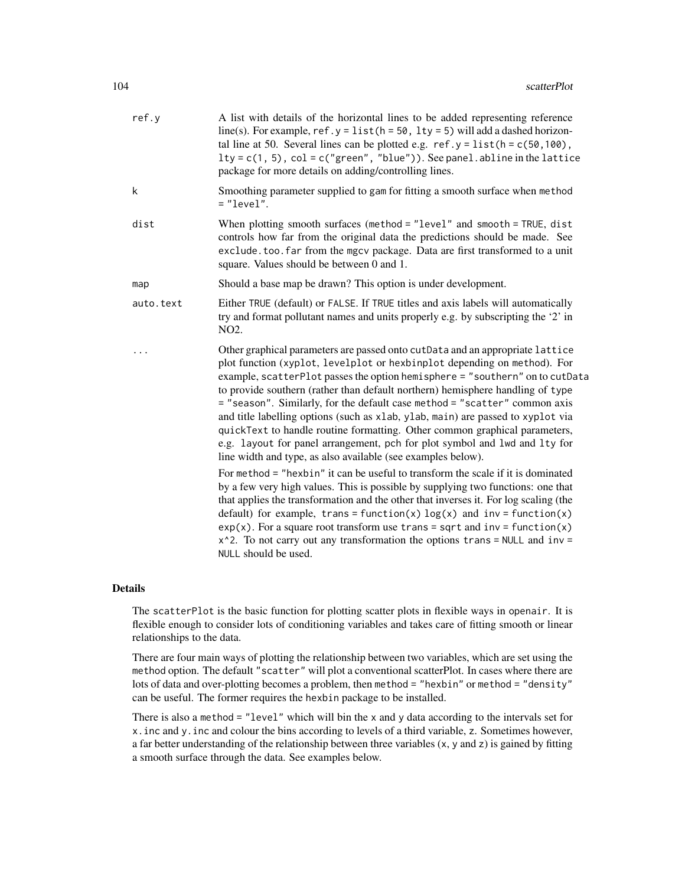| | |
|---|---|
| `ref.y` | A list with details of the horizontal lines to be added representing reference line(s). For example, `ref.y = list(h = 50, lty = 5)` will add a dashed horizontal line at 50. Several lines can be plotted e.g. `ref.y = list(h = c(50,100), lty = c(1, 5), col = c("green", "blue"))`. See `panel.abline` in the `lattice` package for more details on adding/controlling lines. |
| `k` | Smoothing parameter supplied to `gam` for fitting a smooth surface when `method = "level"`. |
| `dist` | When plotting smooth surfaces (`method = "level"` and `smooth = TRUE`, `dist` controls how far from the original data the predictions should be made. See `exclude.too.far` from the `mgcv` package. Data are first transformed to a unit square. Values should be between 0 and 1. |
| `map` | Should a base map be drawn? This option is under development. |
| `auto.text` | Either `TRUE` (default) or `FALSE`. If `TRUE` titles and axis labels will automatically try and format pollutant names and units properly e.g. by subscripting the '2' in NO2. |
| `...` | Other graphical parameters are passed onto `cutData` and an appropriate `lattice` plot function (`xyplot`, `levelplot` or `hexbinplot` depending on `method`). For example, `scatterPlot` passes the option `hemisphere = "southern"` on to `cutData` to provide southern (rather than default northern) hemisphere handling of `type = "season"`. Similarly, for the default case `method = "scatter"` common axis and title labelling options (such as `xlab`, `ylab`, `main`) are passed to `xyplot` via `quickText` to handle routine formatting. Other common graphical parameters, e.g. `layout` for panel arrangement, `pch` for plot symbol and `lwd` and `lty` for line width and type, as also available (see examples below). <br><br> For `method = "hexbin"` it can be useful to transform the scale if it is dominated by a few very high values. This is possible by supplying two functions: one that that applies the transformation and the other that inverses it. For log scaling (the default) for example, `trans = function(x) log(x)` and `inv = function(x) exp(x)`. For a square root transform use `trans = sqrt` and `inv = function(x) x^2`. To not carry out any transformation the options `trans = NULL` and `inv = NULL` should be used. |

## Details

The `scatterPlot` is the basic function for plotting scatter plots in flexible ways in `openair`. It is flexible enough to consider lots of conditioning variables and takes care of fitting smooth or linear relationships to the data.

There are four main ways of plotting the relationship between two variables, which are set using the `method` option. The default `"scatter"` will plot a conventional scatterPlot. In cases where there are lots of data and over-plotting becomes a problem, then `method = "hexbin"` or `method = "density"` can be useful. The former requires the `hexbin` package to be installed.

There is also a `method = "level"` which will bin the `x` and `y` data according to the intervals set for `x.inc` and `y.inc` and colour the bins according to levels of a third variable, `z`. Sometimes however, a far better understanding of the relationship between three variables (`x`, `y` and `z`) is gained by fitting a smooth surface through the data. See examples below.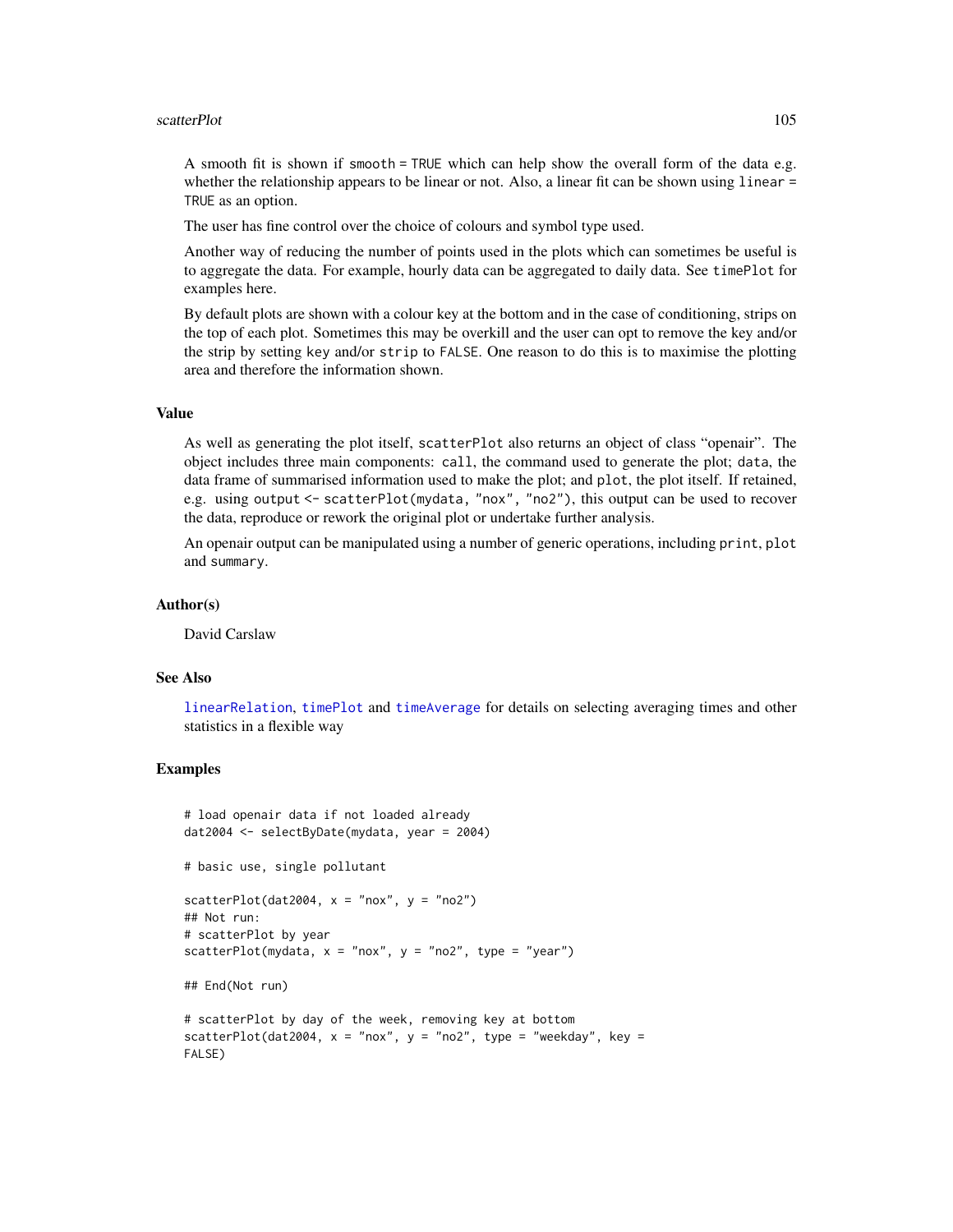A smooth fit is shown if `smooth = TRUE` which can help show the overall form of the data e.g. whether the relationship appears to be linear or not. Also, a linear fit can be shown using `linear = TRUE` as an option.

The user has fine control over the choice of colours and symbol type used.

Another way of reducing the number of points used in the plots which can sometimes be useful is to aggregate the data. For example, hourly data can be aggregated to daily data. See `timePlot` for examples here.

By default plots are shown with a colour key at the bottom and in the case of conditioning, strips on the top of each plot. Sometimes this may be overkill and the user can opt to remove the key and/or the strip by setting `key` and/or `strip` to `FALSE`. One reason to do this is to maximise the plotting area and therefore the information shown.

### Value

As well as generating the plot itself, `scatterPlot` also returns an object of class "openair". The object includes three main components: `call`, the command used to generate the plot; `data`, the data frame of summarised information used to make the plot; and `plot`, the plot itself. If retained, e.g. using `output <- scatterPlot(mydata, "nox", "no2")`, this output can be used to recover the data, reproduce or rework the original plot or undertake further analysis.

An openair output can be manipulated using a number of generic operations, including `print`, `plot` and `summary`.

### Author(s)

David Carslaw

### See Also

`linearRelation`, `timePlot` and `timeAverage` for details on selecting averaging times and other statistics in a flexible way

### Examples

```
# load openair data if not loaded already
dat2004 <- selectByDate(mydata, year = 2004)

# basic use, single pollutant

scatterPlot(dat2004, x = "nox", y = "no2")
## Not run:
# scatterPlot by year
scatterPlot(mydata, x = "nox", y = "no2", type = "year")

## End(Not run)

# scatterPlot by day of the week, removing key at bottom
scatterPlot(dat2004, x = "nox", y = "no2", type = "weekday", key =
FALSE)
```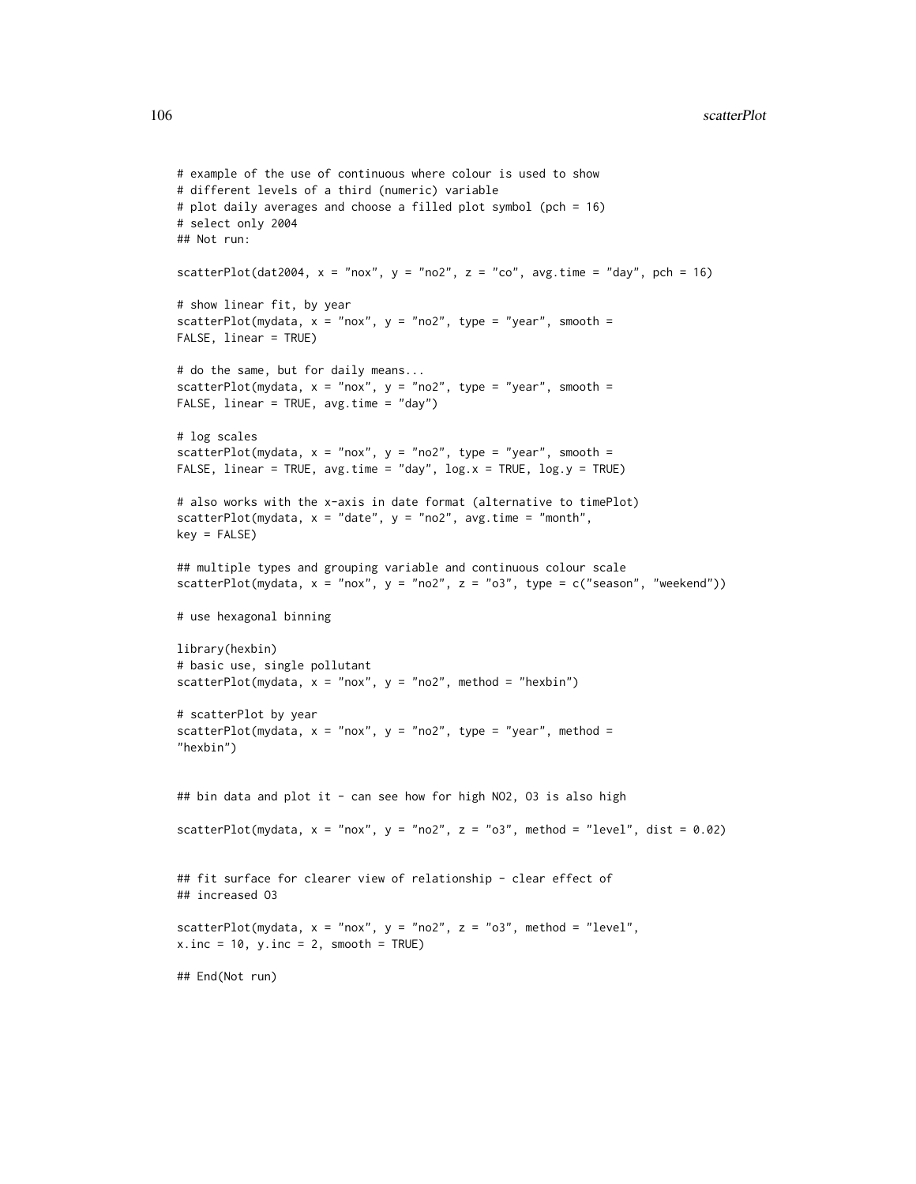```
# example of the use of continuous where colour is used to show
# different levels of a third (numeric) variable
# plot daily averages and choose a filled plot symbol (pch = 16)
# select only 2004
## Not run:

scatterPlot(dat2004, x = "nox", y = "no2", z = "co", avg.time = "day", pch = 16)

# show linear fit, by year
scatterPlot(mydata, x = "nox", y = "no2", type = "year", smooth =
FALSE, linear = TRUE)

# do the same, but for daily means...
scatterPlot(mydata, x = "nox", y = "no2", type = "year", smooth =
FALSE, linear = TRUE, avg.time = "day")

# log scales
scatterPlot(mydata, x = "nox", y = "no2", type = "year", smooth =
FALSE, linear = TRUE, avg.time = "day", log.x = TRUE, log.y = TRUE)

# also works with the x-axis in date format (alternative to timePlot)
scatterPlot(mydata, x = "date", y = "no2", avg.time = "month",
key = FALSE)

## multiple types and grouping variable and continuous colour scale
scatterPlot(mydata, x = "nox", y = "no2", z = "o3", type = c("season", "weekend"))

# use hexagonal binning

library(hexbin)
# basic use, single pollutant
scatterPlot(mydata, x = "nox", y = "no2", method = "hexbin")

# scatterPlot by year
scatterPlot(mydata, x = "nox", y = "no2", type = "year", method =
"hexbin")


## bin data and plot it - can see how for high NO2, O3 is also high

scatterPlot(mydata, x = "nox", y = "no2", z = "o3", method = "level", dist = 0.02)


## fit surface for clearer view of relationship - clear effect of
## increased O3

scatterPlot(mydata, x = "nox", y = "no2", z = "o3", method = "level",
x.inc = 10, y.inc = 2, smooth = TRUE)

## End(Not run)
```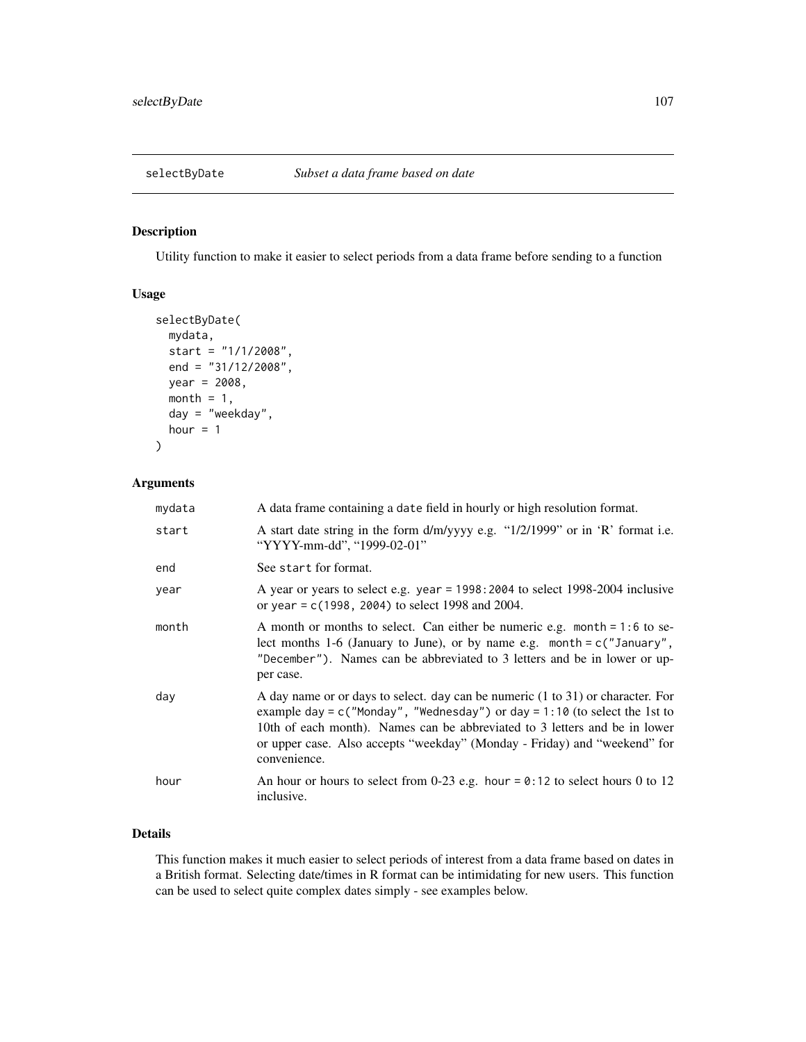## selectByDate — *Subset a data frame based on date*

### Description

Utility function to make it easier to select periods from a data frame before sending to a function

### Usage

```
selectByDate(
  mydata,
  start = "1/1/2008",
  end = "31/12/2008",
  year = 2008,
  month = 1,
  day = "weekday",
  hour = 1
)
```

### Arguments

| | |
|---|---|
| `mydata` | A data frame containing a `date` field in hourly or high resolution format. |
| `start` | A start date string in the form d/m/yyyy e.g. "1/2/1999" or in 'R' format i.e. "YYYY-mm-dd", "1999-02-01" |
| `end` | See `start` for format. |
| `year` | A year or years to select e.g. `year = 1998:2004` to select 1998-2004 inclusive or `year = c(1998, 2004)` to select 1998 and 2004. |
| `month` | A month or months to select. Can either be numeric e.g. `month = 1:6` to select months 1-6 (January to June), or by name e.g. `month = c("January", "December")`. Names can be abbreviated to 3 letters and be in lower or upper case. |
| `day` | A day name or or days to select. `day` can be numeric (1 to 31) or character. For example `day = c("Monday", "Wednesday")` or `day = 1:10` (to select the 1st to 10th of each month). Names can be abbreviated to 3 letters and be in lower or upper case. Also accepts "weekday" (Monday - Friday) and "weekend" for convenience. |
| `hour` | An hour or hours to select from 0-23 e.g. `hour = 0:12` to select hours 0 to 12 inclusive. |

### Details

This function makes it much easier to select periods of interest from a data frame based on dates in a British format. Selecting date/times in R format can be intimidating for new users. This function can be used to select quite complex dates simply - see examples below.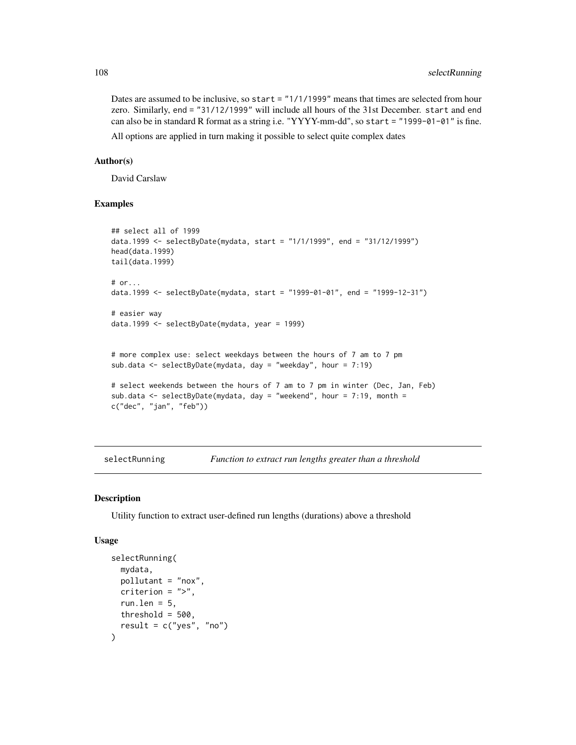Dates are assumed to be inclusive, so `start = "1/1/1999"` means that times are selected from hour zero. Similarly, `end = "31/12/1999"` will include all hours of the 31st December. `start` and `end` can also be in standard R format as a string i.e. "YYYY-mm-dd", so `start = "1999-01-01"` is fine.

All options are applied in turn making it possible to select quite complex dates

### Author(s)

David Carslaw

### Examples

```
## select all of 1999
data.1999 <- selectByDate(mydata, start = "1/1/1999", end = "31/12/1999")
head(data.1999)
tail(data.1999)

# or...
data.1999 <- selectByDate(mydata, start = "1999-01-01", end = "1999-12-31")

# easier way
data.1999 <- selectByDate(mydata, year = 1999)


# more complex use: select weekdays between the hours of 7 am to 7 pm
sub.data <- selectByDate(mydata, day = "weekday", hour = 7:19)

# select weekends between the hours of 7 am to 7 pm in winter (Dec, Jan, Feb)
sub.data <- selectByDate(mydata, day = "weekend", hour = 7:19, month =
c("dec", "jan", "feb"))
```

---

## selectRunning *Function to extract run lengths greater than a threshold*

---

### Description

Utility function to extract user-defined run lengths (durations) above a threshold

### Usage

```
selectRunning(
  mydata,
  pollutant = "nox",
  criterion = ">",
  run.len = 5,
  threshold = 500,
  result = c("yes", "no")
)
```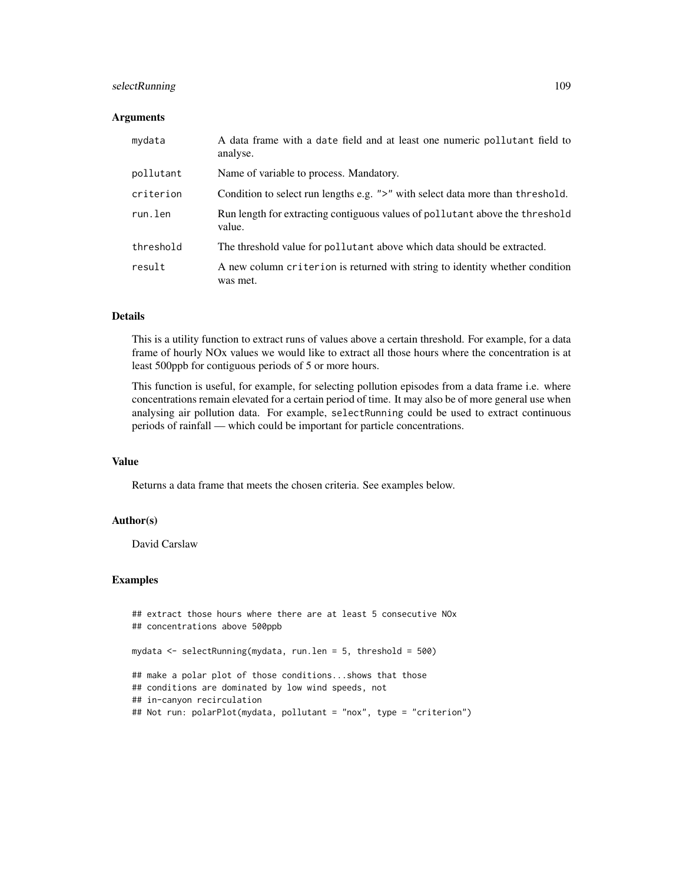## Arguments

| | |
|---|---|
| `mydata` | A data frame with a `date` field and at least one numeric `pollutant` field to analyse. |
| `pollutant` | Name of variable to process. Mandatory. |
| `criterion` | Condition to select run lengths e.g. `">"` with select data more than `threshold`. |
| `run.len` | Run length for extracting contiguous values of `pollutant` above the `threshold` value. |
| `threshold` | The threshold value for `pollutant` above which data should be extracted. |
| `result` | A new column `criterion` is returned with string to identity whether condition was met. |

## Details

This is a utility function to extract runs of values above a certain threshold. For example, for a data frame of hourly NOx values we would like to extract all those hours where the concentration is at least 500ppb for contiguous periods of 5 or more hours.

This function is useful, for example, for selecting pollution episodes from a data frame i.e. where concentrations remain elevated for a certain period of time. It may also be of more general use when analysing air pollution data. For example, `selectRunning` could be used to extract continuous periods of rainfall — which could be important for particle concentrations.

## Value

Returns a data frame that meets the chosen criteria. See examples below.

## Author(s)

David Carslaw

## Examples

```
## extract those hours where there are at least 5 consecutive NOx
## concentrations above 500ppb

mydata <- selectRunning(mydata, run.len = 5, threshold = 500)

## make a polar plot of those conditions...shows that those
## conditions are dominated by low wind speeds, not
## in-canyon recirculation
## Not run: polarPlot(mydata, pollutant = "nox", type = "criterion")
```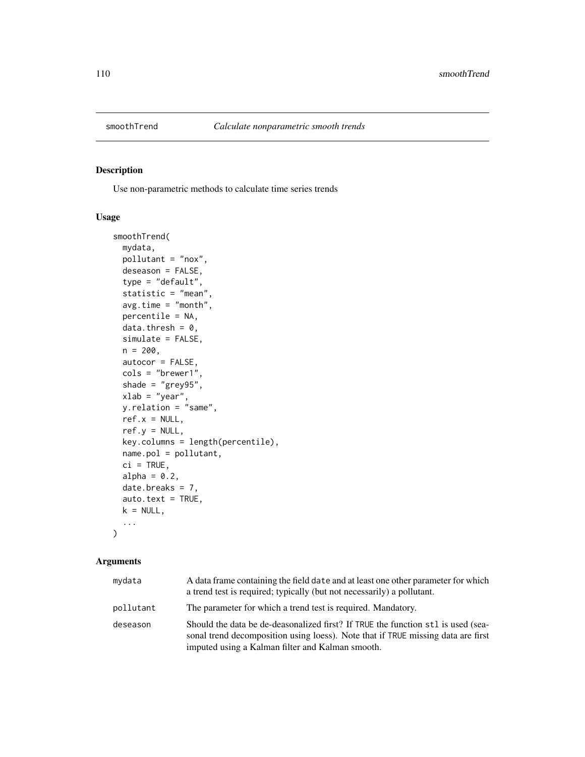smoothTrend — *Calculate nonparametric smooth trends*

## Description

Use non-parametric methods to calculate time series trends

## Usage

```
smoothTrend(
  mydata,
  pollutant = "nox",
  deseason = FALSE,
  type = "default",
  statistic = "mean",
  avg.time = "month",
  percentile = NA,
  data.thresh = 0,
  simulate = FALSE,
  n = 200,
  autocor = FALSE,
  cols = "brewer1",
  shade = "grey95",
  xlab = "year",
  y.relation = "same",
  ref.x = NULL,
  ref.y = NULL,
  key.columns = length(percentile),
  name.pol = pollutant,
  ci = TRUE,
  alpha = 0.2,
  date.breaks = 7,
  auto.text = TRUE,
  k = NULL,
  ...
)
```

## Arguments

| | |
|---|---|
| `mydata` | A data frame containing the field `date` and at least one other parameter for which a trend test is required; typically (but not necessarily) a pollutant. |
| `pollutant` | The parameter for which a trend test is required. Mandatory. |
| `deseason` | Should the data be de-deasonalized first? If `TRUE` the function `stl` is used (seasonal trend decomposition using loess). Note that if `TRUE` missing data are first imputed using a Kalman filter and Kalman smooth. |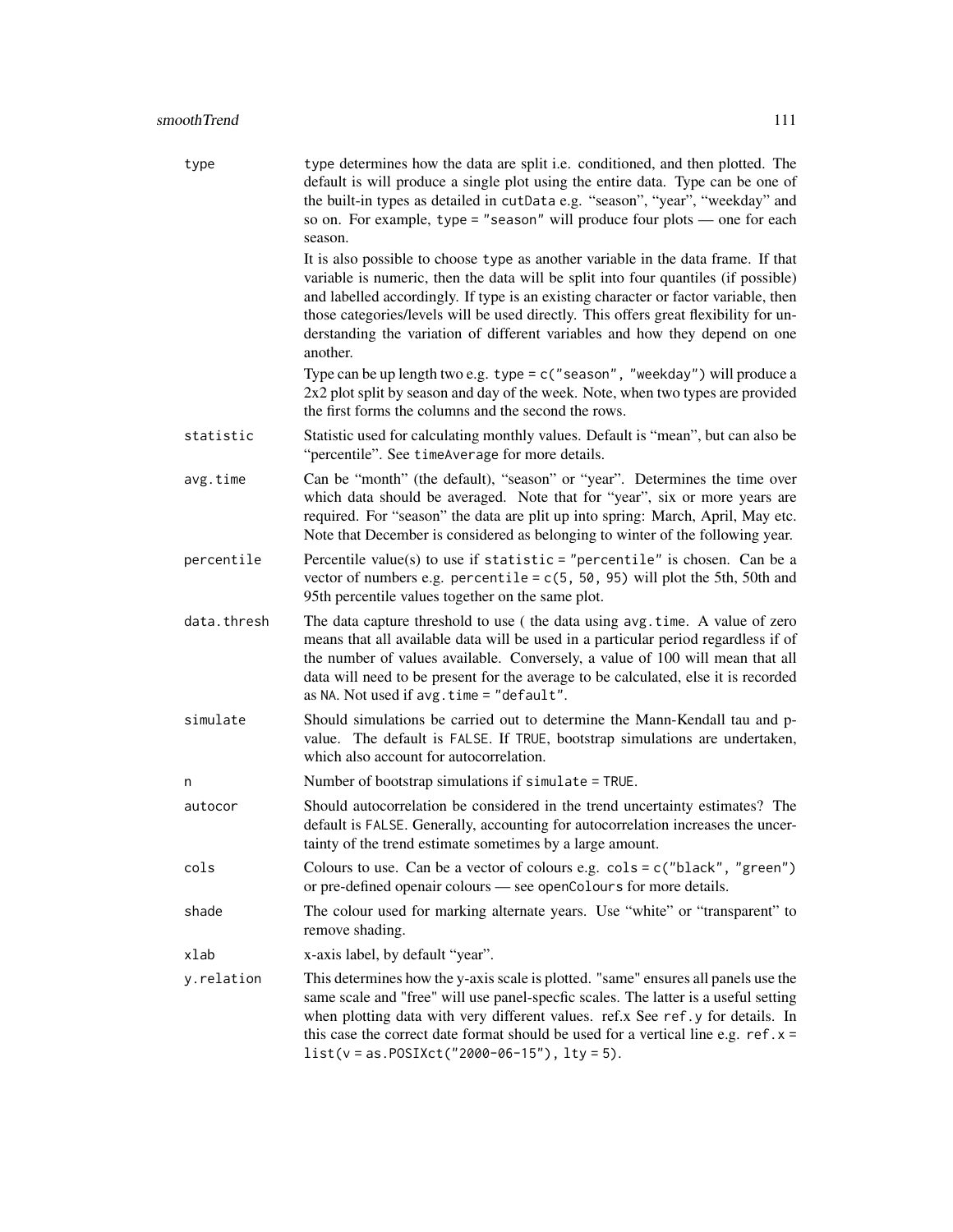`type` — type determines how the data are split i.e. conditioned, and then plotted. The default is will produce a single plot using the entire data. Type can be one of the built-in types as detailed in `cutData` e.g. "season", "year", "weekday" and so on. For example, `type = "season"` will produce four plots — one for each season.

It is also possible to choose `type` as another variable in the data frame. If that variable is numeric, then the data will be split into four quantiles (if possible) and labelled accordingly. If type is an existing character or factor variable, then those categories/levels will be used directly. This offers great flexibility for understanding the variation of different variables and how they depend on one another.

Type can be up length two e.g. `type = c("season", "weekday")` will produce a 2x2 plot split by season and day of the week. Note, when two types are provided the first forms the columns and the second the rows.

`statistic` — Statistic used for calculating monthly values. Default is "mean", but can also be "percentile". See `timeAverage` for more details.

`avg.time` — Can be "month" (the default), "season" or "year". Determines the time over which data should be averaged. Note that for "year", six or more years are required. For "season" the data are plit up into spring: March, April, May etc. Note that December is considered as belonging to winter of the following year.

`percentile` — Percentile value(s) to use if `statistic = "percentile"` is chosen. Can be a vector of numbers e.g. `percentile = c(5, 50, 95)` will plot the 5th, 50th and 95th percentile values together on the same plot.

`data.thresh` — The data capture threshold to use ( the data using `avg.time`. A value of zero means that all available data will be used in a particular period regardless if of the number of values available. Conversely, a value of 100 will mean that all data will need to be present for the average to be calculated, else it is recorded as `NA`. Not used if `avg.time = "default"`.

`simulate` — Should simulations be carried out to determine the Mann-Kendall tau and p-value. The default is `FALSE`. If `TRUE`, bootstrap simulations are undertaken, which also account for autocorrelation.

`n` — Number of bootstrap simulations if `simulate = TRUE`.

`autocor` — Should autocorrelation be considered in the trend uncertainty estimates? The default is `FALSE`. Generally, accounting for autocorrelation increases the uncertainty of the trend estimate sometimes by a large amount.

`cols` — Colours to use. Can be a vector of colours e.g. `cols = c("black", "green")` or pre-defined openair colours — see `openColours` for more details.

`shade` — The colour used for marking alternate years. Use "white" or "transparent" to remove shading.

`xlab` — x-axis label, by default "year".

`y.relation` — This determines how the y-axis scale is plotted. "same" ensures all panels use the same scale and "free" will use panel-specfic scales. The latter is a useful setting when plotting data with very different values. ref.x See `ref.y` for details. In this case the correct date format should be used for a vertical line e.g. `ref.x = list(v = as.POSIXct("2000-06-15"), lty = 5)`.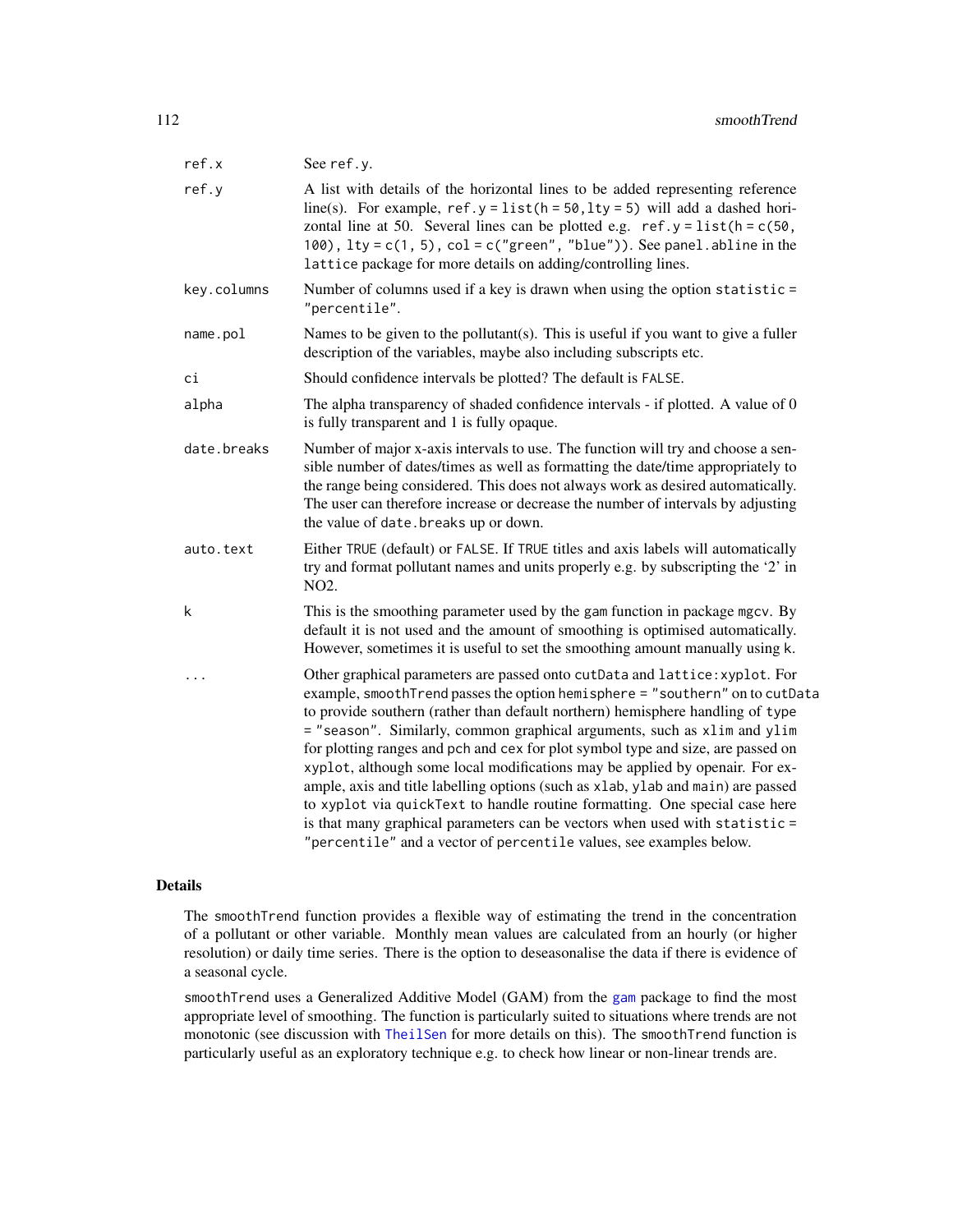| | |
|---|---|
| `ref.x` | See `ref.y`. |
| `ref.y` | A list with details of the horizontal lines to be added representing reference line(s). For example, `ref.y = list(h = 50,lty = 5)` will add a dashed horizontal line at 50. Several lines can be plotted e.g. `ref.y = list(h = c(50, 100), lty = c(1, 5), col = c("green", "blue"))`. See `panel.abline` in the `lattice` package for more details on adding/controlling lines. |
| `key.columns` | Number of columns used if a key is drawn when using the option `statistic = "percentile"`. |
| `name.pol` | Names to be given to the pollutant(s). This is useful if you want to give a fuller description of the variables, maybe also including subscripts etc. |
| `ci` | Should confidence intervals be plotted? The default is `FALSE`. |
| `alpha` | The alpha transparency of shaded confidence intervals - if plotted. A value of 0 is fully transparent and 1 is fully opaque. |
| `date.breaks` | Number of major x-axis intervals to use. The function will try and choose a sensible number of dates/times as well as formatting the date/time appropriately to the range being considered. This does not always work as desired automatically. The user can therefore increase or decrease the number of intervals by adjusting the value of `date.breaks` up or down. |
| `auto.text` | Either `TRUE` (default) or `FALSE`. If `TRUE` titles and axis labels will automatically try and format pollutant names and units properly e.g. by subscripting the '2' in NO2. |
| `k` | This is the smoothing parameter used by the `gam` function in package `mgcv`. By default it is not used and the amount of smoothing is optimised automatically. However, sometimes it is useful to set the smoothing amount manually using `k`. |
| `...` | Other graphical parameters are passed onto `cutData` and `lattice:xyplot`. For example, `smoothTrend` passes the option `hemisphere = "southern"` on to `cutData` to provide southern (rather than default northern) hemisphere handling of `type = "season"`. Similarly, common graphical arguments, such as `xlim` and `ylim` for plotting ranges and `pch` and `cex` for plot symbol type and size, are passed on `xyplot`, although some local modifications may be applied by openair. For example, axis and title labelling options (such as `xlab`, `ylab` and `main`) are passed to `xyplot` via `quickText` to handle routine formatting. One special case here is that many graphical parameters can be vectors when used with `statistic = "percentile"` and a vector of `percentile` values, see examples below. |

## Details

The `smoothTrend` function provides a flexible way of estimating the trend in the concentration of a pollutant or other variable. Monthly mean values are calculated from an hourly (or higher resolution) or daily time series. There is the option to deseasonalise the data if there is evidence of a seasonal cycle.

`smoothTrend` uses a Generalized Additive Model (GAM) from the `gam` package to find the most appropriate level of smoothing. The function is particularly suited to situations where trends are not monotonic (see discussion with `TheilSen` for more details on this). The `smoothTrend` function is particularly useful as an exploratory technique e.g. to check how linear or non-linear trends are.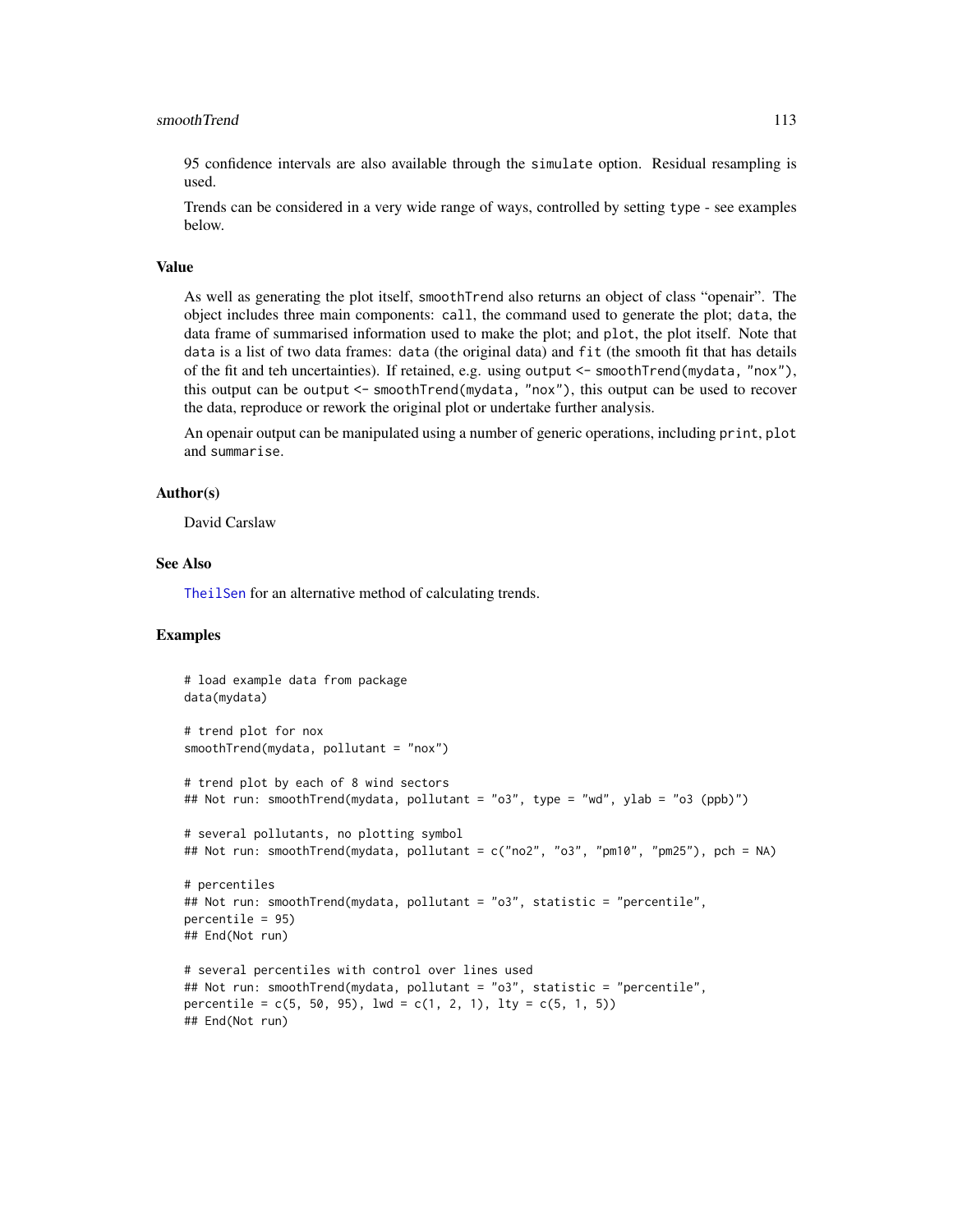95 confidence intervals are also available through the simulate option. Residual resampling is used.

Trends can be considered in a very wide range of ways, controlled by setting type - see examples below.

## Value

As well as generating the plot itself, smoothTrend also returns an object of class "openair". The object includes three main components: call, the command used to generate the plot; data, the data frame of summarised information used to make the plot; and plot, the plot itself. Note that data is a list of two data frames: data (the original data) and fit (the smooth fit that has details of the fit and teh uncertainties). If retained, e.g. using output <- smoothTrend(mydata, "nox"), this output can be output <- smoothTrend(mydata, "nox"), this output can be used to recover the data, reproduce or rework the original plot or undertake further analysis.

An openair output can be manipulated using a number of generic operations, including print, plot and summarise.

## Author(s)

David Carslaw

## See Also

TheilSen for an alternative method of calculating trends.

## Examples

```
# load example data from package
data(mydata)

# trend plot for nox
smoothTrend(mydata, pollutant = "nox")

# trend plot by each of 8 wind sectors
## Not run: smoothTrend(mydata, pollutant = "o3", type = "wd", ylab = "o3 (ppb)")

# several pollutants, no plotting symbol
## Not run: smoothTrend(mydata, pollutant = c("no2", "o3", "pm10", "pm25"), pch = NA)

# percentiles
## Not run: smoothTrend(mydata, pollutant = "o3", statistic = "percentile",
percentile = 95)
## End(Not run)

# several percentiles with control over lines used
## Not run: smoothTrend(mydata, pollutant = "o3", statistic = "percentile",
percentile = c(5, 50, 95), lwd = c(1, 2, 1), lty = c(5, 1, 5))
## End(Not run)
```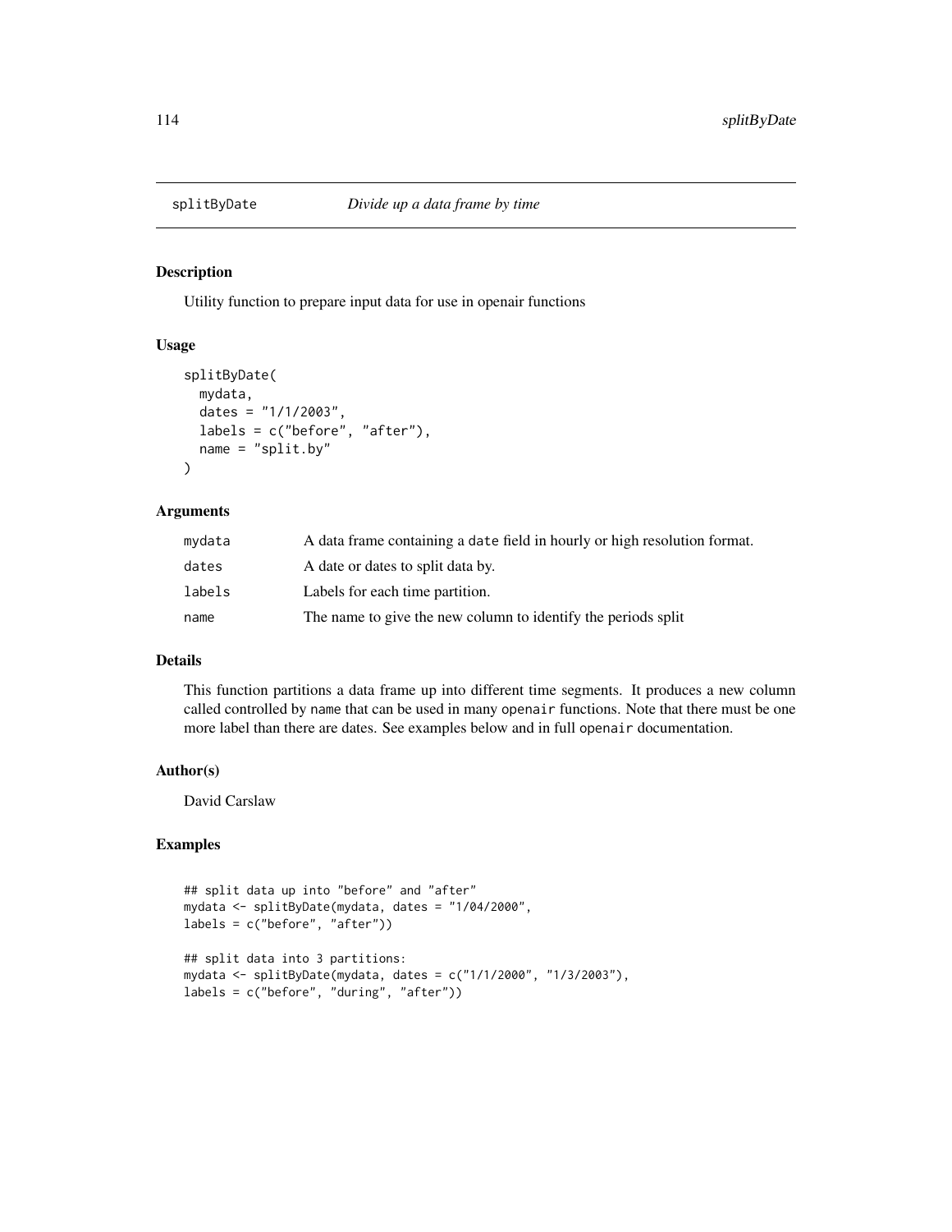# splitByDate *Divide up a data frame by time*

## Description

Utility function to prepare input data for use in openair functions

## Usage

```
splitByDate(
  mydata,
  dates = "1/1/2003",
  labels = c("before", "after"),
  name = "split.by"
)
```

## Arguments

| | |
|---|---|
| mydata | A data frame containing a date field in hourly or high resolution format. |
| dates | A date or dates to split data by. |
| labels | Labels for each time partition. |
| name | The name to give the new column to identify the periods split |

## Details

This function partitions a data frame up into different time segments. It produces a new column called controlled by name that can be used in many openair functions. Note that there must be one more label than there are dates. See examples below and in full openair documentation.

## Author(s)

David Carslaw

## Examples

```
## split data up into "before" and "after"
mydata <- splitByDate(mydata, dates = "1/04/2000",
labels = c("before", "after"))

## split data into 3 partitions:
mydata <- splitByDate(mydata, dates = c("1/1/2000", "1/3/2003"),
labels = c("before", "during", "after"))
```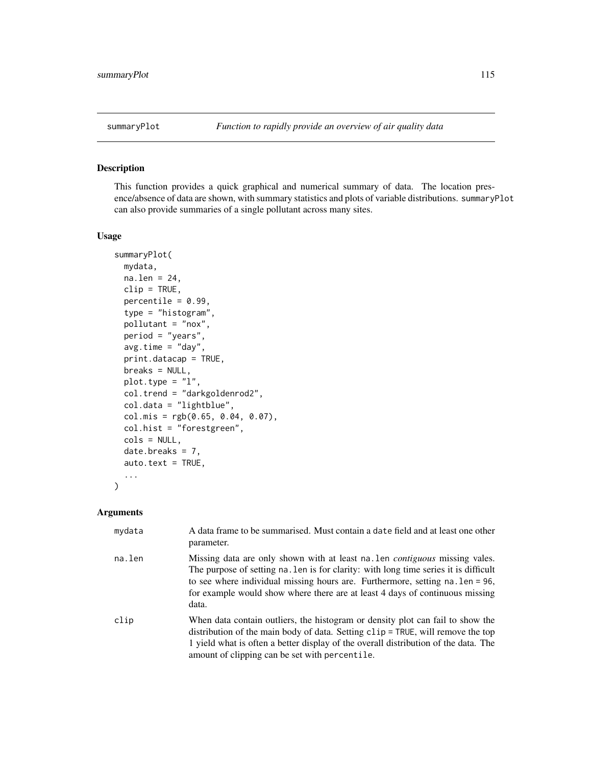# summaryPlot — *Function to rapidly provide an overview of air quality data*

## Description

This function provides a quick graphical and numerical summary of data. The location presence/absence of data are shown, with summary statistics and plots of variable distributions. summaryPlot can also provide summaries of a single pollutant across many sites.

## Usage

```
summaryPlot(
  mydata,
  na.len = 24,
  clip = TRUE,
  percentile = 0.99,
  type = "histogram",
  pollutant = "nox",
  period = "years",
  avg.time = "day",
  print.datacap = TRUE,
  breaks = NULL,
  plot.type = "l",
  col.trend = "darkgoldenrod2",
  col.data = "lightblue",
  col.mis = rgb(0.65, 0.04, 0.07),
  col.hist = "forestgreen",
  cols = NULL,
  date.breaks = 7,
  auto.text = TRUE,
  ...
)
```

## Arguments

| | |
|---|---|
| mydata | A data frame to be summarised. Must contain a date field and at least one other parameter. |
| na.len | Missing data are only shown with at least na.len *contiguous* missing vales. The purpose of setting na.len is for clarity: with long time series it is difficult to see where individual missing hours are. Furthermore, setting na.len = 96, for example would show where there are at least 4 days of continuous missing data. |
| clip | When data contain outliers, the histogram or density plot can fail to show the distribution of the main body of data. Setting clip = TRUE, will remove the top 1 yield what is often a better display of the overall distribution of the data. The amount of clipping can be set with percentile. |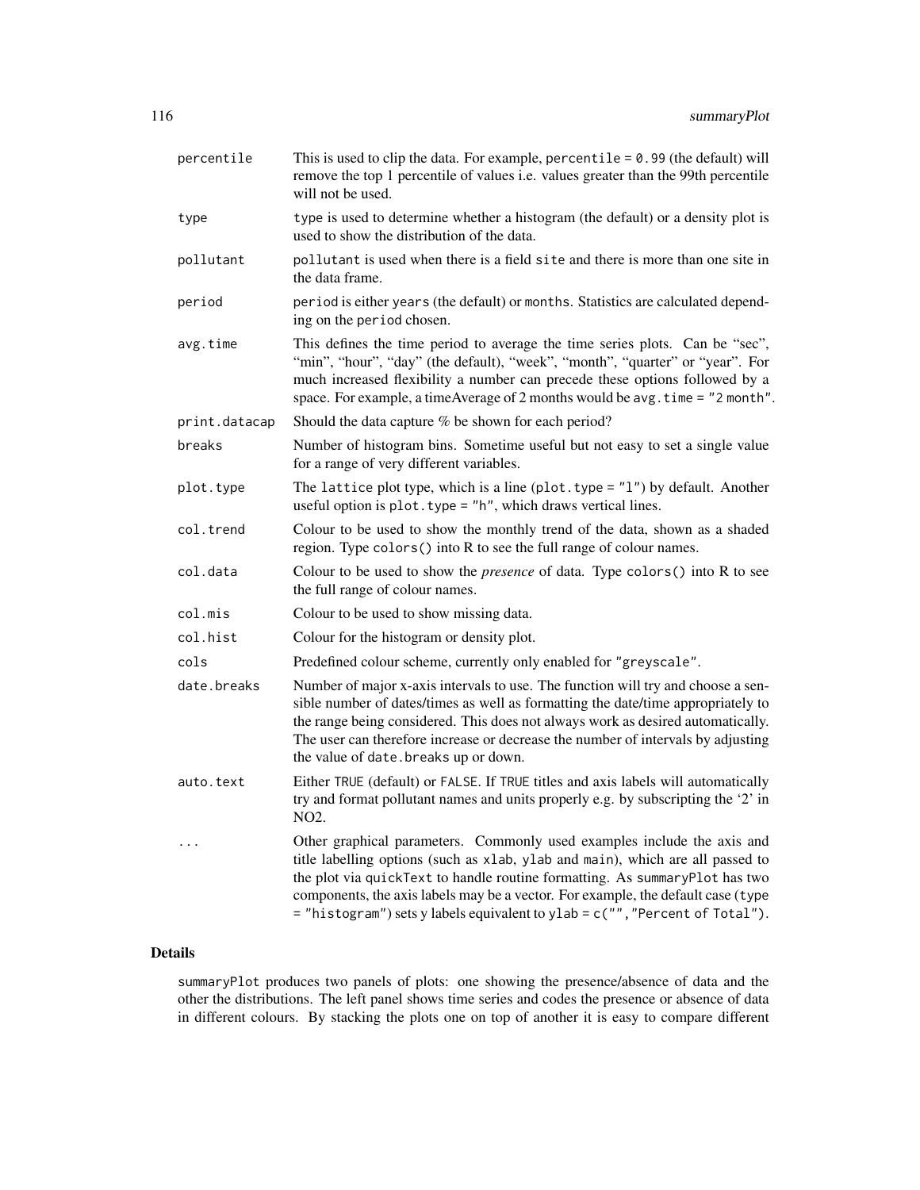| | |
|---|---|
| `percentile` | This is used to clip the data. For example, `percentile = 0.99` (the default) will remove the top 1 percentile of values i.e. values greater than the 99th percentile will not be used. |
| `type` | `type` is used to determine whether a histogram (the default) or a density plot is used to show the distribution of the data. |
| `pollutant` | `pollutant` is used when there is a field `site` and there is more than one site in the data frame. |
| `period` | `period` is either `years` (the default) or `months`. Statistics are calculated depending on the `period` chosen. |
| `avg.time` | This defines the time period to average the time series plots. Can be "sec", "min", "hour", "day" (the default), "week", "month", "quarter" or "year". For much increased flexibility a number can precede these options followed by a space. For example, a timeAverage of 2 months would be `avg.time = "2 month"`. |
| `print.datacap` | Should the data capture % be shown for each period? |
| `breaks` | Number of histogram bins. Sometime useful but not easy to set a single value for a range of very different variables. |
| `plot.type` | The `lattice` plot type, which is a line (`plot.type = "l"`) by default. Another useful option is `plot.type = "h"`, which draws vertical lines. |
| `col.trend` | Colour to be used to show the monthly trend of the data, shown as a shaded region. Type `colors()` into R to see the full range of colour names. |
| `col.data` | Colour to be used to show the *presence* of data. Type `colors()` into R to see the full range of colour names. |
| `col.mis` | Colour to be used to show missing data. |
| `col.hist` | Colour for the histogram or density plot. |
| `cols` | Predefined colour scheme, currently only enabled for `"greyscale"`. |
| `date.breaks` | Number of major x-axis intervals to use. The function will try and choose a sensible number of dates/times as well as formatting the date/time appropriately to the range being considered. This does not always work as desired automatically. The user can therefore increase or decrease the number of intervals by adjusting the value of `date.breaks` up or down. |
| `auto.text` | Either `TRUE` (default) or `FALSE`. If `TRUE` titles and axis labels will automatically try and format pollutant names and units properly e.g. by subscripting the '2' in NO2. |
| `...` | Other graphical parameters. Commonly used examples include the axis and title labelling options (such as `xlab`, `ylab` and `main`), which are all passed to the plot via `quickText` to handle routine formatting. As `summaryPlot` has two components, the axis labels may be a vector. For example, the default case (`type = "histogram"`) sets y labels equivalent to `ylab = c("","Percent of Total")`. |

## Details

`summaryPlot` produces two panels of plots: one showing the presence/absence of data and the other the distributions. The left panel shows time series and codes the presence or absence of data in different colours. By stacking the plots one on top of another it is easy to compare different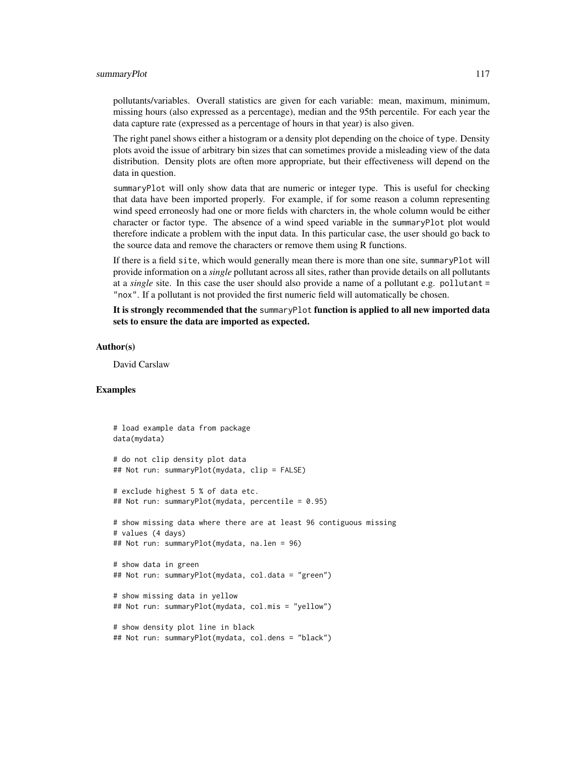pollutants/variables. Overall statistics are given for each variable: mean, maximum, minimum, missing hours (also expressed as a percentage), median and the 95th percentile. For each year the data capture rate (expressed as a percentage of hours in that year) is also given.

The right panel shows either a histogram or a density plot depending on the choice of `type`. Density plots avoid the issue of arbitrary bin sizes that can sometimes provide a misleading view of the data distribution. Density plots are often more appropriate, but their effectiveness will depend on the data in question.

`summaryPlot` will only show data that are numeric or integer type. This is useful for checking that data have been imported properly. For example, if for some reason a column representing wind speed erroneosly had one or more fields with charcters in, the whole column would be either character or factor type. The absence of a wind speed variable in the `summaryPlot` plot would therefore indicate a problem with the input data. In this particular case, the user should go back to the source data and remove the characters or remove them using R functions.

If there is a field `site`, which would generally mean there is more than one site, `summaryPlot` will provide information on a *single* pollutant across all sites, rather than provide details on all pollutants at a *single* site. In this case the user should also provide a name of a pollutant e.g. `pollutant = "nox"`. If a pollutant is not provided the first numeric field will automatically be chosen.

**It is strongly recommended that the `summaryPlot` function is applied to all new imported data sets to ensure the data are imported as expected.**

### Author(s)

David Carslaw

### Examples

```
# load example data from package
data(mydata)

# do not clip density plot data
## Not run: summaryPlot(mydata, clip = FALSE)

# exclude highest 5 % of data etc.
## Not run: summaryPlot(mydata, percentile = 0.95)

# show missing data where there are at least 96 contiguous missing
# values (4 days)
## Not run: summaryPlot(mydata, na.len = 96)

# show data in green
## Not run: summaryPlot(mydata, col.data = "green")

# show missing data in yellow
## Not run: summaryPlot(mydata, col.mis = "yellow")

# show density plot line in black
## Not run: summaryPlot(mydata, col.dens = "black")
```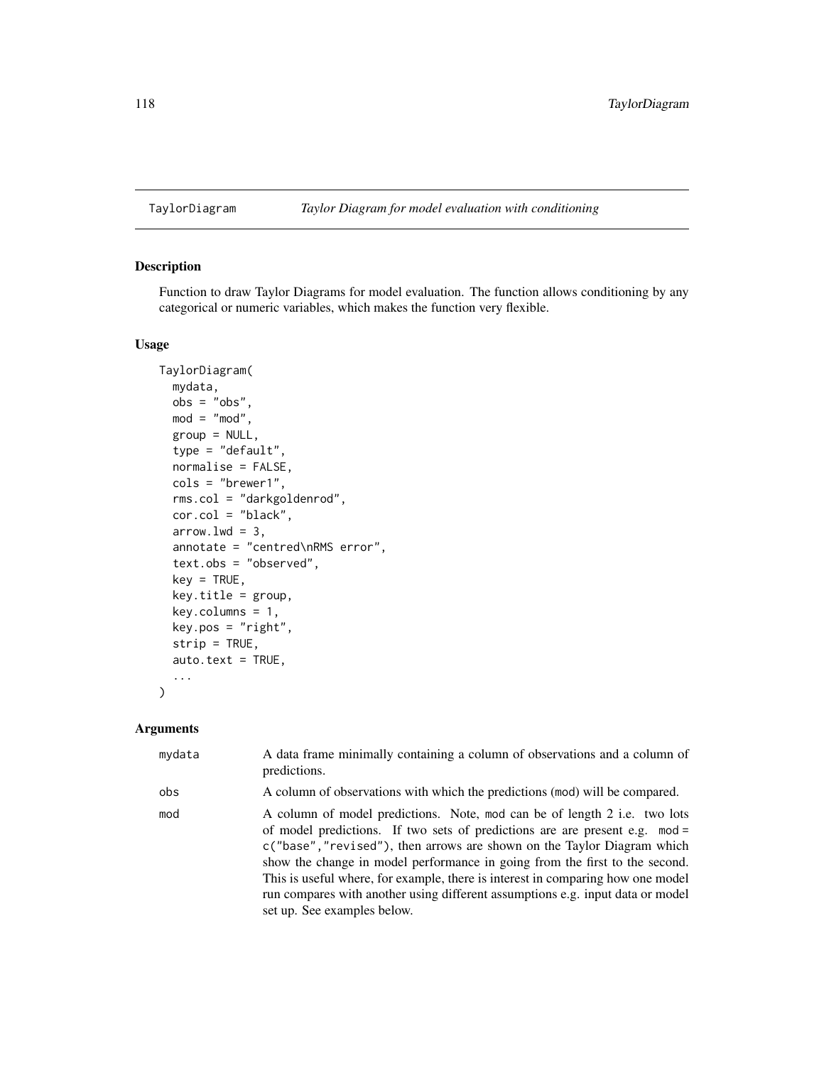# TaylorDiagram *Taylor Diagram for model evaluation with conditioning*

## Description

Function to draw Taylor Diagrams for model evaluation. The function allows conditioning by any categorical or numeric variables, which makes the function very flexible.

## Usage

```
TaylorDiagram(
  mydata,
  obs = "obs",
  mod = "mod",
  group = NULL,
  type = "default",
  normalise = FALSE,
  cols = "brewer1",
  rms.col = "darkgoldenrod",
  cor.col = "black",
  arrow.lwd = 3,
  annotate = "centred\nRMS error",
  text.obs = "observed",
  key = TRUE,
  key.title = group,
  key.columns = 1,
  key.pos = "right",
  strip = TRUE,
  auto.text = TRUE,
  ...
)
```

## Arguments

| | |
|---|---|
| mydata | A data frame minimally containing a column of observations and a column of predictions. |
| obs | A column of observations with which the predictions (mod) will be compared. |
| mod | A column of model predictions. Note, mod can be of length 2 i.e. two lots of model predictions. If two sets of predictions are are present e.g. mod = c("base","revised"), then arrows are shown on the Taylor Diagram which show the change in model performance in going from the first to the second. This is useful where, for example, there is interest in comparing how one model run compares with another using different assumptions e.g. input data or model set up. See examples below. |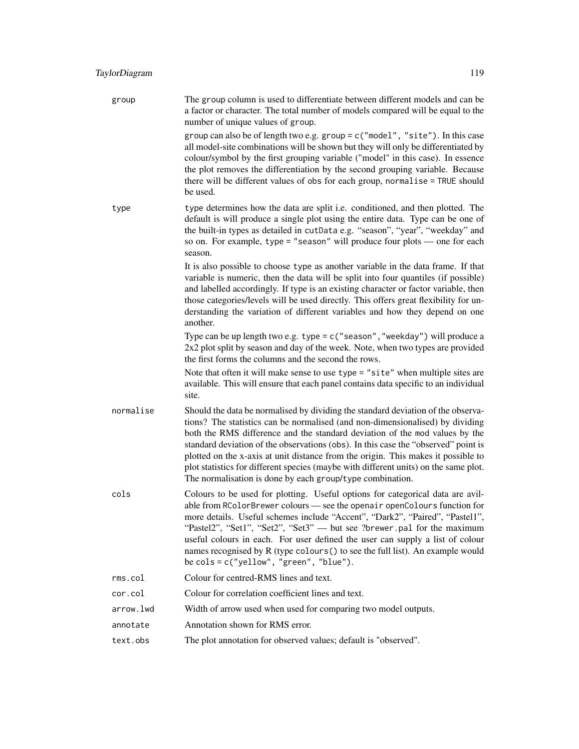**group** The group column is used to differentiate between different models and can be a factor or character. The total number of models compared will be equal to the number of unique values of group.

group can also be of length two e.g. `group = c("model", "site")`. In this case all model-site combinations will be shown but they will only be differentiated by colour/symbol by the first grouping variable ("model" in this case). In essence the plot removes the differentiation by the second grouping variable. Because there will be different values of obs for each group, `normalise = TRUE` should be used.

**type** type determines how the data are split i.e. conditioned, and then plotted. The default is will produce a single plot using the entire data. Type can be one of the built-in types as detailed in cutData e.g. "season", "year", "weekday" and so on. For example, `type = "season"` will produce four plots — one for each season.

It is also possible to choose type as another variable in the data frame. If that variable is numeric, then the data will be split into four quantiles (if possible) and labelled accordingly. If type is an existing character or factor variable, then those categories/levels will be used directly. This offers great flexibility for understanding the variation of different variables and how they depend on one another.

Type can be up length two e.g. `type = c("season","weekday")` will produce a 2x2 plot split by season and day of the week. Note, when two types are provided the first forms the columns and the second the rows.

Note that often it will make sense to use `type = "site"` when multiple sites are available. This will ensure that each panel contains data specific to an individual site.

**normalise** Should the data be normalised by dividing the standard deviation of the observations? The statistics can be normalised (and non-dimensionalised) by dividing both the RMS difference and the standard deviation of the mod values by the standard deviation of the observations (obs). In this case the "observed" point is plotted on the x-axis at unit distance from the origin. This makes it possible to plot statistics for different species (maybe with different units) on the same plot. The normalisation is done by each group/type combination.

**cols** Colours to be used for plotting. Useful options for categorical data are avilable from RColorBrewer colours — see the openair openColours function for more details. Useful schemes include "Accent", "Dark2", "Paired", "Pastel1", "Pastel2", "Set1", "Set2", "Set3" — but see ?brewer.pal for the maximum useful colours in each. For user defined the user can supply a list of colour names recognised by R (type `colours()` to see the full list). An example would be `cols = c("yellow", "green", "blue")`.

**rms.col** Colour for centred-RMS lines and text.

**cor.col** Colour for correlation coefficient lines and text.

**arrow.lwd** Width of arrow used when used for comparing two model outputs.

**annotate** Annotation shown for RMS error.

**text.obs** The plot annotation for observed values; default is "observed".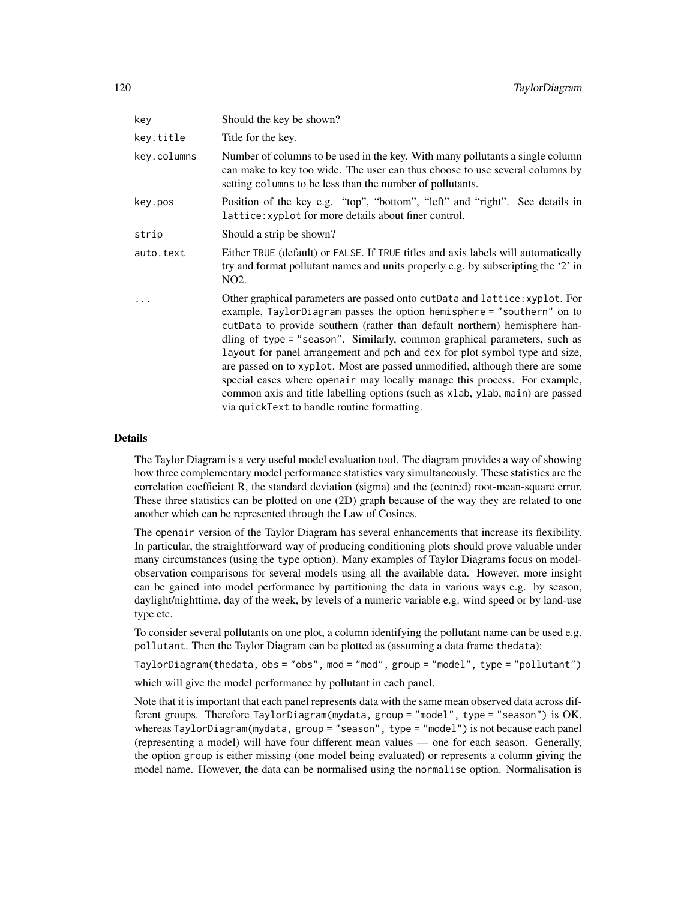| | |
|---|---|
| key | Should the key be shown? |
| key.title | Title for the key. |
| key.columns | Number of columns to be used in the key. With many pollutants a single column can make to key too wide. The user can thus choose to use several columns by setting columns to be less than the number of pollutants. |
| key.pos | Position of the key e.g. "top", "bottom", "left" and "right". See details in lattice:xyplot for more details about finer control. |
| strip | Should a strip be shown? |
| auto.text | Either TRUE (default) or FALSE. If TRUE titles and axis labels will automatically try and format pollutant names and units properly e.g. by subscripting the '2' in NO2. |
| ... | Other graphical parameters are passed onto cutData and lattice:xyplot. For example, TaylorDiagram passes the option hemisphere = "southern" on to cutData to provide southern (rather than default northern) hemisphere handling of type = "season". Similarly, common graphical parameters, such as layout for panel arrangement and pch and cex for plot symbol type and size, are passed on to xyplot. Most are passed unmodified, although there are some special cases where openair may locally manage this process. For example, common axis and title labelling options (such as xlab, ylab, main) are passed via quickText to handle routine formatting. |

## Details

The Taylor Diagram is a very useful model evaluation tool. The diagram provides a way of showing how three complementary model performance statistics vary simultaneously. These statistics are the correlation coefficient R, the standard deviation (sigma) and the (centred) root-mean-square error. These three statistics can be plotted on one (2D) graph because of the way they are related to one another which can be represented through the Law of Cosines.

The openair version of the Taylor Diagram has several enhancements that increase its flexibility. In particular, the straightforward way of producing conditioning plots should prove valuable under many circumstances (using the type option). Many examples of Taylor Diagrams focus on model-observation comparisons for several models using all the available data. However, more insight can be gained into model performance by partitioning the data in various ways e.g. by season, daylight/nighttime, day of the week, by levels of a numeric variable e.g. wind speed or by land-use type etc.

To consider several pollutants on one plot, a column identifying the pollutant name can be used e.g. pollutant. Then the Taylor Diagram can be plotted as (assuming a data frame thedata):

```
TaylorDiagram(thedata, obs = "obs", mod = "mod", group = "model", type = "pollutant")
```

which will give the model performance by pollutant in each panel.

Note that it is important that each panel represents data with the same mean observed data across different groups. Therefore TaylorDiagram(mydata, group = "model", type = "season") is OK, whereas TaylorDiagram(mydata, group = "season", type = "model") is not because each panel (representing a model) will have four different mean values — one for each season. Generally, the option group is either missing (one model being evaluated) or represents a column giving the model name. However, the data can be normalised using the normalise option. Normalisation is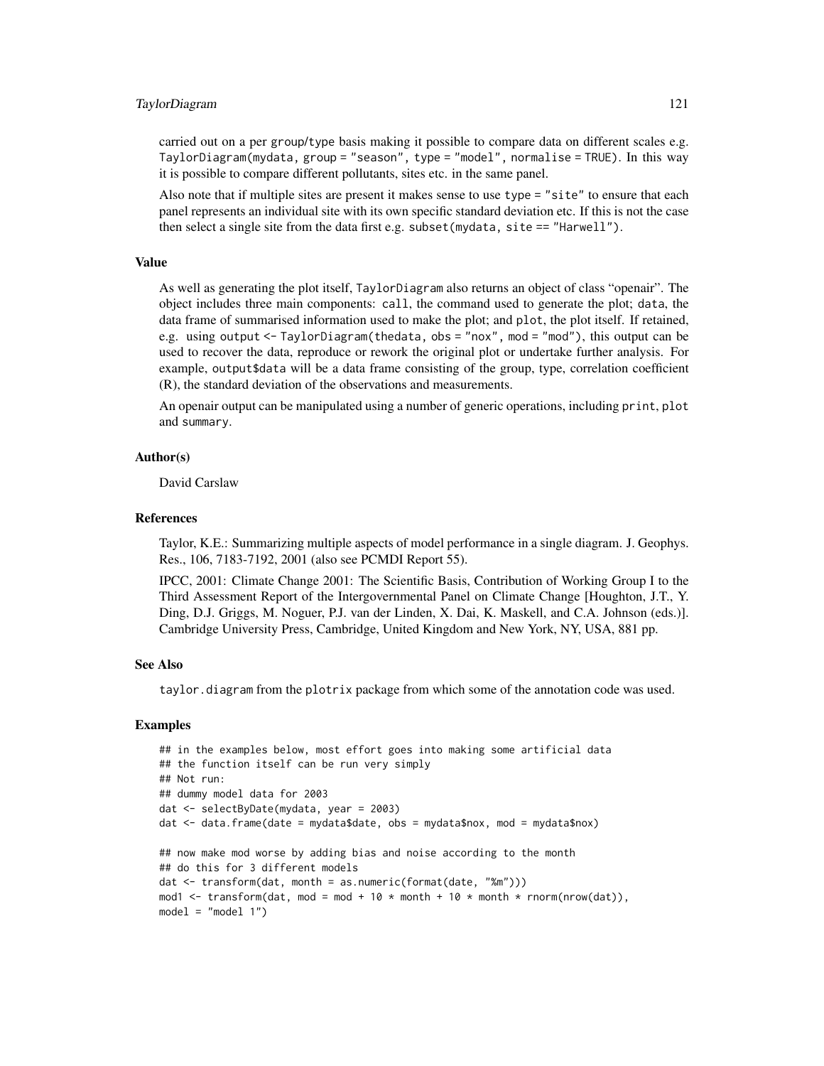carried out on a per group/type basis making it possible to compare data on different scales e.g. TaylorDiagram(mydata, group = "season", type = "model", normalise = TRUE). In this way it is possible to compare different pollutants, sites etc. in the same panel.

Also note that if multiple sites are present it makes sense to use type = "site" to ensure that each panel represents an individual site with its own specific standard deviation etc. If this is not the case then select a single site from the data first e.g. subset(mydata, site == "Harwell").

### Value

As well as generating the plot itself, TaylorDiagram also returns an object of class "openair". The object includes three main components: call, the command used to generate the plot; data, the data frame of summarised information used to make the plot; and plot, the plot itself. If retained, e.g. using output <- TaylorDiagram(thedata, obs = "nox", mod = "mod"), this output can be used to recover the data, reproduce or rework the original plot or undertake further analysis. For example, output$data will be a data frame consisting of the group, type, correlation coefficient (R), the standard deviation of the observations and measurements.

An openair output can be manipulated using a number of generic operations, including print, plot and summary.

### Author(s)

David Carslaw

### References

Taylor, K.E.: Summarizing multiple aspects of model performance in a single diagram. J. Geophys. Res., 106, 7183-7192, 2001 (also see PCMDI Report 55).

IPCC, 2001: Climate Change 2001: The Scientific Basis, Contribution of Working Group I to the Third Assessment Report of the Intergovernmental Panel on Climate Change [Houghton, J.T., Y. Ding, D.J. Griggs, M. Noguer, P.J. van der Linden, X. Dai, K. Maskell, and C.A. Johnson (eds.)]. Cambridge University Press, Cambridge, United Kingdom and New York, NY, USA, 881 pp.

### See Also

taylor.diagram from the plotrix package from which some of the annotation code was used.

### Examples

```
## in the examples below, most effort goes into making some artificial data
## the function itself can be run very simply
## Not run:
## dummy model data for 2003
dat <- selectByDate(mydata, year = 2003)
dat <- data.frame(date = mydata$date, obs = mydata$nox, mod = mydata$nox)

## now make mod worse by adding bias and noise according to the month
## do this for 3 different models
dat <- transform(dat, month = as.numeric(format(date, "%m")))
mod1 <- transform(dat, mod = mod + 10 * month + 10 * month * rnorm(nrow(dat)),
model = "model 1")
```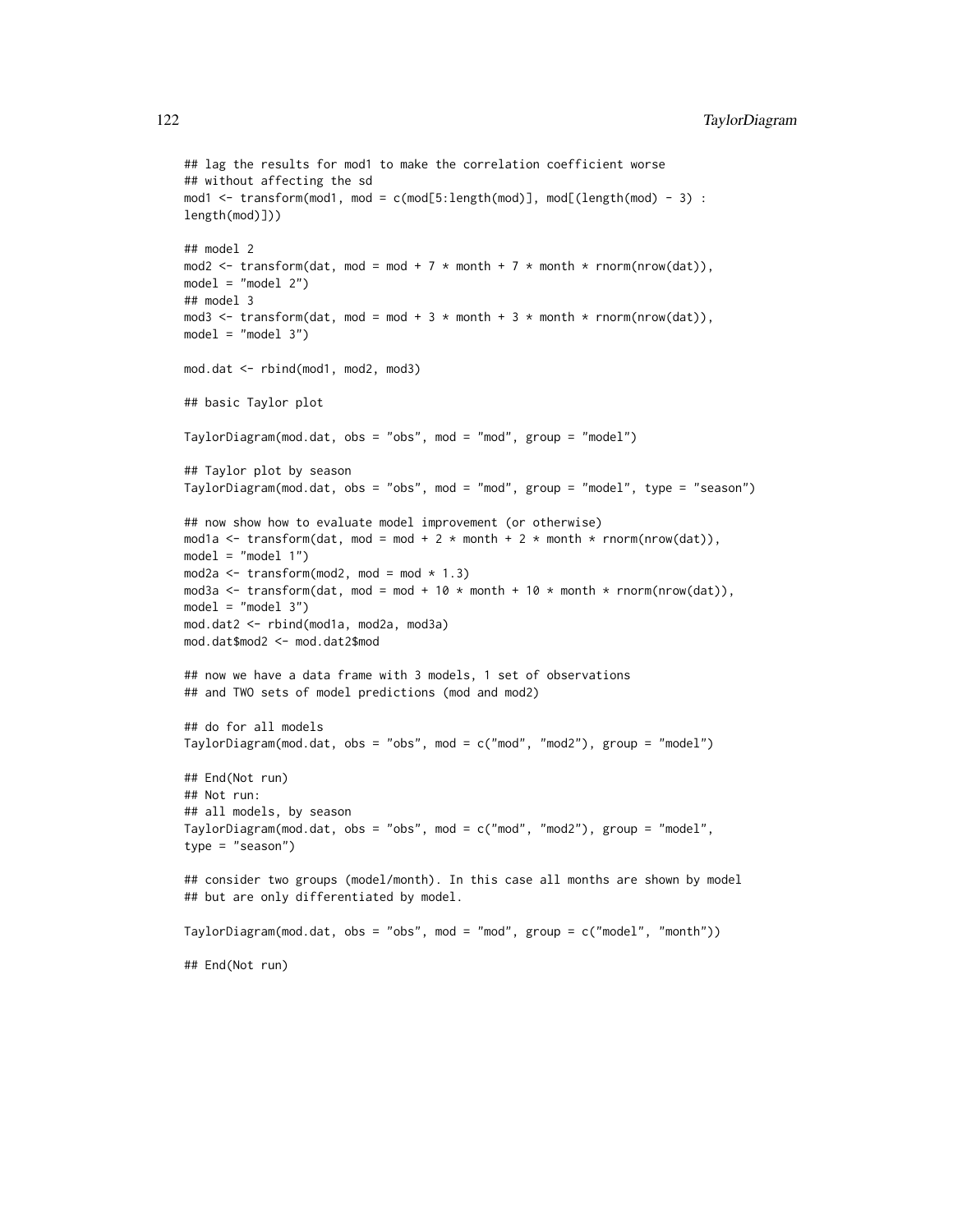```
## lag the results for mod1 to make the correlation coefficient worse
## without affecting the sd
mod1 <- transform(mod1, mod = c(mod[5:length(mod)], mod[(length(mod) - 3) :
length(mod)]))

## model 2
mod2 <- transform(dat, mod = mod + 7 * month + 7 * month * rnorm(nrow(dat)),
model = "model 2")
## model 3
mod3 <- transform(dat, mod = mod + 3 * month + 3 * month * rnorm(nrow(dat)),
model = "model 3")

mod.dat <- rbind(mod1, mod2, mod3)

## basic Taylor plot

TaylorDiagram(mod.dat, obs = "obs", mod = "mod", group = "model")

## Taylor plot by season
TaylorDiagram(mod.dat, obs = "obs", mod = "mod", group = "model", type = "season")

## now show how to evaluate model improvement (or otherwise)
mod1a <- transform(dat, mod = mod + 2 * month + 2 * month * rnorm(nrow(dat)),
model = "model 1")
mod2a <- transform(mod2, mod = mod * 1.3)
mod3a <- transform(dat, mod = mod + 10 * month + 10 * month * rnorm(nrow(dat)),
model = "model 3")
mod.dat2 <- rbind(mod1a, mod2a, mod3a)
mod.dat$mod2 <- mod.dat2$mod

## now we have a data frame with 3 models, 1 set of observations
## and TWO sets of model predictions (mod and mod2)

## do for all models
TaylorDiagram(mod.dat, obs = "obs", mod = c("mod", "mod2"), group = "model")

## End(Not run)
## Not run:
## all models, by season
TaylorDiagram(mod.dat, obs = "obs", mod = c("mod", "mod2"), group = "model",
type = "season")

## consider two groups (model/month). In this case all months are shown by model
## but are only differentiated by model.

TaylorDiagram(mod.dat, obs = "obs", mod = "mod", group = c("model", "month"))

## End(Not run)
```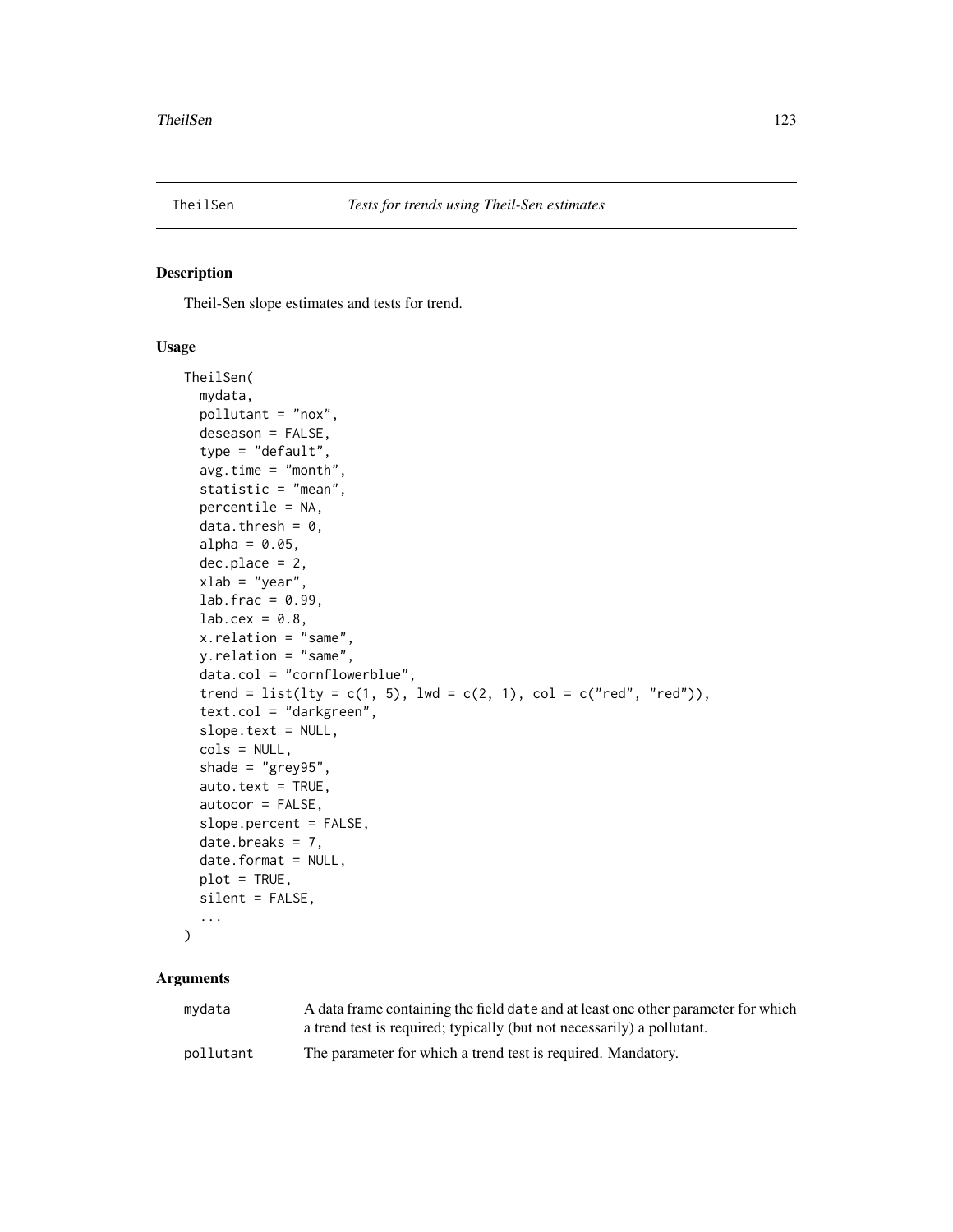# TheilSen — *Tests for trends using Theil-Sen estimates*

## Description

Theil-Sen slope estimates and tests for trend.

## Usage

```
TheilSen(
  mydata,
  pollutant = "nox",
  deseason = FALSE,
  type = "default",
  avg.time = "month",
  statistic = "mean",
  percentile = NA,
  data.thresh = 0,
  alpha = 0.05,
  dec.place = 2,
  xlab = "year",
  lab.frac = 0.99,
  lab.cex = 0.8,
  x.relation = "same",
  y.relation = "same",
  data.col = "cornflowerblue",
  trend = list(lty = c(1, 5), lwd = c(2, 1), col = c("red", "red")),
  text.col = "darkgreen",
  slope.text = NULL,
  cols = NULL,
  shade = "grey95",
  auto.text = TRUE,
  autocor = FALSE,
  slope.percent = FALSE,
  date.breaks = 7,
  date.format = NULL,
  plot = TRUE,
  silent = FALSE,
  ...
)
```

## Arguments

| | |
|---|---|
| mydata | A data frame containing the field `date` and at least one other parameter for which a trend test is required; typically (but not necessarily) a pollutant. |
| pollutant | The parameter for which a trend test is required. Mandatory. |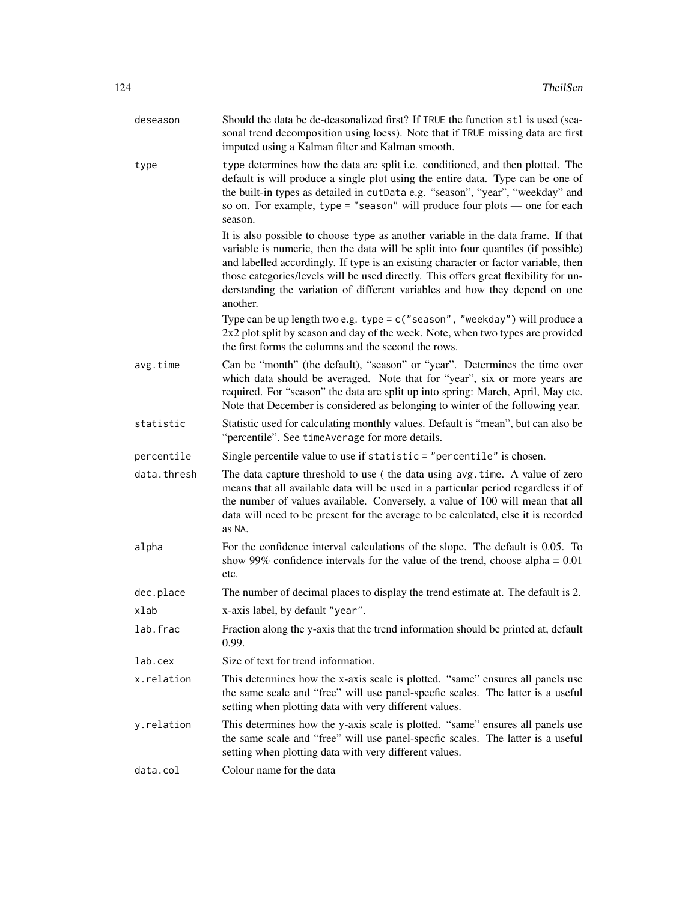| | |
|---|---|
| `deseason` | Should the data be de-deasonalized first? If `TRUE` the function `stl` is used (seasonal trend decomposition using loess). Note that if `TRUE` missing data are first imputed using a Kalman filter and Kalman smooth. |
| `type` | `type` determines how the data are split i.e. conditioned, and then plotted. The default is will produce a single plot using the entire data. Type can be one of the built-in types as detailed in `cutData` e.g. "season", "year", "weekday" and so on. For example, `type = "season"` will produce four plots — one for each season.<br><br>It is also possible to choose `type` as another variable in the data frame. If that variable is numeric, then the data will be split into four quantiles (if possible) and labelled accordingly. If type is an existing character or factor variable, then those categories/levels will be used directly. This offers great flexibility for understanding the variation of different variables and how they depend on one another.<br><br>Type can be up length two e.g. `type = c("season", "weekday")` will produce a 2x2 plot split by season and day of the week. Note, when two types are provided the first forms the columns and the second the rows. |
| `avg.time` | Can be "month" (the default), "season" or "year". Determines the time over which data should be averaged. Note that for "year", six or more years are required. For "season" the data are split up into spring: March, April, May etc. Note that December is considered as belonging to winter of the following year. |
| `statistic` | Statistic used for calculating monthly values. Default is "mean", but can also be "percentile". See `timeAverage` for more details. |
| `percentile` | Single percentile value to use if `statistic = "percentile"` is chosen. |
| `data.thresh` | The data capture threshold to use ( the data using `avg.time`. A value of zero means that all available data will be used in a particular period regardless if of the number of values available. Conversely, a value of 100 will mean that all data will need to be present for the average to be calculated, else it is recorded as `NA`. |
| `alpha` | For the confidence interval calculations of the slope. The default is 0.05. To show 99% confidence intervals for the value of the trend, choose alpha = 0.01 etc. |
| `dec.place` | The number of decimal places to display the trend estimate at. The default is 2. |
| `xlab` | x-axis label, by default `"year"`. |
| `lab.frac` | Fraction along the y-axis that the trend information should be printed at, default 0.99. |
| `lab.cex` | Size of text for trend information. |
| `x.relation` | This determines how the x-axis scale is plotted. "same" ensures all panels use the same scale and "free" will use panel-specfic scales. The latter is a useful setting when plotting data with very different values. |
| `y.relation` | This determines how the y-axis scale is plotted. "same" ensures all panels use the same scale and "free" will use panel-specfic scales. The latter is a useful setting when plotting data with very different values. |
| `data.col` | Colour name for the data |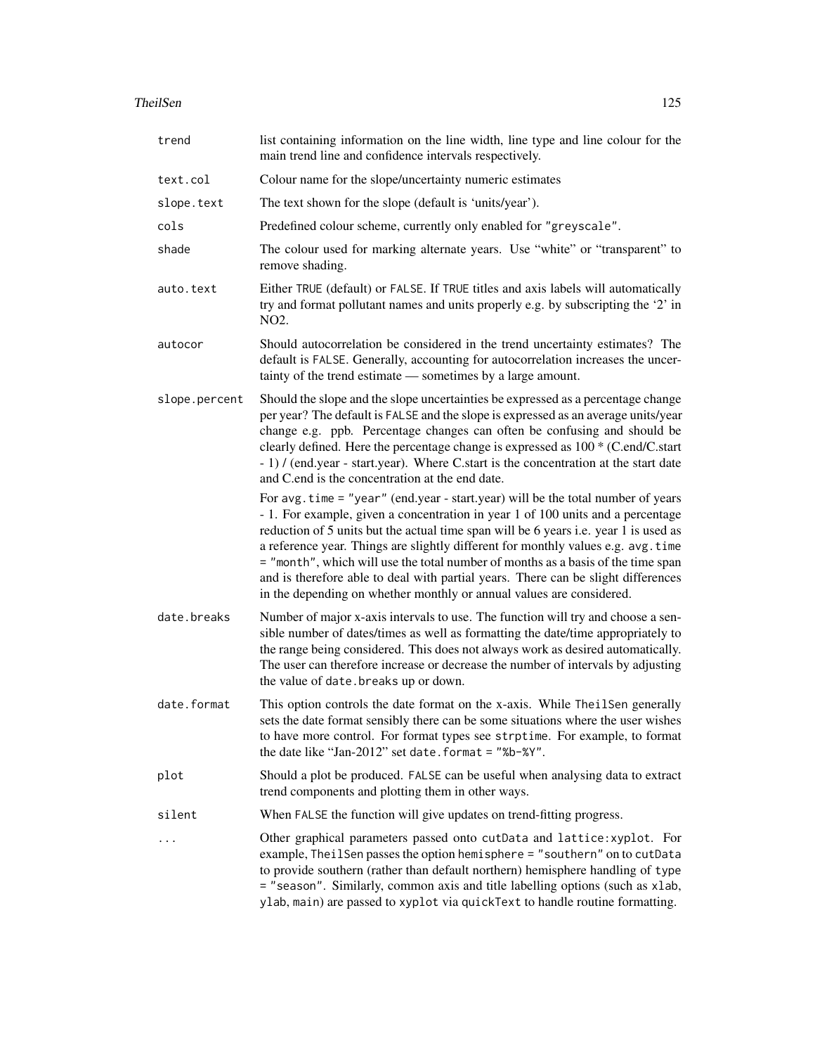| | |
|---|---|
| `trend` | list containing information on the line width, line type and line colour for the main trend line and confidence intervals respectively. |
| `text.col` | Colour name for the slope/uncertainty numeric estimates |
| `slope.text` | The text shown for the slope (default is 'units/year'). |
| `cols` | Predefined colour scheme, currently only enabled for `"greyscale"`. |
| `shade` | The colour used for marking alternate years. Use "white" or "transparent" to remove shading. |
| `auto.text` | Either `TRUE` (default) or `FALSE`. If `TRUE` titles and axis labels will automatically try and format pollutant names and units properly e.g. by subscripting the '2' in NO2. |
| `autocor` | Should autocorrelation be considered in the trend uncertainty estimates? The default is `FALSE`. Generally, accounting for autocorrelation increases the uncertainty of the trend estimate — sometimes by a large amount. |
| `slope.percent` | Should the slope and the slope uncertainties be expressed as a percentage change per year? The default is `FALSE` and the slope is expressed as an average units/year change e.g. ppb. Percentage changes can often be confusing and should be clearly defined. Here the percentage change is expressed as 100 * (C.end/C.start - 1) / (end.year - start.year). Where C.start is the concentration at the start date and C.end is the concentration at the end date.<br><br>For `avg.time = "year"` (end.year - start.year) will be the total number of years - 1. For example, given a concentration in year 1 of 100 units and a percentage reduction of 5 units but the actual time span will be 6 years i.e. year 1 is used as a reference year. Things are slightly different for monthly values e.g. `avg.time = "month"`, which will use the total number of months as a basis of the time span and is therefore able to deal with partial years. There can be slight differences in the depending on whether monthly or annual values are considered. |
| `date.breaks` | Number of major x-axis intervals to use. The function will try and choose a sensible number of dates/times as well as formatting the date/time appropriately to the range being considered. This does not always work as desired automatically. The user can therefore increase or decrease the number of intervals by adjusting the value of `date.breaks` up or down. |
| `date.format` | This option controls the date format on the x-axis. While `TheilSen` generally sets the date format sensibly there can be some situations where the user wishes to have more control. For format types see `strptime`. For example, to format the date like "Jan-2012" set `date.format = "%b-%Y"`. |
| `plot` | Should a plot be produced. `FALSE` can be useful when analysing data to extract trend components and plotting them in other ways. |
| `silent` | When `FALSE` the function will give updates on trend-fitting progress. |
| `...` | Other graphical parameters passed onto `cutData` and `lattice:xyplot`. For example, `TheilSen` passes the option `hemisphere = "southern"` on to `cutData` to provide southern (rather than default northern) hemisphere handling of `type = "season"`. Similarly, common axis and title labelling options (such as `xlab`, `ylab`, `main`) are passed to `xyplot` via `quickText` to handle routine formatting. |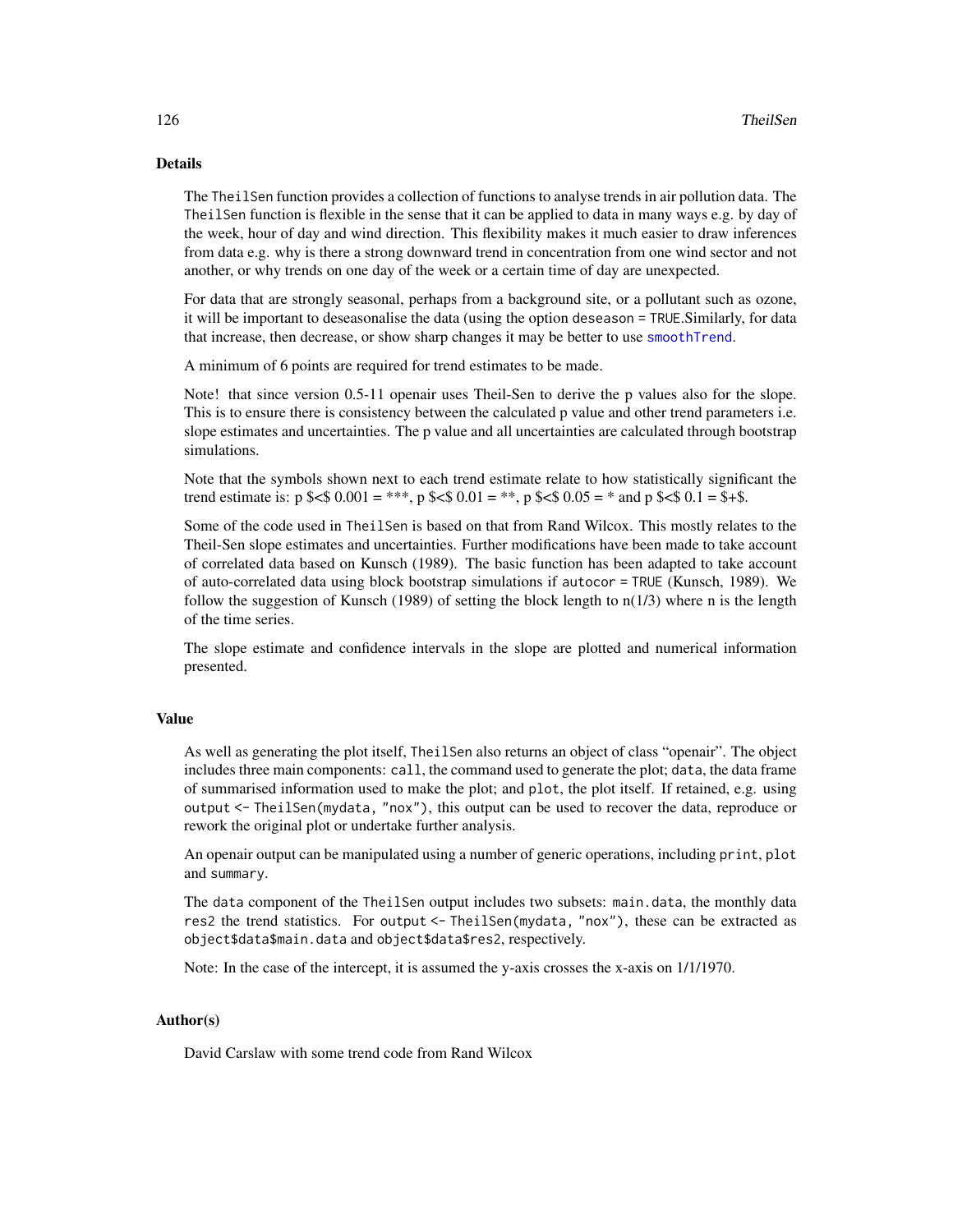## Details

The `TheilSen` function provides a collection of functions to analyse trends in air pollution data. The `TheilSen` function is flexible in the sense that it can be applied to data in many ways e.g. by day of the week, hour of day and wind direction. This flexibility makes it much easier to draw inferences from data e.g. why is there a strong downward trend in concentration from one wind sector and not another, or why trends on one day of the week or a certain time of day are unexpected.

For data that are strongly seasonal, perhaps from a background site, or a pollutant such as ozone, it will be important to deseasonalise the data (using the option `deseason = TRUE`.Similarly, for data that increase, then decrease, or show sharp changes it may be better to use `smoothTrend`.

A minimum of 6 points are required for trend estimates to be made.

Note! that since version 0.5-11 openair uses Theil-Sen to derive the p values also for the slope. This is to ensure there is consistency between the calculated p value and other trend parameters i.e. slope estimates and uncertainties. The p value and all uncertainties are calculated through bootstrap simulations.

Note that the symbols shown next to each trend estimate relate to how statistically significant the trend estimate is: p $<$ 0.001 = ***, p $<$ 0.01 = **, p $<$ 0.05 = * and p $<$ 0.1 = $+$.

Some of the code used in `TheilSen` is based on that from Rand Wilcox. This mostly relates to the Theil-Sen slope estimates and uncertainties. Further modifications have been made to take account of correlated data based on Kunsch (1989). The basic function has been adapted to take account of auto-correlated data using block bootstrap simulations if `autocor = TRUE` (Kunsch, 1989). We follow the suggestion of Kunsch (1989) of setting the block length to n(1/3) where n is the length of the time series.

The slope estimate and confidence intervals in the slope are plotted and numerical information presented.

## Value

As well as generating the plot itself, `TheilSen` also returns an object of class "openair". The object includes three main components: `call`, the command used to generate the plot; `data`, the data frame of summarised information used to make the plot; and `plot`, the plot itself. If retained, e.g. using `output <- TheilSen(mydata, "nox")`, this output can be used to recover the data, reproduce or rework the original plot or undertake further analysis.

An openair output can be manipulated using a number of generic operations, including `print`, `plot` and `summary`.

The `data` component of the `TheilSen` output includes two subsets: `main.data`, the monthly data `res2` the trend statistics. For `output <- TheilSen(mydata, "nox")`, these can be extracted as `object$data$main.data` and `object$data$res2`, respectively.

Note: In the case of the intercept, it is assumed the y-axis crosses the x-axis on 1/1/1970.

## Author(s)

David Carslaw with some trend code from Rand Wilcox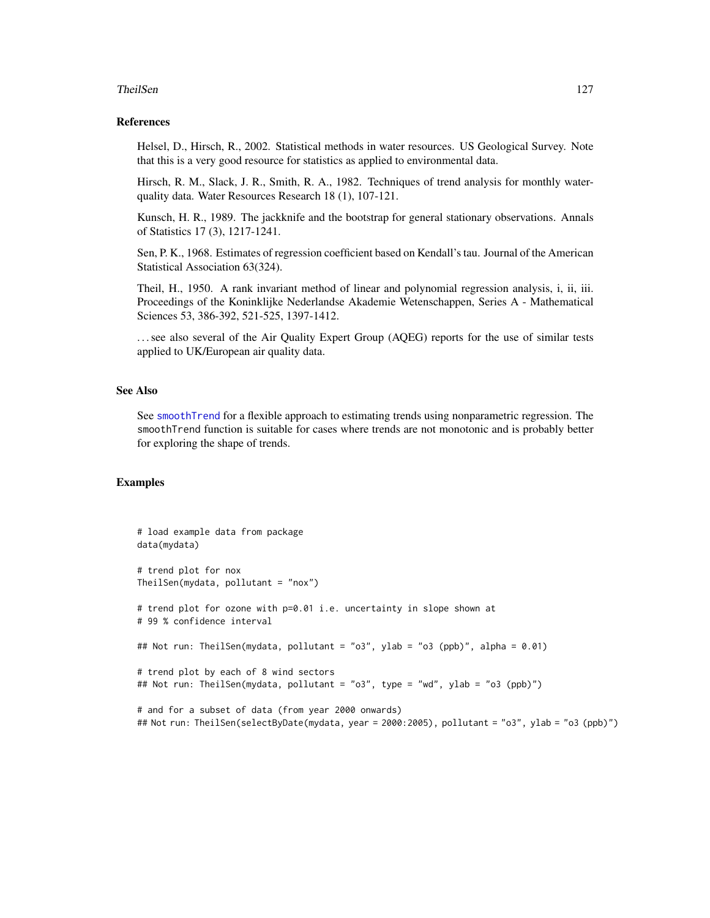### References

Helsel, D., Hirsch, R., 2002. Statistical methods in water resources. US Geological Survey. Note that this is a very good resource for statistics as applied to environmental data.

Hirsch, R. M., Slack, J. R., Smith, R. A., 1982. Techniques of trend analysis for monthly water-quality data. Water Resources Research 18 (1), 107-121.

Kunsch, H. R., 1989. The jackknife and the bootstrap for general stationary observations. Annals of Statistics 17 (3), 1217-1241.

Sen, P. K., 1968. Estimates of regression coefficient based on Kendall's tau. Journal of the American Statistical Association 63(324).

Theil, H., 1950. A rank invariant method of linear and polynomial regression analysis, i, ii, iii. Proceedings of the Koninklijke Nederlandse Akademie Wetenschappen, Series A - Mathematical Sciences 53, 386-392, 521-525, 1397-1412.

... see also several of the Air Quality Expert Group (AQEG) reports for the use of similar tests applied to UK/European air quality data.

### See Also

See `smoothTrend` for a flexible approach to estimating trends using nonparametric regression. The `smoothTrend` function is suitable for cases where trends are not monotonic and is probably better for exploring the shape of trends.

### Examples

```
# load example data from package
data(mydata)

# trend plot for nox
TheilSen(mydata, pollutant = "nox")

# trend plot for ozone with p=0.01 i.e. uncertainty in slope shown at
# 99 % confidence interval

## Not run: TheilSen(mydata, pollutant = "o3", ylab = "o3 (ppb)", alpha = 0.01)

# trend plot by each of 8 wind sectors
## Not run: TheilSen(mydata, pollutant = "o3", type = "wd", ylab = "o3 (ppb)")

# and for a subset of data (from year 2000 onwards)
## Not run: TheilSen(selectByDate(mydata, year = 2000:2005), pollutant = "o3", ylab = "o3 (ppb)")
```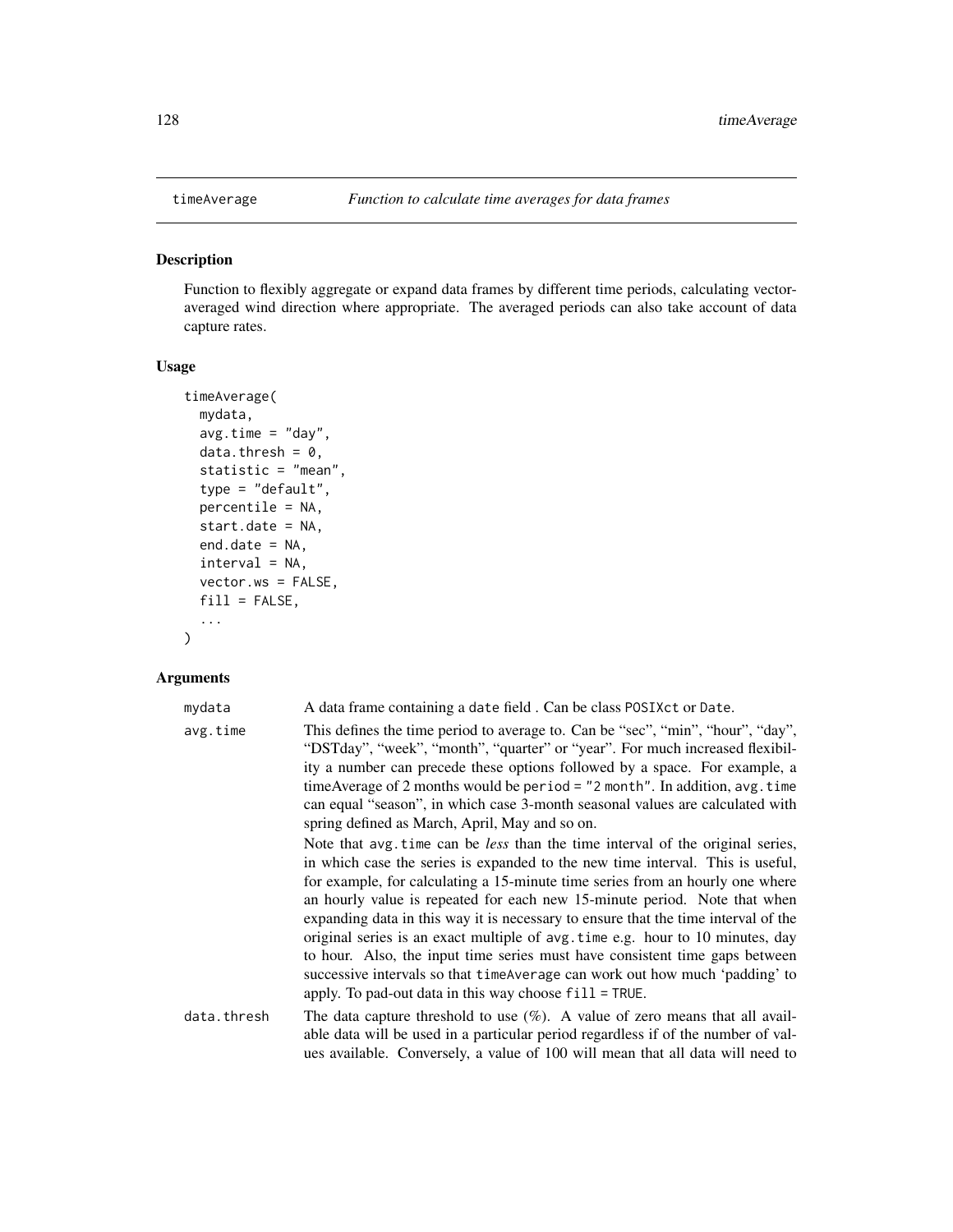## timeAverage — *Function to calculate time averages for data frames*

### Description

Function to flexibly aggregate or expand data frames by different time periods, calculating vector-averaged wind direction where appropriate. The averaged periods can also take account of data capture rates.

### Usage

```
timeAverage(
  mydata,
  avg.time = "day",
  data.thresh = 0,
  statistic = "mean",
  type = "default",
  percentile = NA,
  start.date = NA,
  end.date = NA,
  interval = NA,
  vector.ws = FALSE,
  fill = FALSE,
  ...
)
```

### Arguments

`mydata` A data frame containing a `date` field . Can be class `POSIXct` or `Date`.

`avg.time` This defines the time period to average to. Can be "sec", "min", "hour", "day", "DSTday", "week", "month", "quarter" or "year". For much increased flexibility a number can precede these options followed by a space. For example, a timeAverage of 2 months would be `period = "2 month"`. In addition, `avg.time` can equal "season", in which case 3-month seasonal values are calculated with spring defined as March, April, May and so on.

Note that `avg.time` can be *less* than the time interval of the original series, in which case the series is expanded to the new time interval. This is useful, for example, for calculating a 15-minute time series from an hourly one where an hourly value is repeated for each new 15-minute period. Note that when expanding data in this way it is necessary to ensure that the time interval of the original series is an exact multiple of `avg.time` e.g. hour to 10 minutes, day to hour. Also, the input time series must have consistent time gaps between successive intervals so that `timeAverage` can work out how much 'padding' to apply. To pad-out data in this way choose `fill = TRUE`.

`data.thresh` The data capture threshold to use (%). A value of zero means that all available data will be used in a particular period regardless if of the number of values available. Conversely, a value of 100 will mean that all data will need to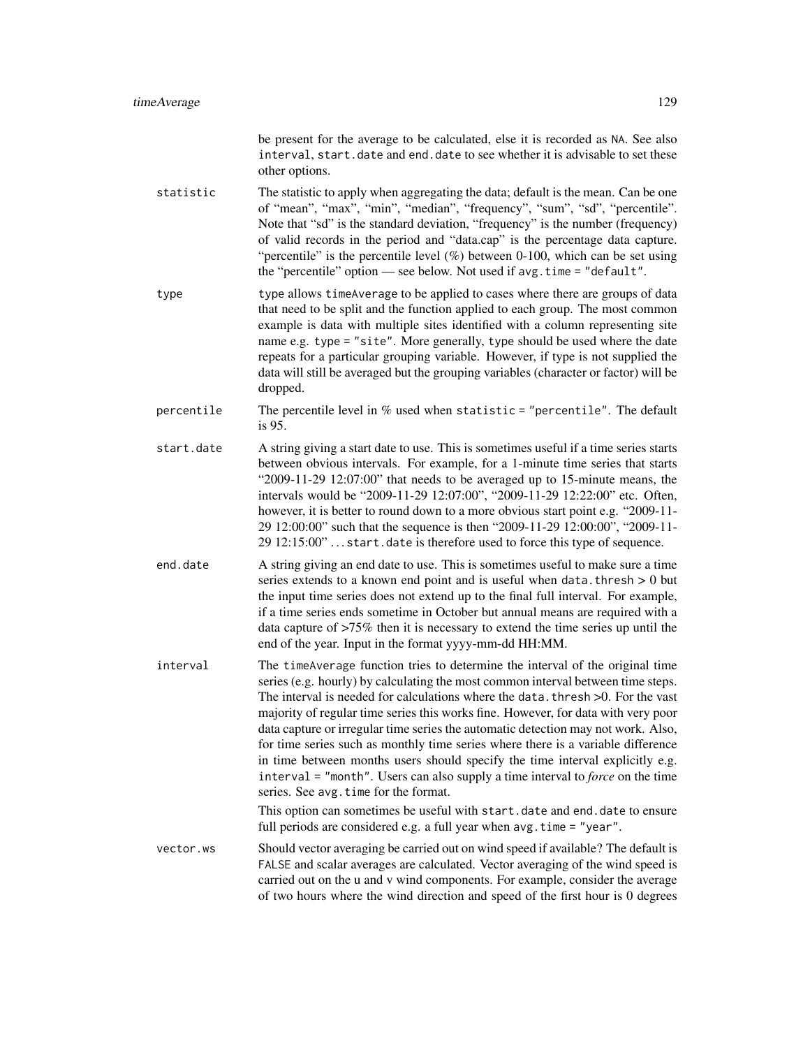be present for the average to be calculated, else it is recorded as `NA`. See also `interval`, `start.date` and `end.date` to see whether it is advisable to set these other options.

`statistic`
: The statistic to apply when aggregating the data; default is the mean. Can be one of "mean", "max", "min", "median", "frequency", "sum", "sd", "percentile". Note that "sd" is the standard deviation, "frequency" is the number (frequency) of valid records in the period and "data.cap" is the percentage data capture. "percentile" is the percentile level (%) between 0-100, which can be set using the "percentile" option — see below. Not used if `avg.time = "default"`.

`type`
: `type` allows `timeAverage` to be applied to cases where there are groups of data that need to be split and the function applied to each group. The most common example is data with multiple sites identified with a column representing site name e.g. `type = "site"`. More generally, `type` should be used where the date repeats for a particular grouping variable. However, if type is not supplied the data will still be averaged but the grouping variables (character or factor) will be dropped.

`percentile`
: The percentile level in % used when `statistic = "percentile"`. The default is 95.

`start.date`
: A string giving a start date to use. This is sometimes useful if a time series starts between obvious intervals. For example, for a 1-minute time series that starts "2009-11-29 12:07:00" that needs to be averaged up to 15-minute means, the intervals would be "2009-11-29 12:07:00", "2009-11-29 12:22:00" etc. Often, however, it is better to round down to a more obvious start point e.g. "2009-11-29 12:00:00" such that the sequence is then "2009-11-29 12:00:00", "2009-11-29 12:15:00" ... `start.date` is therefore used to force this type of sequence.

`end.date`
: A string giving an end date to use. This is sometimes useful to make sure a time series extends to a known end point and is useful when `data.thresh` > 0 but the input time series does not extend up to the final full interval. For example, if a time series ends sometime in October but annual means are required with a data capture of >75% then it is necessary to extend the time series up until the end of the year. Input in the format yyyy-mm-dd HH:MM.

`interval`
: The `timeAverage` function tries to determine the interval of the original time series (e.g. hourly) by calculating the most common interval between time steps. The interval is needed for calculations where the `data.thresh` >0. For the vast majority of regular time series this works fine. However, for data with very poor data capture or irregular time series the automatic detection may not work. Also, for time series such as monthly time series where there is a variable difference in time between months users should specify the time interval explicitly e.g. `interval = "month"`. Users can also supply a time interval to *force* on the time series. See `avg.time` for the format.

  This option can sometimes be useful with `start.date` and `end.date` to ensure full periods are considered e.g. a full year when `avg.time = "year"`.

`vector.ws`
: Should vector averaging be carried out on wind speed if available? The default is `FALSE` and scalar averages are calculated. Vector averaging of the wind speed is carried out on the u and v wind components. For example, consider the average of two hours where the wind direction and speed of the first hour is 0 degrees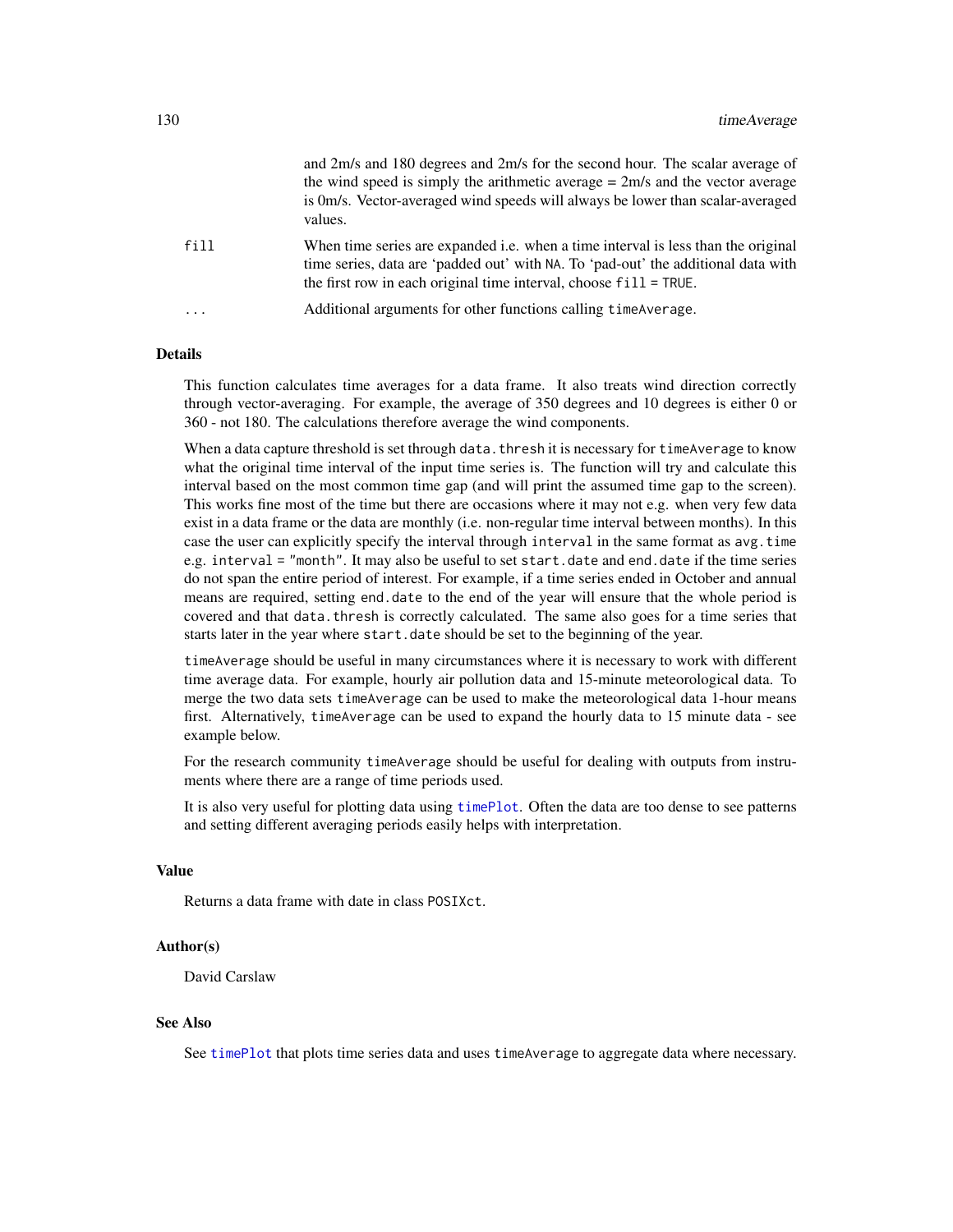and 2m/s and 180 degrees and 2m/s for the second hour. The scalar average of the wind speed is simply the arithmetic average = 2m/s and the vector average is 0m/s. Vector-averaged wind speeds will always be lower than scalar-averaged values.

`fill` When time series are expanded i.e. when a time interval is less than the original time series, data are 'padded out' with `NA`. To 'pad-out' the additional data with the first row in each original time interval, choose `fill = TRUE`.

`...` Additional arguments for other functions calling `timeAverage`.

### Details

This function calculates time averages for a data frame. It also treats wind direction correctly through vector-averaging. For example, the average of 350 degrees and 10 degrees is either 0 or 360 - not 180. The calculations therefore average the wind components.

When a data capture threshold is set through `data.thresh` it is necessary for `timeAverage` to know what the original time interval of the input time series is. The function will try and calculate this interval based on the most common time gap (and will print the assumed time gap to the screen). This works fine most of the time but there are occasions where it may not e.g. when very few data exist in a data frame or the data are monthly (i.e. non-regular time interval between months). In this case the user can explicitly specify the interval through `interval` in the same format as `avg.time` e.g. `interval = "month"`. It may also be useful to set `start.date` and `end.date` if the time series do not span the entire period of interest. For example, if a time series ended in October and annual means are required, setting `end.date` to the end of the year will ensure that the whole period is covered and that `data.thresh` is correctly calculated. The same also goes for a time series that starts later in the year where `start.date` should be set to the beginning of the year.

`timeAverage` should be useful in many circumstances where it is necessary to work with different time average data. For example, hourly air pollution data and 15-minute meteorological data. To merge the two data sets `timeAverage` can be used to make the meteorological data 1-hour means first. Alternatively, `timeAverage` can be used to expand the hourly data to 15 minute data - see example below.

For the research community `timeAverage` should be useful for dealing with outputs from instruments where there are a range of time periods used.

It is also very useful for plotting data using `timePlot`. Often the data are too dense to see patterns and setting different averaging periods easily helps with interpretation.

### Value

Returns a data frame with date in class `POSIXct`.

### Author(s)

David Carslaw

### See Also

See `timePlot` that plots time series data and uses `timeAverage` to aggregate data where necessary.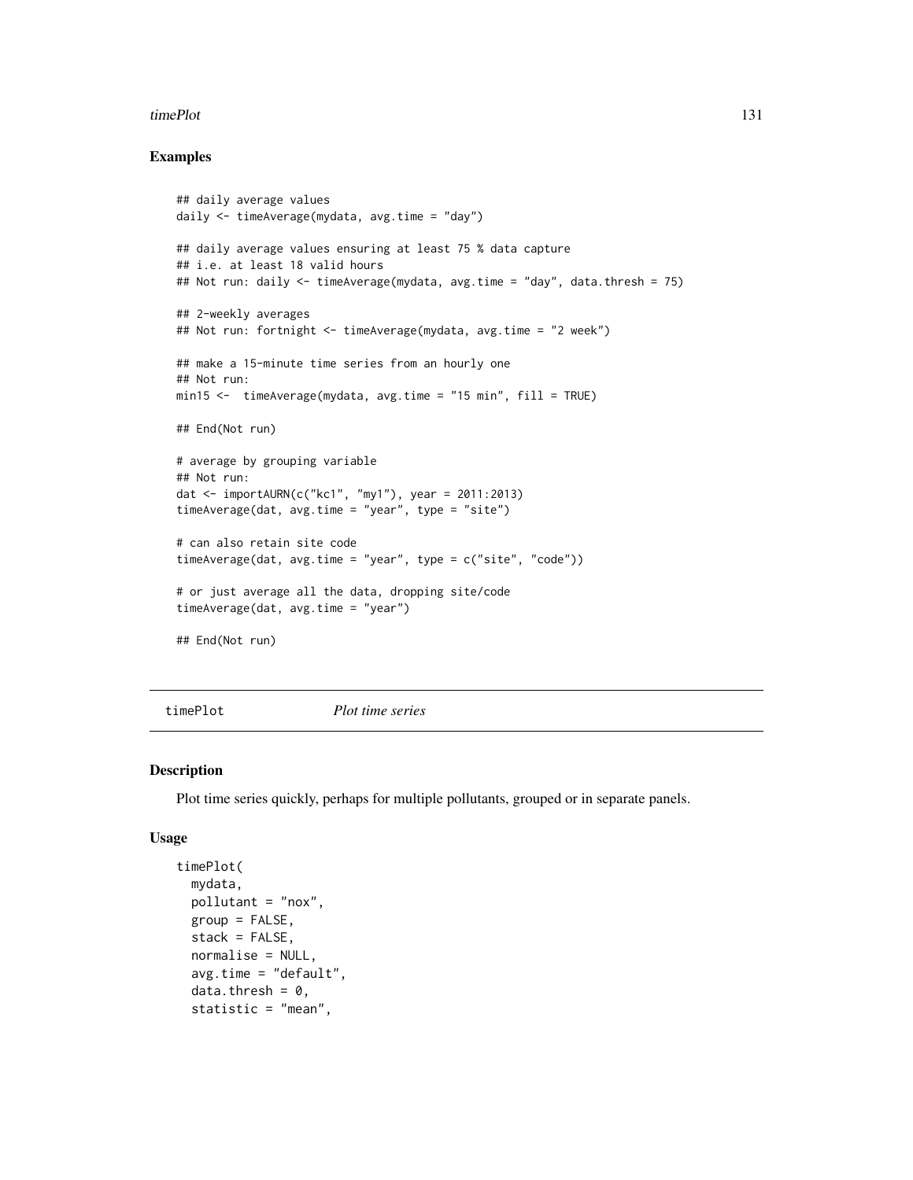### Examples

```
## daily average values
daily <- timeAverage(mydata, avg.time = "day")

## daily average values ensuring at least 75 % data capture
## i.e. at least 18 valid hours
## Not run: daily <- timeAverage(mydata, avg.time = "day", data.thresh = 75)

## 2-weekly averages
## Not run: fortnight <- timeAverage(mydata, avg.time = "2 week")

## make a 15-minute time series from an hourly one
## Not run:
min15 <-  timeAverage(mydata, avg.time = "15 min", fill = TRUE)

## End(Not run)

# average by grouping variable
## Not run:
dat <- importAURN(c("kc1", "my1"), year = 2011:2013)
timeAverage(dat, avg.time = "year", type = "site")

# can also retain site code
timeAverage(dat, avg.time = "year", type = c("site", "code"))

# or just average all the data, dropping site/code
timeAverage(dat, avg.time = "year")

## End(Not run)
```

---

## timePlot *Plot time series*

### Description

Plot time series quickly, perhaps for multiple pollutants, grouped or in separate panels.

### Usage

```
timePlot(
  mydata,
  pollutant = "nox",
  group = FALSE,
  stack = FALSE,
  normalise = NULL,
  avg.time = "default",
  data.thresh = 0,
  statistic = "mean",
```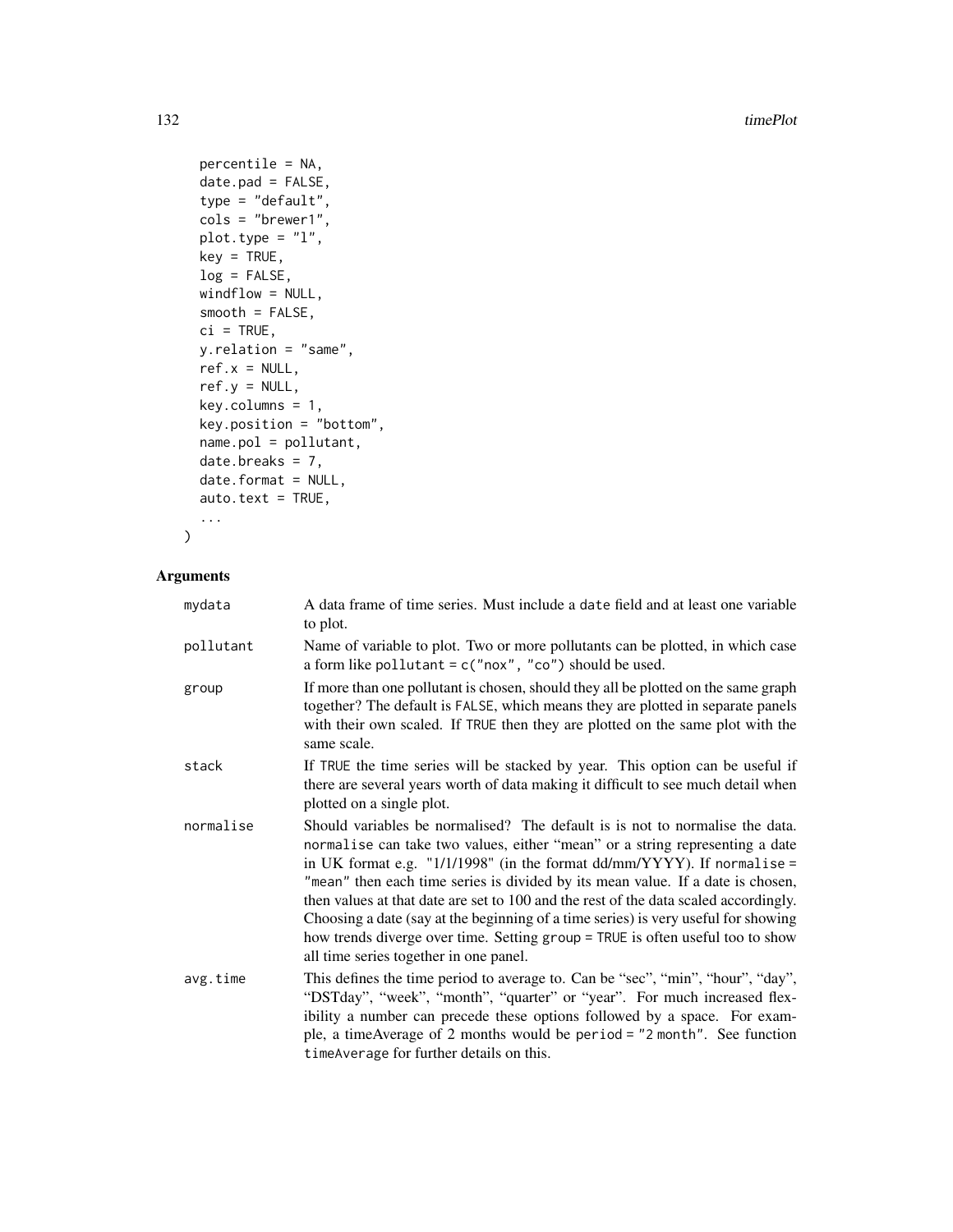```
  percentile = NA,
  date.pad = FALSE,
  type = "default",
  cols = "brewer1",
  plot.type = "l",
  key = TRUE,
  log = FALSE,
  windflow = NULL,
  smooth = FALSE,
  ci = TRUE,
  y.relation = "same",
  ref.x = NULL,
  ref.y = NULL,
  key.columns = 1,
  key.position = "bottom",
  name.pol = pollutant,
  date.breaks = 7,
  date.format = NULL,
  auto.text = TRUE,
  ...
)
```

## Arguments

| | |
|---|---|
| mydata | A data frame of time series. Must include a date field and at least one variable to plot. |
| pollutant | Name of variable to plot. Two or more pollutants can be plotted, in which case a form like pollutant = c("nox", "co") should be used. |
| group | If more than one pollutant is chosen, should they all be plotted on the same graph together? The default is FALSE, which means they are plotted in separate panels with their own scaled. If TRUE then they are plotted on the same plot with the same scale. |
| stack | If TRUE the time series will be stacked by year. This option can be useful if there are several years worth of data making it difficult to see much detail when plotted on a single plot. |
| normalise | Should variables be normalised? The default is is not to normalise the data. normalise can take two values, either "mean" or a string representing a date in UK format e.g. "1/1/1998" (in the format dd/mm/YYYY). If normalise = "mean" then each time series is divided by its mean value. If a date is chosen, then values at that date are set to 100 and the rest of the data scaled accordingly. Choosing a date (say at the beginning of a time series) is very useful for showing how trends diverge over time. Setting group = TRUE is often useful too to show all time series together in one panel. |
| avg.time | This defines the time period to average to. Can be "sec", "min", "hour", "day", "DSTday", "week", "month", "quarter" or "year". For much increased flexibility a number can precede these options followed by a space. For example, a timeAverage of 2 months would be period = "2 month". See function timeAverage for further details on this. |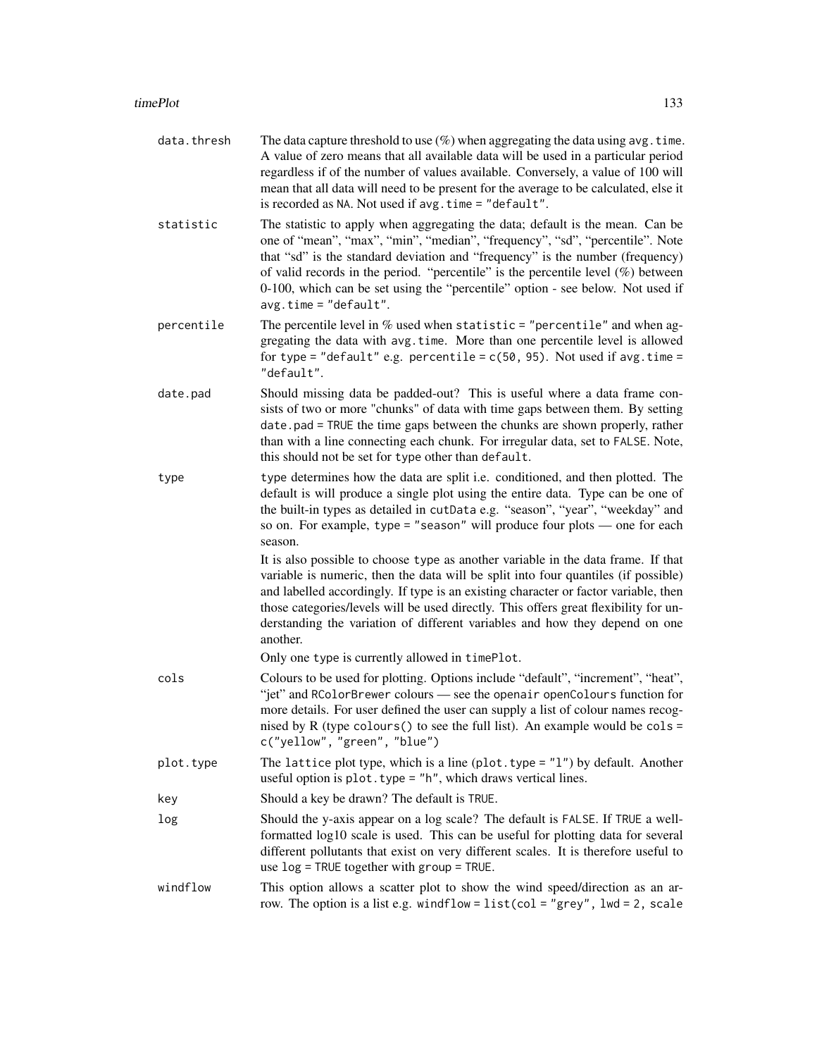data.thresh
: The data capture threshold to use (%) when aggregating the data using `avg.time`. A value of zero means that all available data will be used in a particular period regardless if of the number of values available. Conversely, a value of 100 will mean that all data will need to be present for the average to be calculated, else it is recorded as `NA`. Not used if `avg.time = "default"`.

statistic
: The statistic to apply when aggregating the data; default is the mean. Can be one of "mean", "max", "min", "median", "frequency", "sd", "percentile". Note that "sd" is the standard deviation and "frequency" is the number (frequency) of valid records in the period. "percentile" is the percentile level (%) between 0-100, which can be set using the "percentile" option - see below. Not used if `avg.time = "default"`.

percentile
: The percentile level in % used when `statistic = "percentile"` and when aggregating the data with `avg.time`. More than one percentile level is allowed for `type = "default"` e.g. `percentile = c(50, 95)`. Not used if `avg.time = "default"`.

date.pad
: Should missing data be padded-out? This is useful where a data frame consists of two or more "chunks" of data with time gaps between them. By setting `date.pad = TRUE` the time gaps between the chunks are shown properly, rather than with a line connecting each chunk. For irregular data, set to `FALSE`. Note, this should not be set for `type` other than `default`.

type
: `type` determines how the data are split i.e. conditioned, and then plotted. The default is will produce a single plot using the entire data. Type can be one of the built-in types as detailed in `cutData` e.g. "season", "year", "weekday" and so on. For example, `type = "season"` will produce four plots — one for each season.

  It is also possible to choose `type` as another variable in the data frame. If that variable is numeric, then the data will be split into four quantiles (if possible) and labelled accordingly. If type is an existing character or factor variable, then those categories/levels will be used directly. This offers great flexibility for understanding the variation of different variables and how they depend on one another.

  Only one `type` is currently allowed in `timePlot`.

cols
: Colours to be used for plotting. Options include "default", "increment", "heat", "jet" and `RColorBrewer` colours — see the `openair` `openColours` function for more details. For user defined the user can supply a list of colour names recognised by R (type `colours()` to see the full list). An example would be `cols = c("yellow", "green", "blue")`

plot.type
: The `lattice` plot type, which is a line (`plot.type = "l"`) by default. Another useful option is `plot.type = "h"`, which draws vertical lines.

key
: Should a key be drawn? The default is `TRUE`.

log
: Should the y-axis appear on a log scale? The default is `FALSE`. If `TRUE` a well-formatted log10 scale is used. This can be useful for plotting data for several different pollutants that exist on very different scales. It is therefore useful to use `log = TRUE` together with `group = TRUE`.

windflow
: This option allows a scatter plot to show the wind speed/direction as an arrow. The option is a list e.g. `windflow = list(col = "grey", lwd = 2, scale`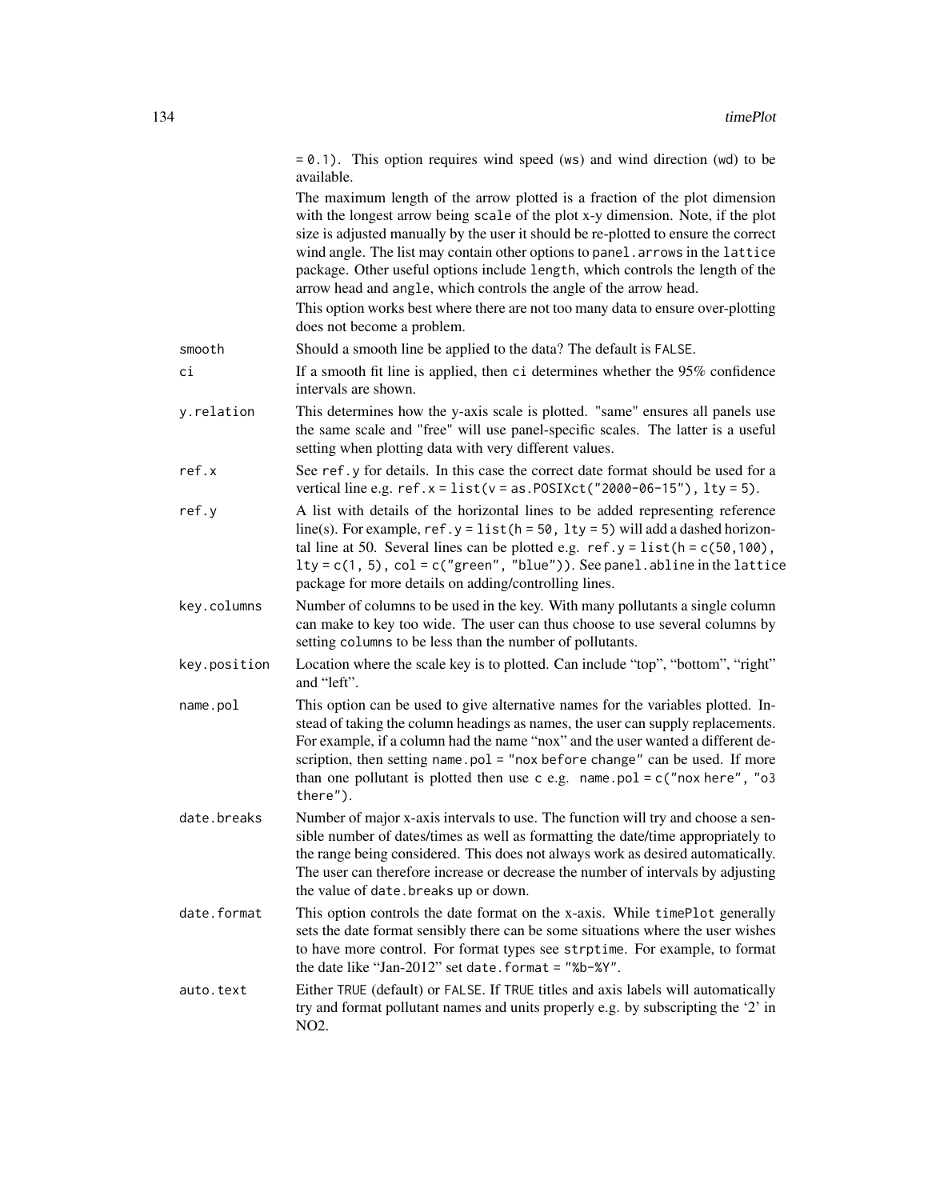= 0.1). This option requires wind speed (ws) and wind direction (wd) to be available.

The maximum length of the arrow plotted is a fraction of the plot dimension with the longest arrow being scale of the plot x-y dimension. Note, if the plot size is adjusted manually by the user it should be re-plotted to ensure the correct wind angle. The list may contain other options to panel.arrows in the lattice package. Other useful options include length, which controls the length of the arrow head and angle, which controls the angle of the arrow head.

This option works best where there are not too many data to ensure over-plotting does not become a problem.

`smooth`
: Should a smooth line be applied to the data? The default is FALSE.

`ci`
: If a smooth fit line is applied, then ci determines whether the 95% confidence intervals are shown.

`y.relation`
: This determines how the y-axis scale is plotted. "same" ensures all panels use the same scale and "free" will use panel-specific scales. The latter is a useful setting when plotting data with very different values.

`ref.x`
: See ref.y for details. In this case the correct date format should be used for a vertical line e.g. `ref.x = list(v = as.POSIXct("2000-06-15"), lty = 5)`.

`ref.y`
: A list with details of the horizontal lines to be added representing reference line(s). For example, `ref.y = list(h = 50, lty = 5)` will add a dashed horizontal line at 50. Several lines can be plotted e.g. `ref.y = list(h = c(50,100), lty = c(1, 5), col = c("green", "blue"))`. See panel.abline in the lattice package for more details on adding/controlling lines.

`key.columns`
: Number of columns to be used in the key. With many pollutants a single column can make to key too wide. The user can thus choose to use several columns by setting columns to be less than the number of pollutants.

`key.position`
: Location where the scale key is to plotted. Can include "top", "bottom", "right" and "left".

`name.pol`
: This option can be used to give alternative names for the variables plotted. Instead of taking the column headings as names, the user can supply replacements. For example, if a column had the name "nox" and the user wanted a different description, then setting `name.pol = "nox before change"` can be used. If more than one pollutant is plotted then use c e.g. `name.pol = c("nox here", "o3 there")`.

`date.breaks`
: Number of major x-axis intervals to use. The function will try and choose a sensible number of dates/times as well as formatting the date/time appropriately to the range being considered. This does not always work as desired automatically. The user can therefore increase or decrease the number of intervals by adjusting the value of date.breaks up or down.

`date.format`
: This option controls the date format on the x-axis. While timePlot generally sets the date format sensibly there can be some situations where the user wishes to have more control. For format types see strptime. For example, to format the date like "Jan-2012" set `date.format = "%b-%Y"`.

`auto.text`
: Either TRUE (default) or FALSE. If TRUE titles and axis labels will automatically try and format pollutant names and units properly e.g. by subscripting the '2' in NO2.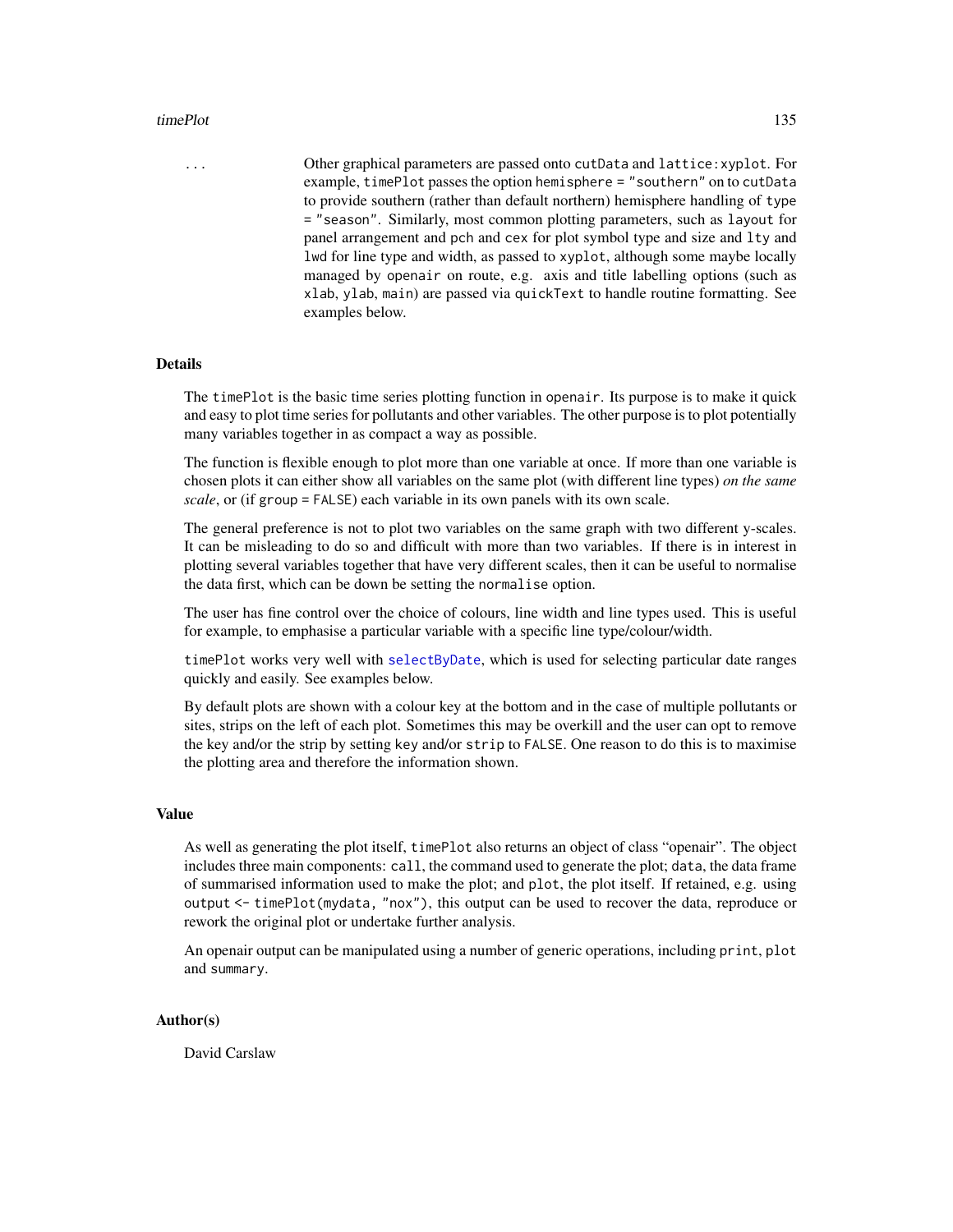... Other graphical parameters are passed onto `cutData` and `lattice:xyplot`. For example, `timePlot` passes the option `hemisphere = "southern"` on to `cutData` to provide southern (rather than default northern) hemisphere handling of `type = "season"`. Similarly, most common plotting parameters, such as `layout` for panel arrangement and `pch` and `cex` for plot symbol type and size and `lty` and `lwd` for line type and width, as passed to `xyplot`, although some maybe locally managed by `openair` on route, e.g. axis and title labelling options (such as `xlab`, `ylab`, `main`) are passed via `quickText` to handle routine formatting. See examples below.

## Details

The `timePlot` is the basic time series plotting function in `openair`. Its purpose is to make it quick and easy to plot time series for pollutants and other variables. The other purpose is to plot potentially many variables together in as compact a way as possible.

The function is flexible enough to plot more than one variable at once. If more than one variable is chosen plots it can either show all variables on the same plot (with different line types) *on the same scale*, or (if `group = FALSE`) each variable in its own panels with its own scale.

The general preference is not to plot two variables on the same graph with two different y-scales. It can be misleading to do so and difficult with more than two variables. If there is in interest in plotting several variables together that have very different scales, then it can be useful to normalise the data first, which can be down be setting the `normalise` option.

The user has fine control over the choice of colours, line width and line types used. This is useful for example, to emphasise a particular variable with a specific line type/colour/width.

`timePlot` works very well with `selectByDate`, which is used for selecting particular date ranges quickly and easily. See examples below.

By default plots are shown with a colour key at the bottom and in the case of multiple pollutants or sites, strips on the left of each plot. Sometimes this may be overkill and the user can opt to remove the key and/or the strip by setting `key` and/or `strip` to `FALSE`. One reason to do this is to maximise the plotting area and therefore the information shown.

## Value

As well as generating the plot itself, `timePlot` also returns an object of class "openair". The object includes three main components: `call`, the command used to generate the plot; `data`, the data frame of summarised information used to make the plot; and `plot`, the plot itself. If retained, e.g. using `output <- timePlot(mydata, "nox")`, this output can be used to recover the data, reproduce or rework the original plot or undertake further analysis.

An openair output can be manipulated using a number of generic operations, including `print`, `plot` and `summary`.

## Author(s)

David Carslaw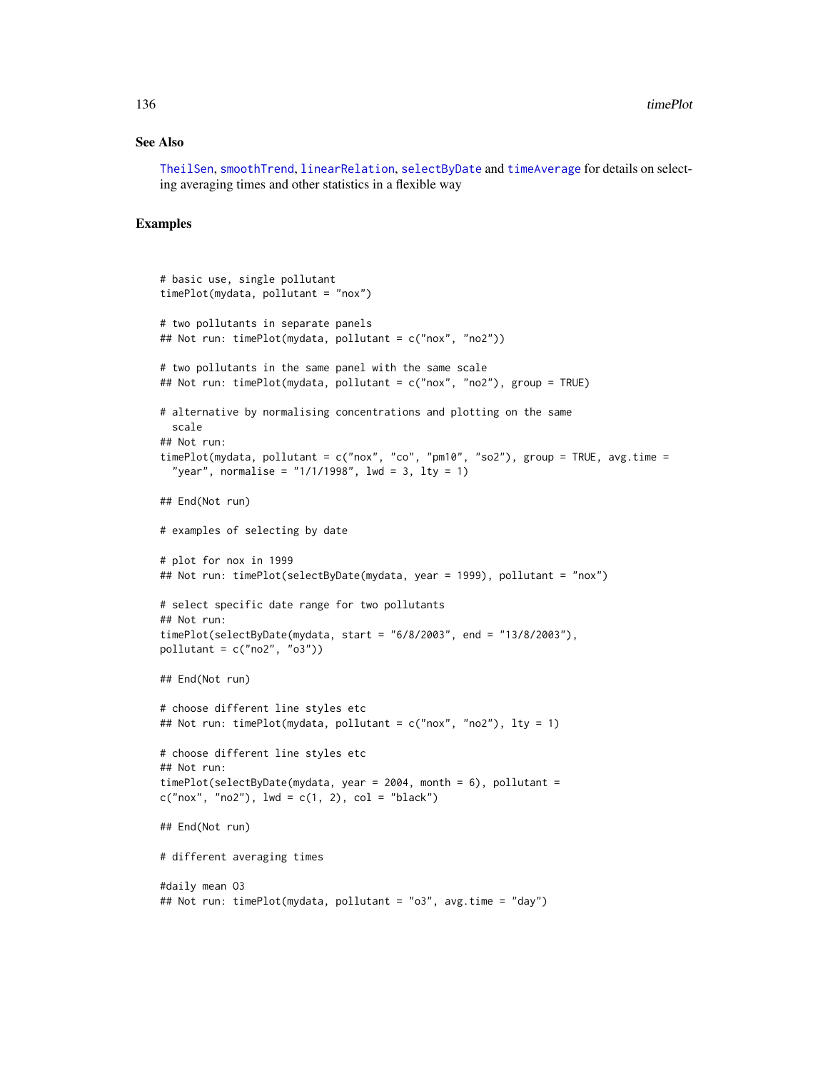## See Also

TheilSen, smoothTrend, linearRelation, selectByDate and timeAverage for details on selecting averaging times and other statistics in a flexible way

## Examples

```
# basic use, single pollutant
timePlot(mydata, pollutant = "nox")

# two pollutants in separate panels
## Not run: timePlot(mydata, pollutant = c("nox", "no2"))

# two pollutants in the same panel with the same scale
## Not run: timePlot(mydata, pollutant = c("nox", "no2"), group = TRUE)

# alternative by normalising concentrations and plotting on the same
  scale
## Not run:
timePlot(mydata, pollutant = c("nox", "co", "pm10", "so2"), group = TRUE, avg.time =
  "year", normalise = "1/1/1998", lwd = 3, lty = 1)

## End(Not run)

# examples of selecting by date

# plot for nox in 1999
## Not run: timePlot(selectByDate(mydata, year = 1999), pollutant = "nox")

# select specific date range for two pollutants
## Not run:
timePlot(selectByDate(mydata, start = "6/8/2003", end = "13/8/2003"),
pollutant = c("no2", "o3"))

## End(Not run)

# choose different line styles etc
## Not run: timePlot(mydata, pollutant = c("nox", "no2"), lty = 1)

# choose different line styles etc
## Not run:
timePlot(selectByDate(mydata, year = 2004, month = 6), pollutant =
c("nox", "no2"), lwd = c(1, 2), col = "black")

## End(Not run)

# different averaging times

#daily mean O3
## Not run: timePlot(mydata, pollutant = "o3", avg.time = "day")
```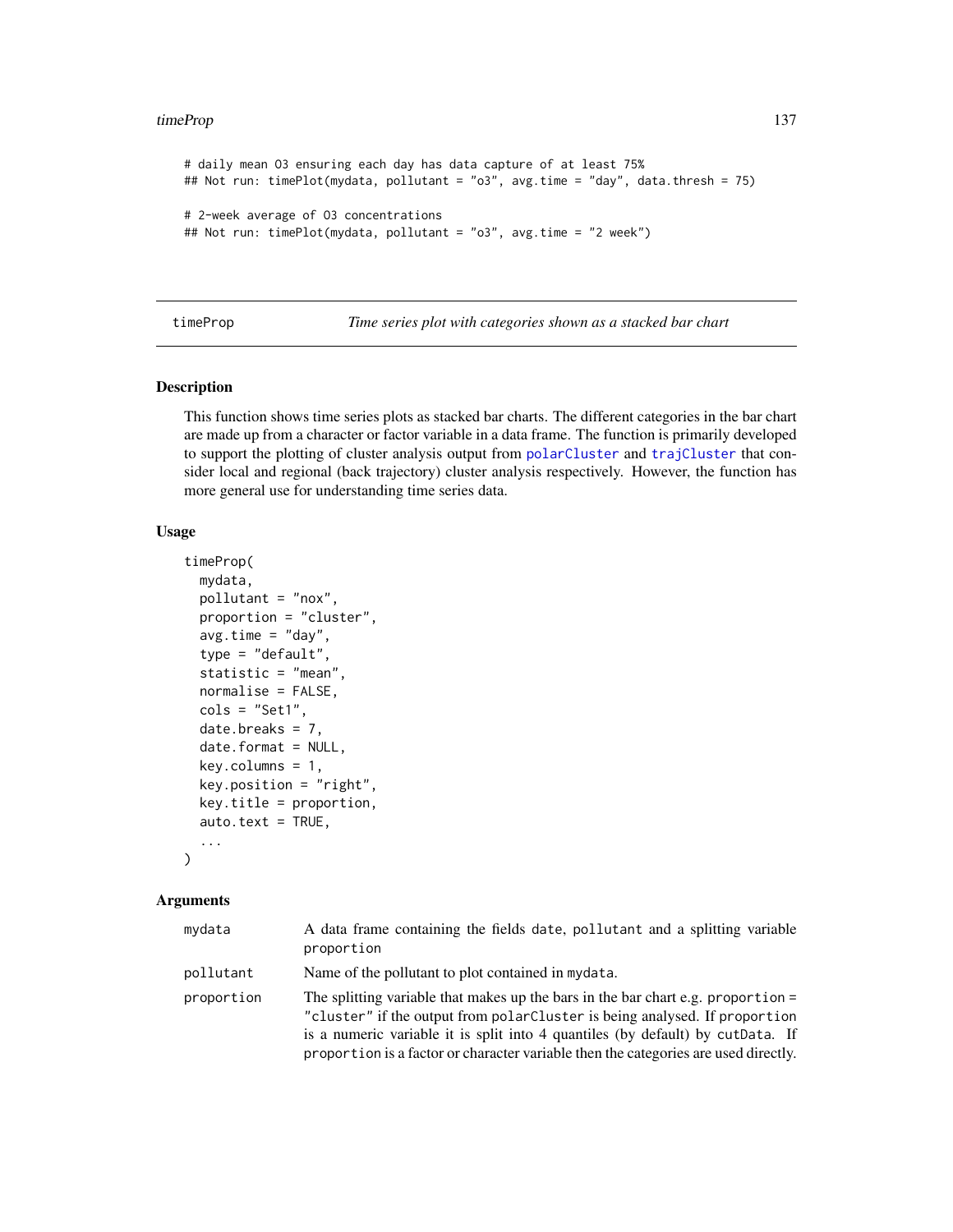```
# daily mean O3 ensuring each day has data capture of at least 75%
## Not run: timePlot(mydata, pollutant = "o3", avg.time = "day", data.thresh = 75)

# 2-week average of O3 concentrations
## Not run: timePlot(mydata, pollutant = "o3", avg.time = "2 week")
```

---

## timeProp — *Time series plot with categories shown as a stacked bar chart*

---

### Description

This function shows time series plots as stacked bar charts. The different categories in the bar chart are made up from a character or factor variable in a data frame. The function is primarily developed to support the plotting of cluster analysis output from `polarCluster` and `trajCluster` that consider local and regional (back trajectory) cluster analysis respectively. However, the function has more general use for understanding time series data.

### Usage

```
timeProp(
  mydata,
  pollutant = "nox",
  proportion = "cluster",
  avg.time = "day",
  type = "default",
  statistic = "mean",
  normalise = FALSE,
  cols = "Set1",
  date.breaks = 7,
  date.format = NULL,
  key.columns = 1,
  key.position = "right",
  key.title = proportion,
  auto.text = TRUE,
  ...
)
```

### Arguments

| Argument | Description |
|---|---|
| `mydata` | A data frame containing the fields `date`, `pollutant` and a splitting variable `proportion` |
| `pollutant` | Name of the pollutant to plot contained in `mydata`. |
| `proportion` | The splitting variable that makes up the bars in the bar chart e.g. `proportion = "cluster"` if the output from `polarCluster` is being analysed. If `proportion` is a numeric variable it is split into 4 quantiles (by default) by `cutData`. If `proportion` is a factor or character variable then the categories are used directly. |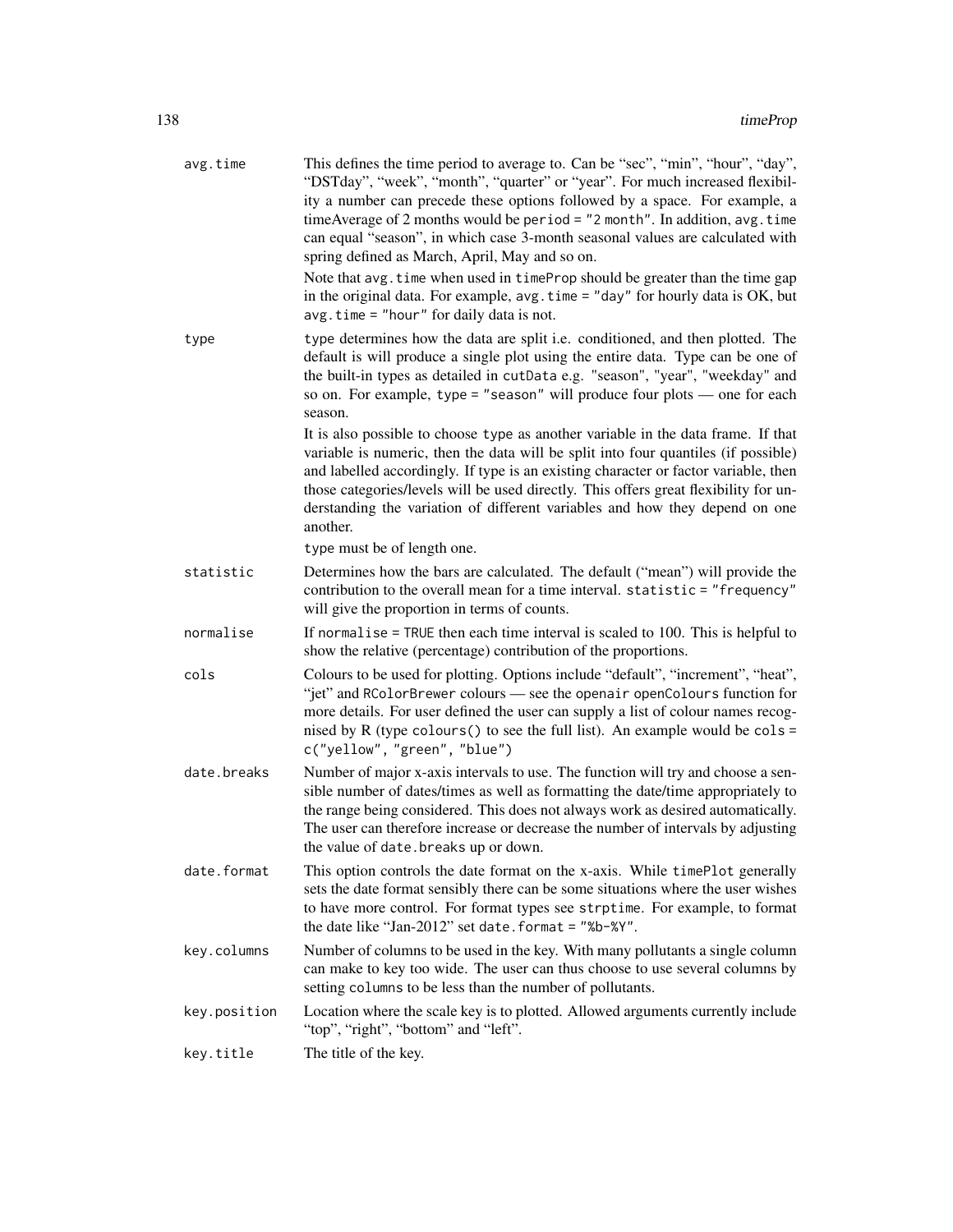`avg.time`
: This defines the time period to average to. Can be "sec", "min", "hour", "day", "DSTday", "week", "month", "quarter" or "year". For much increased flexibility a number can precede these options followed by a space. For example, a timeAverage of 2 months would be `period = "2 month"`. In addition, `avg.time` can equal "season", in which case 3-month seasonal values are calculated with spring defined as March, April, May and so on.

  Note that `avg.time` when used in `timeProp` should be greater than the time gap in the original data. For example, `avg.time = "day"` for hourly data is OK, but `avg.time = "hour"` for daily data is not.

`type`
: `type` determines how the data are split i.e. conditioned, and then plotted. The default is will produce a single plot using the entire data. Type can be one of the built-in types as detailed in `cutData` e.g. "season", "year", "weekday" and so on. For example, `type = "season"` will produce four plots — one for each season.

  It is also possible to choose `type` as another variable in the data frame. If that variable is numeric, then the data will be split into four quantiles (if possible) and labelled accordingly. If type is an existing character or factor variable, then those categories/levels will be used directly. This offers great flexibility for understanding the variation of different variables and how they depend on one another.

  `type` must be of length one.

`statistic`
: Determines how the bars are calculated. The default ("mean") will provide the contribution to the overall mean for a time interval. `statistic = "frequency"` will give the proportion in terms of counts.

`normalise`
: If `normalise = TRUE` then each time interval is scaled to 100. This is helpful to show the relative (percentage) contribution of the proportions.

`cols`
: Colours to be used for plotting. Options include "default", "increment", "heat", "jet" and `RColorBrewer` colours — see the `openair` `openColours` function for more details. For user defined the user can supply a list of colour names recognised by R (type `colours()` to see the full list). An example would be `cols = c("yellow", "green", "blue")`

`date.breaks`
: Number of major x-axis intervals to use. The function will try and choose a sensible number of dates/times as well as formatting the date/time appropriately to the range being considered. This does not always work as desired automatically. The user can therefore increase or decrease the number of intervals by adjusting the value of `date.breaks` up or down.

`date.format`
: This option controls the date format on the x-axis. While `timePlot` generally sets the date format sensibly there can be some situations where the user wishes to have more control. For format types see `strptime`. For example, to format the date like "Jan-2012" set `date.format = "%b-%Y"`.

`key.columns`
: Number of columns to be used in the key. With many pollutants a single column can make to key too wide. The user can thus choose to use several columns by setting `columns` to be less than the number of pollutants.

`key.position`
: Location where the scale key is to plotted. Allowed arguments currently include "top", "right", "bottom" and "left".

`key.title`
: The title of the key.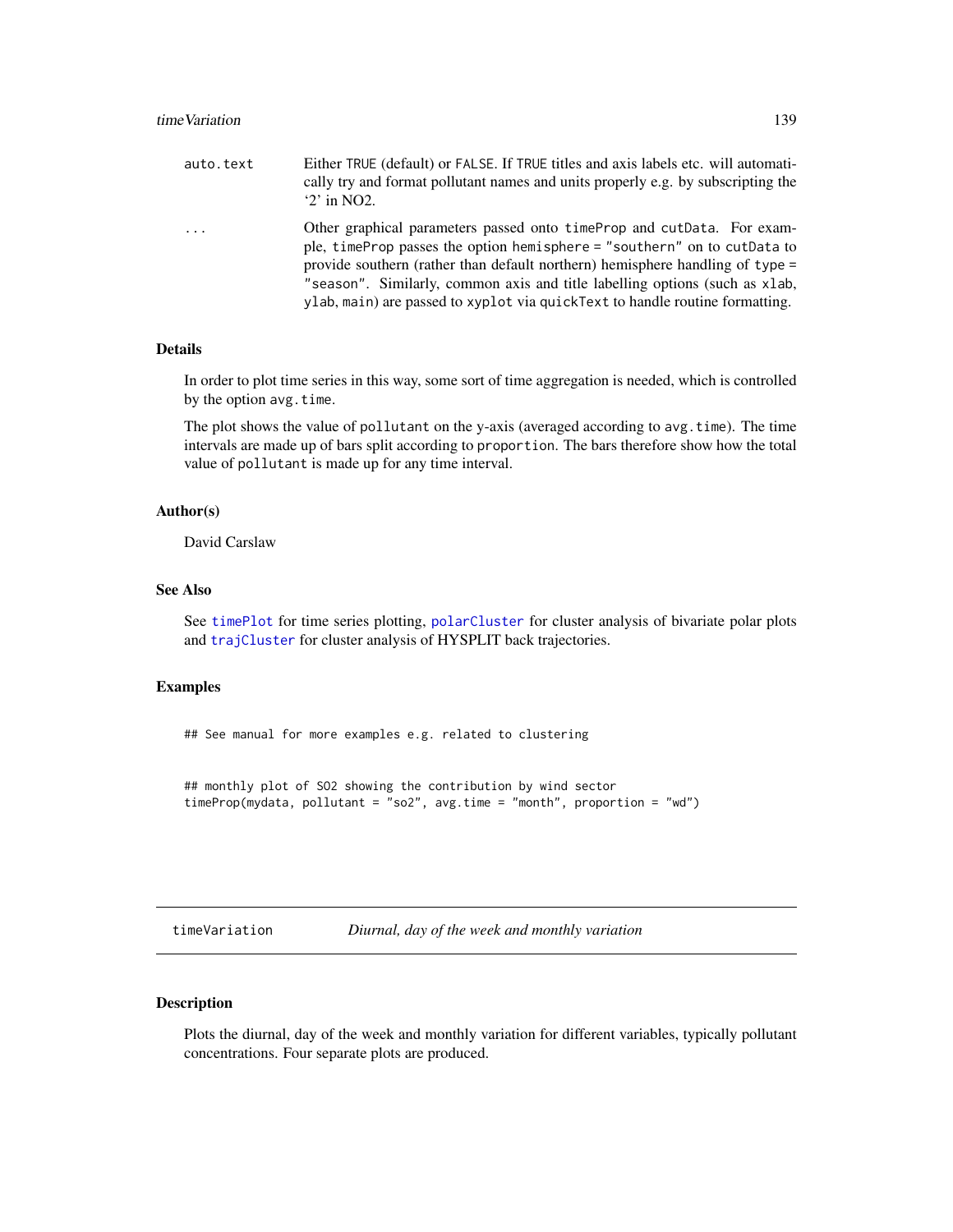auto.text
: Either TRUE (default) or FALSE. If TRUE titles and axis labels etc. will automatically try and format pollutant names and units properly e.g. by subscripting the '2' in NO2.

...
: Other graphical parameters passed onto timeProp and cutData. For example, timeProp passes the option hemisphere = "southern" on to cutData to provide southern (rather than default northern) hemisphere handling of type = "season". Similarly, common axis and title labelling options (such as xlab, ylab, main) are passed to xyplot via quickText to handle routine formatting.

### Details

In order to plot time series in this way, some sort of time aggregation is needed, which is controlled by the option avg.time.

The plot shows the value of pollutant on the y-axis (averaged according to avg.time). The time intervals are made up of bars split according to proportion. The bars therefore show how the total value of pollutant is made up for any time interval.

### Author(s)

David Carslaw

### See Also

See timePlot for time series plotting, polarCluster for cluster analysis of bivariate polar plots and trajCluster for cluster analysis of HYSPLIT back trajectories.

### Examples

```
## See manual for more examples e.g. related to clustering


## monthly plot of SO2 showing the contribution by wind sector
timeProp(mydata, pollutant = "so2", avg.time = "month", proportion = "wd")
```

---

## timeVariation — *Diurnal, day of the week and monthly variation*

### Description

Plots the diurnal, day of the week and monthly variation for different variables, typically pollutant concentrations. Four separate plots are produced.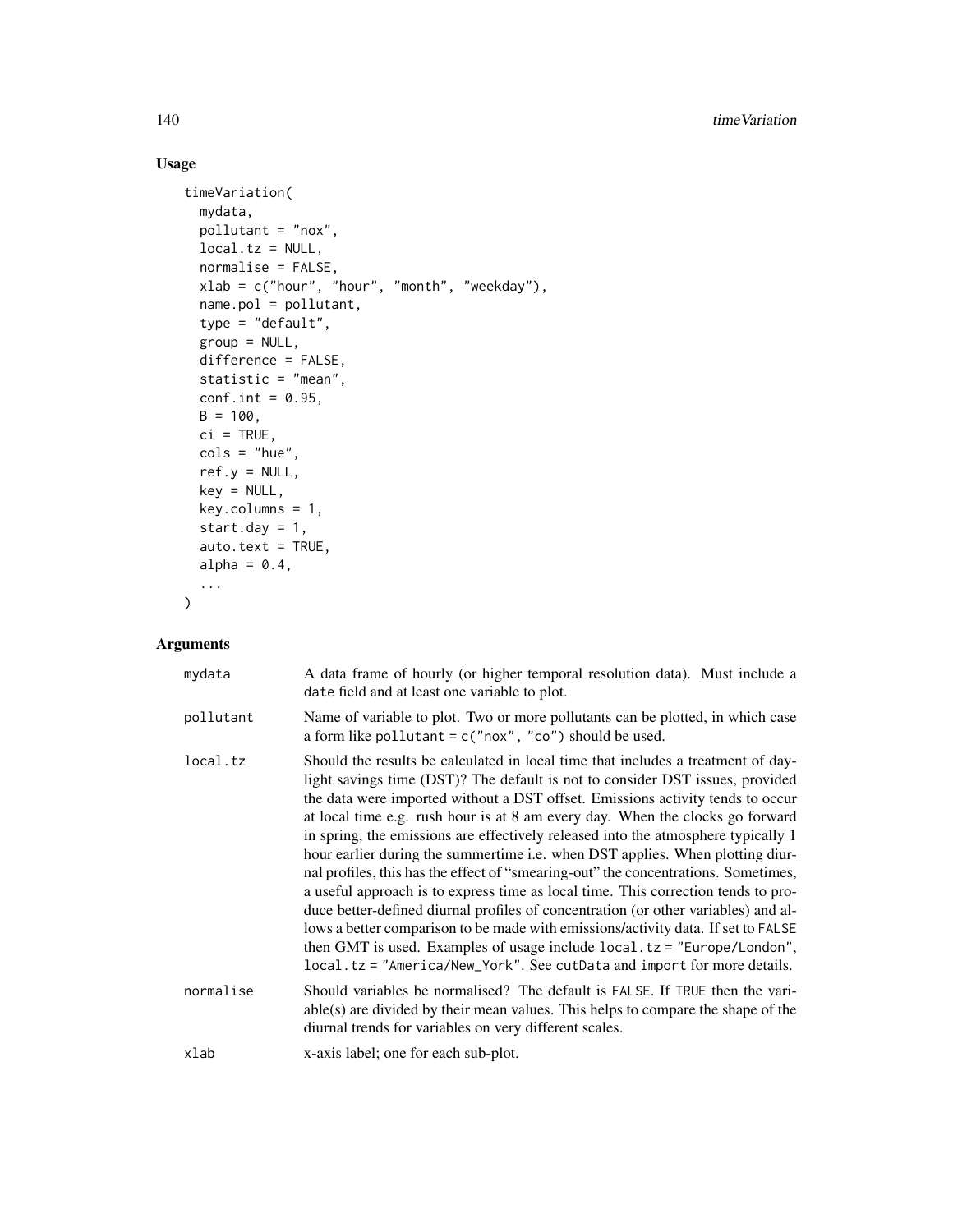## Usage

```
timeVariation(
  mydata,
  pollutant = "nox",
  local.tz = NULL,
  normalise = FALSE,
  xlab = c("hour", "hour", "month", "weekday"),
  name.pol = pollutant,
  type = "default",
  group = NULL,
  difference = FALSE,
  statistic = "mean",
  conf.int = 0.95,
  B = 100,
  ci = TRUE,
  cols = "hue",
  ref.y = NULL,
  key = NULL,
  key.columns = 1,
  start.day = 1,
  auto.text = TRUE,
  alpha = 0.4,
  ...
)
```

## Arguments

| | |
|---|---|
| mydata | A data frame of hourly (or higher temporal resolution data). Must include a `date` field and at least one variable to plot. |
| pollutant | Name of variable to plot. Two or more pollutants can be plotted, in which case a form like `pollutant = c("nox", "co")` should be used. |
| local.tz | Should the results be calculated in local time that includes a treatment of daylight savings time (DST)? The default is not to consider DST issues, provided the data were imported without a DST offset. Emissions activity tends to occur at local time e.g. rush hour is at 8 am every day. When the clocks go forward in spring, the emissions are effectively released into the atmosphere typically 1 hour earlier during the summertime i.e. when DST applies. When plotting diurnal profiles, this has the effect of "smearing-out" the concentrations. Sometimes, a useful approach is to express time as local time. This correction tends to produce better-defined diurnal profiles of concentration (or other variables) and allows a better comparison to be made with emissions/activity data. If set to `FALSE` then GMT is used. Examples of usage include `local.tz = "Europe/London"`, `local.tz = "America/New_York"`. See `cutData` and `import` for more details. |
| normalise | Should variables be normalised? The default is `FALSE`. If `TRUE` then the variable(s) are divided by their mean values. This helps to compare the shape of the diurnal trends for variables on very different scales. |
| xlab | x-axis label; one for each sub-plot. |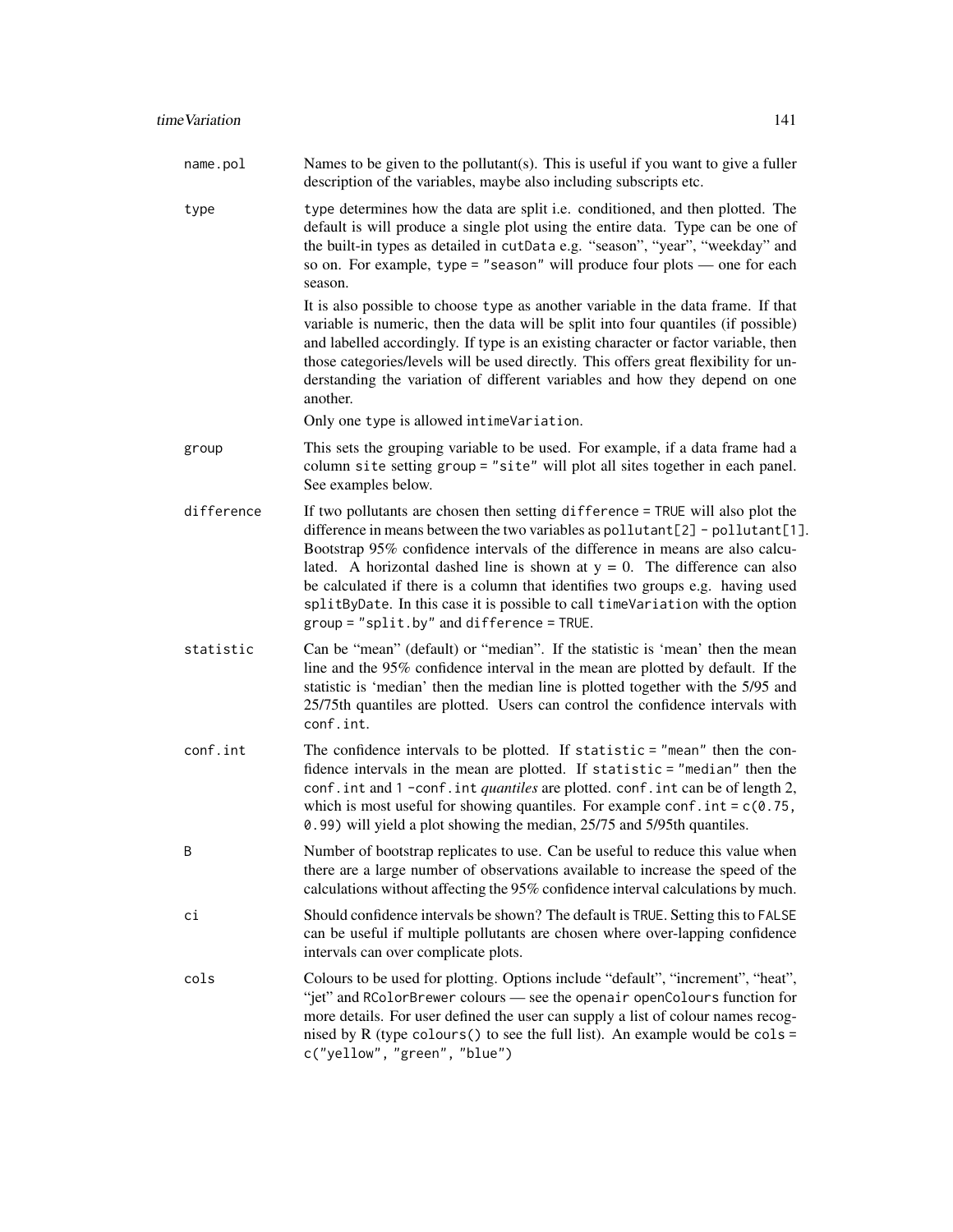name.pol
: Names to be given to the pollutant(s). This is useful if you want to give a fuller description of the variables, maybe also including subscripts etc.

type
: type determines how the data are split i.e. conditioned, and then plotted. The default is will produce a single plot using the entire data. Type can be one of the built-in types as detailed in `cutData` e.g. "season", "year", "weekday" and so on. For example, `type = "season"` will produce four plots — one for each season.

  It is also possible to choose `type` as another variable in the data frame. If that variable is numeric, then the data will be split into four quantiles (if possible) and labelled accordingly. If type is an existing character or factor variable, then those categories/levels will be used directly. This offers great flexibility for understanding the variation of different variables and how they depend on one another.

  Only one `type` is allowed in`timeVariation`.

group
: This sets the grouping variable to be used. For example, if a data frame had a column `site` setting `group = "site"` will plot all sites together in each panel. See examples below.

difference
: If two pollutants are chosen then setting `difference = TRUE` will also plot the difference in means between the two variables as `pollutant[2] - pollutant[1]`. Bootstrap 95% confidence intervals of the difference in means are also calculated. A horizontal dashed line is shown at y = 0. The difference can also be calculated if there is a column that identifies two groups e.g. having used `splitByDate`. In this case it is possible to call `timeVariation` with the option `group = "split.by"` and `difference = TRUE`.

statistic
: Can be "mean" (default) or "median". If the statistic is 'mean' then the mean line and the 95% confidence interval in the mean are plotted by default. If the statistic is 'median' then the median line is plotted together with the 5/95 and 25/75th quantiles are plotted. Users can control the confidence intervals with `conf.int`.

conf.int
: The confidence intervals to be plotted. If `statistic = "mean"` then the confidence intervals in the mean are plotted. If `statistic = "median"` then the `conf.int` and `1 -conf.int` *quantiles* are plotted. `conf.int` can be of length 2, which is most useful for showing quantiles. For example `conf.int = c(0.75, 0.99)` will yield a plot showing the median, 25/75 and 5/95th quantiles.

B
: Number of bootstrap replicates to use. Can be useful to reduce this value when there are a large number of observations available to increase the speed of the calculations without affecting the 95% confidence interval calculations by much.

ci
: Should confidence intervals be shown? The default is `TRUE`. Setting this to `FALSE` can be useful if multiple pollutants are chosen where over-lapping confidence intervals can over complicate plots.

cols
: Colours to be used for plotting. Options include "default", "increment", "heat", "jet" and `RColorBrewer` colours — see the `openair` `openColours` function for more details. For user defined the user can supply a list of colour names recognised by R (type `colours()` to see the full list). An example would be `cols = c("yellow", "green", "blue")`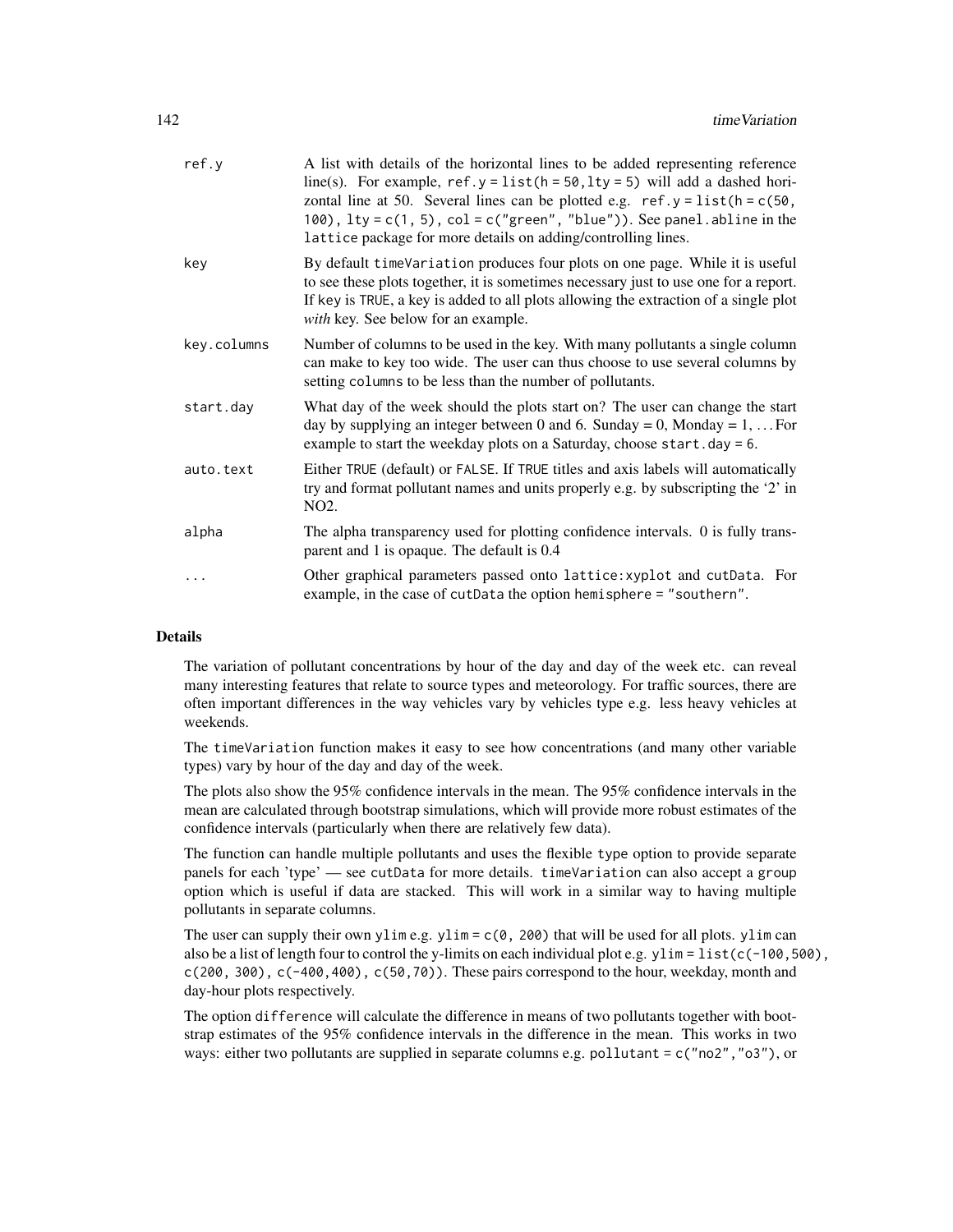| | |
|---|---|
| ref.y | A list with details of the horizontal lines to be added representing reference line(s). For example, `ref.y = list(h = 50,lty = 5)` will add a dashed horizontal line at 50. Several lines can be plotted e.g. `ref.y = list(h = c(50, 100), lty = c(1, 5), col = c("green", "blue"))`. See `panel.abline` in the `lattice` package for more details on adding/controlling lines. |
| key | By default `timeVariation` produces four plots on one page. While it is useful to see these plots together, it is sometimes necessary just to use one for a report. If `key` is `TRUE`, a key is added to all plots allowing the extraction of a single plot *with* key. See below for an example. |
| key.columns | Number of columns to be used in the key. With many pollutants a single column can make to key too wide. The user can thus choose to use several columns by setting `columns` to be less than the number of pollutants. |
| start.day | What day of the week should the plots start on? The user can change the start day by supplying an integer between 0 and 6. Sunday = 0, Monday = 1, ... For example to start the weekday plots on a Saturday, choose `start.day = 6`. |
| auto.text | Either `TRUE` (default) or `FALSE`. If `TRUE` titles and axis labels will automatically try and format pollutant names and units properly e.g. by subscripting the '2' in NO2. |
| alpha | The alpha transparency used for plotting confidence intervals. 0 is fully transparent and 1 is opaque. The default is 0.4 |
| ... | Other graphical parameters passed onto `lattice:xyplot` and `cutData`. For example, in the case of `cutData` the option `hemisphere = "southern"`. |

## Details

The variation of pollutant concentrations by hour of the day and day of the week etc. can reveal many interesting features that relate to source types and meteorology. For traffic sources, there are often important differences in the way vehicles vary by vehicles type e.g. less heavy vehicles at weekends.

The `timeVariation` function makes it easy to see how concentrations (and many other variable types) vary by hour of the day and day of the week.

The plots also show the 95% confidence intervals in the mean. The 95% confidence intervals in the mean are calculated through bootstrap simulations, which will provide more robust estimates of the confidence intervals (particularly when there are relatively few data).

The function can handle multiple pollutants and uses the flexible `type` option to provide separate panels for each 'type' — see `cutData` for more details. `timeVariation` can also accept a `group` option which is useful if data are stacked. This will work in a similar way to having multiple pollutants in separate columns.

The user can supply their own `ylim` e.g. `ylim = c(0, 200)` that will be used for all plots. `ylim` can also be a list of length four to control the y-limits on each individual plot e.g. `ylim = list(c(-100,500), c(200, 300), c(-400,400), c(50,70))`. These pairs correspond to the hour, weekday, month and day-hour plots respectively.

The option `difference` will calculate the difference in means of two pollutants together with bootstrap estimates of the 95% confidence intervals in the difference in the mean. This works in two ways: either two pollutants are supplied in separate columns e.g. `pollutant = c("no2","o3")`, or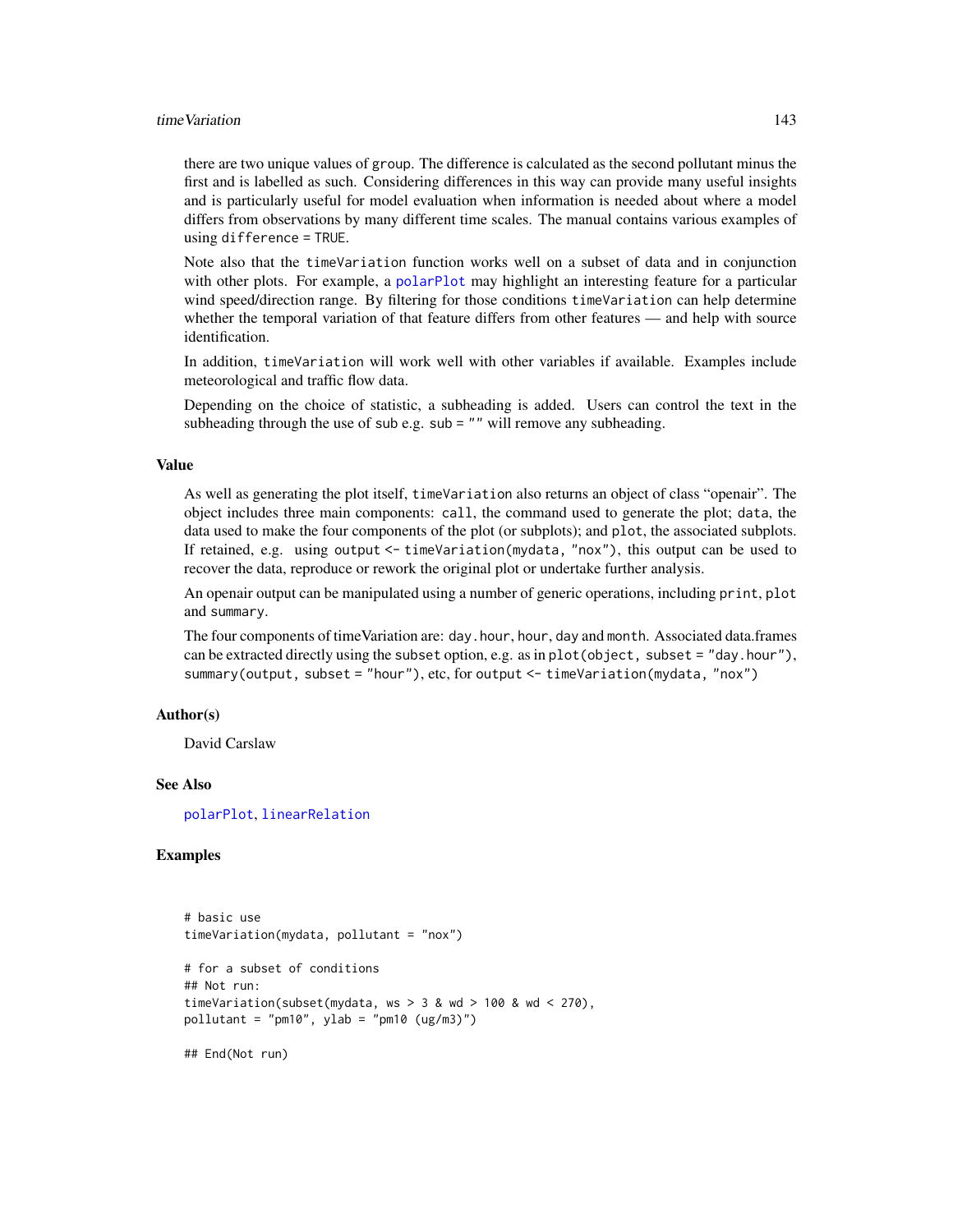there are two unique values of `group`. The difference is calculated as the second pollutant minus the first and is labelled as such. Considering differences in this way can provide many useful insights and is particularly useful for model evaluation when information is needed about where a model differs from observations by many different time scales. The manual contains various examples of using `difference = TRUE`.

Note also that the `timeVariation` function works well on a subset of data and in conjunction with other plots. For example, a `polarPlot` may highlight an interesting feature for a particular wind speed/direction range. By filtering for those conditions `timeVariation` can help determine whether the temporal variation of that feature differs from other features — and help with source identification.

In addition, `timeVariation` will work well with other variables if available. Examples include meteorological and traffic flow data.

Depending on the choice of statistic, a subheading is added. Users can control the text in the subheading through the use of `sub` e.g. `sub = ""` will remove any subheading.

### Value

As well as generating the plot itself, `timeVariation` also returns an object of class "openair". The object includes three main components: `call`, the command used to generate the plot; `data`, the data used to make the four components of the plot (or subplots); and `plot`, the associated subplots. If retained, e.g. using `output <- timeVariation(mydata, "nox")`, this output can be used to recover the data, reproduce or rework the original plot or undertake further analysis.

An openair output can be manipulated using a number of generic operations, including `print`, `plot` and `summary`.

The four components of timeVariation are: `day.hour`, `hour`, `day` and `month`. Associated data.frames can be extracted directly using the `subset` option, e.g. as in `plot(object, subset = "day.hour")`, `summary(output, subset = "hour")`, etc, for `output <- timeVariation(mydata, "nox")`

### Author(s)

David Carslaw

### See Also

`polarPlot`, `linearRelation`

### Examples

```
# basic use
timeVariation(mydata, pollutant = "nox")

# for a subset of conditions
## Not run:
timeVariation(subset(mydata, ws > 3 & wd > 100 & wd < 270),
pollutant = "pm10", ylab = "pm10 (ug/m3)")

## End(Not run)
```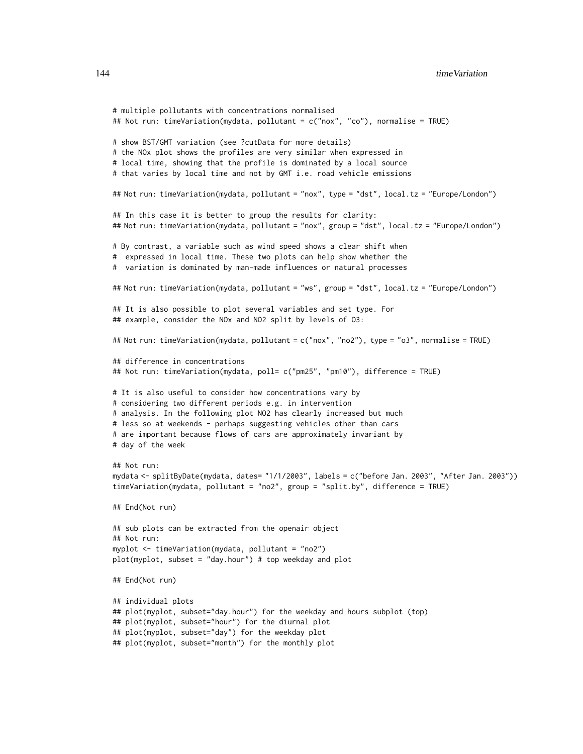```
# multiple pollutants with concentrations normalised
## Not run: timeVariation(mydata, pollutant = c("nox", "co"), normalise = TRUE)

# show BST/GMT variation (see ?cutData for more details)
# the NOx plot shows the profiles are very similar when expressed in
# local time, showing that the profile is dominated by a local source
# that varies by local time and not by GMT i.e. road vehicle emissions

## Not run: timeVariation(mydata, pollutant = "nox", type = "dst", local.tz = "Europe/London")

## In this case it is better to group the results for clarity:
## Not run: timeVariation(mydata, pollutant = "nox", group = "dst", local.tz = "Europe/London")

# By contrast, a variable such as wind speed shows a clear shift when
#  expressed in local time. These two plots can help show whether the
#  variation is dominated by man-made influences or natural processes

## Not run: timeVariation(mydata, pollutant = "ws", group = "dst", local.tz = "Europe/London")

## It is also possible to plot several variables and set type. For
## example, consider the NOx and NO2 split by levels of O3:

## Not run: timeVariation(mydata, pollutant = c("nox", "no2"), type = "o3", normalise = TRUE)

## difference in concentrations
## Not run: timeVariation(mydata, poll= c("pm25", "pm10"), difference = TRUE)

# It is also useful to consider how concentrations vary by
# considering two different periods e.g. in intervention
# analysis. In the following plot NO2 has clearly increased but much
# less so at weekends - perhaps suggesting vehicles other than cars
# are important because flows of cars are approximately invariant by
# day of the week

## Not run:
mydata <- splitByDate(mydata, dates= "1/1/2003", labels = c("before Jan. 2003", "After Jan. 2003"))
timeVariation(mydata, pollutant = "no2", group = "split.by", difference = TRUE)

## End(Not run)

## sub plots can be extracted from the openair object
## Not run:
myplot <- timeVariation(mydata, pollutant = "no2")
plot(myplot, subset = "day.hour") # top weekday and plot

## End(Not run)

## individual plots
## plot(myplot, subset="day.hour") for the weekday and hours subplot (top)
## plot(myplot, subset="hour") for the diurnal plot
## plot(myplot, subset="day") for the weekday plot
## plot(myplot, subset="month") for the monthly plot
```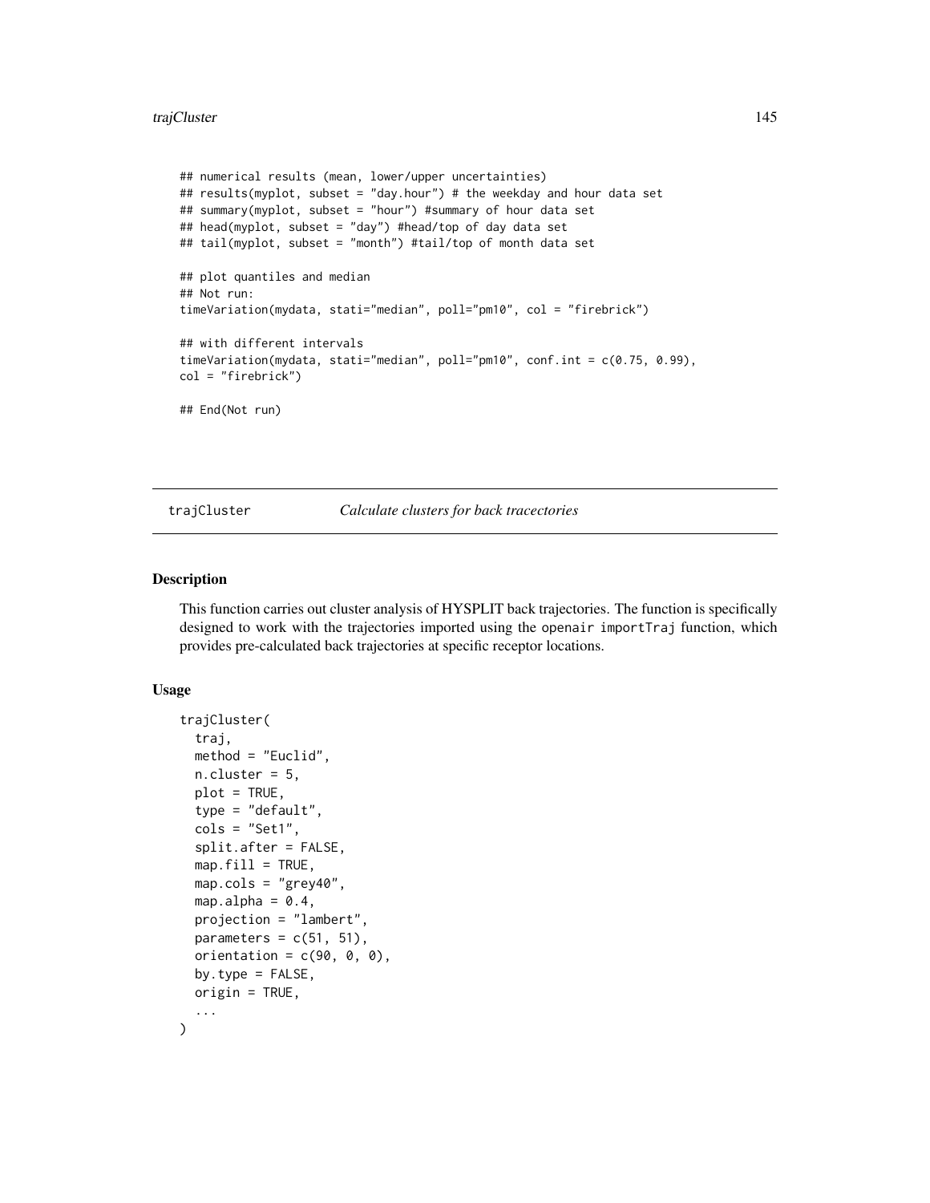```
## numerical results (mean, lower/upper uncertainties)
## results(myplot, subset = "day.hour") # the weekday and hour data set
## summary(myplot, subset = "hour") #summary of hour data set
## head(myplot, subset = "day") #head/top of day data set
## tail(myplot, subset = "month") #tail/top of month data set

## plot quantiles and median
## Not run:
timeVariation(mydata, stati="median", poll="pm10", col = "firebrick")

## with different intervals
timeVariation(mydata, stati="median", poll="pm10", conf.int = c(0.75, 0.99),
col = "firebrick")

## End(Not run)
```

## trajCluster *Calculate clusters for back tracectories*

### Description

This function carries out cluster analysis of HYSPLIT back trajectories. The function is specifically designed to work with the trajectories imported using the openair importTraj function, which provides pre-calculated back trajectories at specific receptor locations.

### Usage

```
trajCluster(
  traj,
  method = "Euclid",
  n.cluster = 5,
  plot = TRUE,
  type = "default",
  cols = "Set1",
  split.after = FALSE,
  map.fill = TRUE,
  map.cols = "grey40",
  map.alpha = 0.4,
  projection = "lambert",
  parameters = c(51, 51),
  orientation = c(90, 0, 0),
  by.type = FALSE,
  origin = TRUE,
  ...
)
```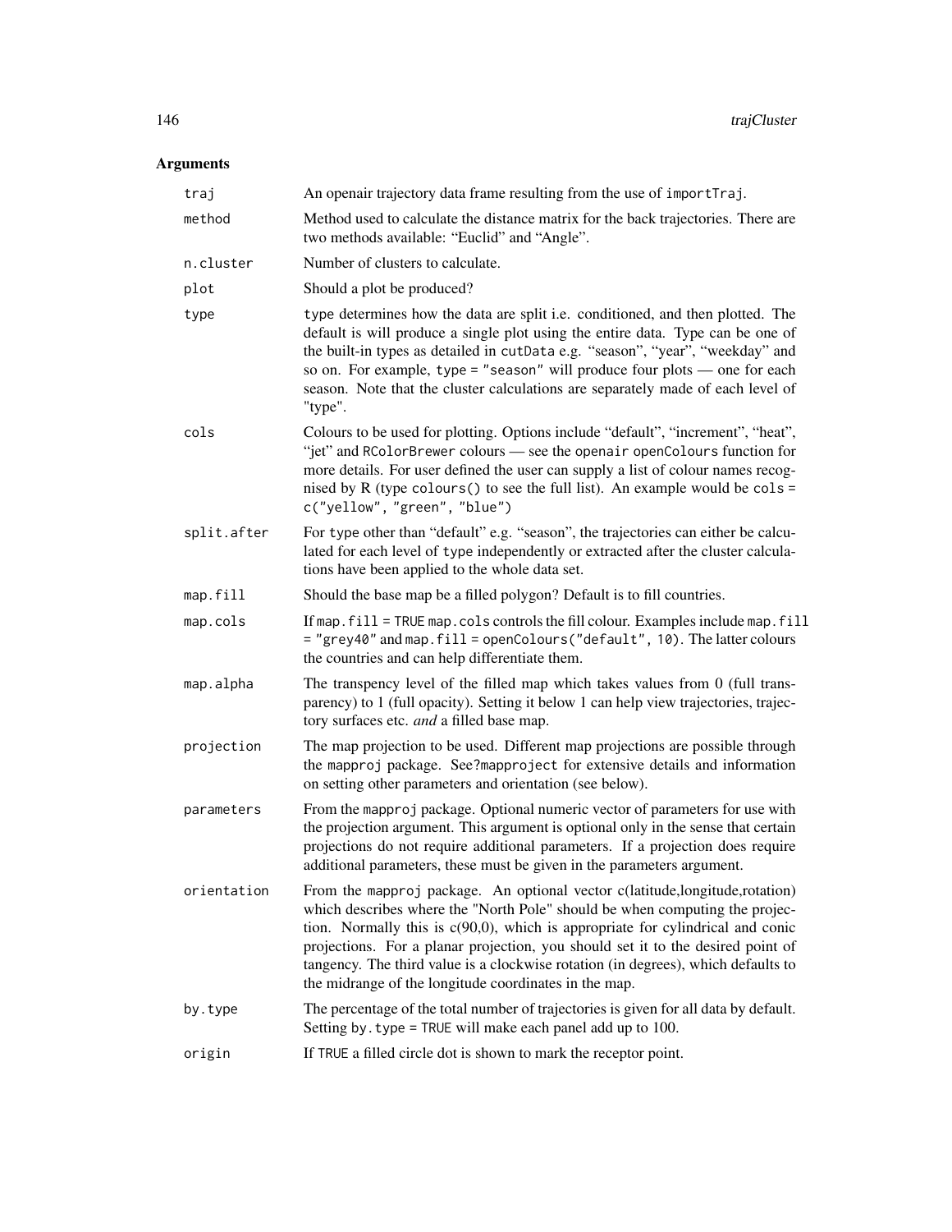## Arguments

| | |
|---|---|
| `traj` | An openair trajectory data frame resulting from the use of `importTraj`. |
| `method` | Method used to calculate the distance matrix for the back trajectories. There are two methods available: "Euclid" and "Angle". |
| `n.cluster` | Number of clusters to calculate. |
| `plot` | Should a plot be produced? |
| `type` | `type` determines how the data are split i.e. conditioned, and then plotted. The default is will produce a single plot using the entire data. Type can be one of the built-in types as detailed in `cutData` e.g. "season", "year", "weekday" and so on. For example, `type = "season"` will produce four plots — one for each season. Note that the cluster calculations are separately made of each level of "type". |
| `cols` | Colours to be used for plotting. Options include "default", "increment", "heat", "jet" and `RColorBrewer` colours — see the `openair` `openColours` function for more details. For user defined the user can supply a list of colour names recognised by R (type `colours()` to see the full list). An example would be `cols = c("yellow", "green", "blue")` |
| `split.after` | For `type` other than "default" e.g. "season", the trajectories can either be calculated for each level of `type` independently or extracted after the cluster calculations have been applied to the whole data set. |
| `map.fill` | Should the base map be a filled polygon? Default is to fill countries. |
| `map.cols` | If `map.fill = TRUE` `map.cols` controls the fill colour. Examples include `map.fill = "grey40"` and `map.fill = openColours("default", 10)`. The latter colours the countries and can help differentiate them. |
| `map.alpha` | The transpency level of the filled map which takes values from 0 (full transparency) to 1 (full opacity). Setting it below 1 can help view trajectories, trajectory surfaces etc. *and* a filled base map. |
| `projection` | The map projection to be used. Different map projections are possible through the `mapproj` package. See`?mapproject` for extensive details and information on setting other parameters and orientation (see below). |
| `parameters` | From the `mapproj` package. Optional numeric vector of parameters for use with the projection argument. This argument is optional only in the sense that certain projections do not require additional parameters. If a projection does require additional parameters, these must be given in the parameters argument. |
| `orientation` | From the `mapproj` package. An optional vector c(latitude,longitude,rotation) which describes where the "North Pole" should be when computing the projection. Normally this is c(90,0), which is appropriate for cylindrical and conic projections. For a planar projection, you should set it to the desired point of tangency. The third value is a clockwise rotation (in degrees), which defaults to the midrange of the longitude coordinates in the map. |
| `by.type` | The percentage of the total number of trajectories is given for all data by default. Setting `by.type = TRUE` will make each panel add up to 100. |
| `origin` | If `TRUE` a filled circle dot is shown to mark the receptor point. |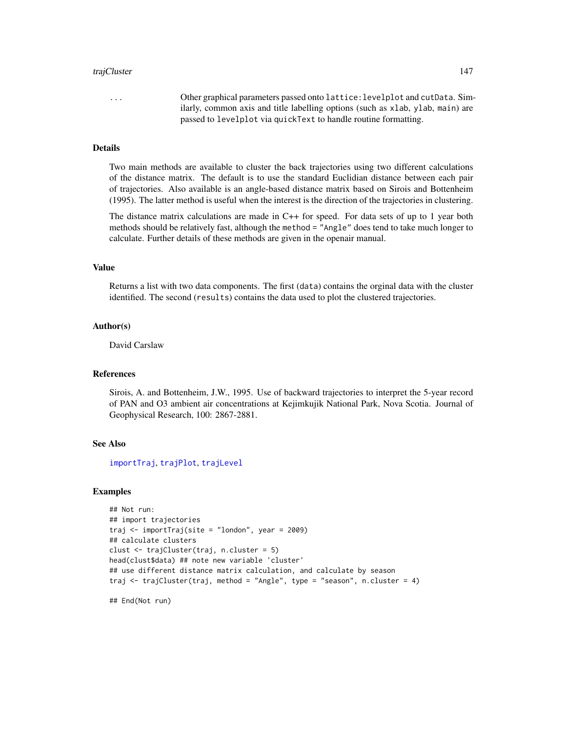... Other graphical parameters passed onto `lattice:levelplot` and `cutData`. Similarly, common axis and title labelling options (such as `xlab`, `ylab`, `main`) are passed to `levelplot` via `quickText` to handle routine formatting.

## Details

Two main methods are available to cluster the back trajectories using two different calculations of the distance matrix. The default is to use the standard Euclidian distance between each pair of trajectories. Also available is an angle-based distance matrix based on Sirois and Bottenheim (1995). The latter method is useful when the interest is the direction of the trajectories in clustering.

The distance matrix calculations are made in C++ for speed. For data sets of up to 1 year both methods should be relatively fast, although the `method = "Angle"` does tend to take much longer to calculate. Further details of these methods are given in the openair manual.

## Value

Returns a list with two data components. The first (`data`) contains the orginal data with the cluster identified. The second (`results`) contains the data used to plot the clustered trajectories.

## Author(s)

David Carslaw

## References

Sirois, A. and Bottenheim, J.W., 1995. Use of backward trajectories to interpret the 5-year record of PAN and O3 ambient air concentrations at Kejimkujik National Park, Nova Scotia. Journal of Geophysical Research, 100: 2867-2881.

## See Also

importTraj, trajPlot, trajLevel

## Examples

```
## Not run:
## import trajectories
traj <- importTraj(site = "london", year = 2009)
## calculate clusters
clust <- trajCluster(traj, n.cluster = 5)
head(clust$data) ## note new variable 'cluster'
## use different distance matrix calculation, and calculate by season
traj <- trajCluster(traj, method = "Angle", type = "season", n.cluster = 4)

## End(Not run)
```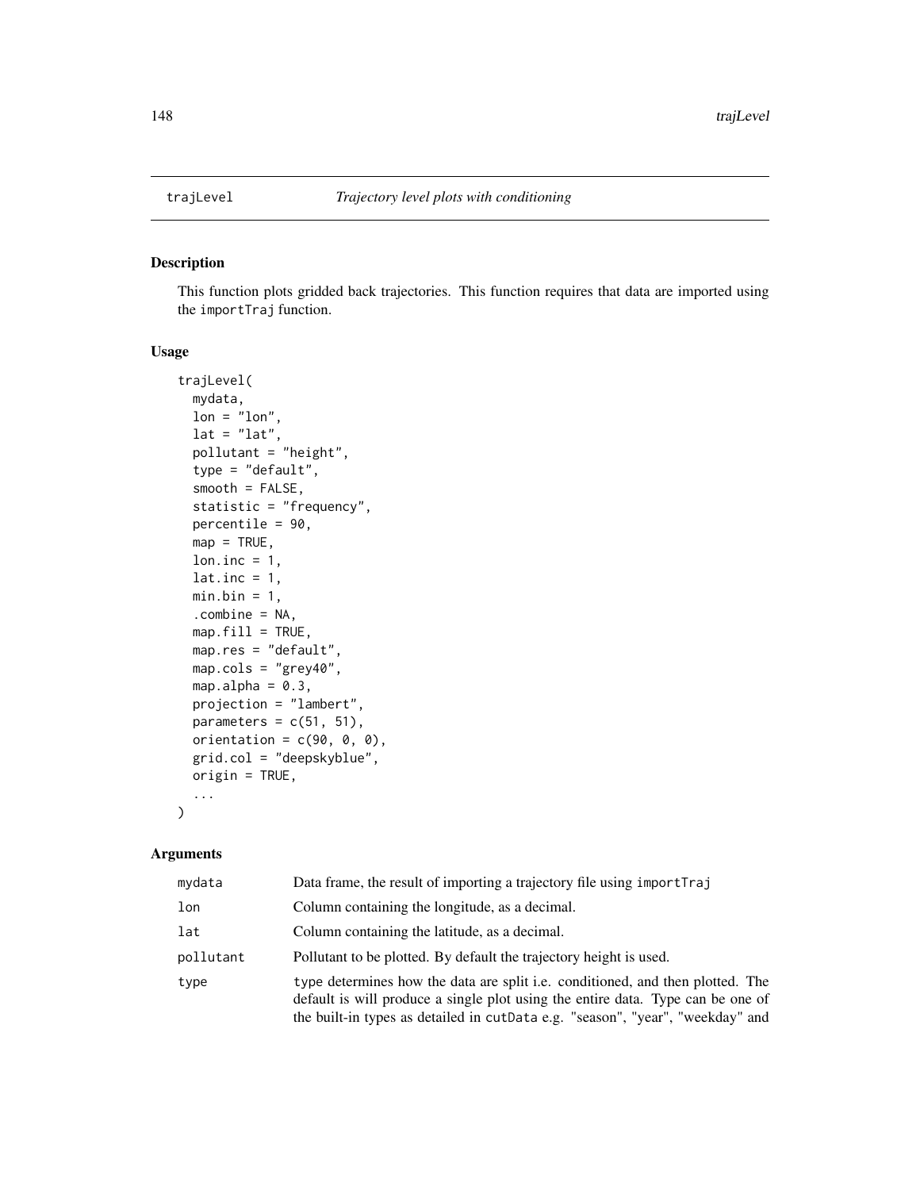## trajLevel *Trajectory level plots with conditioning*

### Description

This function plots gridded back trajectories. This function requires that data are imported using the `importTraj` function.

### Usage

```
trajLevel(
  mydata,
  lon = "lon",
  lat = "lat",
  pollutant = "height",
  type = "default",
  smooth = FALSE,
  statistic = "frequency",
  percentile = 90,
  map = TRUE,
  lon.inc = 1,
  lat.inc = 1,
  min.bin = 1,
  .combine = NA,
  map.fill = TRUE,
  map.res = "default",
  map.cols = "grey40",
  map.alpha = 0.3,
  projection = "lambert",
  parameters = c(51, 51),
  orientation = c(90, 0, 0),
  grid.col = "deepskyblue",
  origin = TRUE,
  ...
)
```

### Arguments

| | |
|---|---|
| `mydata` | Data frame, the result of importing a trajectory file using `importTraj` |
| `lon` | Column containing the longitude, as a decimal. |
| `lat` | Column containing the latitude, as a decimal. |
| `pollutant` | Pollutant to be plotted. By default the trajectory height is used. |
| `type` | `type` determines how the data are split i.e. conditioned, and then plotted. The default is will produce a single plot using the entire data. Type can be one of the built-in types as detailed in `cutData` e.g. "season", "year", "weekday" and |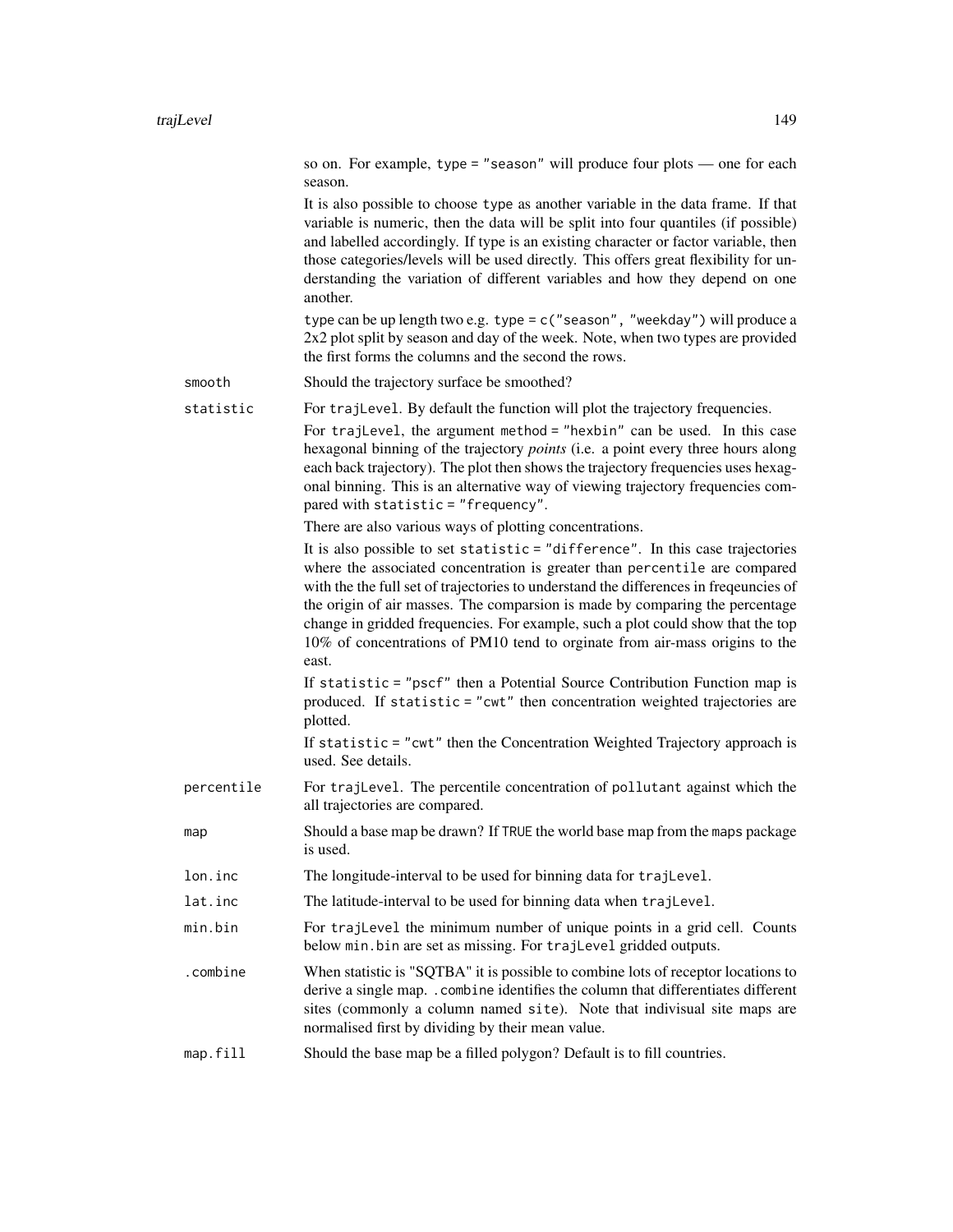so on. For example, type = "season" will produce four plots — one for each season.

It is also possible to choose type as another variable in the data frame. If that variable is numeric, then the data will be split into four quantiles (if possible) and labelled accordingly. If type is an existing character or factor variable, then those categories/levels will be used directly. This offers great flexibility for understanding the variation of different variables and how they depend on one another.

type can be up length two e.g. type = c("season", "weekday") will produce a 2x2 plot split by season and day of the week. Note, when two types are provided the first forms the columns and the second the rows.

`smooth`
: Should the trajectory surface be smoothed?

`statistic`
: For trajLevel. By default the function will plot the trajectory frequencies.

  For trajLevel, the argument method = "hexbin" can be used. In this case hexagonal binning of the trajectory *points* (i.e. a point every three hours along each back trajectory). The plot then shows the trajectory frequencies uses hexagonal binning. This is an alternative way of viewing trajectory frequencies compared with statistic = "frequency".

  There are also various ways of plotting concentrations.

  It is also possible to set statistic = "difference". In this case trajectories where the associated concentration is greater than percentile are compared with the the full set of trajectories to understand the differences in freqeuncies of the origin of air masses. The comparsion is made by comparing the percentage change in gridded frequencies. For example, such a plot could show that the top 10% of concentrations of PM10 tend to orginate from air-mass origins to the east.

  If statistic = "pscf" then a Potential Source Contribution Function map is produced. If statistic = "cwt" then concentration weighted trajectories are plotted.

  If statistic = "cwt" then the Concentration Weighted Trajectory approach is used. See details.

`percentile`
: For trajLevel. The percentile concentration of pollutant against which the all trajectories are compared.

`map`
: Should a base map be drawn? If TRUE the world base map from the maps package is used.

`lon.inc`
: The longitude-interval to be used for binning data for trajLevel.

`lat.inc`
: The latitude-interval to be used for binning data when trajLevel.

`min.bin`
: For trajLevel the minimum number of unique points in a grid cell. Counts below min.bin are set as missing. For trajLevel gridded outputs.

`.combine`
: When statistic is "SQTBA" it is possible to combine lots of receptor locations to derive a single map. .combine identifies the column that differentiates different sites (commonly a column named site). Note that indivisual site maps are normalised first by dividing by their mean value.

`map.fill`
: Should the base map be a filled polygon? Default is to fill countries.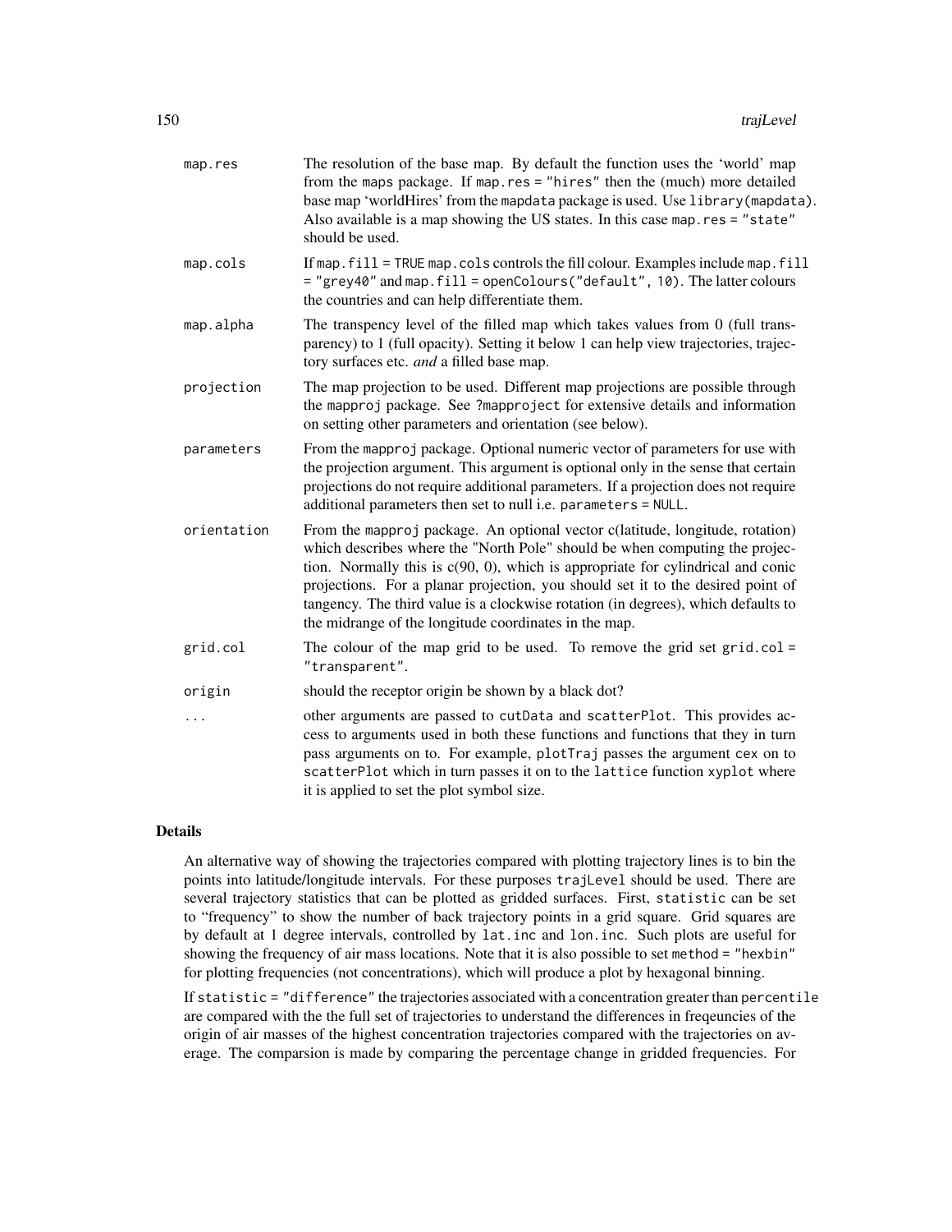| | |
|---|---|
| map.res | The resolution of the base map. By default the function uses the 'world' map from the maps package. If map.res = "hires" then the (much) more detailed base map 'worldHires' from the mapdata package is used. Use library(mapdata). Also available is a map showing the US states. In this case map.res = "state" should be used. |
| map.cols | If map.fill = TRUE map.cols controls the fill colour. Examples include map.fill = "grey40" and map.fill = openColours("default", 10). The latter colours the countries and can help differentiate them. |
| map.alpha | The transpency level of the filled map which takes values from 0 (full transparency) to 1 (full opacity). Setting it below 1 can help view trajectories, trajectory surfaces etc. *and* a filled base map. |
| projection | The map projection to be used. Different map projections are possible through the mapproj package. See ?mapproject for extensive details and information on setting other parameters and orientation (see below). |
| parameters | From the mapproj package. Optional numeric vector of parameters for use with the projection argument. This argument is optional only in the sense that certain projections do not require additional parameters. If a projection does not require additional parameters then set to null i.e. parameters = NULL. |
| orientation | From the mapproj package. An optional vector c(latitude, longitude, rotation) which describes where the "North Pole" should be when computing the projection. Normally this is c(90, 0), which is appropriate for cylindrical and conic projections. For a planar projection, you should set it to the desired point of tangency. The third value is a clockwise rotation (in degrees), which defaults to the midrange of the longitude coordinates in the map. |
| grid.col | The colour of the map grid to be used. To remove the grid set grid.col = "transparent". |
| origin | should the receptor origin be shown by a black dot? |
| ... | other arguments are passed to cutData and scatterPlot. This provides access to arguments used in both these functions and functions that they in turn pass arguments on to. For example, plotTraj passes the argument cex on to scatterPlot which in turn passes it on to the lattice function xyplot where it is applied to set the plot symbol size. |

## Details

An alternative way of showing the trajectories compared with plotting trajectory lines is to bin the points into latitude/longitude intervals. For these purposes trajLevel should be used. There are several trajectory statistics that can be plotted as gridded surfaces. First, statistic can be set to "frequency" to show the number of back trajectory points in a grid square. Grid squares are by default at 1 degree intervals, controlled by lat.inc and lon.inc. Such plots are useful for showing the frequency of air mass locations. Note that it is also possible to set method = "hexbin" for plotting frequencies (not concentrations), which will produce a plot by hexagonal binning.

If statistic = "difference" the trajectories associated with a concentration greater than percentile are compared with the the full set of trajectories to understand the differences in freqeuncies of the origin of air masses of the highest concentration trajectories compared with the trajectories on average. The comparsion is made by comparing the percentage change in gridded frequencies. For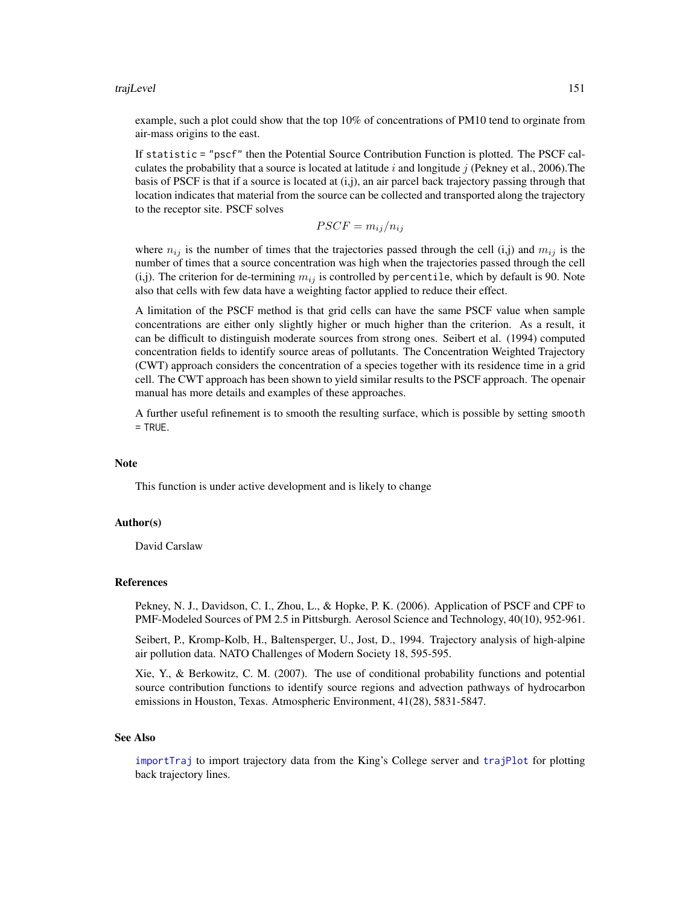example, such a plot could show that the top 10% of concentrations of PM10 tend to orginate from air-mass origins to the east.

If `statistic = "pscf"` then the Potential Source Contribution Function is plotted. The PSCF calculates the probability that a source is located at latitude $i$ and longitude $j$ (Pekney et al., 2006).The basis of PSCF is that if a source is located at (i,j), an air parcel back trajectory passing through that location indicates that material from the source can be collected and transported along the trajectory to the receptor site. PSCF solves

$$PSCF = m_{ij}/n_{ij}$$

where $n_{ij}$ is the number of times that the trajectories passed through the cell (i,j) and $m_{ij}$ is the number of times that a source concentration was high when the trajectories passed through the cell (i,j). The criterion for de-termining $m_{ij}$ is controlled by `percentile`, which by default is 90. Note also that cells with few data have a weighting factor applied to reduce their effect.

A limitation of the PSCF method is that grid cells can have the same PSCF value when sample concentrations are either only slightly higher or much higher than the criterion. As a result, it can be difficult to distinguish moderate sources from strong ones. Seibert et al. (1994) computed concentration fields to identify source areas of pollutants. The Concentration Weighted Trajectory (CWT) approach considers the concentration of a species together with its residence time in a grid cell. The CWT approach has been shown to yield similar results to the PSCF approach. The openair manual has more details and examples of these approaches.

A further useful refinement is to smooth the resulting surface, which is possible by setting `smooth = TRUE`.

## Note

This function is under active development and is likely to change

## Author(s)

David Carslaw

## References

Pekney, N. J., Davidson, C. I., Zhou, L., & Hopke, P. K. (2006). Application of PSCF and CPF to PMF-Modeled Sources of PM 2.5 in Pittsburgh. Aerosol Science and Technology, 40(10), 952-961.

Seibert, P., Kromp-Kolb, H., Baltensperger, U., Jost, D., 1994. Trajectory analysis of high-alpine air pollution data. NATO Challenges of Modern Society 18, 595-595.

Xie, Y., & Berkowitz, C. M. (2007). The use of conditional probability functions and potential source contribution functions to identify source regions and advection pathways of hydrocarbon emissions in Houston, Texas. Atmospheric Environment, 41(28), 5831-5847.

## See Also

`importTraj` to import trajectory data from the King's College server and `trajPlot` for plotting back trajectory lines.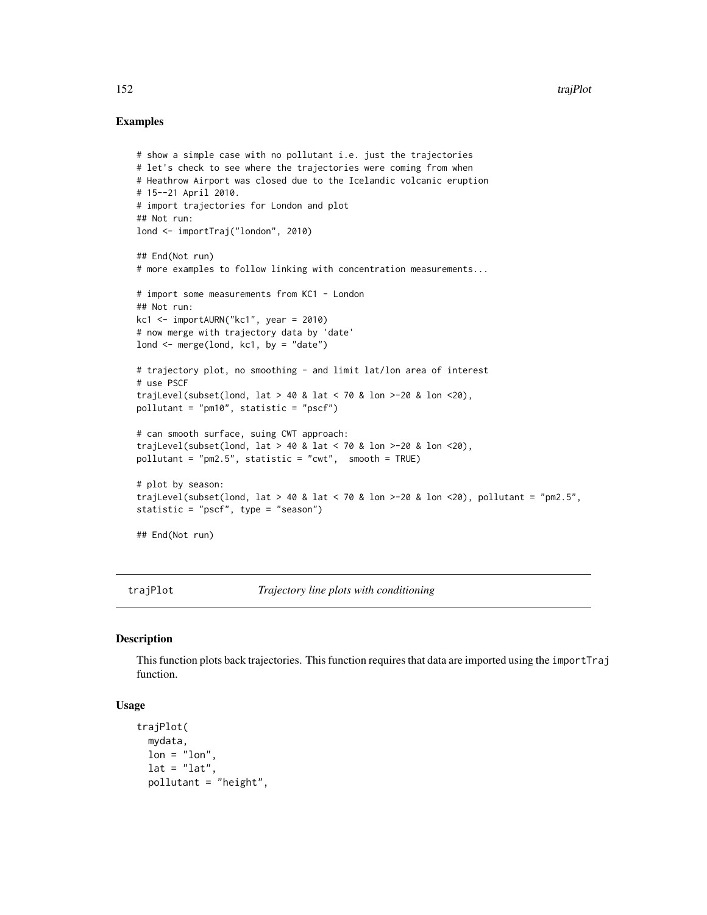## Examples

```
# show a simple case with no pollutant i.e. just the trajectories
# let's check to see where the trajectories were coming from when
# Heathrow Airport was closed due to the Icelandic volcanic eruption
# 15--21 April 2010.
# import trajectories for London and plot
## Not run:
lond <- importTraj("london", 2010)

## End(Not run)
# more examples to follow linking with concentration measurements...

# import some measurements from KC1 - London
## Not run:
kc1 <- importAURN("kc1", year = 2010)
# now merge with trajectory data by 'date'
lond <- merge(lond, kc1, by = "date")

# trajectory plot, no smoothing - and limit lat/lon area of interest
# use PSCF
trajLevel(subset(lond, lat > 40 & lat < 70 & lon >-20 & lon <20),
pollutant = "pm10", statistic = "pscf")

# can smooth surface, suing CWT approach:
trajLevel(subset(lond, lat > 40 & lat < 70 & lon >-20 & lon <20),
pollutant = "pm2.5", statistic = "cwt",  smooth = TRUE)

# plot by season:
trajLevel(subset(lond, lat > 40 & lat < 70 & lon >-20 & lon <20), pollutant = "pm2.5",
statistic = "pscf", type = "season")

## End(Not run)
```

---

trajPlot    *Trajectory line plots with conditioning*

---

### Description

This function plots back trajectories. This function requires that data are imported using the `importTraj` function.

### Usage

```
trajPlot(
  mydata,
  lon = "lon",
  lat = "lat",
  pollutant = "height",
```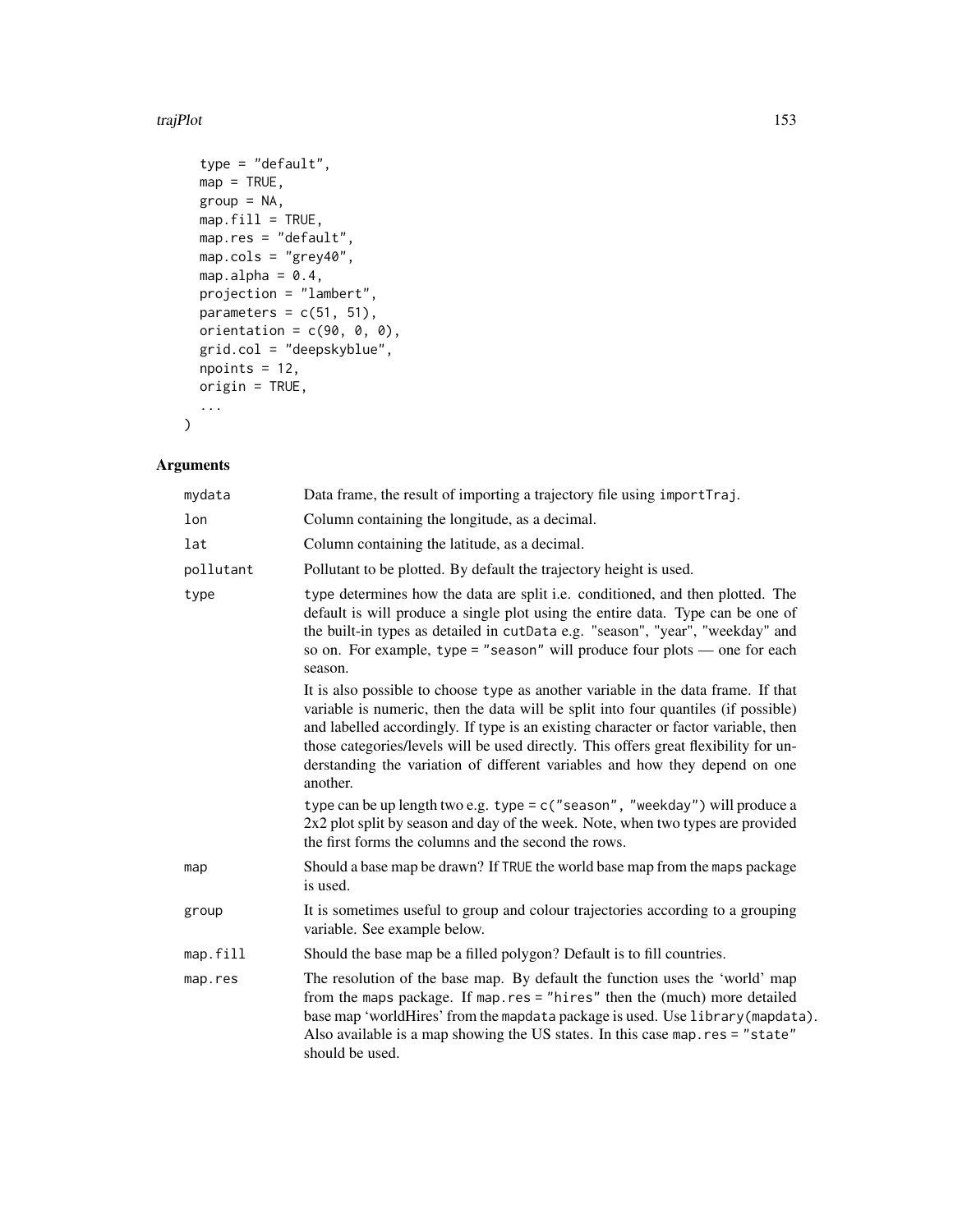```
  type = "default",
  map = TRUE,
  group = NA,
  map.fill = TRUE,
  map.res = "default",
  map.cols = "grey40",
  map.alpha = 0.4,
  projection = "lambert",
  parameters = c(51, 51),
  orientation = c(90, 0, 0),
  grid.col = "deepskyblue",
  npoints = 12,
  origin = TRUE,
  ...
)
```

## Arguments

| | |
|---|---|
| `mydata` | Data frame, the result of importing a trajectory file using `importTraj`. |
| `lon` | Column containing the longitude, as a decimal. |
| `lat` | Column containing the latitude, as a decimal. |
| `pollutant` | Pollutant to be plotted. By default the trajectory height is used. |
| `type` | `type` determines how the data are split i.e. conditioned, and then plotted. The default is will produce a single plot using the entire data. Type can be one of the built-in types as detailed in `cutData` e.g. "season", "year", "weekday" and so on. For example, `type = "season"` will produce four plots — one for each season.<br><br>It is also possible to choose `type` as another variable in the data frame. If that variable is numeric, then the data will be split into four quantiles (if possible) and labelled accordingly. If type is an existing character or factor variable, then those categories/levels will be used directly. This offers great flexibility for understanding the variation of different variables and how they depend on one another.<br><br>type can be up length two e.g. `type = c("season", "weekday")` will produce a 2x2 plot split by season and day of the week. Note, when two types are provided the first forms the columns and the second the rows. |
| `map` | Should a base map be drawn? If `TRUE` the world base map from the `maps` package is used. |
| `group` | It is sometimes useful to group and colour trajectories according to a grouping variable. See example below. |
| `map.fill` | Should the base map be a filled polygon? Default is to fill countries. |
| `map.res` | The resolution of the base map. By default the function uses the 'world' map from the `maps` package. If `map.res = "hires"` then the (much) more detailed base map 'worldHires' from the `mapdata` package is used. Use `library(mapdata)`. Also available is a map showing the US states. In this case `map.res = "state"` should be used. |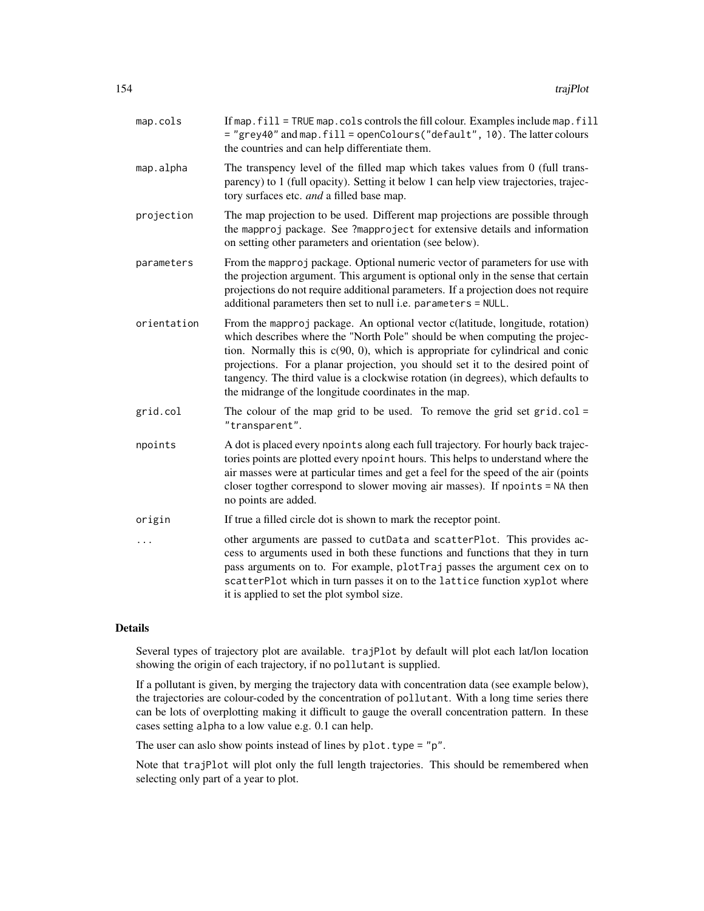| | |
|---|---|
| map.cols | If `map.fill = TRUE` map.cols controls the fill colour. Examples include `map.fill = "grey40"` and `map.fill = openColours("default", 10)`. The latter colours the countries and can help differentiate them. |
| map.alpha | The transpency level of the filled map which takes values from 0 (full transparency) to 1 (full opacity). Setting it below 1 can help view trajectories, trajectory surfaces etc. *and* a filled base map. |
| projection | The map projection to be used. Different map projections are possible through the mapproj package. See ?mapproject for extensive details and information on setting other parameters and orientation (see below). |
| parameters | From the mapproj package. Optional numeric vector of parameters for use with the projection argument. This argument is optional only in the sense that certain projections do not require additional parameters. If a projection does not require additional parameters then set to null i.e. `parameters = NULL`. |
| orientation | From the mapproj package. An optional vector c(latitude, longitude, rotation) which describes where the "North Pole" should be when computing the projection. Normally this is c(90, 0), which is appropriate for cylindrical and conic projections. For a planar projection, you should set it to the desired point of tangency. The third value is a clockwise rotation (in degrees), which defaults to the midrange of the longitude coordinates in the map. |
| grid.col | The colour of the map grid to be used. To remove the grid set `grid.col = "transparent"`. |
| npoints | A dot is placed every npoints along each full trajectory. For hourly back trajectories points are plotted every npoint hours. This helps to understand where the air masses were at particular times and get a feel for the speed of the air (points closer togther correspond to slower moving air masses). If `npoints = NA` then no points are added. |
| origin | If true a filled circle dot is shown to mark the receptor point. |
| ... | other arguments are passed to cutData and scatterPlot. This provides access to arguments used in both these functions and functions that they in turn pass arguments on to. For example, plotTraj passes the argument cex on to scatterPlot which in turn passes it on to the lattice function xyplot where it is applied to set the plot symbol size. |

## Details

Several types of trajectory plot are available. trajPlot by default will plot each lat/lon location showing the origin of each trajectory, if no pollutant is supplied.

If a pollutant is given, by merging the trajectory data with concentration data (see example below), the trajectories are colour-coded by the concentration of pollutant. With a long time series there can be lots of overplotting making it difficult to gauge the overall concentration pattern. In these cases setting alpha to a low value e.g. 0.1 can help.

The user can aslo show points instead of lines by `plot.type = "p"`.

Note that trajPlot will plot only the full length trajectories. This should be remembered when selecting only part of a year to plot.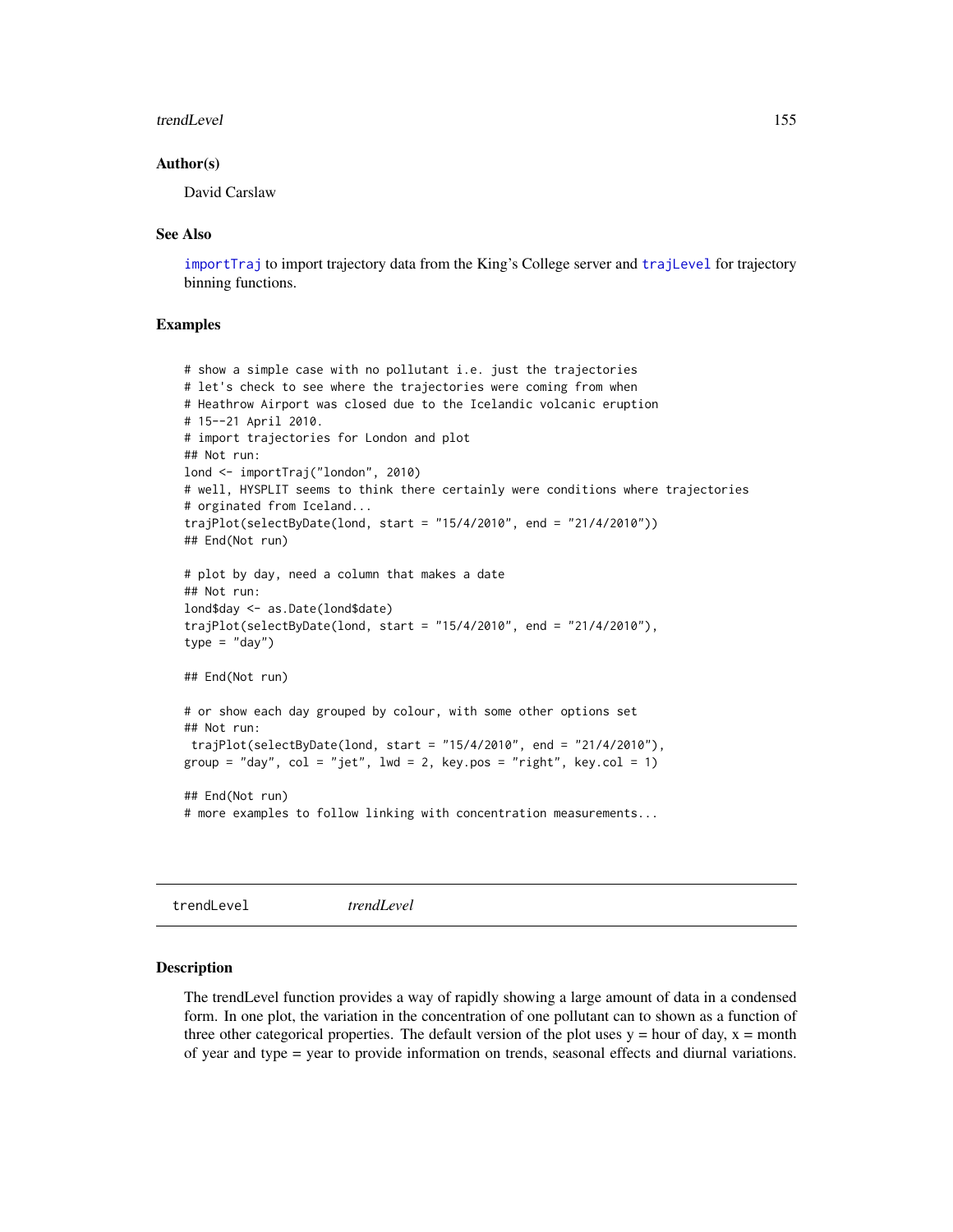### Author(s)

David Carslaw

### See Also

importTraj to import trajectory data from the King's College server and trajLevel for trajectory binning functions.

### Examples

```
# show a simple case with no pollutant i.e. just the trajectories
# let's check to see where the trajectories were coming from when
# Heathrow Airport was closed due to the Icelandic volcanic eruption
# 15--21 April 2010.
# import trajectories for London and plot
## Not run:
lond <- importTraj("london", 2010)
# well, HYSPLIT seems to think there certainly were conditions where trajectories
# orginated from Iceland...
trajPlot(selectByDate(lond, start = "15/4/2010", end = "21/4/2010"))
## End(Not run)

# plot by day, need a column that makes a date
## Not run:
lond$day <- as.Date(lond$date)
trajPlot(selectByDate(lond, start = "15/4/2010", end = "21/4/2010"),
type = "day")

## End(Not run)

# or show each day grouped by colour, with some other options set
## Not run:
 trajPlot(selectByDate(lond, start = "15/4/2010", end = "21/4/2010"),
group = "day", col = "jet", lwd = 2, key.pos = "right", key.col = 1)

## End(Not run)
# more examples to follow linking with concentration measurements...
```

---

## trendLevel    *trendLevel*

---

### Description

The trendLevel function provides a way of rapidly showing a large amount of data in a condensed form. In one plot, the variation in the concentration of one pollutant can to shown as a function of three other categorical properties. The default version of the plot uses y = hour of day, x = month of year and type = year to provide information on trends, seasonal effects and diurnal variations.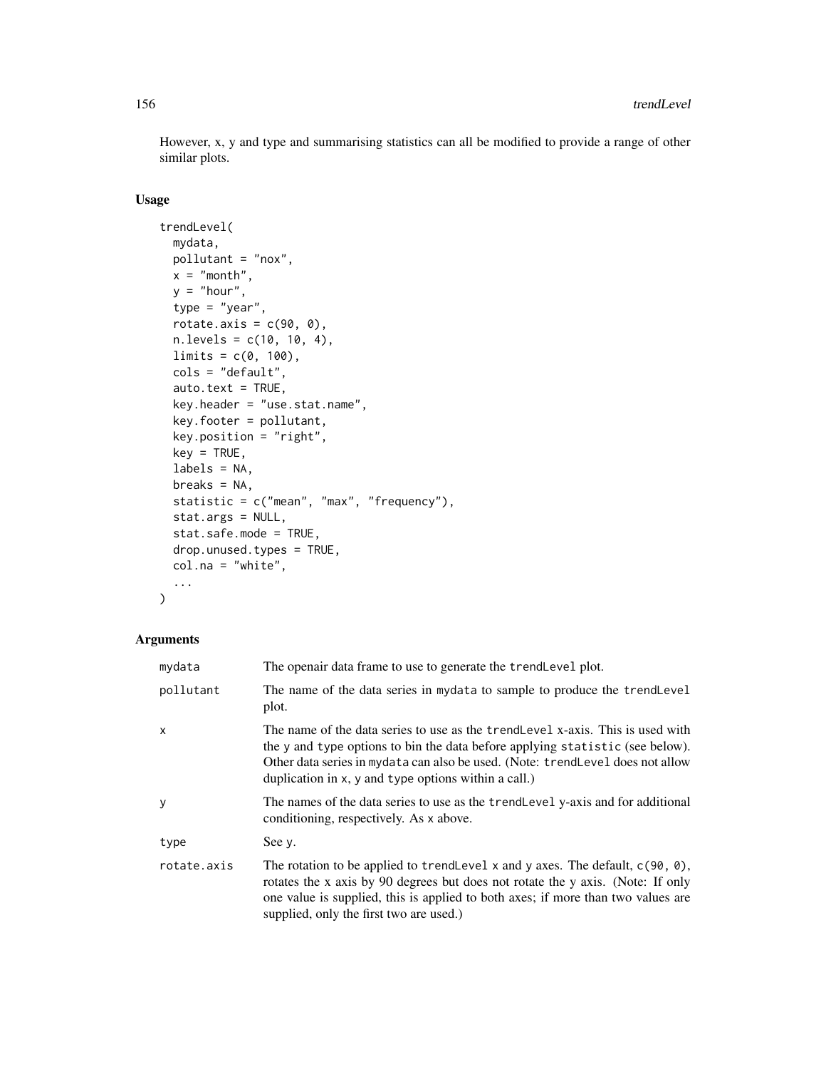However, x, y and type and summarising statistics can all be modified to provide a range of other similar plots.

## Usage

```
trendLevel(
  mydata,
  pollutant = "nox",
  x = "month",
  y = "hour",
  type = "year",
  rotate.axis = c(90, 0),
  n.levels = c(10, 10, 4),
  limits = c(0, 100),
  cols = "default",
  auto.text = TRUE,
  key.header = "use.stat.name",
  key.footer = pollutant,
  key.position = "right",
  key = TRUE,
  labels = NA,
  breaks = NA,
  statistic = c("mean", "max", "frequency"),
  stat.args = NULL,
  stat.safe.mode = TRUE,
  drop.unused.types = TRUE,
  col.na = "white",
  ...
)
```

## Arguments

| | |
|---|---|
| mydata | The openair data frame to use to generate the trendLevel plot. |
| pollutant | The name of the data series in mydata to sample to produce the trendLevel plot. |
| x | The name of the data series to use as the trendLevel x-axis. This is used with the y and type options to bin the data before applying statistic (see below). Other data series in mydata can also be used. (Note: trendLevel does not allow duplication in x, y and type options within a call.) |
| y | The names of the data series to use as the trendLevel y-axis and for additional conditioning, respectively. As x above. |
| type | See y. |
| rotate.axis | The rotation to be applied to trendLevel x and y axes. The default, c(90, 0), rotates the x axis by 90 degrees but does not rotate the y axis. (Note: If only one value is supplied, this is applied to both axes; if more than two values are supplied, only the first two are used.) |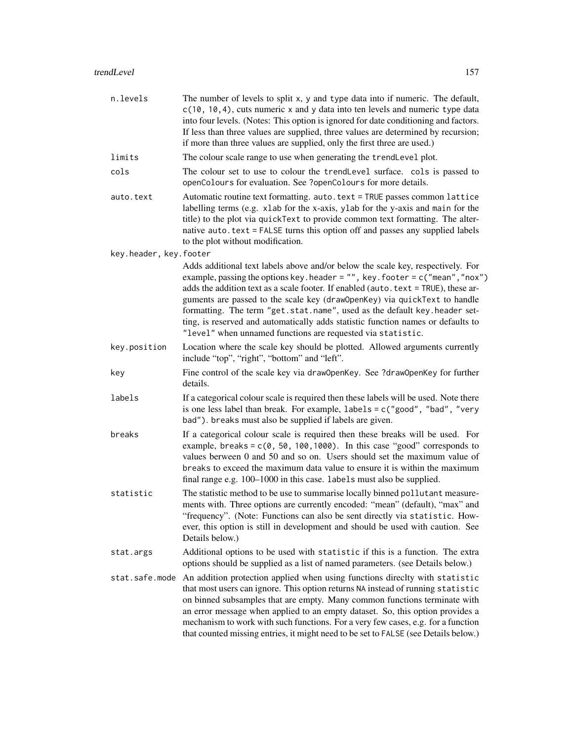**n.levels** The number of levels to split `x`, `y` and `type` data into if numeric. The default, `c(10, 10,4)`, cuts numeric `x` and `y` data into ten levels and numeric `type` data into four levels. (Notes: This option is ignored for date conditioning and factors. If less than three values are supplied, three values are determined by recursion; if more than three values are supplied, only the first three are used.)

**limits** The colour scale range to use when generating the `trendLevel` plot.

**cols** The colour set to use to colour the `trendLevel` surface. `cols` is passed to `openColours` for evaluation. See `?openColours` for more details.

**auto.text** Automatic routine text formatting. `auto.text = TRUE` passes common `lattice` labelling terms (e.g. `xlab` for the x-axis, `ylab` for the y-axis and `main` for the title) to the plot via `quickText` to provide common text formatting. The alternative `auto.text = FALSE` turns this option off and passes any supplied labels to the plot without modification.

**key.header, key.footer** Adds additional text labels above and/or below the scale key, respectively. For example, passing the options `key.header = "", key.footer = c("mean","nox")` adds the addition text as a scale footer. If enabled (`auto.text = TRUE`), these arguments are passed to the scale key (`drawOpenKey`) via `quickText` to handle formatting. The term `"get.stat.name"`, used as the default `key.header` setting, is reserved and automatically adds statistic function names or defaults to `"level"` when unnamed functions are requested via `statistic`.

**key.position** Location where the scale key should be plotted. Allowed arguments currently include "top", "right", "bottom" and "left".

**key** Fine control of the scale key via `drawOpenKey`. See `?drawOpenKey` for further details.

**labels** If a categorical colour scale is required then these labels will be used. Note there is one less label than break. For example, `labels = c("good", "bad", "very bad")`. `breaks` must also be supplied if labels are given.

**breaks** If a categorical colour scale is required then these breaks will be used. For example, `breaks = c(0, 50, 100,1000)`. In this case "good" corresponds to values berween 0 and 50 and so on. Users should set the maximum value of `breaks` to exceed the maximum data value to ensure it is within the maximum final range e.g. 100–1000 in this case. `labels` must also be supplied.

**statistic** The statistic method to be use to summarise locally binned `pollutant` measurements with. Three options are currently encoded: "mean" (default), "max" and "frequency". (Note: Functions can also be sent directly via `statistic`. However, this option is still in development and should be used with caution. See Details below.)

**stat.args** Additional options to be used with `statistic` if this is a function. The extra options should be supplied as a list of named parameters. (see Details below.)

**stat.safe.mode** An addition protection applied when using functions direclty with `statistic` that most users can ignore. This option returns `NA` instead of running `statistic` on binned subsamples that are empty. Many common functions terminate with an error message when applied to an empty dataset. So, this option provides a mechanism to work with such functions. For a very few cases, e.g. for a function that counted missing entries, it might need to be set to `FALSE` (see Details below.)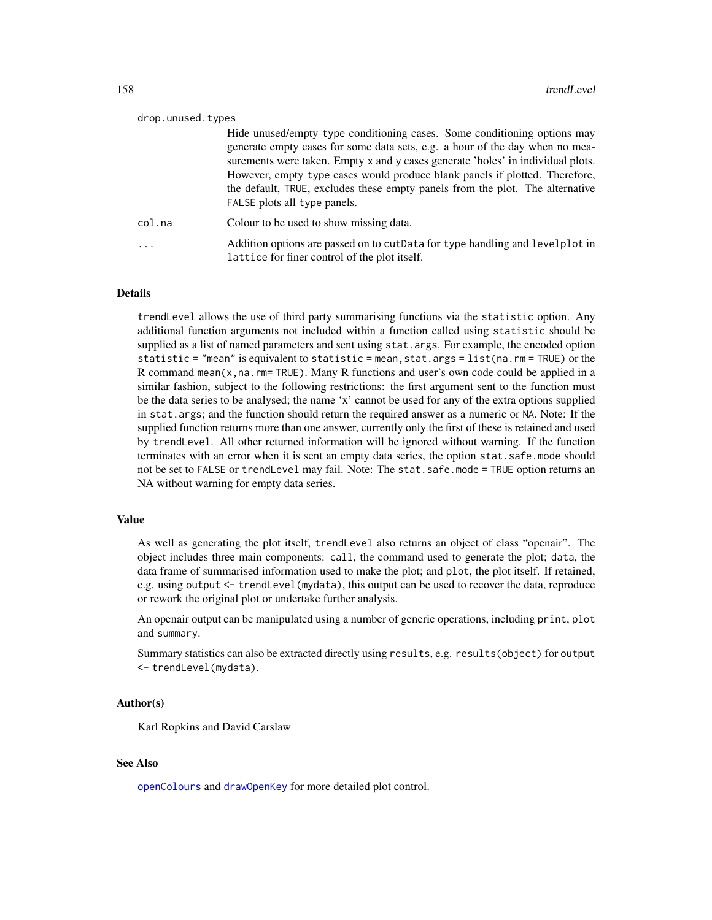drop.unused.types

Hide unused/empty `type` conditioning cases. Some conditioning options may generate empty cases for some data sets, e.g. a hour of the day when no measurements were taken. Empty `x` and `y` cases generate 'holes' in individual plots. However, empty `type` cases would produce blank panels if plotted. Therefore, the default, `TRUE`, excludes these empty panels from the plot. The alternative `FALSE` plots all `type` panels.

col.na

Colour to be used to show missing data.

...

Addition options are passed on to `cutData` for `type` handling and `levelplot` in `lattice` for finer control of the plot itself.

## Details

`trendLevel` allows the use of third party summarising functions via the `statistic` option. Any additional function arguments not included within a function called using `statistic` should be supplied as a list of named parameters and sent using `stat.args`. For example, the encoded option `statistic = "mean"` is equivalent to `statistic = mean,stat.args = list(na.rm = TRUE)` or the R command `mean(x,na.rm= TRUE)`. Many R functions and user's own code could be applied in a similar fashion, subject to the following restrictions: the first argument sent to the function must be the data series to be analysed; the name 'x' cannot be used for any of the extra options supplied in `stat.args`; and the function should return the required answer as a numeric or `NA`. Note: If the supplied function returns more than one answer, currently only the first of these is retained and used by `trendLevel`. All other returned information will be ignored without warning. If the function terminates with an error when it is sent an empty data series, the option `stat.safe.mode` should not be set to `FALSE` or `trendLevel` may fail. Note: The `stat.safe.mode = TRUE` option returns an NA without warning for empty data series.

## Value

As well as generating the plot itself, `trendLevel` also returns an object of class "openair". The object includes three main components: `call`, the command used to generate the plot; `data`, the data frame of summarised information used to make the plot; and `plot`, the plot itself. If retained, e.g. using `output <- trendLevel(mydata)`, this output can be used to recover the data, reproduce or rework the original plot or undertake further analysis.

An openair output can be manipulated using a number of generic operations, including `print`, `plot` and `summary`.

Summary statistics can also be extracted directly using `results`, e.g. `results(object)` for `output <- trendLevel(mydata)`.

## Author(s)

Karl Ropkins and David Carslaw

## See Also

`openColours` and `drawOpenKey` for more detailed plot control.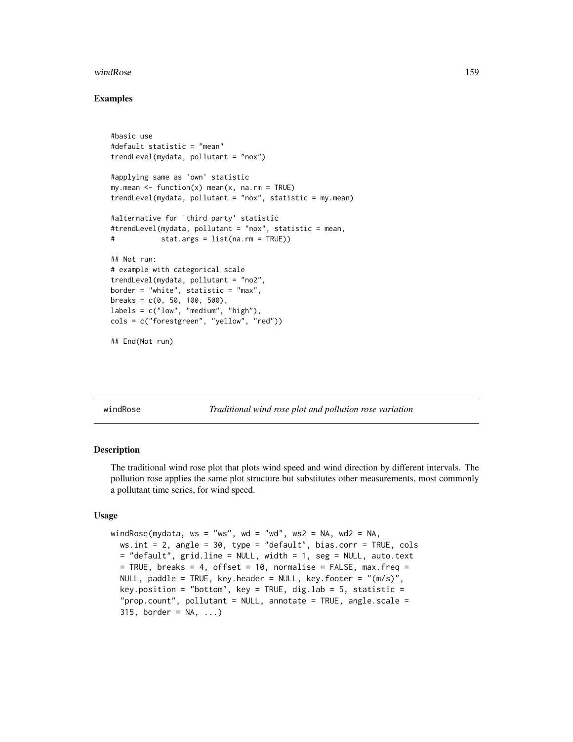### Examples

```
#basic use
#default statistic = "mean"
trendLevel(mydata, pollutant = "nox")

#applying same as 'own' statistic
my.mean <- function(x) mean(x, na.rm = TRUE)
trendLevel(mydata, pollutant = "nox", statistic = my.mean)

#alternative for 'third party' statistic
#trendLevel(mydata, pollutant = "nox", statistic = mean,
#           stat.args = list(na.rm = TRUE))

## Not run:
# example with categorical scale
trendLevel(mydata, pollutant = "no2",
border = "white", statistic = "max",
breaks = c(0, 50, 100, 500),
labels = c("low", "medium", "high"),
cols = c("forestgreen", "yellow", "red"))

## End(Not run)
```

---

## windRose — *Traditional wind rose plot and pollution rose variation*

### Description

The traditional wind rose plot that plots wind speed and wind direction by different intervals. The pollution rose applies the same plot structure but substitutes other measurements, most commonly a pollutant time series, for wind speed.

### Usage

```
windRose(mydata, ws = "ws", wd = "wd", ws2 = NA, wd2 = NA,
  ws.int = 2, angle = 30, type = "default", bias.corr = TRUE, cols
  = "default", grid.line = NULL, width = 1, seg = NULL, auto.text
  = TRUE, breaks = 4, offset = 10, normalise = FALSE, max.freq =
  NULL, paddle = TRUE, key.header = NULL, key.footer = "(m/s)",
  key.position = "bottom", key = TRUE, dig.lab = 5, statistic =
  "prop.count", pollutant = NULL, annotate = TRUE, angle.scale =
  315, border = NA, ...)
```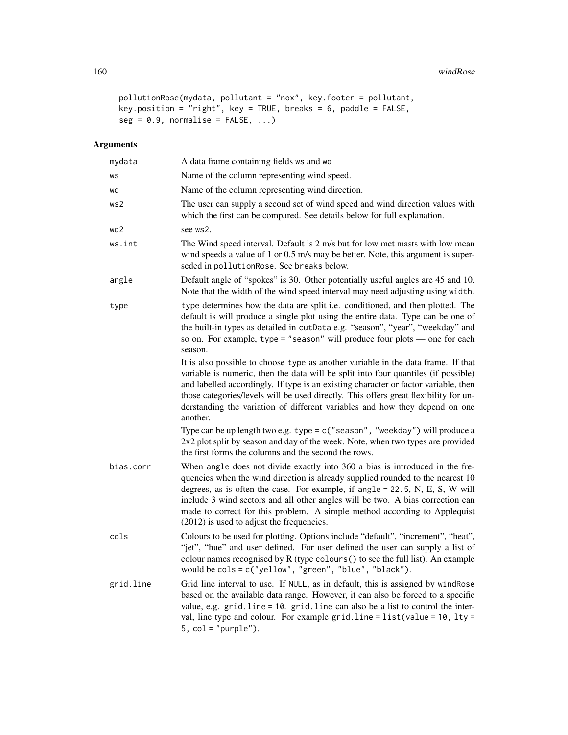```
pollutionRose(mydata, pollutant = "nox", key.footer = pollutant,
key.position = "right", key = TRUE, breaks = 6, paddle = FALSE,
seg = 0.9, normalise = FALSE, ...)
```

## Arguments

| Argument | Description |
|---|---|
| `mydata` | A data frame containing fields `ws` and `wd` |
| `ws` | Name of the column representing wind speed. |
| `wd` | Name of the column representing wind direction. |
| `ws2` | The user can supply a second set of wind speed and wind direction values with which the first can be compared. See details below for full explanation. |
| `wd2` | see `ws2`. |
| `ws.int` | The Wind speed interval. Default is 2 m/s but for low met masts with low mean wind speeds a value of 1 or 0.5 m/s may be better. Note, this argument is superseded in `pollutionRose`. See `breaks` below. |
| `angle` | Default angle of "spokes" is 30. Other potentially useful angles are 45 and 10. Note that the width of the wind speed interval may need adjusting using `width`. |
| `type` | `type` determines how the data are split i.e. conditioned, and then plotted. The default is will produce a single plot using the entire data. Type can be one of the built-in types as detailed in `cutData` e.g. "season", "year", "weekday" and so on. For example, `type = "season"` will produce four plots — one for each season.<br><br>It is also possible to choose `type` as another variable in the data frame. If that variable is numeric, then the data will be split into four quantiles (if possible) and labelled accordingly. If type is an existing character or factor variable, then those categories/levels will be used directly. This offers great flexibility for understanding the variation of different variables and how they depend on one another.<br><br>Type can be up length two e.g. `type = c("season", "weekday")` will produce a 2x2 plot split by season and day of the week. Note, when two types are provided the first forms the columns and the second the rows. |
| `bias.corr` | When `angle` does not divide exactly into 360 a bias is introduced in the frequencies when the wind direction is already supplied rounded to the nearest 10 degrees, as is often the case. For example, if `angle = 22.5`, N, E, S, W will include 3 wind sectors and all other angles will be two. A bias correction can made to correct for this problem. A simple method according to Applequist (2012) is used to adjust the frequencies. |
| `cols` | Colours to be used for plotting. Options include "default", "increment", "heat", "jet", "hue" and user defined. For user defined the user can supply a list of colour names recognised by R (type `colours()` to see the full list). An example would be `cols = c("yellow", "green", "blue", "black")`. |
| `grid.line` | Grid line interval to use. If `NULL`, as in default, this is assigned by `windRose` based on the available data range. However, it can also be forced to a specific value, e.g. `grid.line = 10`. `grid.line` can also be a list to control the interval, line type and colour. For example `grid.line = list(value = 10, lty = 5, col = "purple")`. |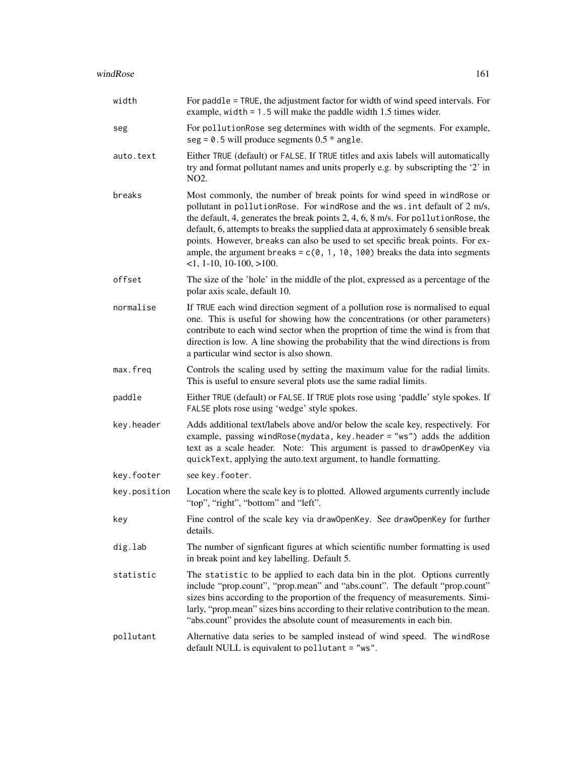| | |
|---|---|
| width | For `paddle = TRUE`, the adjustment factor for width of wind speed intervals. For example, `width = 1.5` will make the paddle width 1.5 times wider. |
| seg | For `pollutionRose` `seg` determines with width of the segments. For example, `seg = 0.5` will produce segments 0.5 * `angle`. |
| auto.text | Either `TRUE` (default) or `FALSE`. If `TRUE` titles and axis labels will automatically try and format pollutant names and units properly e.g. by subscripting the '2' in NO2. |
| breaks | Most commonly, the number of break points for wind speed in `windRose` or pollutant in `pollutionRose`. For `windRose` and the `ws.int` default of 2 m/s, the default, 4, generates the break points 2, 4, 6, 8 m/s. For `pollutionRose`, the default, 6, attempts to breaks the supplied data at approximately 6 sensible break points. However, `breaks` can also be used to set specific break points. For example, the argument `breaks = c(0, 1, 10, 100)` breaks the data into segments <1, 1-10, 10-100, >100. |
| offset | The size of the 'hole' in the middle of the plot, expressed as a percentage of the polar axis scale, default 10. |
| normalise | If `TRUE` each wind direction segment of a pollution rose is normalised to equal one. This is useful for showing how the concentrations (or other parameters) contribute to each wind sector when the proprtion of time the wind is from that direction is low. A line showing the probability that the wind directions is from a particular wind sector is also shown. |
| max.freq | Controls the scaling used by setting the maximum value for the radial limits. This is useful to ensure several plots use the same radial limits. |
| paddle | Either `TRUE` (default) or `FALSE`. If `TRUE` plots rose using 'paddle' style spokes. If `FALSE` plots rose using 'wedge' style spokes. |
| key.header | Adds additional text/labels above and/or below the scale key, respectively. For example, passing `windRose(mydata, key.header = "ws")` adds the addition text as a scale header. Note: This argument is passed to `drawOpenKey` via `quickText`, applying the auto.text argument, to handle formatting. |
| key.footer | see `key.footer`. |
| key.position | Location where the scale key is to plotted. Allowed arguments currently include "top", "right", "bottom" and "left". |
| key | Fine control of the scale key via `drawOpenKey`. See `drawOpenKey` for further details. |
| dig.lab | The number of signficant figures at which scientific number formatting is used in break point and key labelling. Default 5. |
| statistic | The `statistic` to be applied to each data bin in the plot. Options currently include "prop.count", "prop.mean" and "abs.count". The default "prop.count" sizes bins according to the proportion of the frequency of measurements. Similarly, "prop.mean" sizes bins according to their relative contribution to the mean. "abs.count" provides the absolute count of measurements in each bin. |
| pollutant | Alternative data series to be sampled instead of wind speed. The `windRose` default NULL is equivalent to `pollutant = "ws"`. |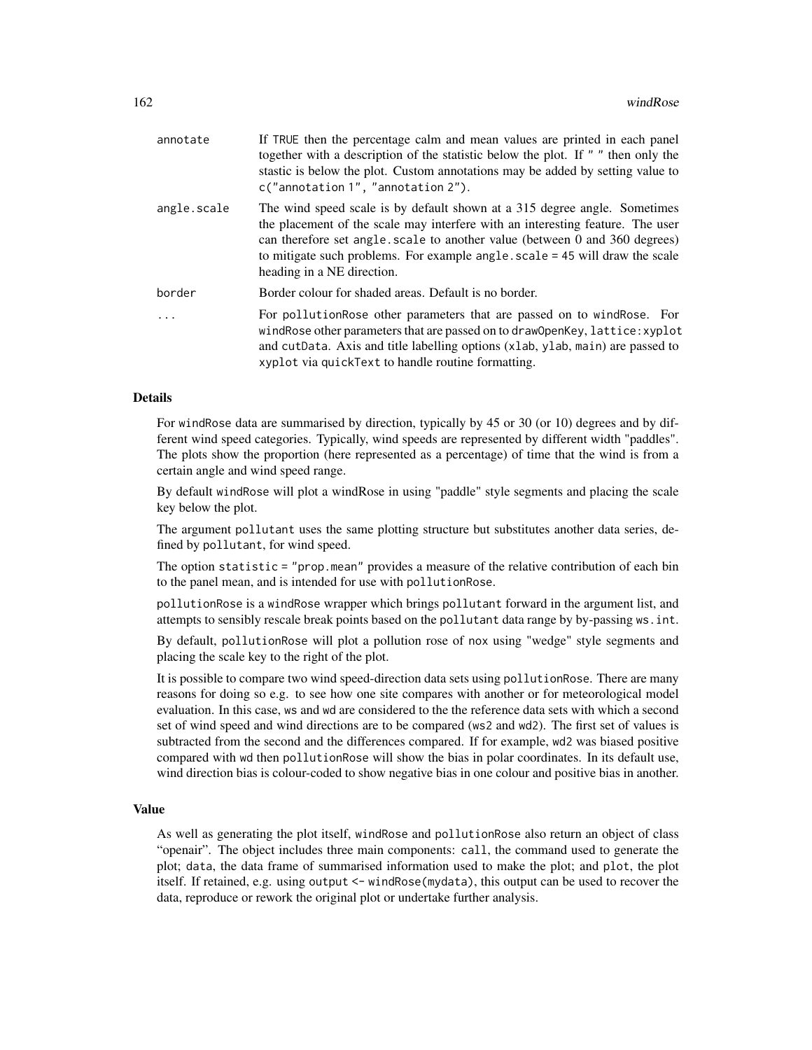annotate
: If TRUE then the percentage calm and mean values are printed in each panel together with a description of the statistic below the plot. If " " then only the stastic is below the plot. Custom annotations may be added by setting value to c("annotation 1", "annotation 2").

angle.scale
: The wind speed scale is by default shown at a 315 degree angle. Sometimes the placement of the scale may interfere with an interesting feature. The user can therefore set angle.scale to another value (between 0 and 360 degrees) to mitigate such problems. For example angle.scale = 45 will draw the scale heading in a NE direction.

border
: Border colour for shaded areas. Default is no border.

...
: For pollutionRose other parameters that are passed on to windRose. For windRose other parameters that are passed on to drawOpenKey, lattice:xyplot and cutData. Axis and title labelling options (xlab, ylab, main) are passed to xyplot via quickText to handle routine formatting.

## Details

For windRose data are summarised by direction, typically by 45 or 30 (or 10) degrees and by different wind speed categories. Typically, wind speeds are represented by different width "paddles". The plots show the proportion (here represented as a percentage) of time that the wind is from a certain angle and wind speed range.

By default windRose will plot a windRose in using "paddle" style segments and placing the scale key below the plot.

The argument pollutant uses the same plotting structure but substitutes another data series, defined by pollutant, for wind speed.

The option statistic = "prop.mean" provides a measure of the relative contribution of each bin to the panel mean, and is intended for use with pollutionRose.

pollutionRose is a windRose wrapper which brings pollutant forward in the argument list, and attempts to sensibly rescale break points based on the pollutant data range by by-passing ws.int.

By default, pollutionRose will plot a pollution rose of nox using "wedge" style segments and placing the scale key to the right of the plot.

It is possible to compare two wind speed-direction data sets using pollutionRose. There are many reasons for doing so e.g. to see how one site compares with another or for meteorological model evaluation. In this case, ws and wd are considered to the the reference data sets with which a second set of wind speed and wind directions are to be compared (ws2 and wd2). The first set of values is subtracted from the second and the differences compared. If for example, wd2 was biased positive compared with wd then pollutionRose will show the bias in polar coordinates. In its default use, wind direction bias is colour-coded to show negative bias in one colour and positive bias in another.

## Value

As well as generating the plot itself, windRose and pollutionRose also return an object of class "openair". The object includes three main components: call, the command used to generate the plot; data, the data frame of summarised information used to make the plot; and plot, the plot itself. If retained, e.g. using output <- windRose(mydata), this output can be used to recover the data, reproduce or rework the original plot or undertake further analysis.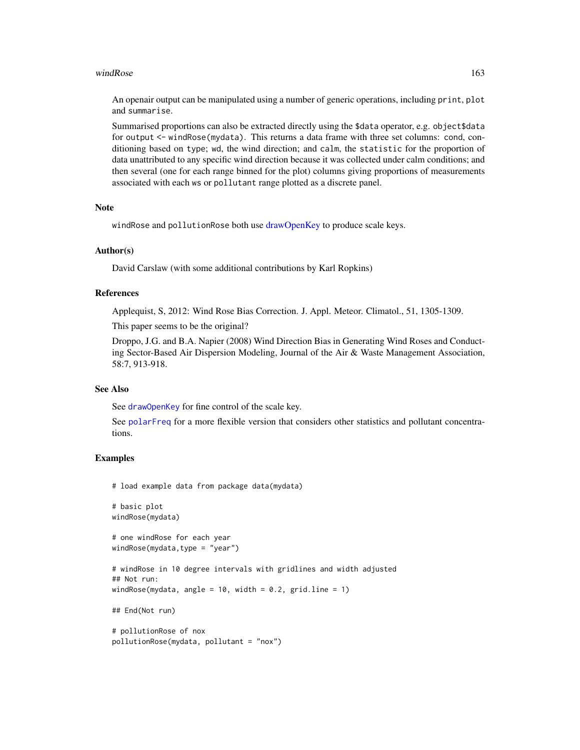An openair output can be manipulated using a number of generic operations, including `print`, `plot` and `summarise`.

Summarised proportions can also be extracted directly using the `$data` operator, e.g. `object$data` for `output <- windRose(mydata)`. This returns a data frame with three set columns: `cond`, conditioning based on `type`; `wd`, the wind direction; and `calm`, the `statistic` for the proportion of data unattributed to any specific wind direction because it was collected under calm conditions; and then several (one for each range binned for the plot) columns giving proportions of measurements associated with each `ws` or `pollutant` range plotted as a discrete panel.

## Note

`windRose` and `pollutionRose` both use drawOpenKey to produce scale keys.

## Author(s)

David Carslaw (with some additional contributions by Karl Ropkins)

## References

Applequist, S, 2012: Wind Rose Bias Correction. J. Appl. Meteor. Climatol., 51, 1305-1309.

This paper seems to be the original?

Droppo, J.G. and B.A. Napier (2008) Wind Direction Bias in Generating Wind Roses and Conducting Sector-Based Air Dispersion Modeling, Journal of the Air & Waste Management Association, 58:7, 913-918.

## See Also

See `drawOpenKey` for fine control of the scale key.

See `polarFreq` for a more flexible version that considers other statistics and pollutant concentrations.

## Examples

```
# load example data from package data(mydata)

# basic plot
windRose(mydata)

# one windRose for each year
windRose(mydata,type = "year")

# windRose in 10 degree intervals with gridlines and width adjusted
## Not run:
windRose(mydata, angle = 10, width = 0.2, grid.line = 1)

## End(Not run)

# pollutionRose of nox
pollutionRose(mydata, pollutant = "nox")
```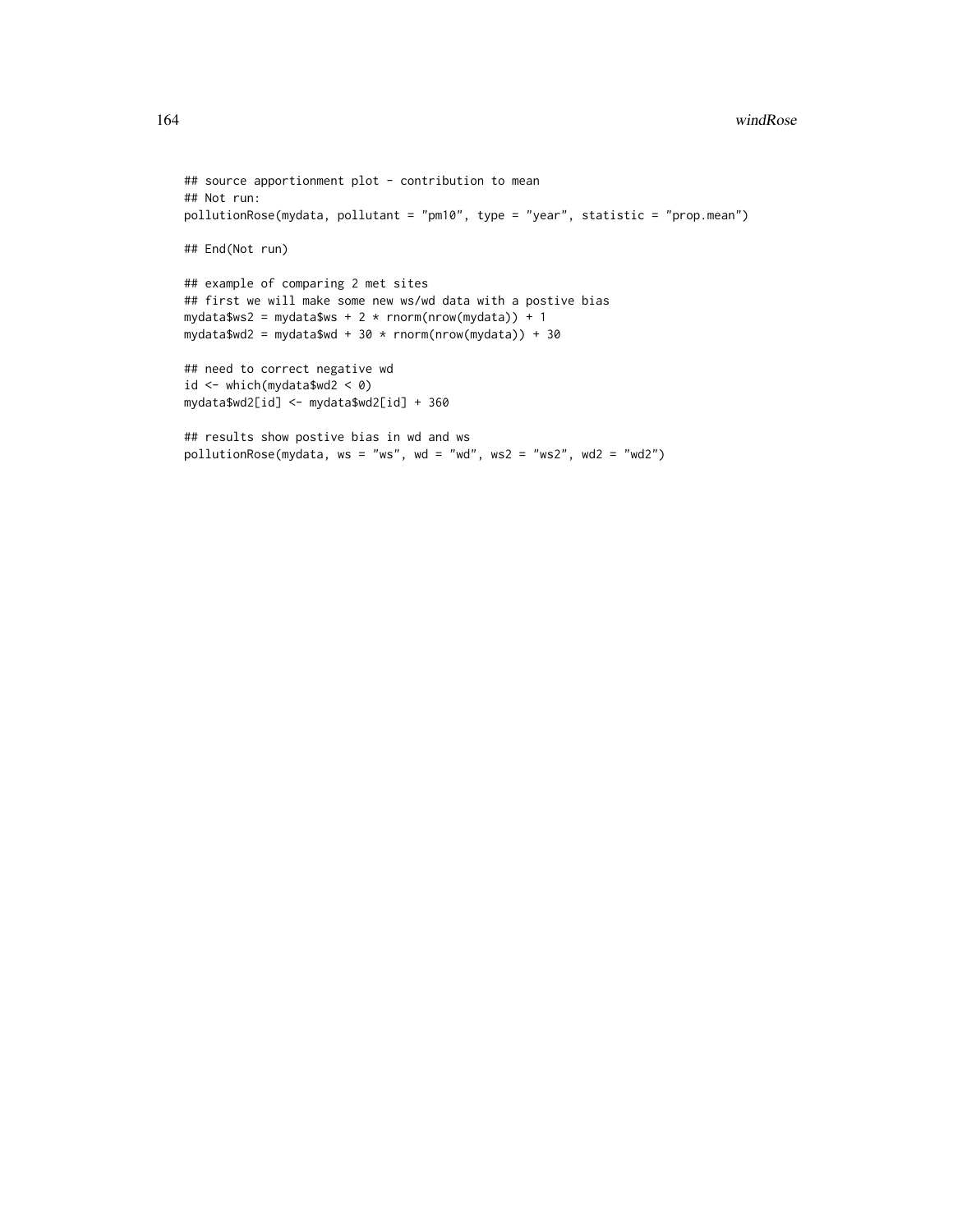```
## source apportionment plot - contribution to mean
## Not run:
pollutionRose(mydata, pollutant = "pm10", type = "year", statistic = "prop.mean")

## End(Not run)

## example of comparing 2 met sites
## first we will make some new ws/wd data with a postive bias
mydata$ws2 = mydata$ws + 2 * rnorm(nrow(mydata)) + 1
mydata$wd2 = mydata$wd + 30 * rnorm(nrow(mydata)) + 30

## need to correct negative wd
id <- which(mydata$wd2 < 0)
mydata$wd2[id] <- mydata$wd2[id] + 360

## results show postive bias in wd and ws
pollutionRose(mydata, ws = "ws", wd = "wd", ws2 = "ws2", wd2 = "wd2")
```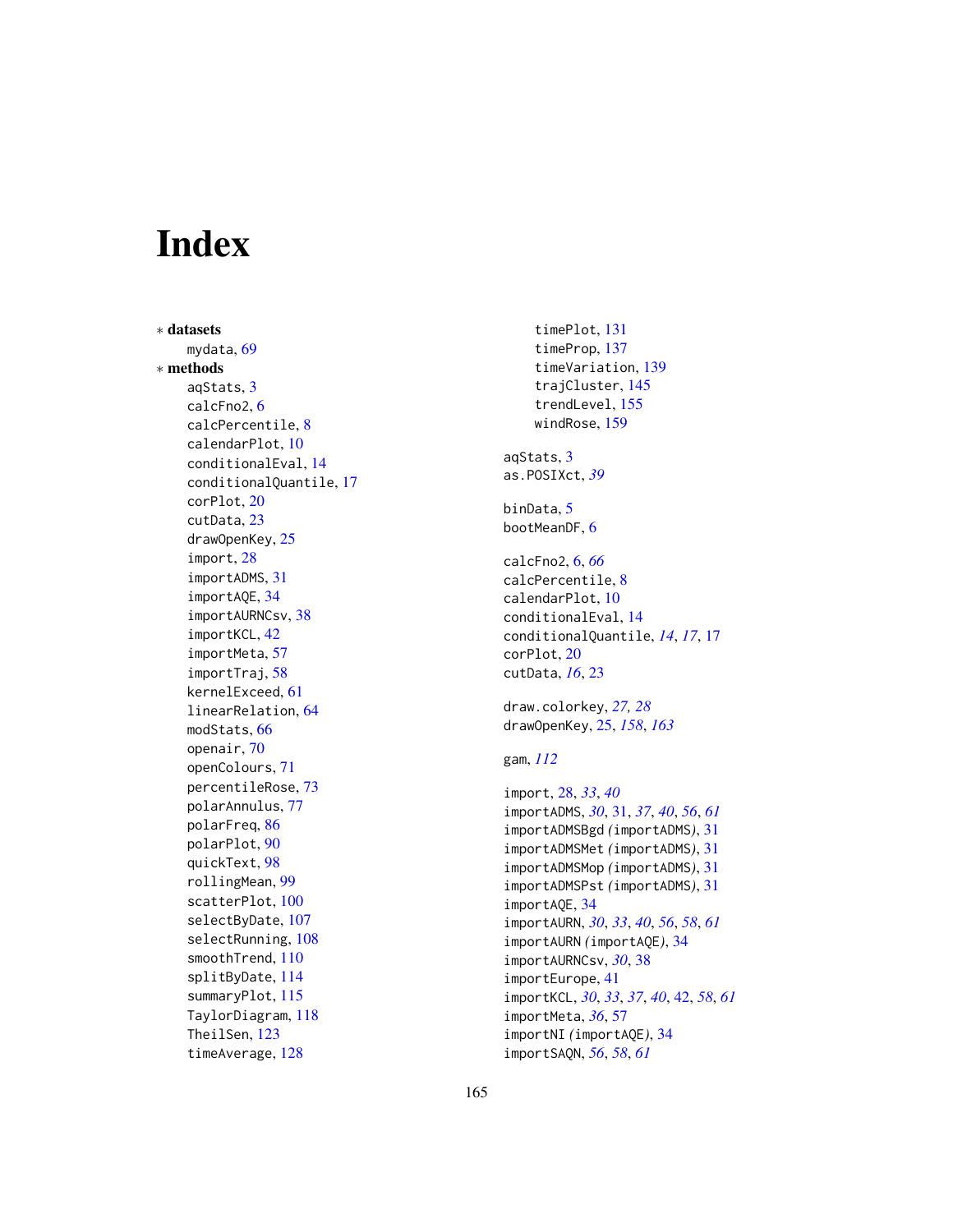# Index

∗ **datasets**

mydata, 69

∗ **methods**

aqStats, 3
calcFno2, 6
calcPercentile, 8
calendarPlot, 10
conditionalEval, 14
conditionalQuantile, 17
corPlot, 20
cutData, 23
drawOpenKey, 25
import, 28
importADMS, 31
importAQE, 34
importAURNCsv, 38
importKCL, 42
importMeta, 57
importTraj, 58
kernelExceed, 61
linearRelation, 64
modStats, 66
openair, 70
openColours, 71
percentileRose, 73
polarAnnulus, 77
polarFreq, 86
polarPlot, 90
quickText, 98
rollingMean, 99
scatterPlot, 100
selectByDate, 107
selectRunning, 108
smoothTrend, 110
splitByDate, 114
summaryPlot, 115
TaylorDiagram, 118
TheilSen, 123
timeAverage, 128
timePlot, 131
timeProp, 137
timeVariation, 139
trajCluster, 145
trendLevel, 155
windRose, 159

aqStats, 3
as.POSIXct, *39*

binData, 5
bootMeanDF, 6

calcFno2, 6, *66*
calcPercentile, 8
calendarPlot, 10
conditionalEval, 14
conditionalQuantile, *14*, *17*, 17
corPlot, 20
cutData, *16*, 23

draw.colorkey, *27, 28*
drawOpenKey, 25, *158*, *163*

gam, *112*

import, 28, *33*, *40*
importADMS, *30*, 31, *37*, *40*, *56*, *61*
importADMSBgd *(*importADMS*)*, 31
importADMSMet *(*importADMS*)*, 31
importADMSMop *(*importADMS*)*, 31
importADMSPst *(*importADMS*)*, 31
importAQE, 34
importAURN, *30*, *33*, *40*, *56*, *58*, *61*
importAURN *(*importAQE*)*, 34
importAURNCsv, *30*, 38
importEurope, 41
importKCL, *30*, *33*, *37*, *40*, 42, *58*, *61*
importMeta, *36*, 57
importNI *(*importAQE*)*, 34
importSAQN, *56*, *58*, *61*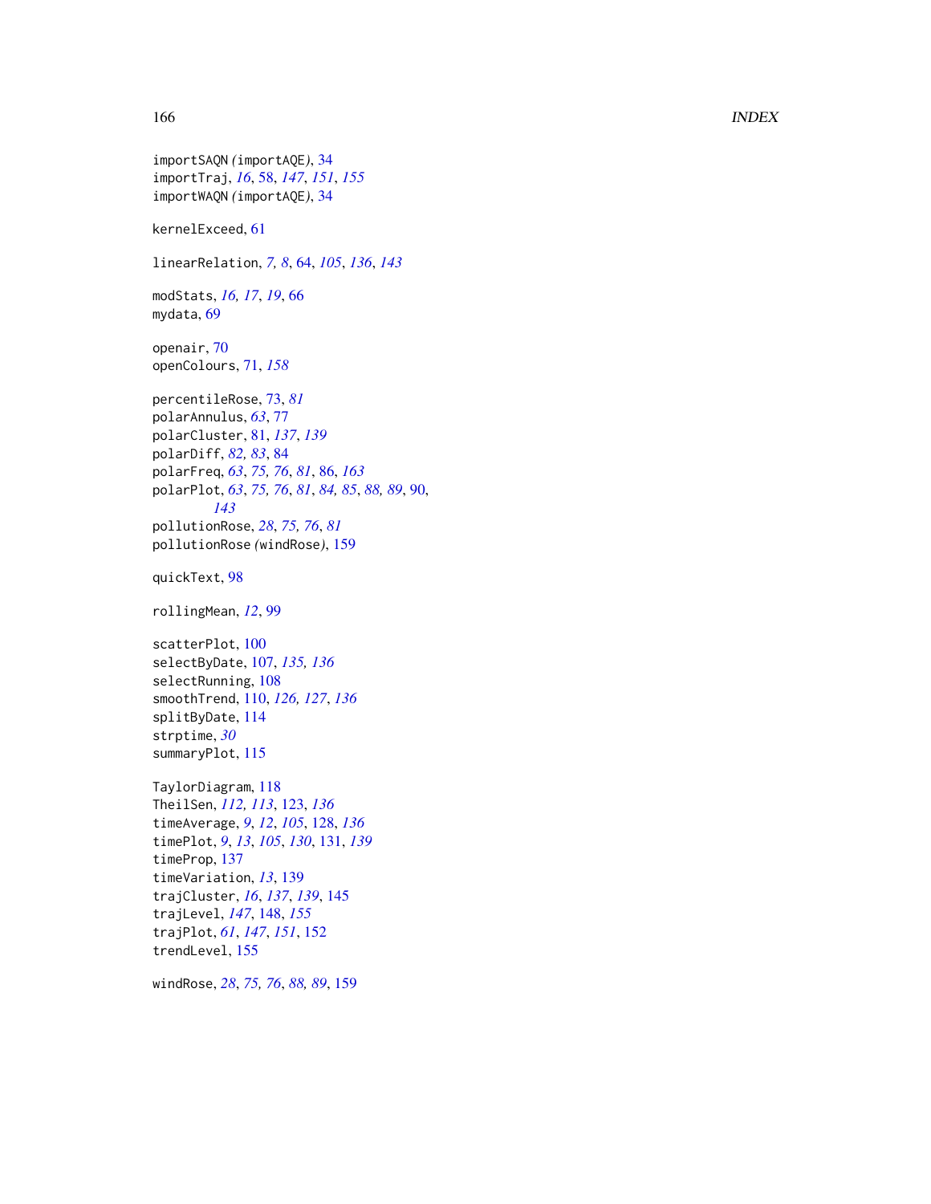importSAQN *(importAQE)*, 34
importTraj, *16*, 58, *147*, *151*, *155*
importWAQN *(importAQE)*, 34

kernelExceed, 61

linearRelation, *7, 8*, 64, *105*, *136*, *143*

modStats, *16, 17*, *19*, 66
mydata, 69

openair, 70
openColours, 71, *158*

percentileRose, 73, *81*
polarAnnulus, *63*, 77
polarCluster, 81, *137*, *139*
polarDiff, *82, 83*, 84
polarFreq, *63*, *75, 76*, *81*, 86, *163*
polarPlot, *63*, *75, 76*, *81*, *84, 85*, *88, 89*, 90, *143*
pollutionRose, *28*, *75, 76*, *81*
pollutionRose *(windRose)*, 159

quickText, 98

rollingMean, *12*, 99

scatterPlot, 100
selectByDate, 107, *135, 136*
selectRunning, 108
smoothTrend, 110, *126, 127*, *136*
splitByDate, 114
strptime, *30*
summaryPlot, 115

TaylorDiagram, 118
TheilSen, *112, 113*, 123, *136*
timeAverage, *9*, *12*, *105*, 128, *136*
timePlot, *9*, *13*, *105*, *130*, 131, *139*
timeProp, 137
timeVariation, *13*, 139
trajCluster, *16*, *137*, *139*, 145
trajLevel, *147*, 148, *155*
trajPlot, *61*, *147*, *151*, 152
trendLevel, 155

windRose, *28*, *75, 76*, *88, 89*, 159